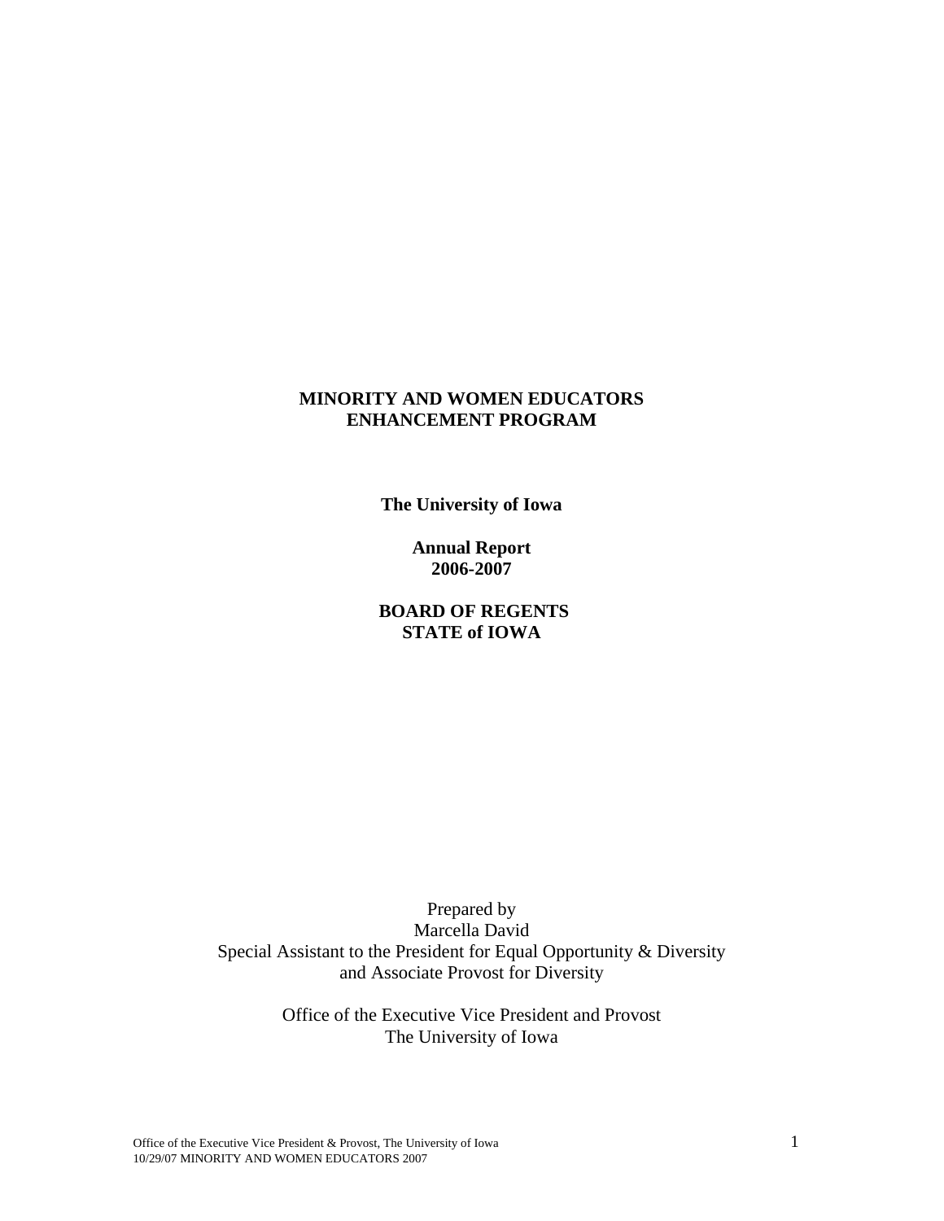# MINORITY AND WOMEN EDUCATORS ENHANCEMENT PROGRAM

**The University of Iowa**

**Annual Report**
**2006-2007**

**BOARD OF REGENTS**
**STATE of IOWA**

Prepared by
Marcella David
Special Assistant to the President for Equal Opportunity & Diversity
and Associate Provost for Diversity

Office of the Executive Vice President and Provost
The University of Iowa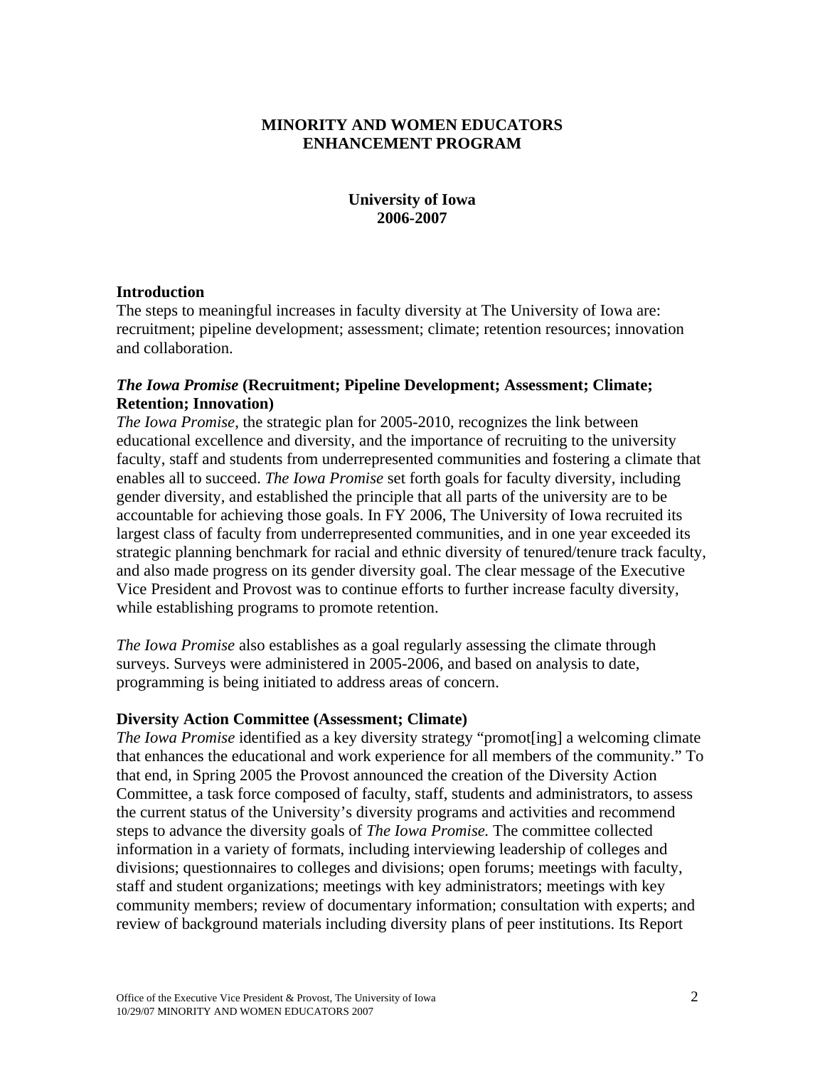# MINORITY AND WOMEN EDUCATORS ENHANCEMENT PROGRAM

## University of Iowa 2006-2007

### Introduction

The steps to meaningful increases in faculty diversity at The University of Iowa are: recruitment; pipeline development; assessment; climate; retention resources; innovation and collaboration.

### *The Iowa Promise* (Recruitment; Pipeline Development; Assessment; Climate; Retention; Innovation)

*The Iowa Promise*, the strategic plan for 2005-2010, recognizes the link between educational excellence and diversity, and the importance of recruiting to the university faculty, staff and students from underrepresented communities and fostering a climate that enables all to succeed. *The Iowa Promise* set forth goals for faculty diversity, including gender diversity, and established the principle that all parts of the university are to be accountable for achieving those goals. In FY 2006, The University of Iowa recruited its largest class of faculty from underrepresented communities, and in one year exceeded its strategic planning benchmark for racial and ethnic diversity of tenured/tenure track faculty, and also made progress on its gender diversity goal. The clear message of the Executive Vice President and Provost was to continue efforts to further increase faculty diversity, while establishing programs to promote retention.

*The Iowa Promise* also establishes as a goal regularly assessing the climate through surveys. Surveys were administered in 2005-2006, and based on analysis to date, programming is being initiated to address areas of concern.

### Diversity Action Committee (Assessment; Climate)

*The Iowa Promise* identified as a key diversity strategy "promot[ing] a welcoming climate that enhances the educational and work experience for all members of the community." To that end, in Spring 2005 the Provost announced the creation of the Diversity Action Committee, a task force composed of faculty, staff, students and administrators, to assess the current status of the University's diversity programs and activities and recommend steps to advance the diversity goals of *The Iowa Promise.* The committee collected information in a variety of formats, including interviewing leadership of colleges and divisions; questionnaires to colleges and divisions; open forums; meetings with faculty, staff and student organizations; meetings with key administrators; meetings with key community members; review of documentary information; consultation with experts; and review of background materials including diversity plans of peer institutions. Its Report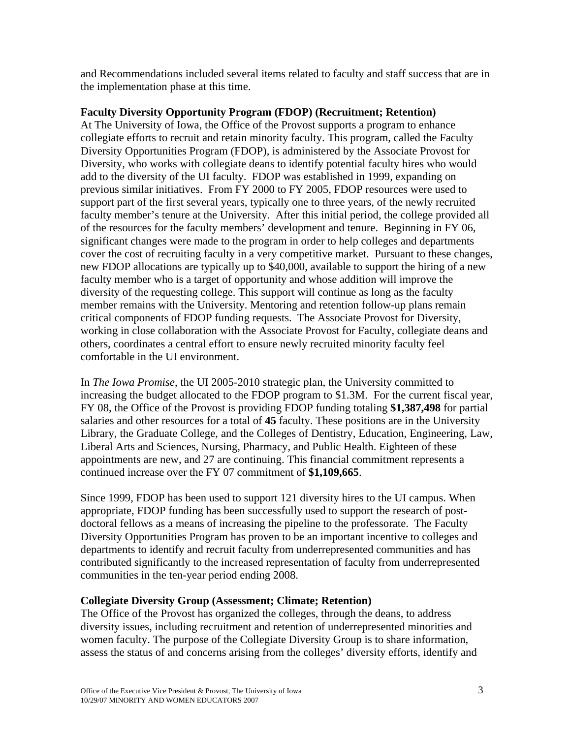and Recommendations included several items related to faculty and staff success that are in the implementation phase at this time.

**Faculty Diversity Opportunity Program (FDOP) (Recruitment; Retention)**

At The University of Iowa, the Office of the Provost supports a program to enhance collegiate efforts to recruit and retain minority faculty. This program, called the Faculty Diversity Opportunities Program (FDOP), is administered by the Associate Provost for Diversity, who works with collegiate deans to identify potential faculty hires who would add to the diversity of the UI faculty. FDOP was established in 1999, expanding on previous similar initiatives. From FY 2000 to FY 2005, FDOP resources were used to support part of the first several years, typically one to three years, of the newly recruited faculty member's tenure at the University. After this initial period, the college provided all of the resources for the faculty members' development and tenure. Beginning in FY 06, significant changes were made to the program in order to help colleges and departments cover the cost of recruiting faculty in a very competitive market. Pursuant to these changes, new FDOP allocations are typically up to $40,000, available to support the hiring of a new faculty member who is a target of opportunity and whose addition will improve the diversity of the requesting college. This support will continue as long as the faculty member remains with the University. Mentoring and retention follow-up plans remain critical components of FDOP funding requests. The Associate Provost for Diversity, working in close collaboration with the Associate Provost for Faculty, collegiate deans and others, coordinates a central effort to ensure newly recruited minority faculty feel comfortable in the UI environment.

In *The Iowa Promise*, the UI 2005-2010 strategic plan, the University committed to increasing the budget allocated to the FDOP program to $1.3M. For the current fiscal year, FY 08, the Office of the Provost is providing FDOP funding totaling **$1,387,498** for partial salaries and other resources for a total of **45** faculty. These positions are in the University Library, the Graduate College, and the Colleges of Dentistry, Education, Engineering, Law, Liberal Arts and Sciences, Nursing, Pharmacy, and Public Health. Eighteen of these appointments are new, and 27 are continuing. This financial commitment represents a continued increase over the FY 07 commitment of **$1,109,665**.

Since 1999, FDOP has been used to support 121 diversity hires to the UI campus. When appropriate, FDOP funding has been successfully used to support the research of post-doctoral fellows as a means of increasing the pipeline to the professorate. The Faculty Diversity Opportunities Program has proven to be an important incentive to colleges and departments to identify and recruit faculty from underrepresented communities and has contributed significantly to the increased representation of faculty from underrepresented communities in the ten-year period ending 2008.

**Collegiate Diversity Group (Assessment; Climate; Retention)**

The Office of the Provost has organized the colleges, through the deans, to address diversity issues, including recruitment and retention of underrepresented minorities and women faculty. The purpose of the Collegiate Diversity Group is to share information, assess the status of and concerns arising from the colleges' diversity efforts, identify and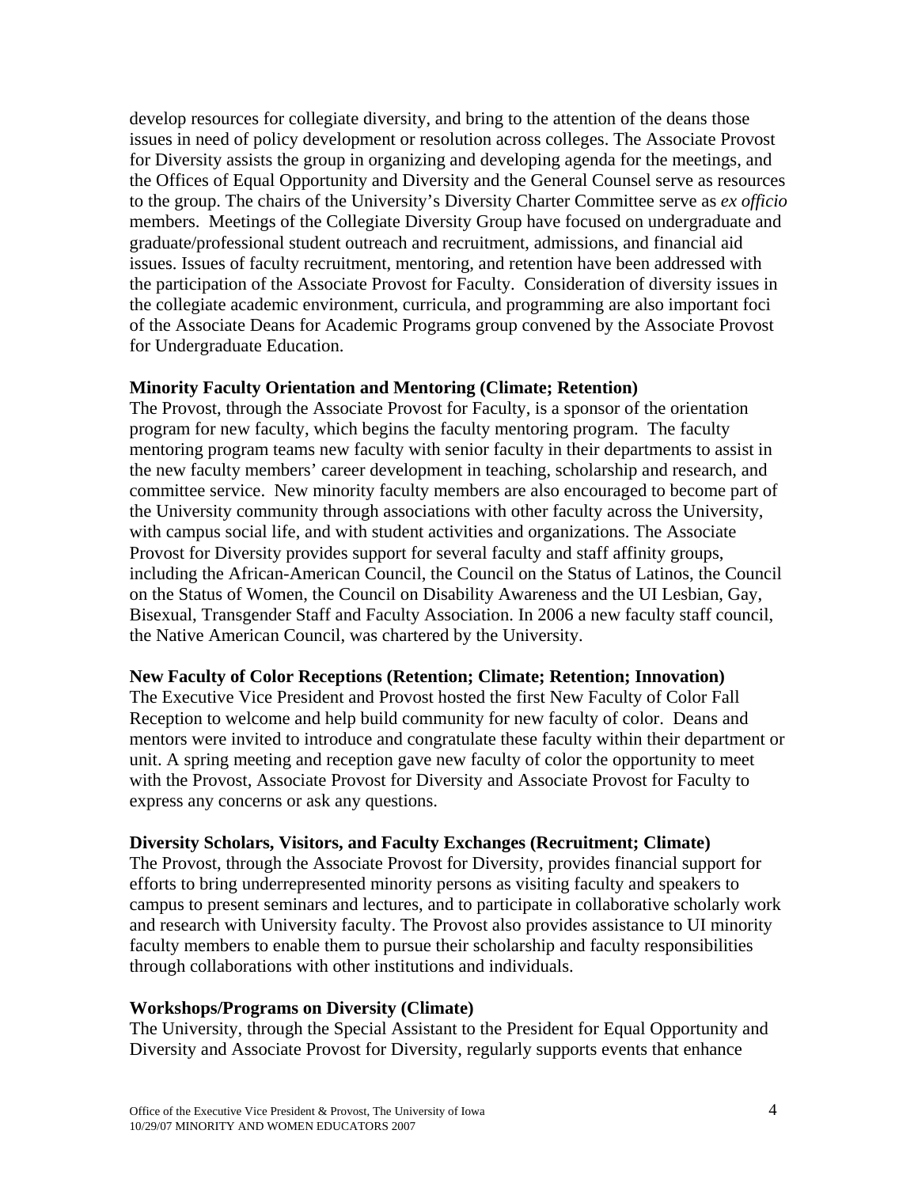develop resources for collegiate diversity, and bring to the attention of the deans those issues in need of policy development or resolution across colleges. The Associate Provost for Diversity assists the group in organizing and developing agenda for the meetings, and the Offices of Equal Opportunity and Diversity and the General Counsel serve as resources to the group. The chairs of the University's Diversity Charter Committee serve as *ex officio* members. Meetings of the Collegiate Diversity Group have focused on undergraduate and graduate/professional student outreach and recruitment, admissions, and financial aid issues. Issues of faculty recruitment, mentoring, and retention have been addressed with the participation of the Associate Provost for Faculty. Consideration of diversity issues in the collegiate academic environment, curricula, and programming are also important foci of the Associate Deans for Academic Programs group convened by the Associate Provost for Undergraduate Education.

**Minority Faculty Orientation and Mentoring (Climate; Retention)**
The Provost, through the Associate Provost for Faculty, is a sponsor of the orientation program for new faculty, which begins the faculty mentoring program. The faculty mentoring program teams new faculty with senior faculty in their departments to assist in the new faculty members' career development in teaching, scholarship and research, and committee service. New minority faculty members are also encouraged to become part of the University community through associations with other faculty across the University, with campus social life, and with student activities and organizations. The Associate Provost for Diversity provides support for several faculty and staff affinity groups, including the African-American Council, the Council on the Status of Latinos, the Council on the Status of Women, the Council on Disability Awareness and the UI Lesbian, Gay, Bisexual, Transgender Staff and Faculty Association. In 2006 a new faculty staff council, the Native American Council, was chartered by the University.

**New Faculty of Color Receptions (Retention; Climate; Retention; Innovation)**
The Executive Vice President and Provost hosted the first New Faculty of Color Fall Reception to welcome and help build community for new faculty of color. Deans and mentors were invited to introduce and congratulate these faculty within their department or unit. A spring meeting and reception gave new faculty of color the opportunity to meet with the Provost, Associate Provost for Diversity and Associate Provost for Faculty to express any concerns or ask any questions.

**Diversity Scholars, Visitors, and Faculty Exchanges (Recruitment; Climate)**
The Provost, through the Associate Provost for Diversity, provides financial support for efforts to bring underrepresented minority persons as visiting faculty and speakers to campus to present seminars and lectures, and to participate in collaborative scholarly work and research with University faculty. The Provost also provides assistance to UI minority faculty members to enable them to pursue their scholarship and faculty responsibilities through collaborations with other institutions and individuals.

**Workshops/Programs on Diversity (Climate)**
The University, through the Special Assistant to the President for Equal Opportunity and Diversity and Associate Provost for Diversity, regularly supports events that enhance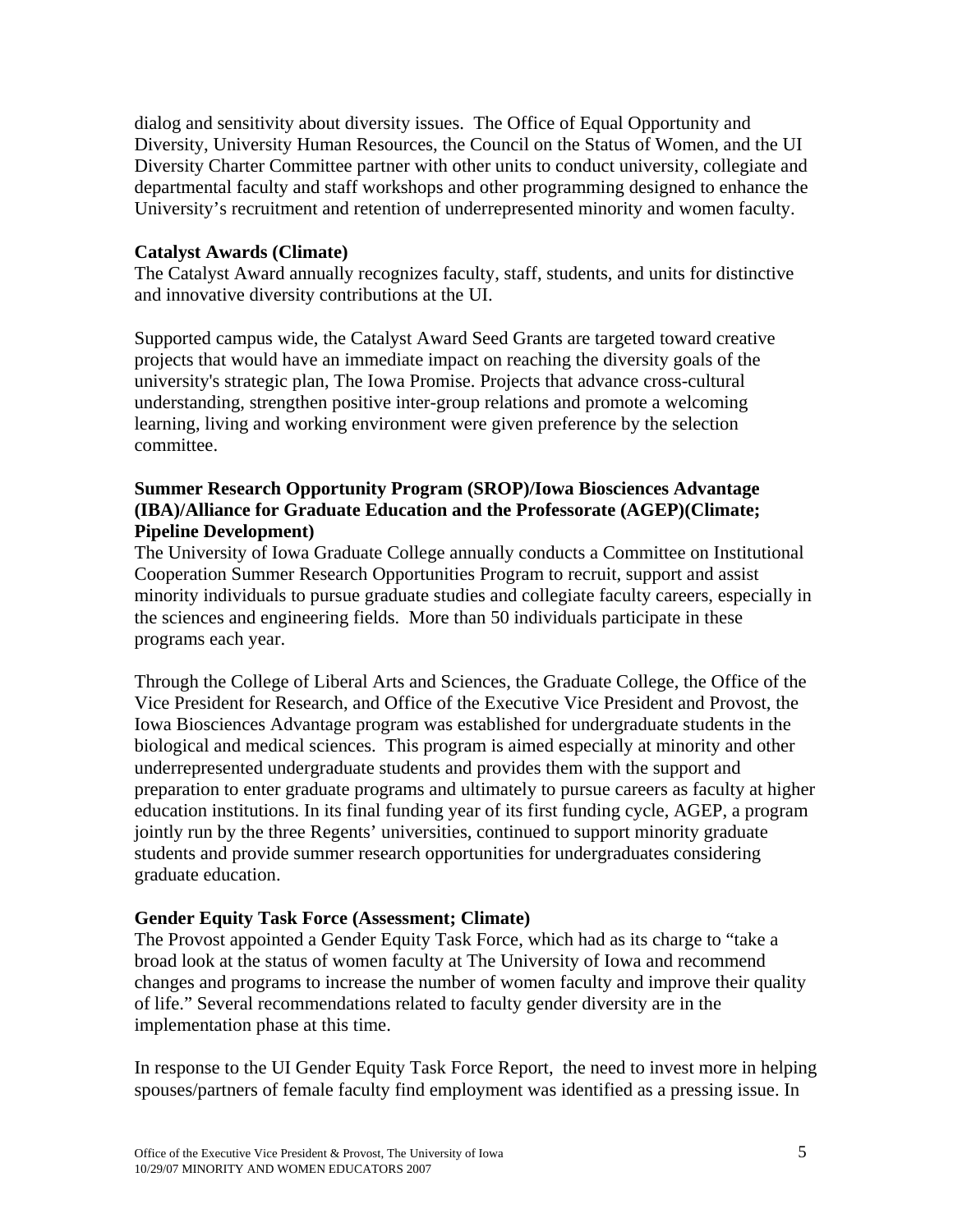dialog and sensitivity about diversity issues. The Office of Equal Opportunity and Diversity, University Human Resources, the Council on the Status of Women, and the UI Diversity Charter Committee partner with other units to conduct university, collegiate and departmental faculty and staff workshops and other programming designed to enhance the University's recruitment and retention of underrepresented minority and women faculty.

**Catalyst Awards (Climate)**
The Catalyst Award annually recognizes faculty, staff, students, and units for distinctive and innovative diversity contributions at the UI.

Supported campus wide, the Catalyst Award Seed Grants are targeted toward creative projects that would have an immediate impact on reaching the diversity goals of the university's strategic plan, The Iowa Promise. Projects that advance cross-cultural understanding, strengthen positive inter-group relations and promote a welcoming learning, living and working environment were given preference by the selection committee.

**Summer Research Opportunity Program (SROP)/Iowa Biosciences Advantage (IBA)/Alliance for Graduate Education and the Professorate (AGEP)(Climate; Pipeline Development)**
The University of Iowa Graduate College annually conducts a Committee on Institutional Cooperation Summer Research Opportunities Program to recruit, support and assist minority individuals to pursue graduate studies and collegiate faculty careers, especially in the sciences and engineering fields. More than 50 individuals participate in these programs each year.

Through the College of Liberal Arts and Sciences, the Graduate College, the Office of the Vice President for Research, and Office of the Executive Vice President and Provost, the Iowa Biosciences Advantage program was established for undergraduate students in the biological and medical sciences. This program is aimed especially at minority and other underrepresented undergraduate students and provides them with the support and preparation to enter graduate programs and ultimately to pursue careers as faculty at higher education institutions. In its final funding year of its first funding cycle, AGEP, a program jointly run by the three Regents' universities, continued to support minority graduate students and provide summer research opportunities for undergraduates considering graduate education.

**Gender Equity Task Force (Assessment; Climate)**
The Provost appointed a Gender Equity Task Force, which had as its charge to "take a broad look at the status of women faculty at The University of Iowa and recommend changes and programs to increase the number of women faculty and improve their quality of life." Several recommendations related to faculty gender diversity are in the implementation phase at this time.

In response to the UI Gender Equity Task Force Report, the need to invest more in helping spouses/partners of female faculty find employment was identified as a pressing issue. In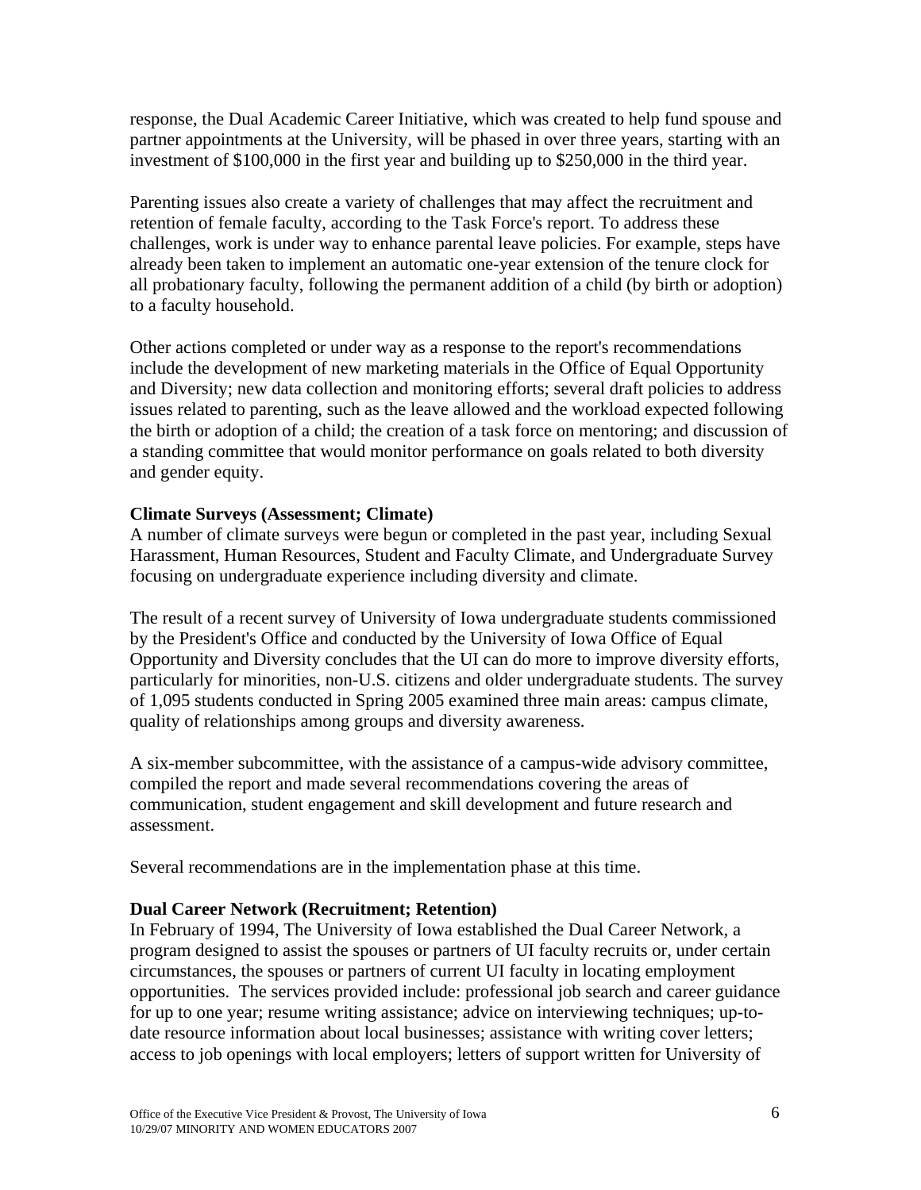response, the Dual Academic Career Initiative, which was created to help fund spouse and partner appointments at the University, will be phased in over three years, starting with an investment of $100,000 in the first year and building up to $250,000 in the third year.

Parenting issues also create a variety of challenges that may affect the recruitment and retention of female faculty, according to the Task Force's report. To address these challenges, work is under way to enhance parental leave policies. For example, steps have already been taken to implement an automatic one-year extension of the tenure clock for all probationary faculty, following the permanent addition of a child (by birth or adoption) to a faculty household.

Other actions completed or under way as a response to the report's recommendations include the development of new marketing materials in the Office of Equal Opportunity and Diversity; new data collection and monitoring efforts; several draft policies to address issues related to parenting, such as the leave allowed and the workload expected following the birth or adoption of a child; the creation of a task force on mentoring; and discussion of a standing committee that would monitor performance on goals related to both diversity and gender equity.

**Climate Surveys (Assessment; Climate)**
A number of climate surveys were begun or completed in the past year, including Sexual Harassment, Human Resources, Student and Faculty Climate, and Undergraduate Survey focusing on undergraduate experience including diversity and climate.

The result of a recent survey of University of Iowa undergraduate students commissioned by the President's Office and conducted by the University of Iowa Office of Equal Opportunity and Diversity concludes that the UI can do more to improve diversity efforts, particularly for minorities, non-U.S. citizens and older undergraduate students. The survey of 1,095 students conducted in Spring 2005 examined three main areas: campus climate, quality of relationships among groups and diversity awareness.

A six-member subcommittee, with the assistance of a campus-wide advisory committee, compiled the report and made several recommendations covering the areas of communication, student engagement and skill development and future research and assessment.

Several recommendations are in the implementation phase at this time.

**Dual Career Network (Recruitment; Retention)**
In February of 1994, The University of Iowa established the Dual Career Network, a program designed to assist the spouses or partners of UI faculty recruits or, under certain circumstances, the spouses or partners of current UI faculty in locating employment opportunities. The services provided include: professional job search and career guidance for up to one year; resume writing assistance; advice on interviewing techniques; up-to-date resource information about local businesses; assistance with writing cover letters; access to job openings with local employers; letters of support written for University of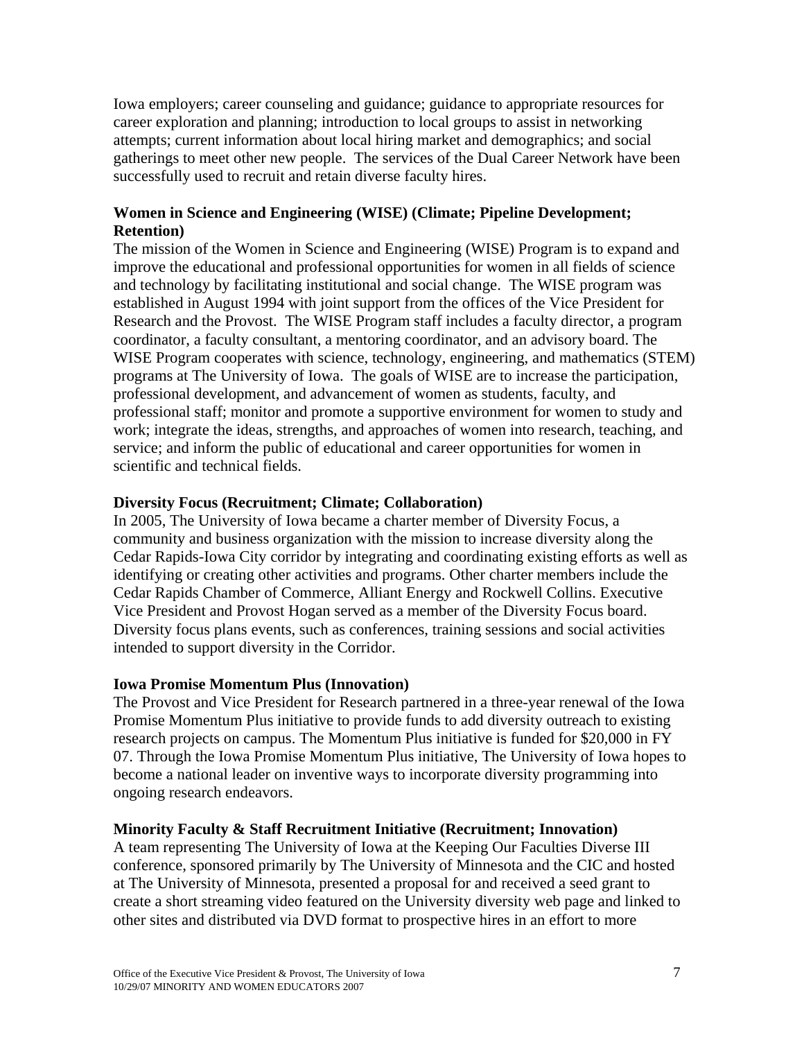Iowa employers; career counseling and guidance; guidance to appropriate resources for career exploration and planning; introduction to local groups to assist in networking attempts; current information about local hiring market and demographics; and social gatherings to meet other new people. The services of the Dual Career Network have been successfully used to recruit and retain diverse faculty hires.

**Women in Science and Engineering (WISE) (Climate; Pipeline Development; Retention)**

The mission of the Women in Science and Engineering (WISE) Program is to expand and improve the educational and professional opportunities for women in all fields of science and technology by facilitating institutional and social change. The WISE program was established in August 1994 with joint support from the offices of the Vice President for Research and the Provost. The WISE Program staff includes a faculty director, a program coordinator, a faculty consultant, a mentoring coordinator, and an advisory board. The WISE Program cooperates with science, technology, engineering, and mathematics (STEM) programs at The University of Iowa. The goals of WISE are to increase the participation, professional development, and advancement of women as students, faculty, and professional staff; monitor and promote a supportive environment for women to study and work; integrate the ideas, strengths, and approaches of women into research, teaching, and service; and inform the public of educational and career opportunities for women in scientific and technical fields.

**Diversity Focus (Recruitment; Climate; Collaboration)**

In 2005, The University of Iowa became a charter member of Diversity Focus, a community and business organization with the mission to increase diversity along the Cedar Rapids-Iowa City corridor by integrating and coordinating existing efforts as well as identifying or creating other activities and programs. Other charter members include the Cedar Rapids Chamber of Commerce, Alliant Energy and Rockwell Collins. Executive Vice President and Provost Hogan served as a member of the Diversity Focus board. Diversity focus plans events, such as conferences, training sessions and social activities intended to support diversity in the Corridor.

**Iowa Promise Momentum Plus (Innovation)**

The Provost and Vice President for Research partnered in a three-year renewal of the Iowa Promise Momentum Plus initiative to provide funds to add diversity outreach to existing research projects on campus. The Momentum Plus initiative is funded for $20,000 in FY 07. Through the Iowa Promise Momentum Plus initiative, The University of Iowa hopes to become a national leader on inventive ways to incorporate diversity programming into ongoing research endeavors.

**Minority Faculty & Staff Recruitment Initiative (Recruitment; Innovation)**

A team representing The University of Iowa at the Keeping Our Faculties Diverse III conference, sponsored primarily by The University of Minnesota and the CIC and hosted at The University of Minnesota, presented a proposal for and received a seed grant to create a short streaming video featured on the University diversity web page and linked to other sites and distributed via DVD format to prospective hires in an effort to more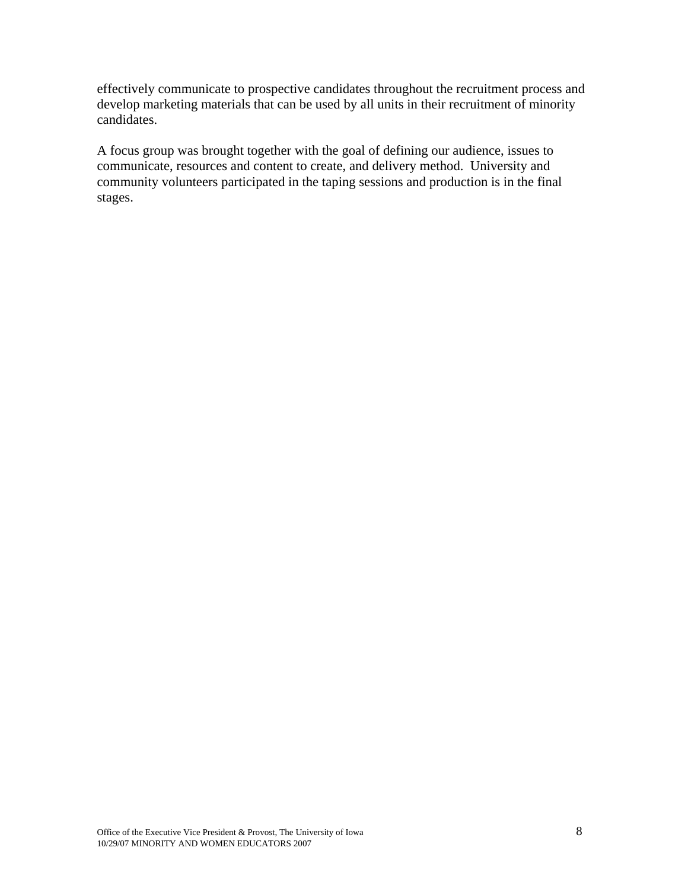effectively communicate to prospective candidates throughout the recruitment process and develop marketing materials that can be used by all units in their recruitment of minority candidates.

A focus group was brought together with the goal of defining our audience, issues to communicate, resources and content to create, and delivery method. University and community volunteers participated in the taping sessions and production is in the final stages.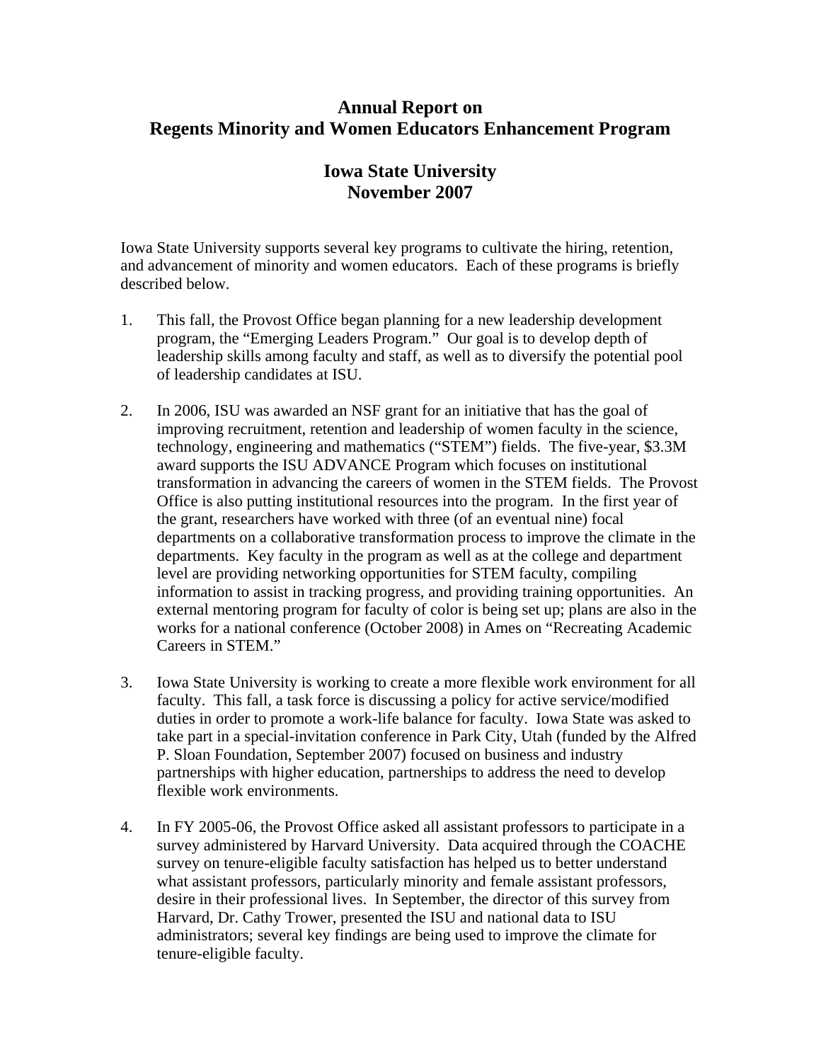# Annual Report on Regents Minority and Women Educators Enhancement Program

## Iowa State University November 2007

Iowa State University supports several key programs to cultivate the hiring, retention, and advancement of minority and women educators. Each of these programs is briefly described below.

1. This fall, the Provost Office began planning for a new leadership development program, the "Emerging Leaders Program." Our goal is to develop depth of leadership skills among faculty and staff, as well as to diversify the potential pool of leadership candidates at ISU.

2. In 2006, ISU was awarded an NSF grant for an initiative that has the goal of improving recruitment, retention and leadership of women faculty in the science, technology, engineering and mathematics ("STEM") fields. The five-year, $3.3M award supports the ISU ADVANCE Program which focuses on institutional transformation in advancing the careers of women in the STEM fields. The Provost Office is also putting institutional resources into the program. In the first year of the grant, researchers have worked with three (of an eventual nine) focal departments on a collaborative transformation process to improve the climate in the departments. Key faculty in the program as well as at the college and department level are providing networking opportunities for STEM faculty, compiling information to assist in tracking progress, and providing training opportunities. An external mentoring program for faculty of color is being set up; plans are also in the works for a national conference (October 2008) in Ames on "Recreating Academic Careers in STEM."

3. Iowa State University is working to create a more flexible work environment for all faculty. This fall, a task force is discussing a policy for active service/modified duties in order to promote a work-life balance for faculty. Iowa State was asked to take part in a special-invitation conference in Park City, Utah (funded by the Alfred P. Sloan Foundation, September 2007) focused on business and industry partnerships with higher education, partnerships to address the need to develop flexible work environments.

4. In FY 2005-06, the Provost Office asked all assistant professors to participate in a survey administered by Harvard University. Data acquired through the COACHE survey on tenure-eligible faculty satisfaction has helped us to better understand what assistant professors, particularly minority and female assistant professors, desire in their professional lives. In September, the director of this survey from Harvard, Dr. Cathy Trower, presented the ISU and national data to ISU administrators; several key findings are being used to improve the climate for tenure-eligible faculty.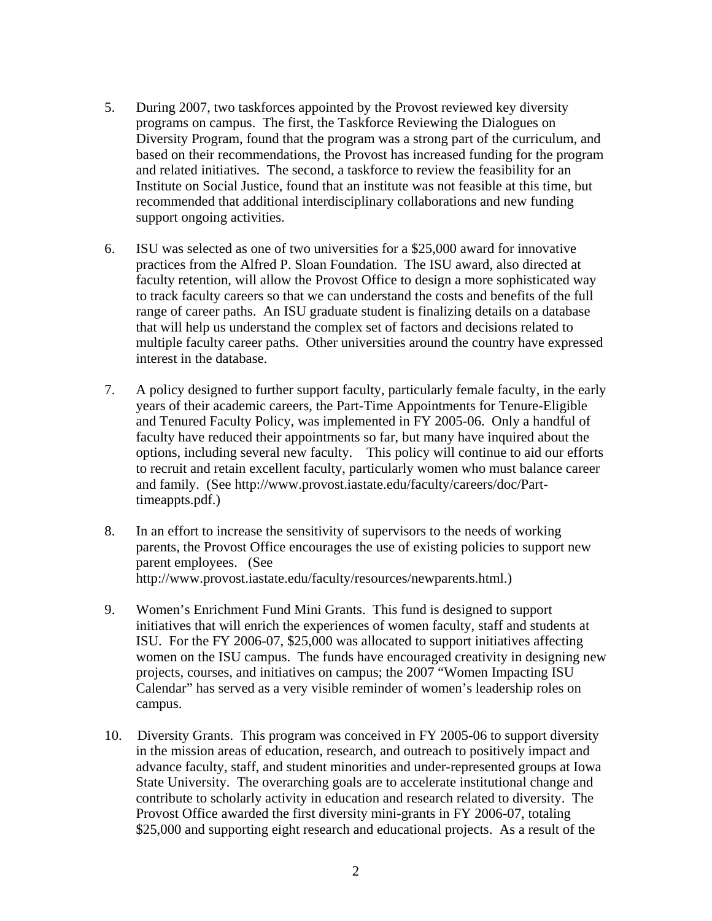5. During 2007, two taskforces appointed by the Provost reviewed key diversity programs on campus. The first, the Taskforce Reviewing the Dialogues on Diversity Program, found that the program was a strong part of the curriculum, and based on their recommendations, the Provost has increased funding for the program and related initiatives. The second, a taskforce to review the feasibility for an Institute on Social Justice, found that an institute was not feasible at this time, but recommended that additional interdisciplinary collaborations and new funding support ongoing activities.

6. ISU was selected as one of two universities for a $25,000 award for innovative practices from the Alfred P. Sloan Foundation. The ISU award, also directed at faculty retention, will allow the Provost Office to design a more sophisticated way to track faculty careers so that we can understand the costs and benefits of the full range of career paths. An ISU graduate student is finalizing details on a database that will help us understand the complex set of factors and decisions related to multiple faculty career paths. Other universities around the country have expressed interest in the database.

7. A policy designed to further support faculty, particularly female faculty, in the early years of their academic careers, the Part-Time Appointments for Tenure-Eligible and Tenured Faculty Policy, was implemented in FY 2005-06. Only a handful of faculty have reduced their appointments so far, but many have inquired about the options, including several new faculty. This policy will continue to aid our efforts to recruit and retain excellent faculty, particularly women who must balance career and family. (See http://www.provost.iastate.edu/faculty/careers/doc/Part-timeappts.pdf.)

8. In an effort to increase the sensitivity of supervisors to the needs of working parents, the Provost Office encourages the use of existing policies to support new parent employees. (See http://www.provost.iastate.edu/faculty/resources/newparents.html.)

9. Women's Enrichment Fund Mini Grants. This fund is designed to support initiatives that will enrich the experiences of women faculty, staff and students at ISU. For the FY 2006-07, $25,000 was allocated to support initiatives affecting women on the ISU campus. The funds have encouraged creativity in designing new projects, courses, and initiatives on campus; the 2007 "Women Impacting ISU Calendar" has served as a very visible reminder of women's leadership roles on campus.

10. Diversity Grants. This program was conceived in FY 2005-06 to support diversity in the mission areas of education, research, and outreach to positively impact and advance faculty, staff, and student minorities and under-represented groups at Iowa State University. The overarching goals are to accelerate institutional change and contribute to scholarly activity in education and research related to diversity. The Provost Office awarded the first diversity mini-grants in FY 2006-07, totaling $25,000 and supporting eight research and educational projects. As a result of the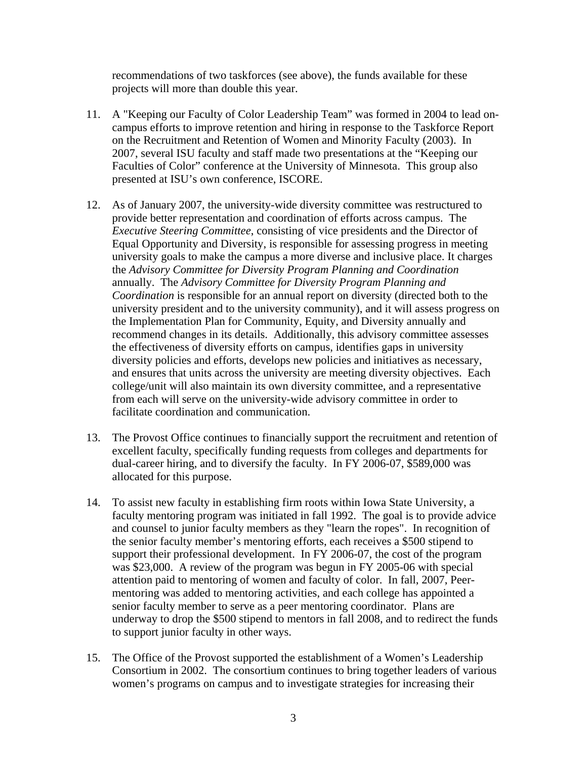recommendations of two taskforces (see above), the funds available for these projects will more than double this year.

11. A "Keeping our Faculty of Color Leadership Team" was formed in 2004 to lead on-campus efforts to improve retention and hiring in response to the Taskforce Report on the Recruitment and Retention of Women and Minority Faculty (2003). In 2007, several ISU faculty and staff made two presentations at the "Keeping our Faculties of Color" conference at the University of Minnesota. This group also presented at ISU's own conference, ISCORE.

12. As of January 2007, the university-wide diversity committee was restructured to provide better representation and coordination of efforts across campus. The *Executive Steering Committee*, consisting of vice presidents and the Director of Equal Opportunity and Diversity, is responsible for assessing progress in meeting university goals to make the campus a more diverse and inclusive place. It charges the *Advisory Committee for Diversity Program Planning and Coordination* annually. The *Advisory Committee for Diversity Program Planning and Coordination* is responsible for an annual report on diversity (directed both to the university president and to the university community), and it will assess progress on the Implementation Plan for Community, Equity, and Diversity annually and recommend changes in its details. Additionally, this advisory committee assesses the effectiveness of diversity efforts on campus, identifies gaps in university diversity policies and efforts, develops new policies and initiatives as necessary, and ensures that units across the university are meeting diversity objectives. Each college/unit will also maintain its own diversity committee, and a representative from each will serve on the university-wide advisory committee in order to facilitate coordination and communication.

13. The Provost Office continues to financially support the recruitment and retention of excellent faculty, specifically funding requests from colleges and departments for dual-career hiring, and to diversify the faculty. In FY 2006-07, $589,000 was allocated for this purpose.

14. To assist new faculty in establishing firm roots within Iowa State University, a faculty mentoring program was initiated in fall 1992. The goal is to provide advice and counsel to junior faculty members as they "learn the ropes". In recognition of the senior faculty member's mentoring efforts, each receives a $500 stipend to support their professional development. In FY 2006-07, the cost of the program was $23,000. A review of the program was begun in FY 2005-06 with special attention paid to mentoring of women and faculty of color. In fall, 2007, Peer-mentoring was added to mentoring activities, and each college has appointed a senior faculty member to serve as a peer mentoring coordinator. Plans are underway to drop the $500 stipend to mentors in fall 2008, and to redirect the funds to support junior faculty in other ways.

15. The Office of the Provost supported the establishment of a Women's Leadership Consortium in 2002. The consortium continues to bring together leaders of various women's programs on campus and to investigate strategies for increasing their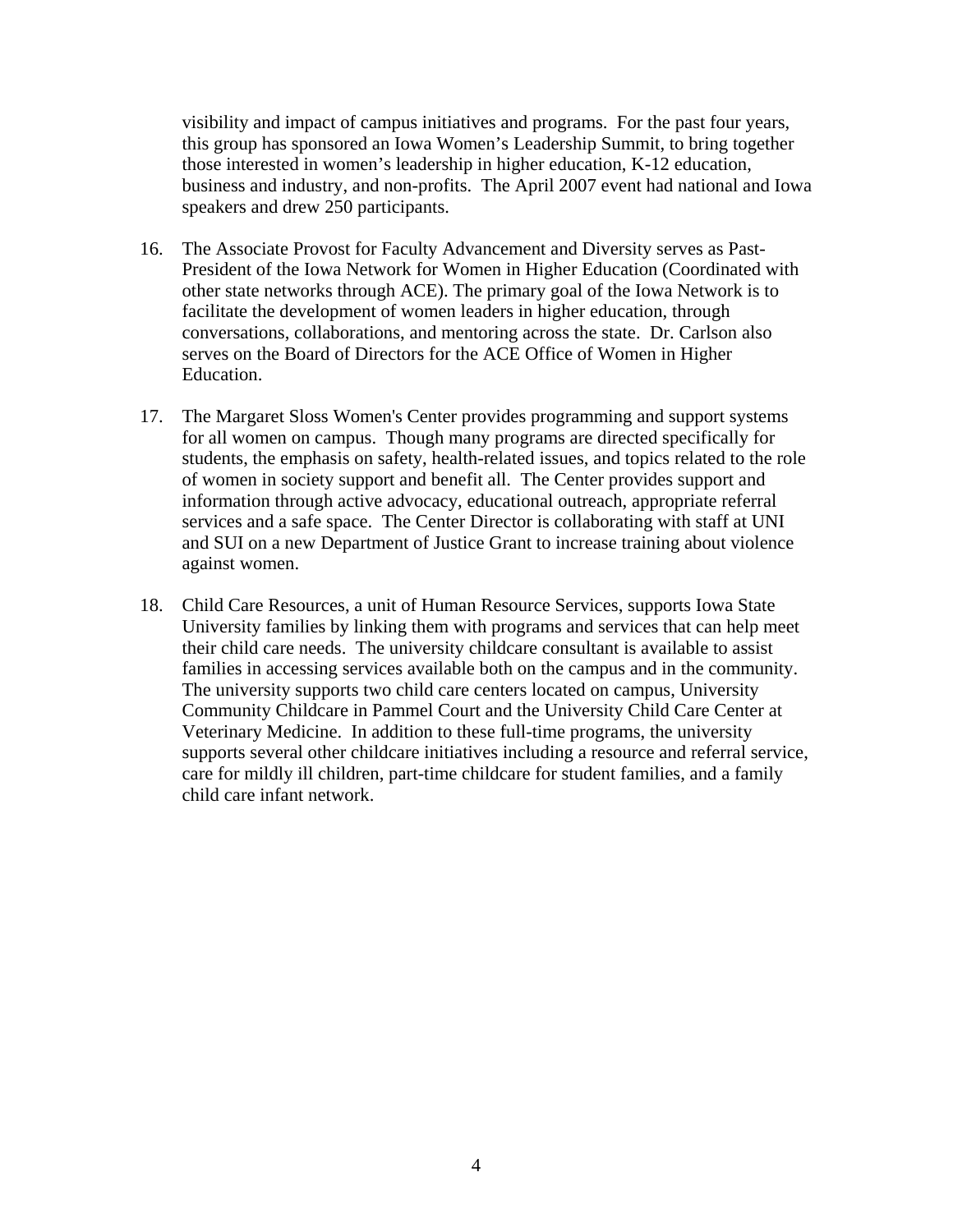visibility and impact of campus initiatives and programs. For the past four years, this group has sponsored an Iowa Women's Leadership Summit, to bring together those interested in women's leadership in higher education, K-12 education, business and industry, and non-profits. The April 2007 event had national and Iowa speakers and drew 250 participants.

16. The Associate Provost for Faculty Advancement and Diversity serves as Past-President of the Iowa Network for Women in Higher Education (Coordinated with other state networks through ACE). The primary goal of the Iowa Network is to facilitate the development of women leaders in higher education, through conversations, collaborations, and mentoring across the state. Dr. Carlson also serves on the Board of Directors for the ACE Office of Women in Higher Education.

17. The Margaret Sloss Women's Center provides programming and support systems for all women on campus. Though many programs are directed specifically for students, the emphasis on safety, health-related issues, and topics related to the role of women in society support and benefit all. The Center provides support and information through active advocacy, educational outreach, appropriate referral services and a safe space. The Center Director is collaborating with staff at UNI and SUI on a new Department of Justice Grant to increase training about violence against women.

18. Child Care Resources, a unit of Human Resource Services, supports Iowa State University families by linking them with programs and services that can help meet their child care needs. The university childcare consultant is available to assist families in accessing services available both on the campus and in the community. The university supports two child care centers located on campus, University Community Childcare in Pammel Court and the University Child Care Center at Veterinary Medicine. In addition to these full-time programs, the university supports several other childcare initiatives including a resource and referral service, care for mildly ill children, part-time childcare for student families, and a family child care infant network.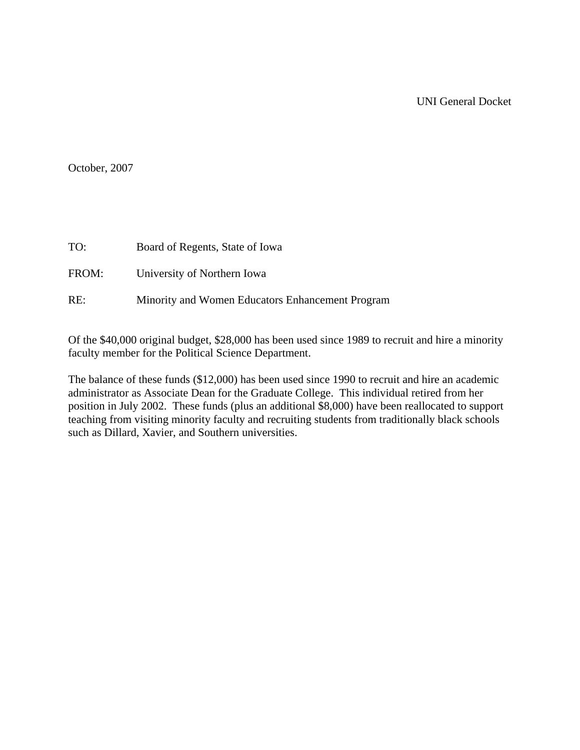UNI General Docket

October, 2007

TO: Board of Regents, State of Iowa

FROM: University of Northern Iowa

RE: Minority and Women Educators Enhancement Program

Of the $40,000 original budget, $28,000 has been used since 1989 to recruit and hire a minority faculty member for the Political Science Department.

The balance of these funds ($12,000) has been used since 1990 to recruit and hire an academic administrator as Associate Dean for the Graduate College. This individual retired from her position in July 2002. These funds (plus an additional $8,000) have been reallocated to support teaching from visiting minority faculty and recruiting students from traditionally black schools such as Dillard, Xavier, and Southern universities.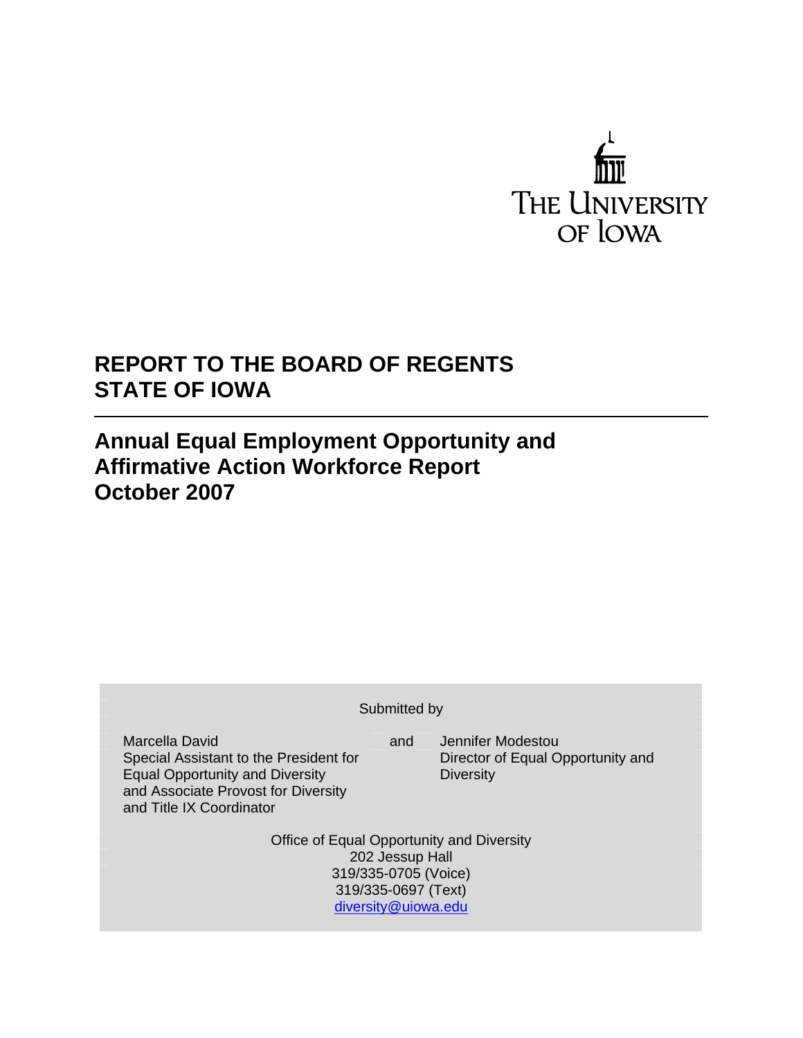THE UNIVERSITY OF IOWA

# REPORT TO THE BOARD OF REGENTS STATE OF IOWA

---

## Annual Equal Employment Opportunity and Affirmative Action Workforce Report October 2007

Submitted by

| | | |
|---|---|---|
| Marcella David<br>Special Assistant to the President for Equal Opportunity and Diversity and Associate Provost for Diversity and Title IX Coordinator | and | Jennifer Modestou<br>Director of Equal Opportunity and Diversity |

Office of Equal Opportunity and Diversity
202 Jessup Hall
319/335-0705 (Voice)
319/335-0697 (Text)
diversity@uiowa.edu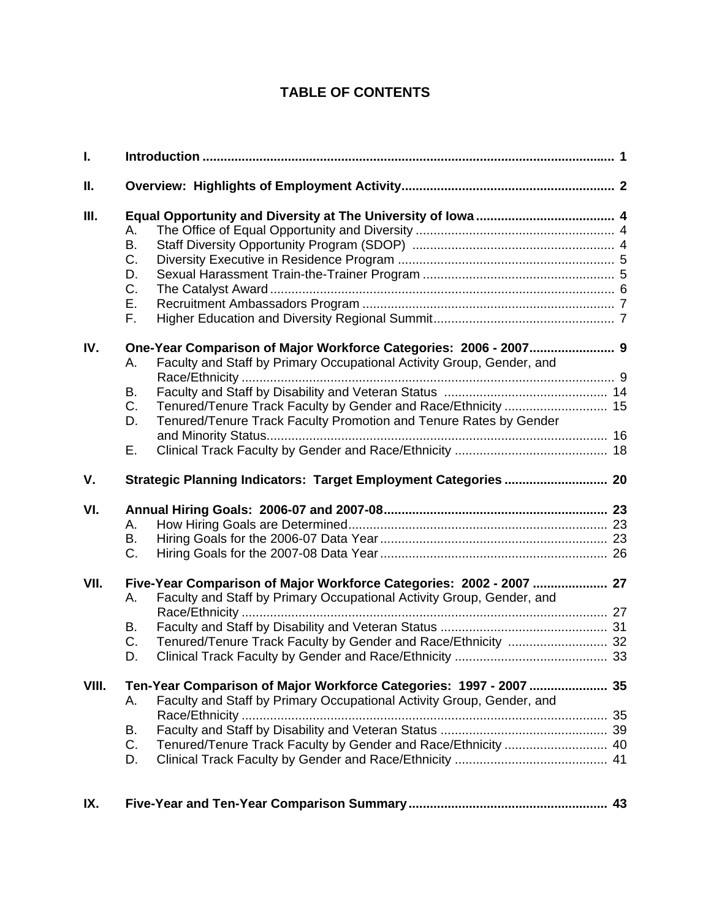# TABLE OF CONTENTS

| | | | |
|---|---|---|---|
| **I.** | **Introduction** | | **1** |
| **II.** | **Overview: Highlights of Employment Activity** | | **2** |
| **III.** | **Equal Opportunity and Diversity at The University of Iowa** | | **4** |
| | A. | The Office of Equal Opportunity and Diversity | 4 |
| | B. | Staff Diversity Opportunity Program (SDOP) | 4 |
| | C. | Diversity Executive in Residence Program | 5 |
| | D. | Sexual Harassment Train-the-Trainer Program | 5 |
| | C. | The Catalyst Award | 6 |
| | E. | Recruitment Ambassadors Program | 7 |
| | F. | Higher Education and Diversity Regional Summit | 7 |
| **IV.** | **One-Year Comparison of Major Workforce Categories: 2006 - 2007** | | **9** |
| | A. | Faculty and Staff by Primary Occupational Activity Group, Gender, and Race/Ethnicity | 9 |
| | B. | Faculty and Staff by Disability and Veteran Status | 14 |
| | C. | Tenured/Tenure Track Faculty by Gender and Race/Ethnicity | 15 |
| | D. | Tenured/Tenure Track Faculty Promotion and Tenure Rates by Gender and Minority Status | 16 |
| | E. | Clinical Track Faculty by Gender and Race/Ethnicity | 18 |
| **V.** | **Strategic Planning Indicators: Target Employment Categories** | | **20** |
| **VI.** | **Annual Hiring Goals: 2006-07 and 2007-08** | | **23** |
| | A. | How Hiring Goals are Determined | 23 |
| | B. | Hiring Goals for the 2006-07 Data Year | 23 |
| | C. | Hiring Goals for the 2007-08 Data Year | 26 |
| **VII.** | **Five-Year Comparison of Major Workforce Categories: 2002 - 2007** | | **27** |
| | A. | Faculty and Staff by Primary Occupational Activity Group, Gender, and Race/Ethnicity | 27 |
| | B. | Faculty and Staff by Disability and Veteran Status | 31 |
| | C. | Tenured/Tenure Track Faculty by Gender and Race/Ethnicity | 32 |
| | D. | Clinical Track Faculty by Gender and Race/Ethnicity | 33 |
| **VIII.** | **Ten-Year Comparison of Major Workforce Categories: 1997 - 2007** | | **35** |
| | A. | Faculty and Staff by Primary Occupational Activity Group, Gender, and Race/Ethnicity | 35 |
| | B. | Faculty and Staff by Disability and Veteran Status | 39 |
| | C. | Tenured/Tenure Track Faculty by Gender and Race/Ethnicity | 40 |
| | D. | Clinical Track Faculty by Gender and Race/Ethnicity | 41 |
| **IX.** | **Five-Year and Ten-Year Comparison Summary** | | **43** |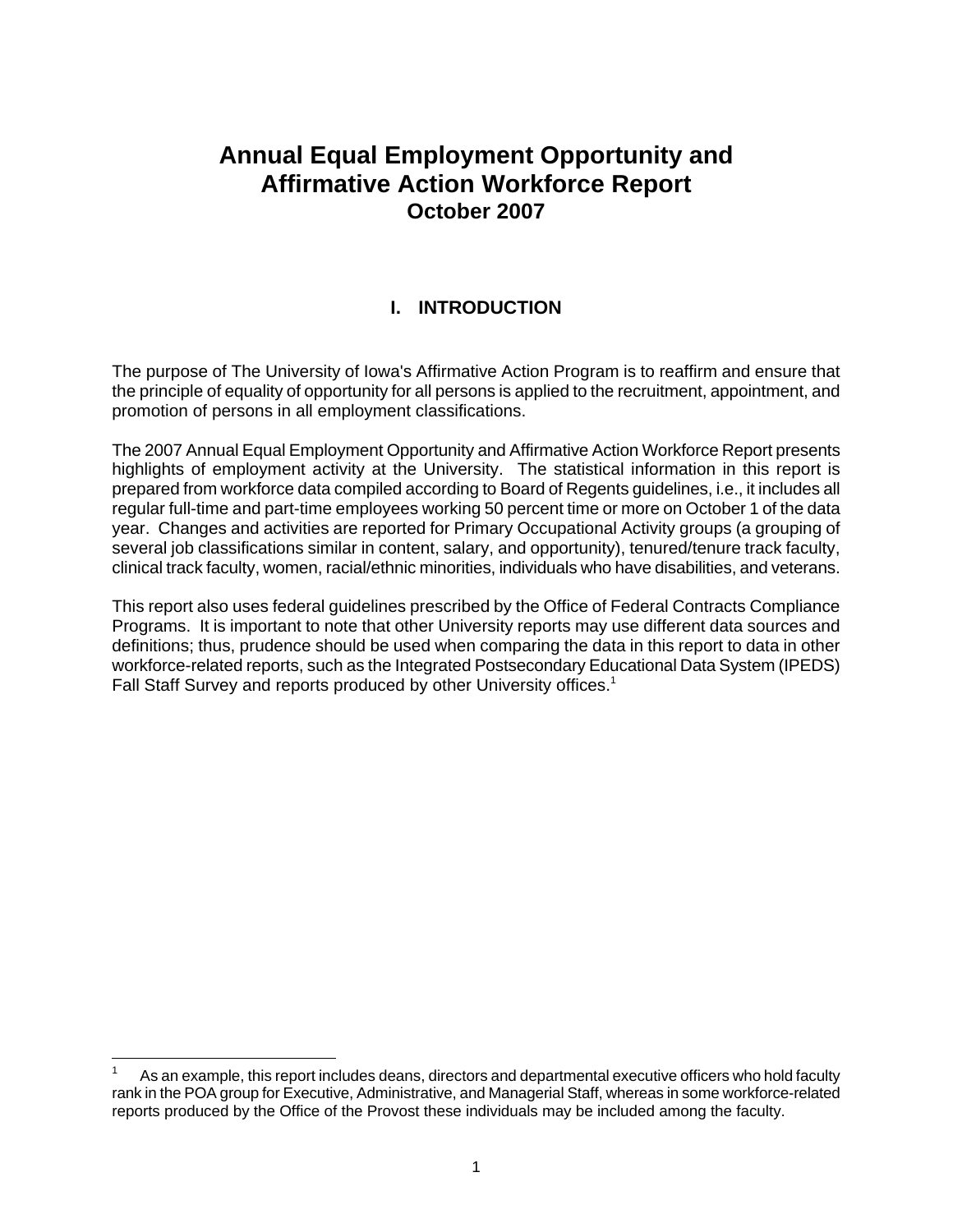# Annual Equal Employment Opportunity and Affirmative Action Workforce Report
## October 2007

## I. INTRODUCTION

The purpose of The University of Iowa's Affirmative Action Program is to reaffirm and ensure that the principle of equality of opportunity for all persons is applied to the recruitment, appointment, and promotion of persons in all employment classifications.

The 2007 Annual Equal Employment Opportunity and Affirmative Action Workforce Report presents highlights of employment activity at the University. The statistical information in this report is prepared from workforce data compiled according to Board of Regents guidelines, i.e., it includes all regular full-time and part-time employees working 50 percent time or more on October 1 of the data year. Changes and activities are reported for Primary Occupational Activity groups (a grouping of several job classifications similar in content, salary, and opportunity), tenured/tenure track faculty, clinical track faculty, women, racial/ethnic minorities, individuals who have disabilities, and veterans.

This report also uses federal guidelines prescribed by the Office of Federal Contracts Compliance Programs. It is important to note that other University reports may use different data sources and definitions; thus, prudence should be used when comparing the data in this report to data in other workforce-related reports, such as the Integrated Postsecondary Educational Data System (IPEDS) Fall Staff Survey and reports produced by other University offices.[1]

---

[1] As an example, this report includes deans, directors and departmental executive officers who hold faculty rank in the POA group for Executive, Administrative, and Managerial Staff, whereas in some workforce-related reports produced by the Office of the Provost these individuals may be included among the faculty.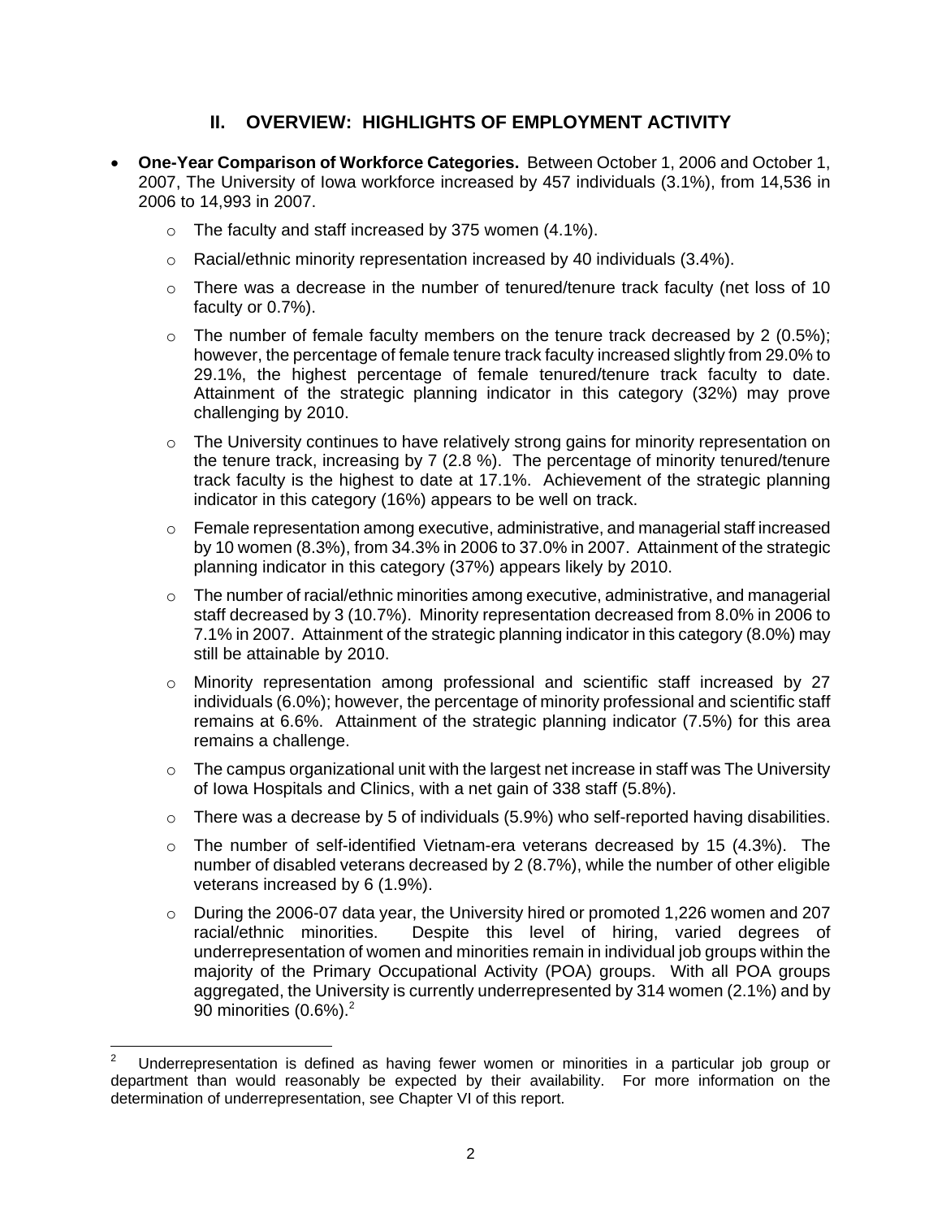## II. OVERVIEW: HIGHLIGHTS OF EMPLOYMENT ACTIVITY

- **One-Year Comparison of Workforce Categories.** Between October 1, 2006 and October 1, 2007, The University of Iowa workforce increased by 457 individuals (3.1%), from 14,536 in 2006 to 14,993 in 2007.
  - The faculty and staff increased by 375 women (4.1%).
  - Racial/ethnic minority representation increased by 40 individuals (3.4%).
  - There was a decrease in the number of tenured/tenure track faculty (net loss of 10 faculty or 0.7%).
  - The number of female faculty members on the tenure track decreased by 2 (0.5%); however, the percentage of female tenure track faculty increased slightly from 29.0% to 29.1%, the highest percentage of female tenured/tenure track faculty to date. Attainment of the strategic planning indicator in this category (32%) may prove challenging by 2010.
  - The University continues to have relatively strong gains for minority representation on the tenure track, increasing by 7 (2.8 %). The percentage of minority tenured/tenure track faculty is the highest to date at 17.1%. Achievement of the strategic planning indicator in this category (16%) appears to be well on track.
  - Female representation among executive, administrative, and managerial staff increased by 10 women (8.3%), from 34.3% in 2006 to 37.0% in 2007. Attainment of the strategic planning indicator in this category (37%) appears likely by 2010.
  - The number of racial/ethnic minorities among executive, administrative, and managerial staff decreased by 3 (10.7%). Minority representation decreased from 8.0% in 2006 to 7.1% in 2007. Attainment of the strategic planning indicator in this category (8.0%) may still be attainable by 2010.
  - Minority representation among professional and scientific staff increased by 27 individuals (6.0%); however, the percentage of minority professional and scientific staff remains at 6.6%. Attainment of the strategic planning indicator (7.5%) for this area remains a challenge.
  - The campus organizational unit with the largest net increase in staff was The University of Iowa Hospitals and Clinics, with a net gain of 338 staff (5.8%).
  - There was a decrease by 5 of individuals (5.9%) who self-reported having disabilities.
  - The number of self-identified Vietnam-era veterans decreased by 15 (4.3%). The number of disabled veterans decreased by 2 (8.7%), while the number of other eligible veterans increased by 6 (1.9%).
  - During the 2006-07 data year, the University hired or promoted 1,226 women and 207 racial/ethnic minorities. Despite this level of hiring, varied degrees of underrepresentation of women and minorities remain in individual job groups within the majority of the Primary Occupational Activity (POA) groups. With all POA groups aggregated, the University is currently underrepresented by 314 women (2.1%) and by 90 minorities (0.6%).[2]

---

[2] Underrepresentation is defined as having fewer women or minorities in a particular job group or department than would reasonably be expected by their availability. For more information on the determination of underrepresentation, see Chapter VI of this report.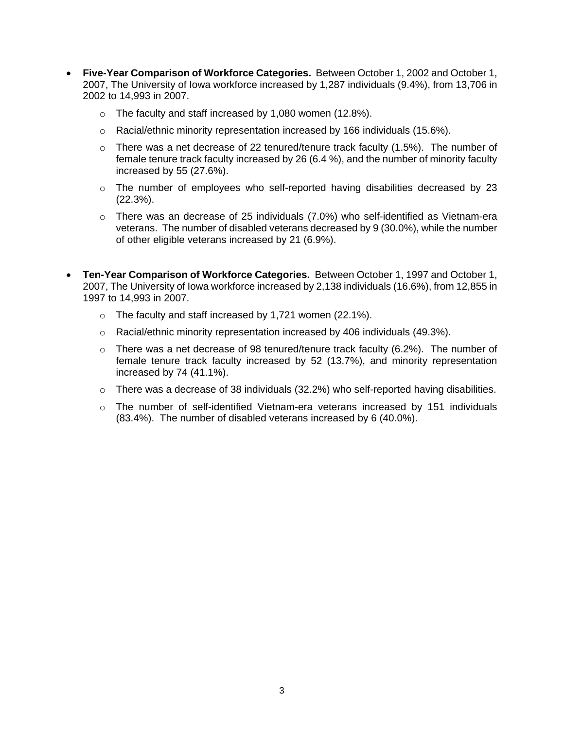- **Five-Year Comparison of Workforce Categories.** Between October 1, 2002 and October 1, 2007, The University of Iowa workforce increased by 1,287 individuals (9.4%), from 13,706 in 2002 to 14,993 in 2007.
  - The faculty and staff increased by 1,080 women (12.8%).
  - Racial/ethnic minority representation increased by 166 individuals (15.6%).
  - There was a net decrease of 22 tenured/tenure track faculty (1.5%). The number of female tenure track faculty increased by 26 (6.4 %), and the number of minority faculty increased by 55 (27.6%).
  - The number of employees who self-reported having disabilities decreased by 23 (22.3%).
  - There was an decrease of 25 individuals (7.0%) who self-identified as Vietnam-era veterans. The number of disabled veterans decreased by 9 (30.0%), while the number of other eligible veterans increased by 21 (6.9%).

- **Ten-Year Comparison of Workforce Categories.** Between October 1, 1997 and October 1, 2007, The University of Iowa workforce increased by 2,138 individuals (16.6%), from 12,855 in 1997 to 14,993 in 2007.
  - The faculty and staff increased by 1,721 women (22.1%).
  - Racial/ethnic minority representation increased by 406 individuals (49.3%).
  - There was a net decrease of 98 tenured/tenure track faculty (6.2%). The number of female tenure track faculty increased by 52 (13.7%), and minority representation increased by 74 (41.1%).
  - There was a decrease of 38 individuals (32.2%) who self-reported having disabilities.
  - The number of self-identified Vietnam-era veterans increased by 151 individuals (83.4%). The number of disabled veterans increased by 6 (40.0%).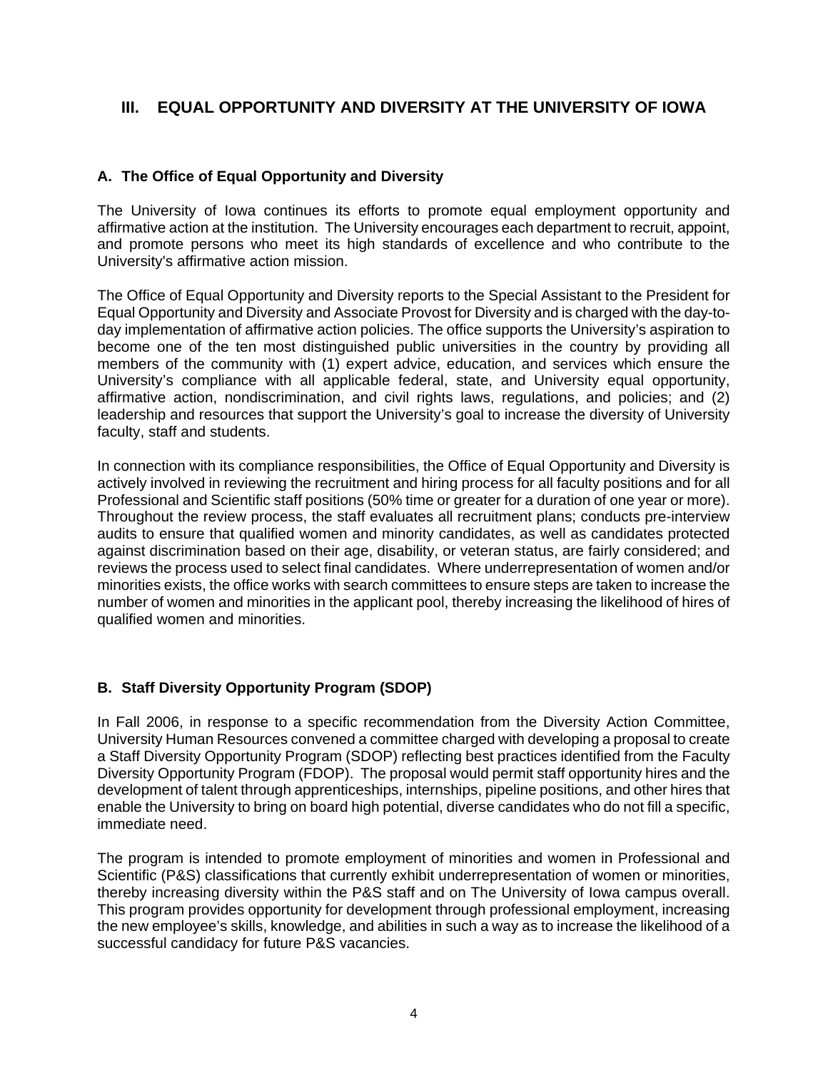## III. EQUAL OPPORTUNITY AND DIVERSITY AT THE UNIVERSITY OF IOWA

### A. The Office of Equal Opportunity and Diversity

The University of Iowa continues its efforts to promote equal employment opportunity and affirmative action at the institution. The University encourages each department to recruit, appoint, and promote persons who meet its high standards of excellence and who contribute to the University's affirmative action mission.

The Office of Equal Opportunity and Diversity reports to the Special Assistant to the President for Equal Opportunity and Diversity and Associate Provost for Diversity and is charged with the day-to-day implementation of affirmative action policies. The office supports the University's aspiration to become one of the ten most distinguished public universities in the country by providing all members of the community with (1) expert advice, education, and services which ensure the University's compliance with all applicable federal, state, and University equal opportunity, affirmative action, nondiscrimination, and civil rights laws, regulations, and policies; and (2) leadership and resources that support the University's goal to increase the diversity of University faculty, staff and students.

In connection with its compliance responsibilities, the Office of Equal Opportunity and Diversity is actively involved in reviewing the recruitment and hiring process for all faculty positions and for all Professional and Scientific staff positions (50% time or greater for a duration of one year or more). Throughout the review process, the staff evaluates all recruitment plans; conducts pre-interview audits to ensure that qualified women and minority candidates, as well as candidates protected against discrimination based on their age, disability, or veteran status, are fairly considered; and reviews the process used to select final candidates. Where underrepresentation of women and/or minorities exists, the office works with search committees to ensure steps are taken to increase the number of women and minorities in the applicant pool, thereby increasing the likelihood of hires of qualified women and minorities.

### B. Staff Diversity Opportunity Program (SDOP)

In Fall 2006, in response to a specific recommendation from the Diversity Action Committee, University Human Resources convened a committee charged with developing a proposal to create a Staff Diversity Opportunity Program (SDOP) reflecting best practices identified from the Faculty Diversity Opportunity Program (FDOP). The proposal would permit staff opportunity hires and the development of talent through apprenticeships, internships, pipeline positions, and other hires that enable the University to bring on board high potential, diverse candidates who do not fill a specific, immediate need.

The program is intended to promote employment of minorities and women in Professional and Scientific (P&S) classifications that currently exhibit underrepresentation of women or minorities, thereby increasing diversity within the P&S staff and on The University of Iowa campus overall. This program provides opportunity for development through professional employment, increasing the new employee's skills, knowledge, and abilities in such a way as to increase the likelihood of a successful candidacy for future P&S vacancies.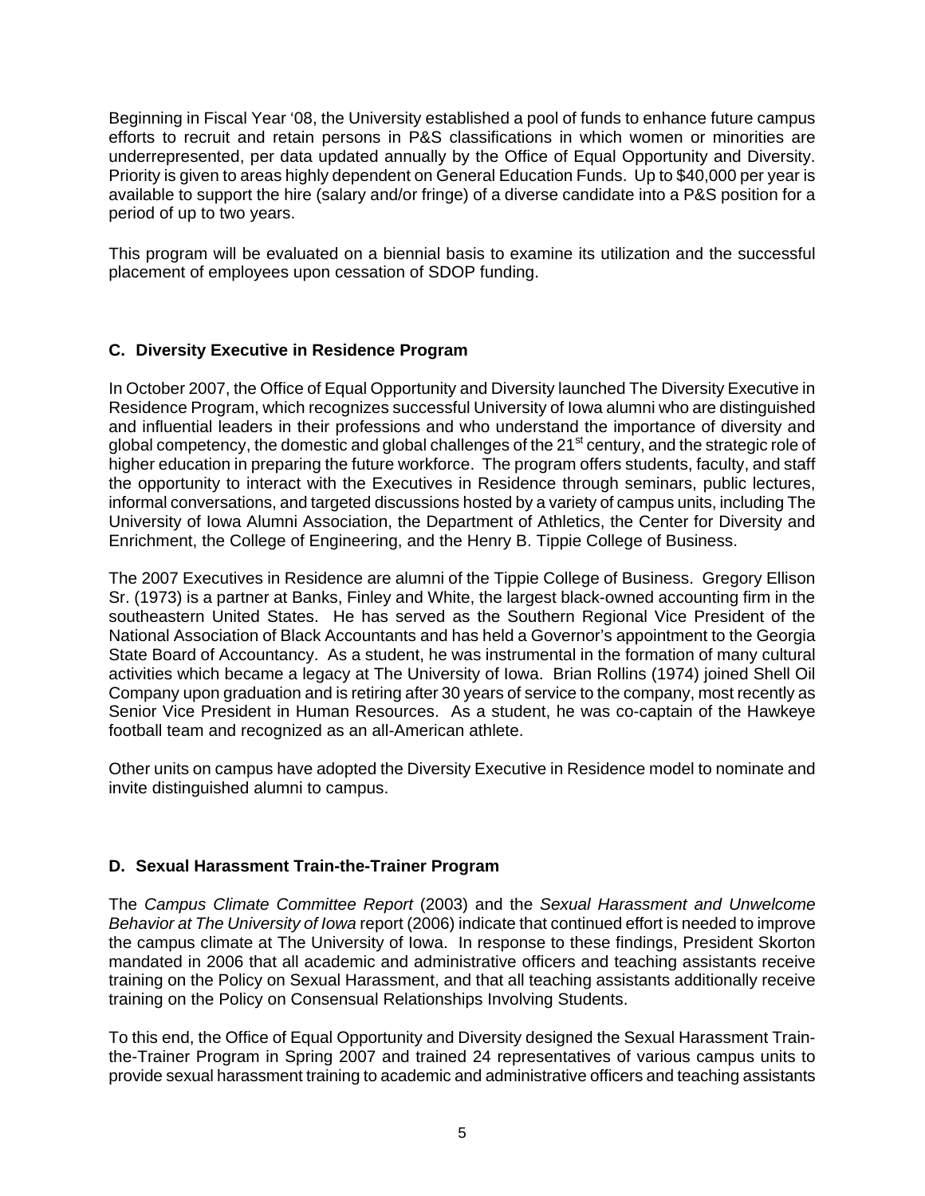Beginning in Fiscal Year '08, the University established a pool of funds to enhance future campus efforts to recruit and retain persons in P&S classifications in which women or minorities are underrepresented, per data updated annually by the Office of Equal Opportunity and Diversity. Priority is given to areas highly dependent on General Education Funds. Up to $40,000 per year is available to support the hire (salary and/or fringe) of a diverse candidate into a P&S position for a period of up to two years.

This program will be evaluated on a biennial basis to examine its utilization and the successful placement of employees upon cessation of SDOP funding.

### C. Diversity Executive in Residence Program

In October 2007, the Office of Equal Opportunity and Diversity launched The Diversity Executive in Residence Program, which recognizes successful University of Iowa alumni who are distinguished and influential leaders in their professions and who understand the importance of diversity and global competency, the domestic and global challenges of the 21st century, and the strategic role of higher education in preparing the future workforce. The program offers students, faculty, and staff the opportunity to interact with the Executives in Residence through seminars, public lectures, informal conversations, and targeted discussions hosted by a variety of campus units, including The University of Iowa Alumni Association, the Department of Athletics, the Center for Diversity and Enrichment, the College of Engineering, and the Henry B. Tippie College of Business.

The 2007 Executives in Residence are alumni of the Tippie College of Business. Gregory Ellison Sr. (1973) is a partner at Banks, Finley and White, the largest black-owned accounting firm in the southeastern United States. He has served as the Southern Regional Vice President of the National Association of Black Accountants and has held a Governor's appointment to the Georgia State Board of Accountancy. As a student, he was instrumental in the formation of many cultural activities which became a legacy at The University of Iowa. Brian Rollins (1974) joined Shell Oil Company upon graduation and is retiring after 30 years of service to the company, most recently as Senior Vice President in Human Resources. As a student, he was co-captain of the Hawkeye football team and recognized as an all-American athlete.

Other units on campus have adopted the Diversity Executive in Residence model to nominate and invite distinguished alumni to campus.

### D. Sexual Harassment Train-the-Trainer Program

The *Campus Climate Committee Report* (2003) and the *Sexual Harassment and Unwelcome Behavior at The University of Iowa* report (2006) indicate that continued effort is needed to improve the campus climate at The University of Iowa. In response to these findings, President Skorton mandated in 2006 that all academic and administrative officers and teaching assistants receive training on the Policy on Sexual Harassment, and that all teaching assistants additionally receive training on the Policy on Consensual Relationships Involving Students.

To this end, the Office of Equal Opportunity and Diversity designed the Sexual Harassment Train-the-Trainer Program in Spring 2007 and trained 24 representatives of various campus units to provide sexual harassment training to academic and administrative officers and teaching assistants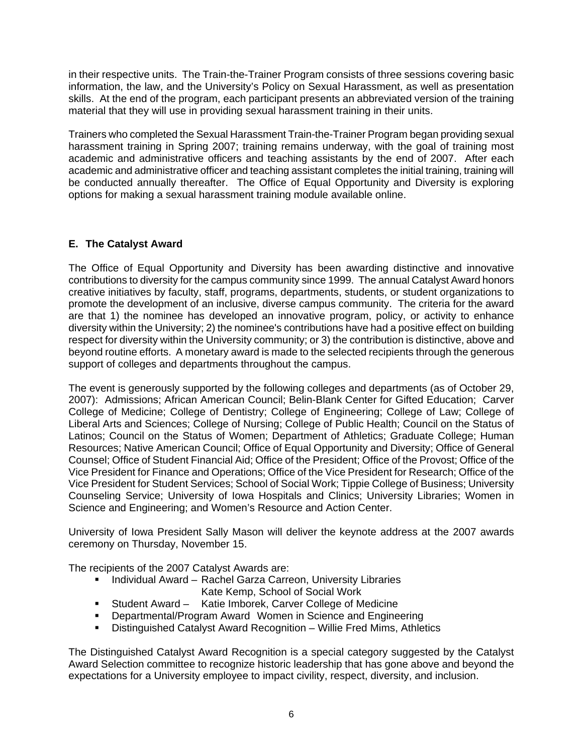in their respective units. The Train-the-Trainer Program consists of three sessions covering basic information, the law, and the University's Policy on Sexual Harassment, as well as presentation skills. At the end of the program, each participant presents an abbreviated version of the training material that they will use in providing sexual harassment training in their units.

Trainers who completed the Sexual Harassment Train-the-Trainer Program began providing sexual harassment training in Spring 2007; training remains underway, with the goal of training most academic and administrative officers and teaching assistants by the end of 2007. After each academic and administrative officer and teaching assistant completes the initial training, training will be conducted annually thereafter. The Office of Equal Opportunity and Diversity is exploring options for making a sexual harassment training module available online.

### E. The Catalyst Award

The Office of Equal Opportunity and Diversity has been awarding distinctive and innovative contributions to diversity for the campus community since 1999. The annual Catalyst Award honors creative initiatives by faculty, staff, programs, departments, students, or student organizations to promote the development of an inclusive, diverse campus community. The criteria for the award are that 1) the nominee has developed an innovative program, policy, or activity to enhance diversity within the University; 2) the nominee's contributions have had a positive effect on building respect for diversity within the University community; or 3) the contribution is distinctive, above and beyond routine efforts. A monetary award is made to the selected recipients through the generous support of colleges and departments throughout the campus.

The event is generously supported by the following colleges and departments (as of October 29, 2007): Admissions; African American Council; Belin-Blank Center for Gifted Education; Carver College of Medicine; College of Dentistry; College of Engineering; College of Law; College of Liberal Arts and Sciences; College of Nursing; College of Public Health; Council on the Status of Latinos; Council on the Status of Women; Department of Athletics; Graduate College; Human Resources; Native American Council; Office of Equal Opportunity and Diversity; Office of General Counsel; Office of Student Financial Aid; Office of the President; Office of the Provost; Office of the Vice President for Finance and Operations; Office of the Vice President for Research; Office of the Vice President for Student Services; School of Social Work; Tippie College of Business; University Counseling Service; University of Iowa Hospitals and Clinics; University Libraries; Women in Science and Engineering; and Women's Resource and Action Center.

University of Iowa President Sally Mason will deliver the keynote address at the 2007 awards ceremony on Thursday, November 15.

The recipients of the 2007 Catalyst Awards are:

- Individual Award – Rachel Garza Carreon, University Libraries
  Kate Kemp, School of Social Work
- Student Award – Katie Imborek, Carver College of Medicine
- Departmental/Program Award Women in Science and Engineering
- Distinguished Catalyst Award Recognition – Willie Fred Mims, Athletics

The Distinguished Catalyst Award Recognition is a special category suggested by the Catalyst Award Selection committee to recognize historic leadership that has gone above and beyond the expectations for a University employee to impact civility, respect, diversity, and inclusion.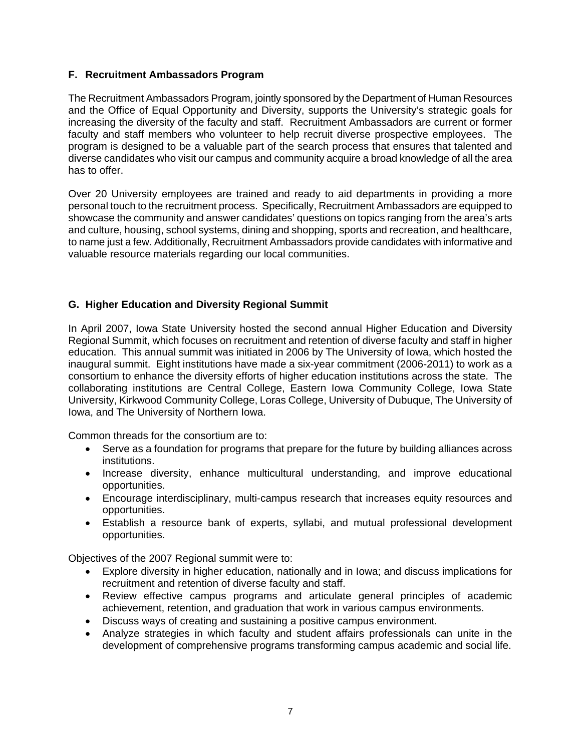### F. Recruitment Ambassadors Program

The Recruitment Ambassadors Program, jointly sponsored by the Department of Human Resources and the Office of Equal Opportunity and Diversity, supports the University's strategic goals for increasing the diversity of the faculty and staff. Recruitment Ambassadors are current or former faculty and staff members who volunteer to help recruit diverse prospective employees. The program is designed to be a valuable part of the search process that ensures that talented and diverse candidates who visit our campus and community acquire a broad knowledge of all the area has to offer.

Over 20 University employees are trained and ready to aid departments in providing a more personal touch to the recruitment process. Specifically, Recruitment Ambassadors are equipped to showcase the community and answer candidates' questions on topics ranging from the area's arts and culture, housing, school systems, dining and shopping, sports and recreation, and healthcare, to name just a few. Additionally, Recruitment Ambassadors provide candidates with informative and valuable resource materials regarding our local communities.

### G. Higher Education and Diversity Regional Summit

In April 2007, Iowa State University hosted the second annual Higher Education and Diversity Regional Summit, which focuses on recruitment and retention of diverse faculty and staff in higher education. This annual summit was initiated in 2006 by The University of Iowa, which hosted the inaugural summit. Eight institutions have made a six-year commitment (2006-2011) to work as a consortium to enhance the diversity efforts of higher education institutions across the state. The collaborating institutions are Central College, Eastern Iowa Community College, Iowa State University, Kirkwood Community College, Loras College, University of Dubuque, The University of Iowa, and The University of Northern Iowa.

Common threads for the consortium are to:

- Serve as a foundation for programs that prepare for the future by building alliances across institutions.
- Increase diversity, enhance multicultural understanding, and improve educational opportunities.
- Encourage interdisciplinary, multi-campus research that increases equity resources and opportunities.
- Establish a resource bank of experts, syllabi, and mutual professional development opportunities.

Objectives of the 2007 Regional summit were to:

- Explore diversity in higher education, nationally and in Iowa; and discuss implications for recruitment and retention of diverse faculty and staff.
- Review effective campus programs and articulate general principles of academic achievement, retention, and graduation that work in various campus environments.
- Discuss ways of creating and sustaining a positive campus environment.
- Analyze strategies in which faculty and student affairs professionals can unite in the development of comprehensive programs transforming campus academic and social life.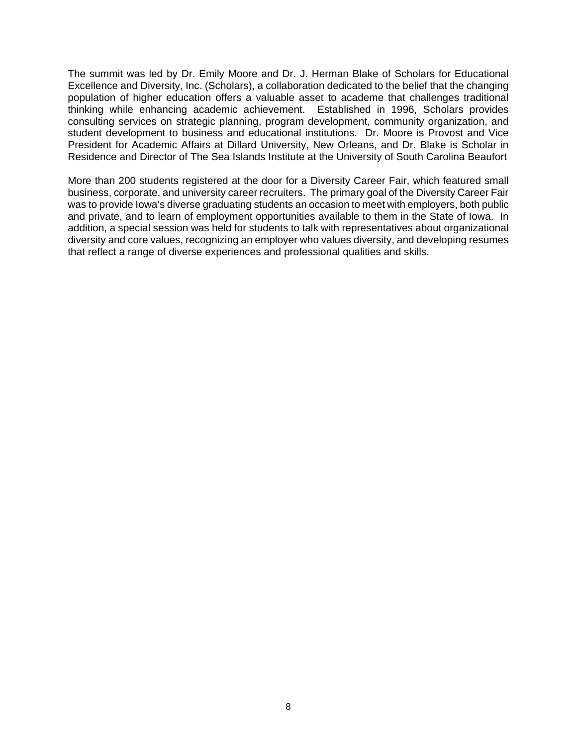The summit was led by Dr. Emily Moore and Dr. J. Herman Blake of Scholars for Educational Excellence and Diversity, Inc. (Scholars), a collaboration dedicated to the belief that the changing population of higher education offers a valuable asset to academe that challenges traditional thinking while enhancing academic achievement. Established in 1996, Scholars provides consulting services on strategic planning, program development, community organization, and student development to business and educational institutions. Dr. Moore is Provost and Vice President for Academic Affairs at Dillard University, New Orleans, and Dr. Blake is Scholar in Residence and Director of The Sea Islands Institute at the University of South Carolina Beaufort

More than 200 students registered at the door for a Diversity Career Fair, which featured small business, corporate, and university career recruiters. The primary goal of the Diversity Career Fair was to provide Iowa's diverse graduating students an occasion to meet with employers, both public and private, and to learn of employment opportunities available to them in the State of Iowa. In addition, a special session was held for students to talk with representatives about organizational diversity and core values, recognizing an employer who values diversity, and developing resumes that reflect a range of diverse experiences and professional qualities and skills.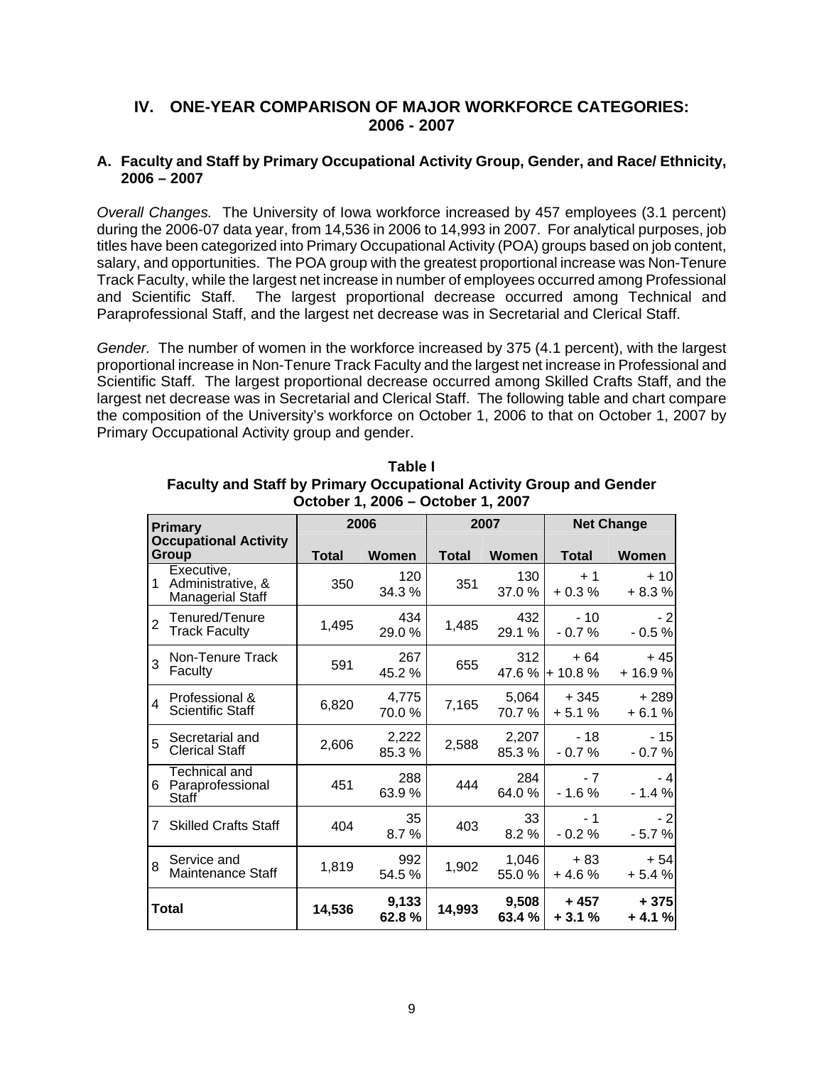## IV. ONE-YEAR COMPARISON OF MAJOR WORKFORCE CATEGORIES: 2006 - 2007

### A. Faculty and Staff by Primary Occupational Activity Group, Gender, and Race/ Ethnicity, 2006 – 2007

*Overall Changes.* The University of Iowa workforce increased by 457 employees (3.1 percent) during the 2006-07 data year, from 14,536 in 2006 to 14,993 in 2007. For analytical purposes, job titles have been categorized into Primary Occupational Activity (POA) groups based on job content, salary, and opportunities. The POA group with the greatest proportional increase was Non-Tenure Track Faculty, while the largest net increase in number of employees occurred among Professional and Scientific Staff. The largest proportional decrease occurred among Technical and Paraprofessional Staff, and the largest net decrease was in Secretarial and Clerical Staff.

*Gender.* The number of women in the workforce increased by 375 (4.1 percent), with the largest proportional increase in Non-Tenure Track Faculty and the largest net increase in Professional and Scientific Staff. The largest proportional decrease occurred among Skilled Crafts Staff, and the largest net decrease was in Secretarial and Clerical Staff. The following table and chart compare the composition of the University's workforce on October 1, 2006 to that on October 1, 2007 by Primary Occupational Activity group and gender.

**Table I**
**Faculty and Staff by Primary Occupational Activity Group and Gender**
**October 1, 2006 – October 1, 2007**

| | Primary Occupational Activity Group | 2006 | | 2007 | | Net Change | |
|---|---|---|---|---|---|---|---|
| | | **Total** | **Women** | **Total** | **Women** | **Total** | **Women** |
| 1 | Executive, Administrative, & Managerial Staff | 350 | 120<br>34.3 % | 351 | 130<br>37.0 % | + 1<br>+ 0.3 % | + 10<br>+ 8.3 % |
| 2 | Tenured/Tenure Track Faculty | 1,495 | 434<br>29.0 % | 1,485 | 432<br>29.1 % | - 10<br>- 0.7 % | - 2<br>- 0.5 % |
| 3 | Non-Tenure Track Faculty | 591 | 267<br>45.2 % | 655 | 312<br>47.6 % | + 64<br>+ 10.8 % | + 45<br>+ 16.9 % |
| 4 | Professional & Scientific Staff | 6,820 | 4,775<br>70.0 % | 7,165 | 5,064<br>70.7 % | + 345<br>+ 5.1 % | + 289<br>+ 6.1 % |
| 5 | Secretarial and Clerical Staff | 2,606 | 2,222<br>85.3 % | 2,588 | 2,207<br>85.3 % | - 18<br>- 0.7 % | - 15<br>- 0.7 % |
| 6 | Technical and Paraprofessional Staff | 451 | 288<br>63.9 % | 444 | 284<br>64.0 % | - 7<br>- 1.6 % | - 4<br>- 1.4 % |
| 7 | Skilled Crafts Staff | 404 | 35<br>8.7 % | 403 | 33<br>8.2 % | - 1<br>- 0.2 % | - 2<br>- 5.7 % |
| 8 | Service and Maintenance Staff | 1,819 | 992<br>54.5 % | 1,902 | 1,046<br>55.0 % | + 83<br>+ 4.6 % | + 54<br>+ 5.4 % |
| **Total** | | **14,536** | **9,133<br>62.8 %** | **14,993** | **9,508<br>63.4 %** | **+ 457<br>+ 3.1 %** | **+ 375<br>+ 4.1 %** |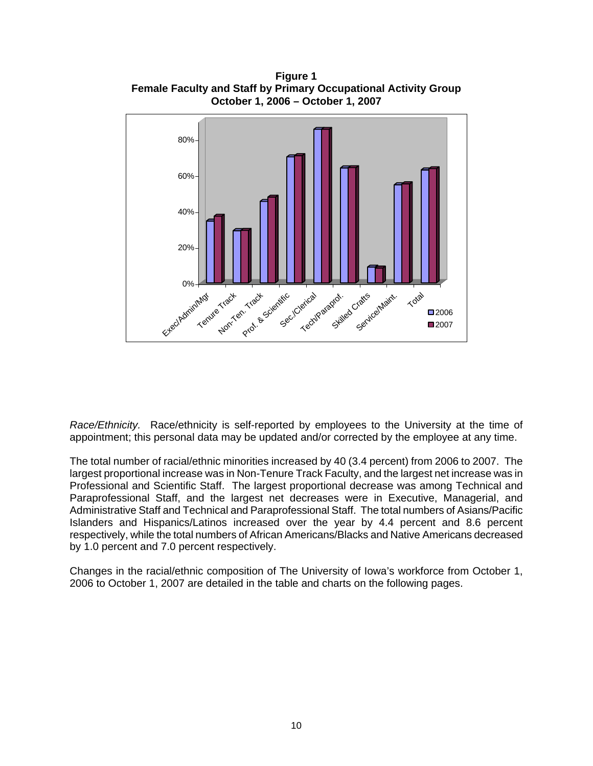**Figure 1**
**Female Faculty and Staff by Primary Occupational Activity Group**
**October 1, 2006 – October 1, 2007**

*Race/Ethnicity.* Race/ethnicity is self-reported by employees to the University at the time of appointment; this personal data may be updated and/or corrected by the employee at any time.

The total number of racial/ethnic minorities increased by 40 (3.4 percent) from 2006 to 2007. The largest proportional increase was in Non-Tenure Track Faculty, and the largest net increase was in Professional and Scientific Staff. The largest proportional decrease was among Technical and Paraprofessional Staff, and the largest net decreases were in Executive, Managerial, and Administrative Staff and Technical and Paraprofessional Staff. The total numbers of Asians/Pacific Islanders and Hispanics/Latinos increased over the year by 4.4 percent and 8.6 percent respectively, while the total numbers of African Americans/Blacks and Native Americans decreased by 1.0 percent and 7.0 percent respectively.

Changes in the racial/ethnic composition of The University of Iowa's workforce from October 1, 2006 to October 1, 2007 are detailed in the table and charts on the following pages.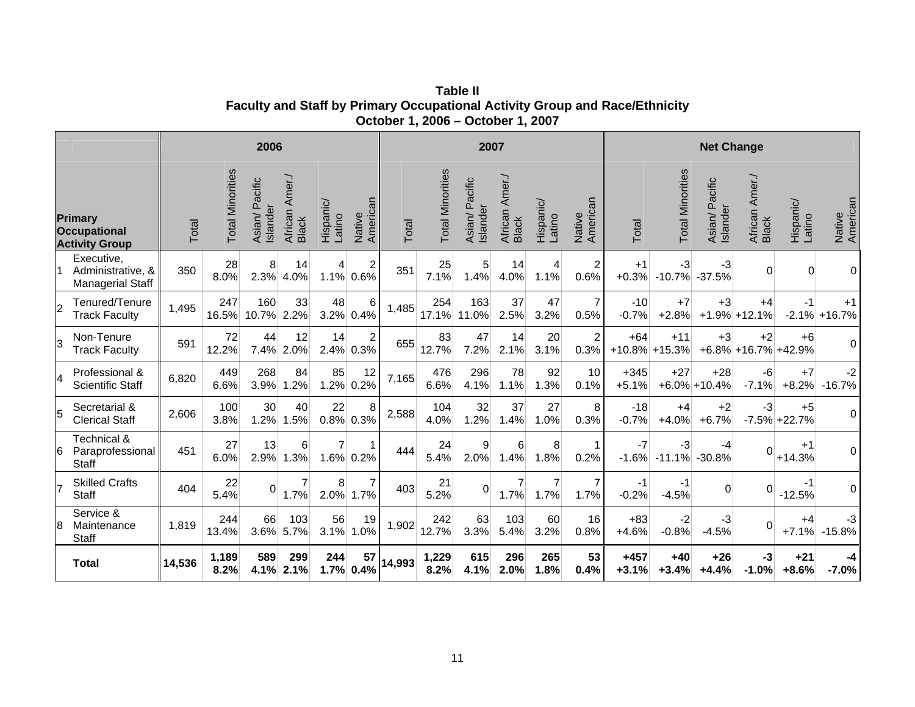**Table II**
**Faculty and Staff by Primary Occupational Activity Group and Race/Ethnicity**
**October 1, 2006 – October 1, 2007**

| | Primary Occupational Activity Group | 2006 | | | | | | 2007 | | | | | | Net Change | | | | | |
|---|---|---|---|---|---|---|---|---|---|---|---|---|---|---|---|---|---|---|---|
| | | Total | Total Minorities | Asian/ Pacific Islander | African Amer./ Black | Hispanic/ Latino | Native American | Total | Total Minorities | Asian/ Pacific Islander | African Amer./ Black | Hispanic/ Latino | Native American | Total | Total Minorities | Asian/ Pacific Islander | African Amer./ Black | Hispanic/ Latino | Native American |
| 1 | Executive, Administrative, & Managerial Staff | 350 | 28 8.0% | 8 2.3% | 14 4.0% | 4 1.1% | 2 0.6% | 351 | 25 7.1% | 5 1.4% | 14 4.0% | 4 1.1% | 2 0.6% | +1 +0.3% | -3 -10.7% | -3 -37.5% | 0 | 0 | 0 |
| 2 | Tenured/Tenure Track Faculty | 1,495 | 247 16.5% | 160 10.7% | 33 2.2% | 48 3.2% | 6 0.4% | 1,485 | 254 17.1% | 163 11.0% | 37 2.5% | 47 3.2% | 7 0.5% | -10 -0.7% | +7 +2.8% | +3 +1.9% | +4 +12.1% | -1 -2.1% | +1 +16.7% |
| 3 | Non-Tenure Track Faculty | 591 | 72 12.2% | 44 7.4% | 12 2.0% | 14 2.4% | 2 0.3% | 655 | 83 12.7% | 47 7.2% | 14 2.1% | 20 3.1% | 2 0.3% | +64 +10.8% | +11 +15.3% | +3 +6.8% | +2 +16.7% | +6 +42.9% | 0 |
| 4 | Professional & Scientific Staff | 6,820 | 449 6.6% | 268 3.9% | 84 1.2% | 85 1.2% | 12 0.2% | 7,165 | 476 6.6% | 296 4.1% | 78 1.1% | 92 1.3% | 10 0.1% | +345 +5.1% | +27 +6.0% | +28 +10.4% | -6 -7.1% | +7 +8.2% | -2 -16.7% |
| 5 | Secretarial & Clerical Staff | 2,606 | 100 3.8% | 30 1.2% | 40 1.5% | 22 0.8% | 8 0.3% | 2,588 | 104 4.0% | 32 1.2% | 37 1.4% | 27 1.0% | 8 0.3% | -18 -0.7% | +4 +4.0% | +2 +6.7% | -3 -7.5% | +5 +22.7% | 0 |
| 6 | Technical & Paraprofessional Staff | 451 | 27 6.0% | 13 2.9% | 6 1.3% | 7 1.6% | 1 0.2% | 444 | 24 5.4% | 9 2.0% | 6 1.4% | 8 1.8% | 1 0.2% | -7 -1.6% | -3 -11.1% | -4 -30.8% | 0 | +1 +14.3% | 0 |
| 7 | Skilled Crafts Staff | 404 | 22 5.4% | 0 | 7 1.7% | 8 2.0% | 7 1.7% | 403 | 21 5.2% | 0 | 7 1.7% | 7 1.7% | 7 1.7% | -1 -0.2% | -1 -4.5% | 0 | 0 | -1 -12.5% | 0 |
| 8 | Service & Maintenance Staff | 1,819 | 244 13.4% | 66 3.6% | 103 5.7% | 56 3.1% | 19 1.0% | 1,902 | 242 12.7% | 63 3.3% | 103 5.4% | 60 3.2% | 16 0.8% | +83 +4.6% | -2 -0.8% | -3 -4.5% | 0 | +4 +7.1% | -3 -15.8% |
| | **Total** | **14,536** | **1,189 8.2%** | **589 4.1%** | **299 2.1%** | **244 1.7%** | **57 0.4%** | **14,993** | **1,229 8.2%** | **615 4.1%** | **296 2.0%** | **265 1.8%** | **53 0.4%** | **+457 +3.1%** | **+40 +3.4%** | **+26 +4.4%** | **-3 -1.0%** | **+21 +8.6%** | **-4 -7.0%** |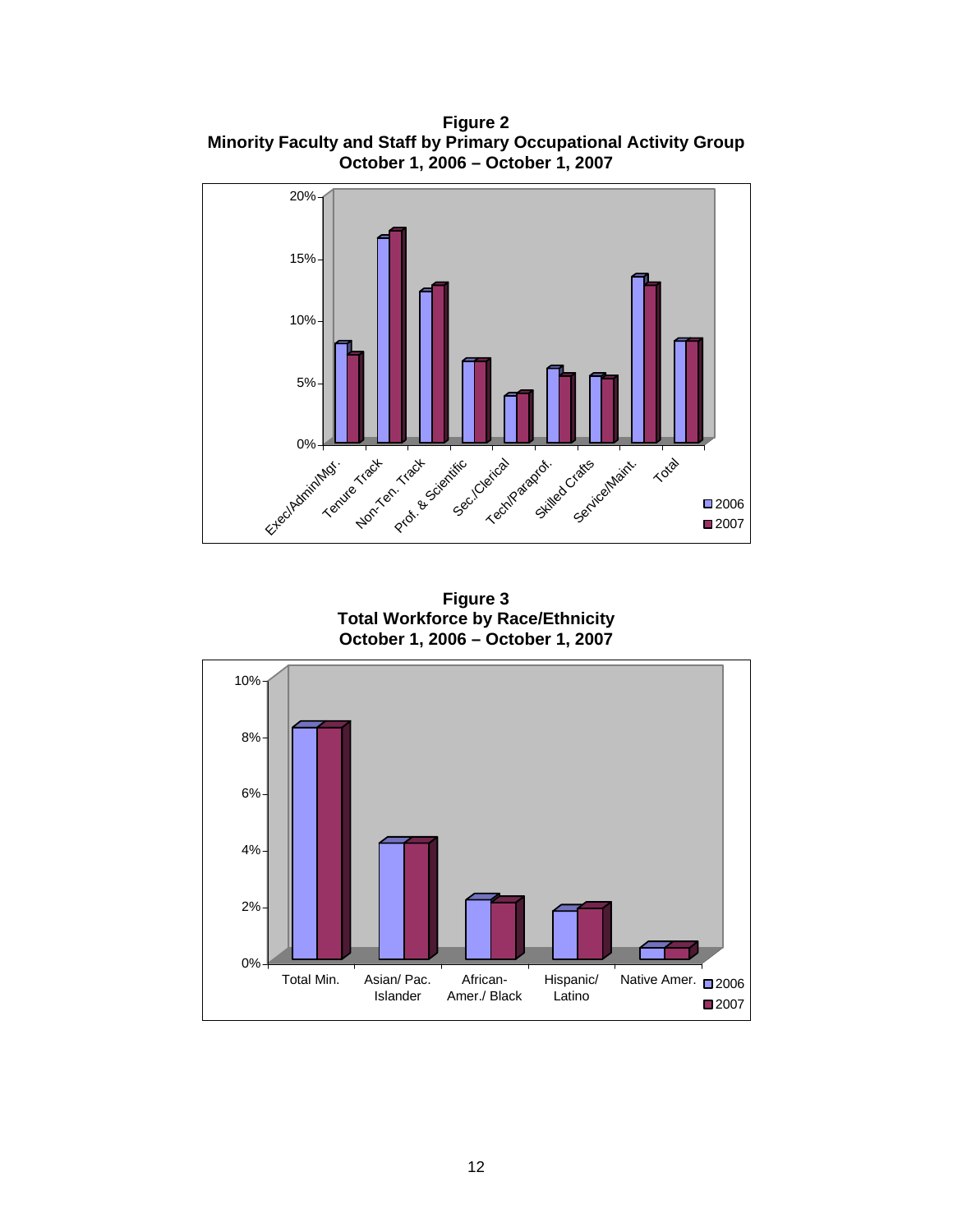**Figure 2**
**Minority Faculty and Staff by Primary Occupational Activity Group**
**October 1, 2006 – October 1, 2007**

**Figure 3**
**Total Workforce by Race/Ethnicity**
**October 1, 2006 – October 1, 2007**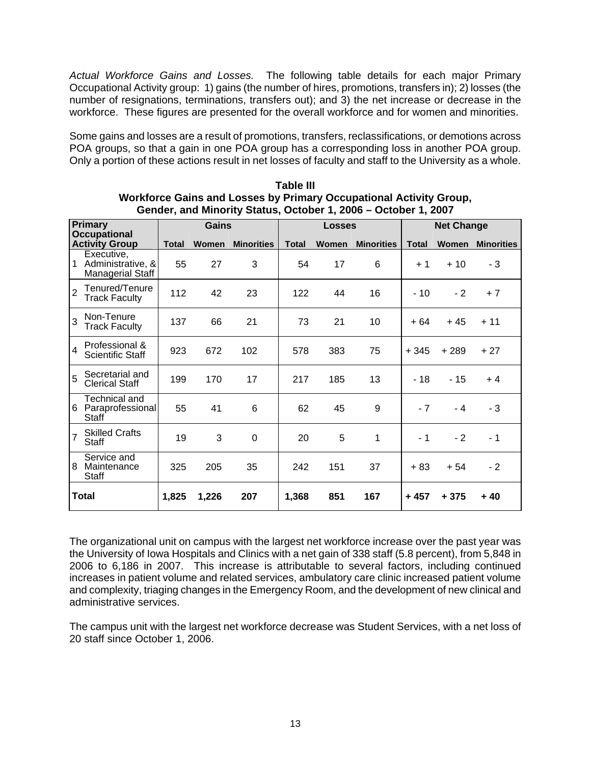*Actual Workforce Gains and Losses.* The following table details for each major Primary Occupational Activity group: 1) gains (the number of hires, promotions, transfers in); 2) losses (the number of resignations, terminations, transfers out); and 3) the net increase or decrease in the workforce. These figures are presented for the overall workforce and for women and minorities.

Some gains and losses are a result of promotions, transfers, reclassifications, or demotions across POA groups, so that a gain in one POA group has a corresponding loss in another POA group. Only a portion of these actions result in net losses of faculty and staff to the University as a whole.

**Table III**
**Workforce Gains and Losses by Primary Occupational Activity Group, Gender, and Minority Status, October 1, 2006 – October 1, 2007**

| Primary Occupational Activity Group | Gains | | | Losses | | | Net Change | | |
|---|---|---|---|---|---|---|---|---|---|
| | Total | Women | Minorities | Total | Women | Minorities | Total | Women | Minorities |
| 1 Executive, Administrative, & Managerial Staff | 55 | 27 | 3 | 54 | 17 | 6 | + 1 | + 10 | - 3 |
| 2 Tenured/Tenure Track Faculty | 112 | 42 | 23 | 122 | 44 | 16 | - 10 | - 2 | + 7 |
| 3 Non-Tenure Track Faculty | 137 | 66 | 21 | 73 | 21 | 10 | + 64 | + 45 | + 11 |
| 4 Professional & Scientific Staff | 923 | 672 | 102 | 578 | 383 | 75 | + 345 | + 289 | + 27 |
| 5 Secretarial and Clerical Staff | 199 | 170 | 17 | 217 | 185 | 13 | - 18 | - 15 | + 4 |
| 6 Technical and Paraprofessional Staff | 55 | 41 | 6 | 62 | 45 | 9 | - 7 | - 4 | - 3 |
| 7 Skilled Crafts Staff | 19 | 3 | 0 | 20 | 5 | 1 | - 1 | - 2 | - 1 |
| 8 Service and Maintenance Staff | 325 | 205 | 35 | 242 | 151 | 37 | + 83 | + 54 | - 2 |
| **Total** | **1,825** | **1,226** | **207** | **1,368** | **851** | **167** | **+ 457** | **+ 375** | **+ 40** |

The organizational unit on campus with the largest net workforce increase over the past year was the University of Iowa Hospitals and Clinics with a net gain of 338 staff (5.8 percent), from 5,848 in 2006 to 6,186 in 2007. This increase is attributable to several factors, including continued increases in patient volume and related services, ambulatory care clinic increased patient volume and complexity, triaging changes in the Emergency Room, and the development of new clinical and administrative services.

The campus unit with the largest net workforce decrease was Student Services, with a net loss of 20 staff since October 1, 2006.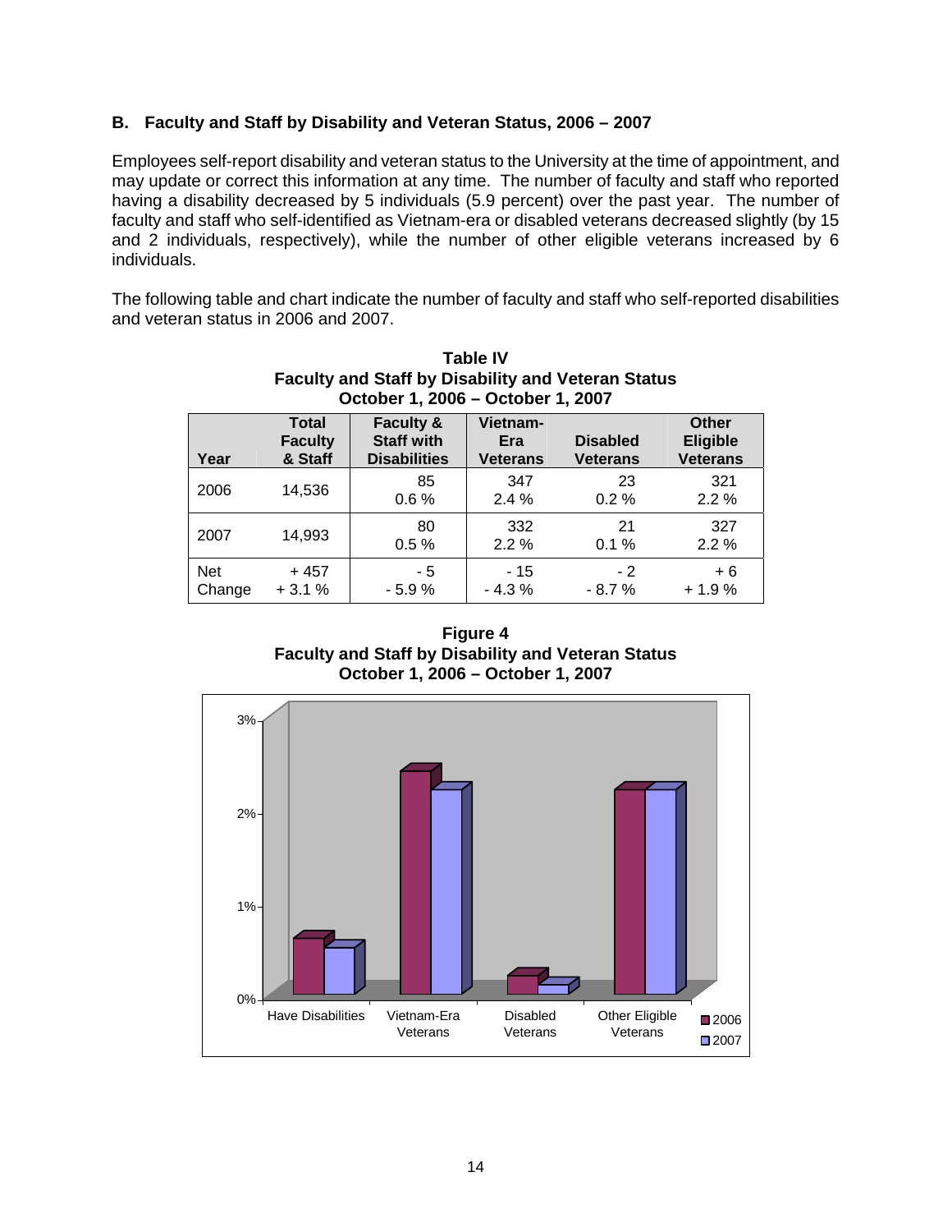### B. Faculty and Staff by Disability and Veteran Status, 2006 – 2007

Employees self-report disability and veteran status to the University at the time of appointment, and may update or correct this information at any time. The number of faculty and staff who reported having a disability decreased by 5 individuals (5.9 percent) over the past year. The number of faculty and staff who self-identified as Vietnam-era or disabled veterans decreased slightly (by 15 and 2 individuals, respectively), while the number of other eligible veterans increased by 6 individuals.

The following table and chart indicate the number of faculty and staff who self-reported disabilities and veteran status in 2006 and 2007.

**Table IV**
**Faculty and Staff by Disability and Veteran Status**
**October 1, 2006 – October 1, 2007**

| Year | Total Faculty & Staff | Faculty & Staff with Disabilities | Vietnam-Era Veterans | Disabled Veterans | Other Eligible Veterans |
|---|---|---|---|---|---|
| 2006 | 14,536 | 85<br>0.6 % | 347<br>2.4 % | 23<br>0.2 % | 321<br>2.2 % |
| 2007 | 14,993 | 80<br>0.5 % | 332<br>2.2 % | 21<br>0.1 % | 327<br>2.2 % |
| Net Change | + 457<br>+ 3.1 % | - 5<br>- 5.9 % | - 15<br>- 4.3 % | - 2<br>- 8.7 % | + 6<br>+ 1.9 % |

**Figure 4**
**Faculty and Staff by Disability and Veteran Status**
**October 1, 2006 – October 1, 2007**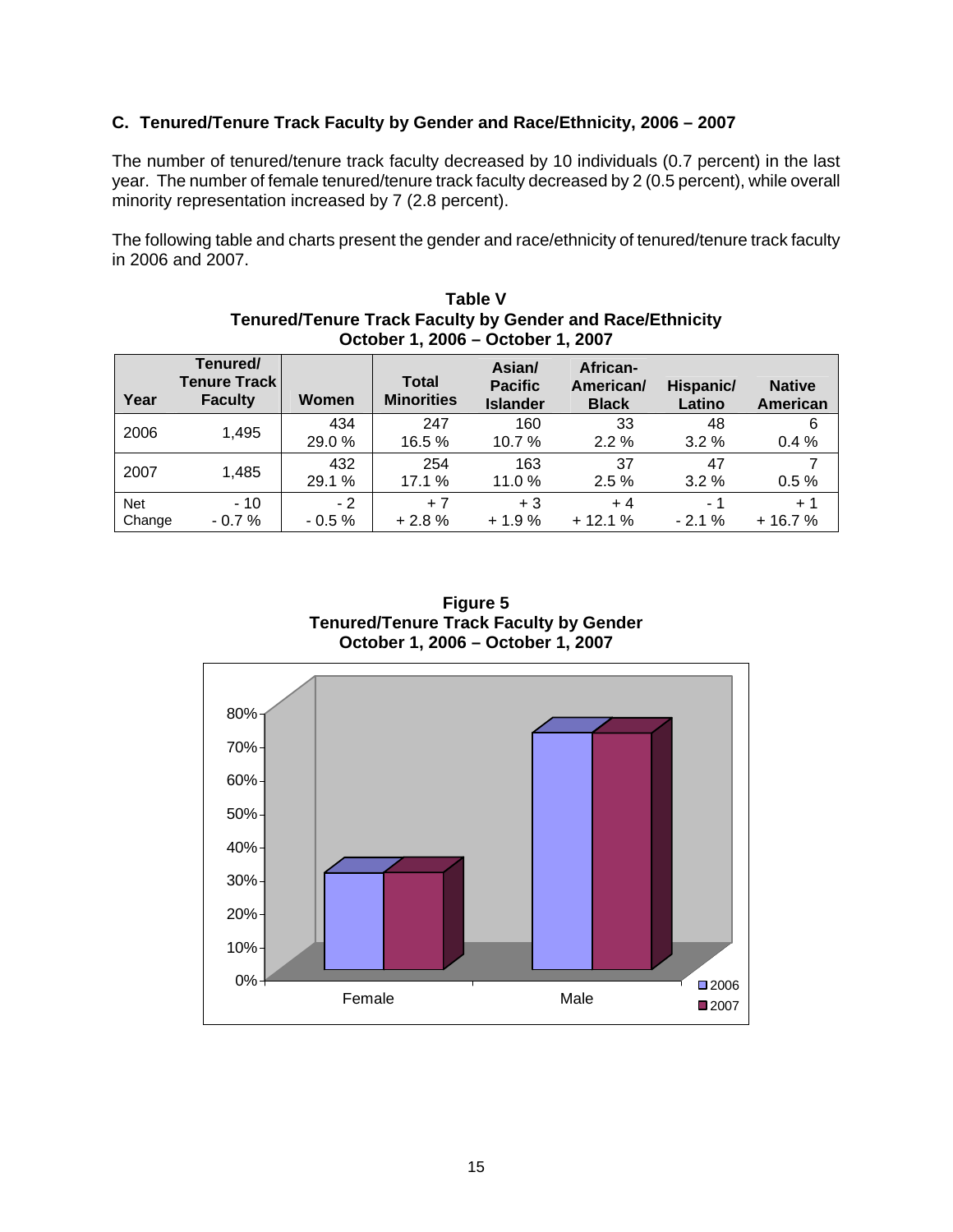### C. Tenured/Tenure Track Faculty by Gender and Race/Ethnicity, 2006 – 2007

The number of tenured/tenure track faculty decreased by 10 individuals (0.7 percent) in the last year. The number of female tenured/tenure track faculty decreased by 2 (0.5 percent), while overall minority representation increased by 7 (2.8 percent).

The following table and charts present the gender and race/ethnicity of tenured/tenure track faculty in 2006 and 2007.

**Table V**
**Tenured/Tenure Track Faculty by Gender and Race/Ethnicity**
**October 1, 2006 – October 1, 2007**

| Year | Tenured/ Tenure Track Faculty | Women | Total Minorities | Asian/ Pacific Islander | African-American/ Black | Hispanic/ Latino | Native American |
|---|---|---|---|---|---|---|---|
| 2006 | 1,495 | 434<br>29.0 % | 247<br>16.5 % | 160<br>10.7 % | 33<br>2.2 % | 48<br>3.2 % | 6<br>0.4 % |
| 2007 | 1,485 | 432<br>29.1 % | 254<br>17.1 % | 163<br>11.0 % | 37<br>2.5 % | 47<br>3.2 % | 7<br>0.5 % |
| Net Change | - 10<br>- 0.7 % | - 2<br>- 0.5 % | + 7<br>+ 2.8 % | + 3<br>+ 1.9 % | + 4<br>+ 12.1 % | - 1<br>- 2.1 % | + 1<br>+ 16.7 % |

**Figure 5**
**Tenured/Tenure Track Faculty by Gender**
**October 1, 2006 – October 1, 2007**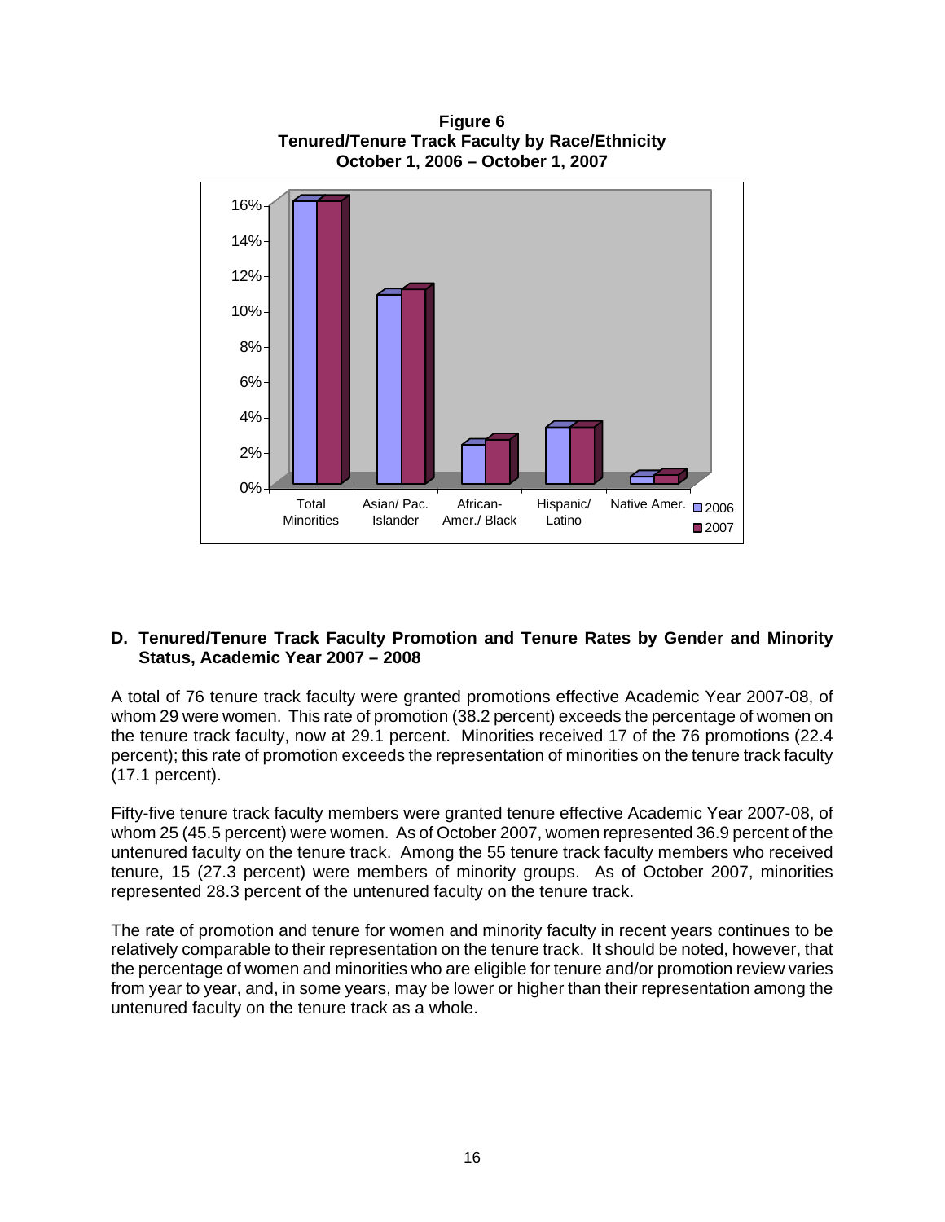**Figure 6**
**Tenured/Tenure Track Faculty by Race/Ethnicity**
**October 1, 2006 – October 1, 2007**

**D. Tenured/Tenure Track Faculty Promotion and Tenure Rates by Gender and Minority Status, Academic Year 2007 – 2008**

A total of 76 tenure track faculty were granted promotions effective Academic Year 2007-08, of whom 29 were women. This rate of promotion (38.2 percent) exceeds the percentage of women on the tenure track faculty, now at 29.1 percent. Minorities received 17 of the 76 promotions (22.4 percent); this rate of promotion exceeds the representation of minorities on the tenure track faculty (17.1 percent).

Fifty-five tenure track faculty members were granted tenure effective Academic Year 2007-08, of whom 25 (45.5 percent) were women. As of October 2007, women represented 36.9 percent of the untenured faculty on the tenure track. Among the 55 tenure track faculty members who received tenure, 15 (27.3 percent) were members of minority groups. As of October 2007, minorities represented 28.3 percent of the untenured faculty on the tenure track.

The rate of promotion and tenure for women and minority faculty in recent years continues to be relatively comparable to their representation on the tenure track. It should be noted, however, that the percentage of women and minorities who are eligible for tenure and/or promotion review varies from year to year, and, in some years, may be lower or higher than their representation among the untenured faculty on the tenure track as a whole.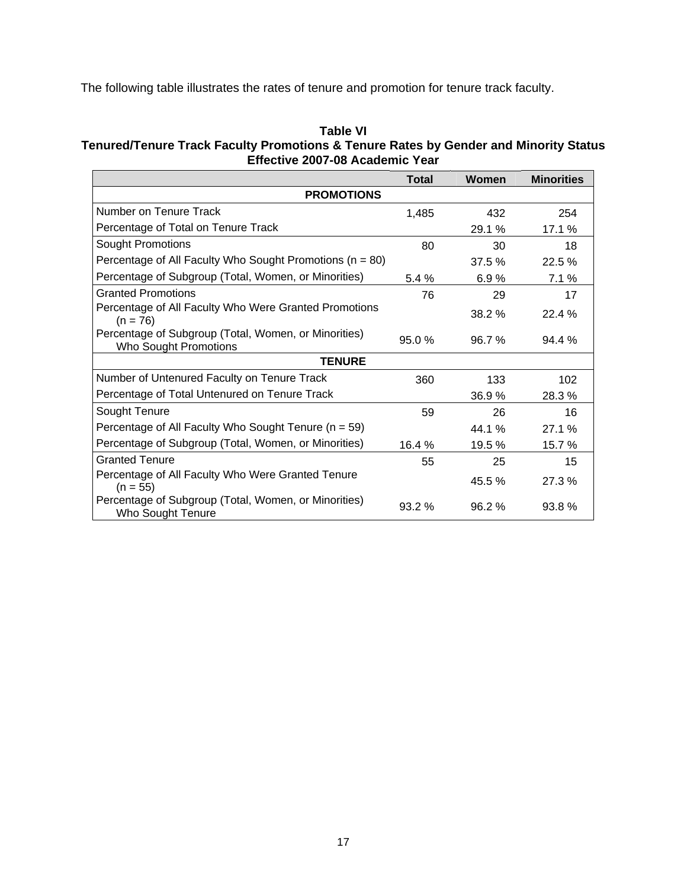The following table illustrates the rates of tenure and promotion for tenure track faculty.

**Table VI**
**Tenured/Tenure Track Faculty Promotions & Tenure Rates by Gender and Minority Status**
**Effective 2007-08 Academic Year**

| | Total | Women | Minorities |
|---|---|---|---|
| **PROMOTIONS** | | | |
| Number on Tenure Track | 1,485 | 432 | 254 |
| Percentage of Total on Tenure Track | | 29.1 % | 17.1 % |
| Sought Promotions | 80 | 30 | 18 |
| Percentage of All Faculty Who Sought Promotions (n = 80) | | 37.5 % | 22.5 % |
| Percentage of Subgroup (Total, Women, or Minorities) | 5.4 % | 6.9 % | 7.1 % |
| Granted Promotions | 76 | 29 | 17 |
| Percentage of All Faculty Who Were Granted Promotions (n = 76) | | 38.2 % | 22.4 % |
| Percentage of Subgroup (Total, Women, or Minorities) Who Sought Promotions | 95.0 % | 96.7 % | 94.4 % |
| **TENURE** | | | |
| Number of Untenured Faculty on Tenure Track | 360 | 133 | 102 |
| Percentage of Total Untenured on Tenure Track | | 36.9 % | 28.3 % |
| Sought Tenure | 59 | 26 | 16 |
| Percentage of All Faculty Who Sought Tenure (n = 59) | | 44.1 % | 27.1 % |
| Percentage of Subgroup (Total, Women, or Minorities) | 16.4 % | 19.5 % | 15.7 % |
| Granted Tenure | 55 | 25 | 15 |
| Percentage of All Faculty Who Were Granted Tenure (n = 55) | | 45.5 % | 27.3 % |
| Percentage of Subgroup (Total, Women, or Minorities) Who Sought Tenure | 93.2 % | 96.2 % | 93.8 % |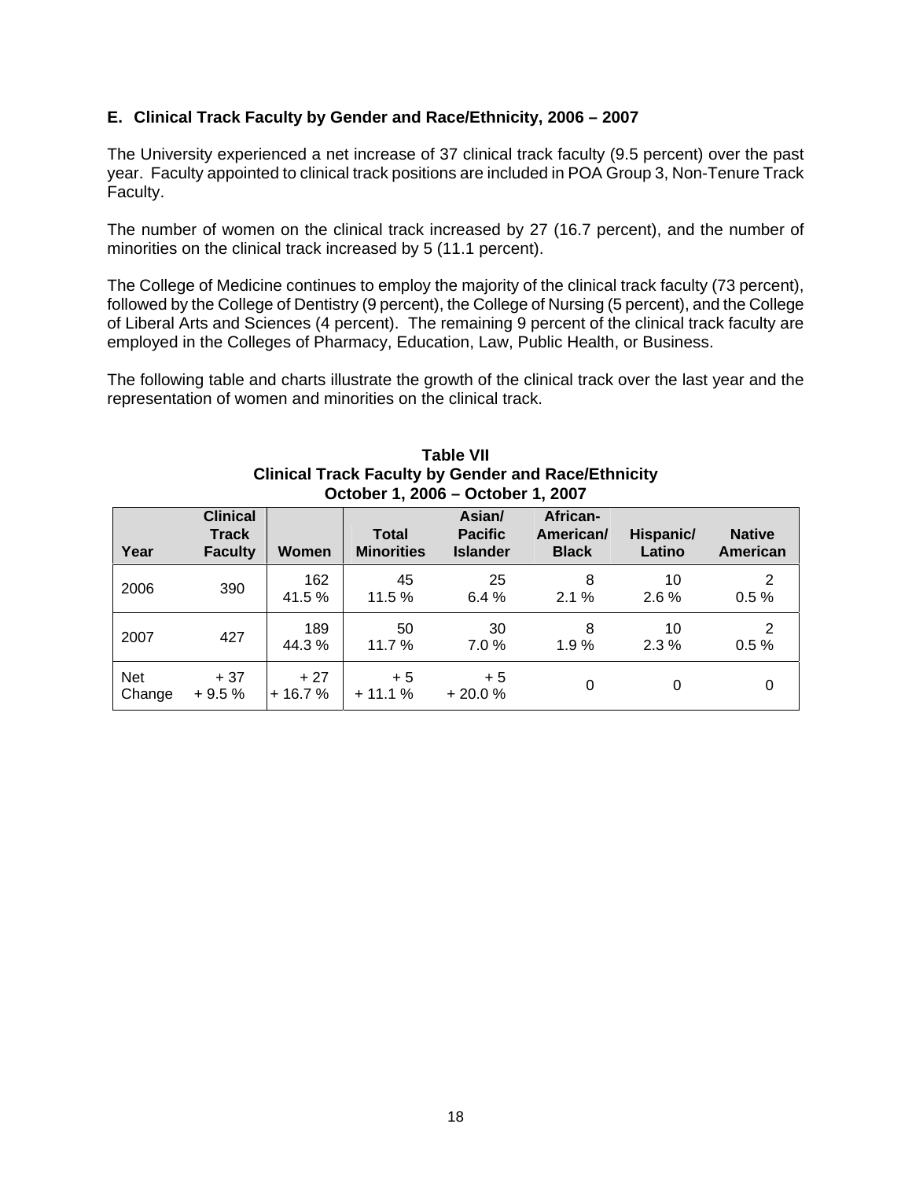### E. Clinical Track Faculty by Gender and Race/Ethnicity, 2006 – 2007

The University experienced a net increase of 37 clinical track faculty (9.5 percent) over the past year. Faculty appointed to clinical track positions are included in POA Group 3, Non-Tenure Track Faculty.

The number of women on the clinical track increased by 27 (16.7 percent), and the number of minorities on the clinical track increased by 5 (11.1 percent).

The College of Medicine continues to employ the majority of the clinical track faculty (73 percent), followed by the College of Dentistry (9 percent), the College of Nursing (5 percent), and the College of Liberal Arts and Sciences (4 percent). The remaining 9 percent of the clinical track faculty are employed in the Colleges of Pharmacy, Education, Law, Public Health, or Business.

The following table and charts illustrate the growth of the clinical track over the last year and the representation of women and minorities on the clinical track.

**Table VII**
**Clinical Track Faculty by Gender and Race/Ethnicity**
**October 1, 2006 – October 1, 2007**

| Year | Clinical Track Faculty | Women | Total Minorities | Asian/ Pacific Islander | African-American/ Black | Hispanic/ Latino | Native American |
|---|---|---|---|---|---|---|---|
| 2006 | 390 | 162<br>41.5 % | 45<br>11.5 % | 25<br>6.4 % | 8<br>2.1 % | 10<br>2.6 % | 2<br>0.5 % |
| 2007 | 427 | 189<br>44.3 % | 50<br>11.7 % | 30<br>7.0 % | 8<br>1.9 % | 10<br>2.3 % | 2<br>0.5 % |
| Net Change | + 37<br>+ 9.5 % | + 27<br>+ 16.7 % | + 5<br>+ 11.1 % | + 5<br>+ 20.0 % | 0 | 0 | 0 |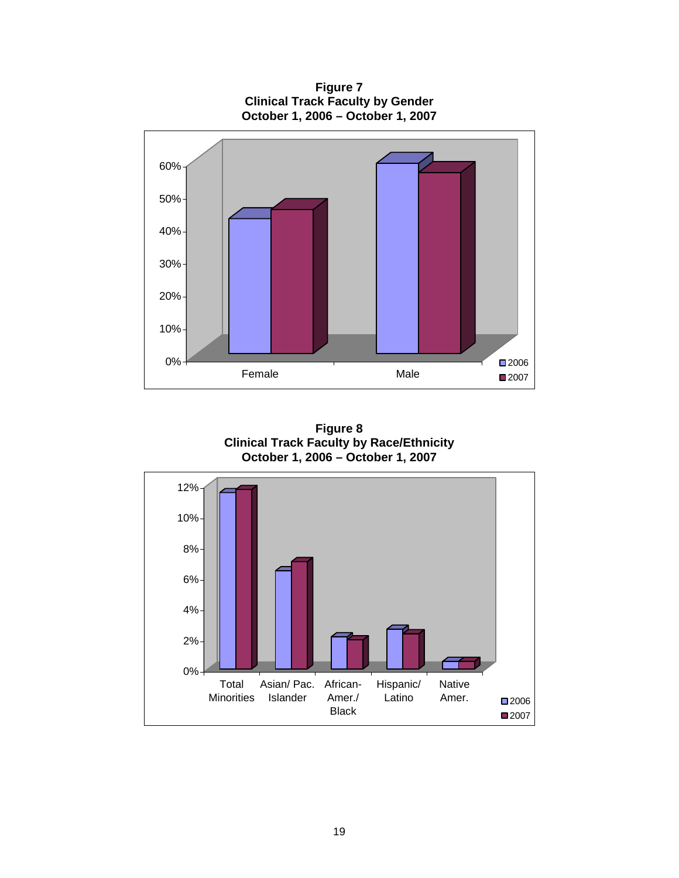**Figure 7**
**Clinical Track Faculty by Gender**
**October 1, 2006 – October 1, 2007**

**Figure 8**
**Clinical Track Faculty by Race/Ethnicity**
**October 1, 2006 – October 1, 2007**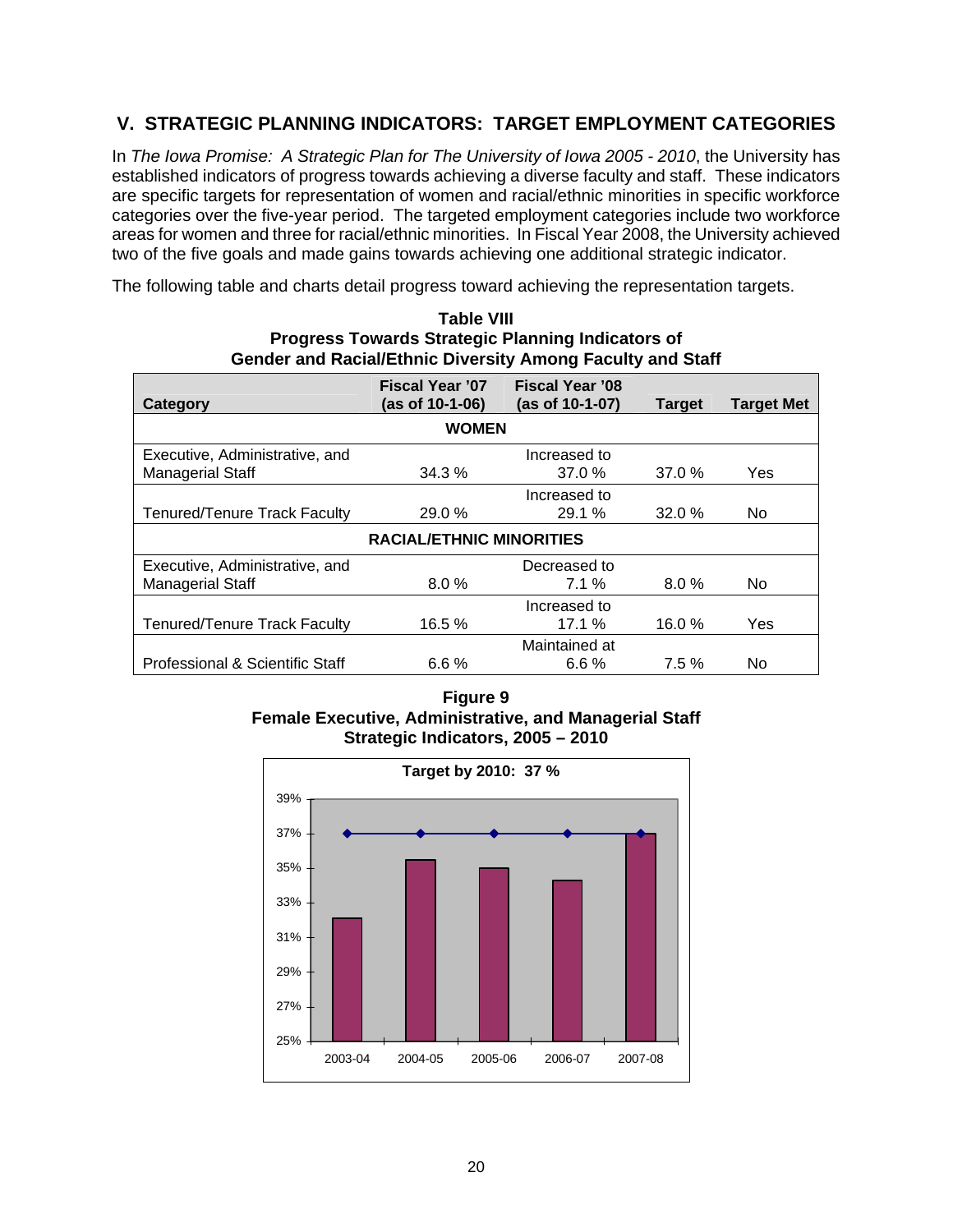## V. STRATEGIC PLANNING INDICATORS: TARGET EMPLOYMENT CATEGORIES

In *The Iowa Promise: A Strategic Plan for The University of Iowa 2005 - 2010*, the University has established indicators of progress towards achieving a diverse faculty and staff. These indicators are specific targets for representation of women and racial/ethnic minorities in specific workforce categories over the five-year period. The targeted employment categories include two workforce areas for women and three for racial/ethnic minorities. In Fiscal Year 2008, the University achieved two of the five goals and made gains towards achieving one additional strategic indicator.

The following table and charts detail progress toward achieving the representation targets.

**Table VIII**
**Progress Towards Strategic Planning Indicators of Gender and Racial/Ethnic Diversity Among Faculty and Staff**

| Category | Fiscal Year '07 (as of 10-1-06) | Fiscal Year '08 (as of 10-1-07) | Target | Target Met |
|---|---|---|---|---|
| **WOMEN** | | | | |
| Executive, Administrative, and Managerial Staff | 34.3 % | Increased to 37.0 % | 37.0 % | Yes |
| Tenured/Tenure Track Faculty | 29.0 % | Increased to 29.1 % | 32.0 % | No |
| **RACIAL/ETHNIC MINORITIES** | | | | |
| Executive, Administrative, and Managerial Staff | 8.0 % | Decreased to 7.1 % | 8.0 % | No |
| Tenured/Tenure Track Faculty | 16.5 % | Increased to 17.1 % | 16.0 % | Yes |
| Professional & Scientific Staff | 6.6 % | Maintained at 6.6 % | 7.5 % | No |

**Figure 9**
**Female Executive, Administrative, and Managerial Staff Strategic Indicators, 2005 – 2010**

Target by 2010: 37 %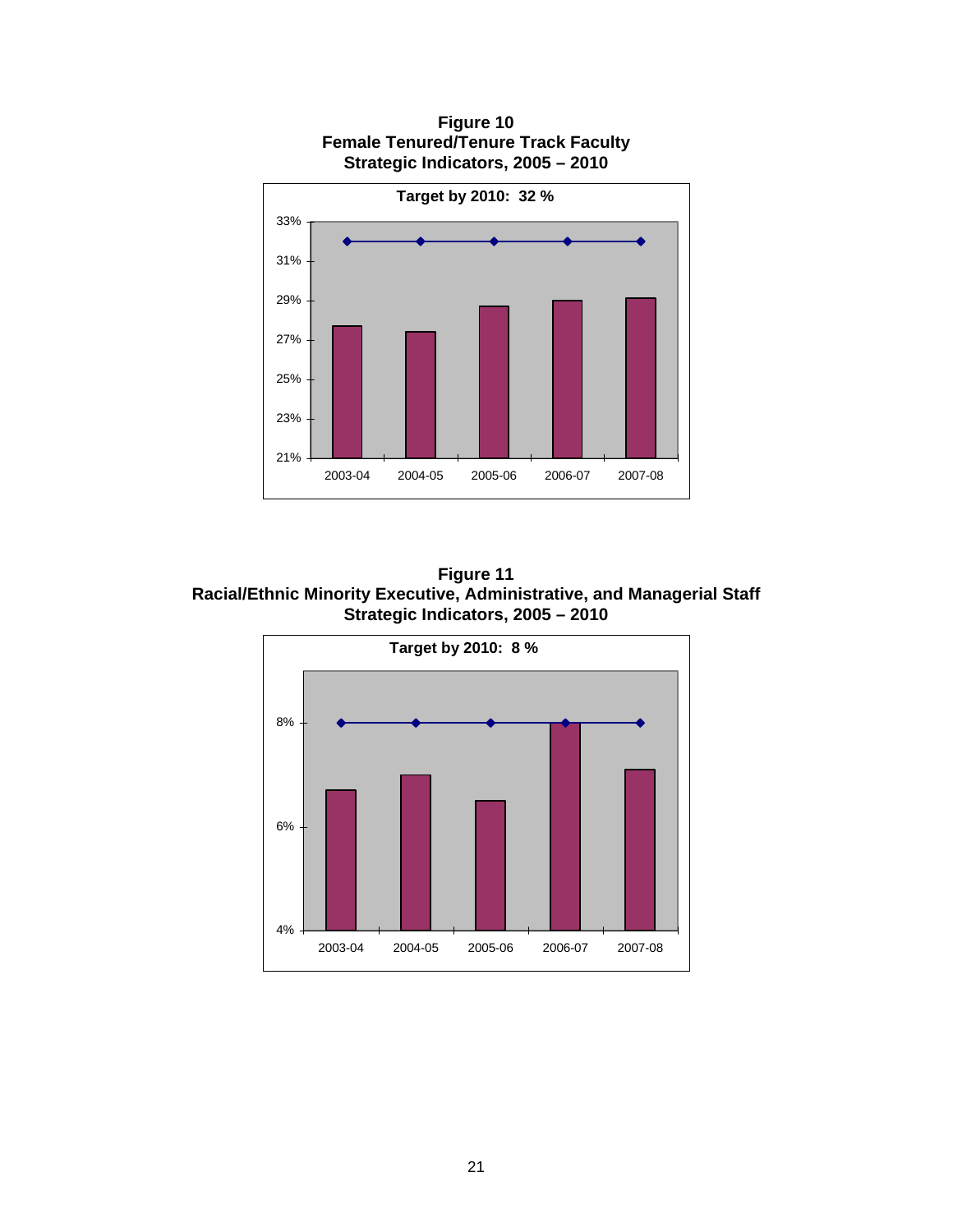**Figure 10**
**Female Tenured/Tenure Track Faculty**
**Strategic Indicators, 2005 – 2010**

Target by 2010: 32 %

**Figure 11**
**Racial/Ethnic Minority Executive, Administrative, and Managerial Staff**
**Strategic Indicators, 2005 – 2010**

Target by 2010: 8 %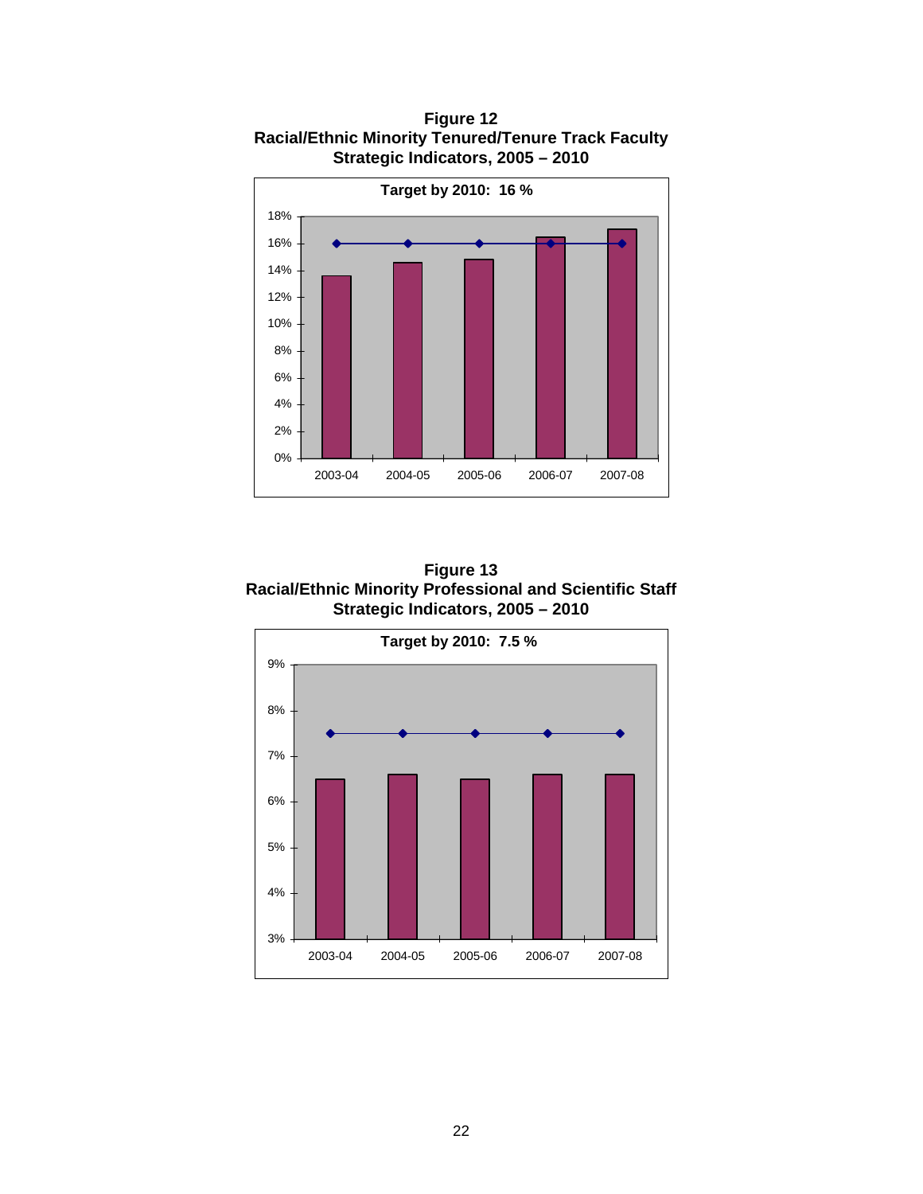**Figure 12**
**Racial/Ethnic Minority Tenured/Tenure Track Faculty**
**Strategic Indicators, 2005 – 2010**

**Target by 2010: 16 %**

**Figure 13**
**Racial/Ethnic Minority Professional and Scientific Staff**
**Strategic Indicators, 2005 – 2010**

**Target by 2010: 7.5 %**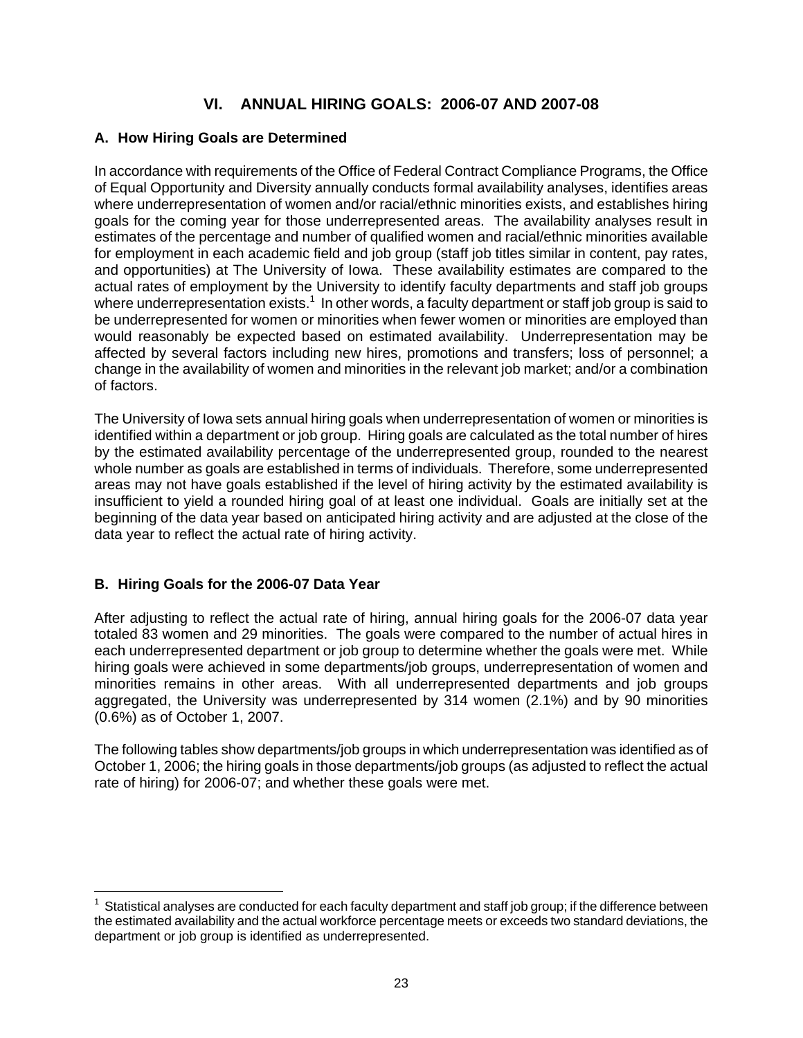# VI. ANNUAL HIRING GOALS: 2006-07 AND 2007-08

## A. How Hiring Goals are Determined

In accordance with requirements of the Office of Federal Contract Compliance Programs, the Office of Equal Opportunity and Diversity annually conducts formal availability analyses, identifies areas where underrepresentation of women and/or racial/ethnic minorities exists, and establishes hiring goals for the coming year for those underrepresented areas. The availability analyses result in estimates of the percentage and number of qualified women and racial/ethnic minorities available for employment in each academic field and job group (staff job titles similar in content, pay rates, and opportunities) at The University of Iowa. These availability estimates are compared to the actual rates of employment by the University to identify faculty departments and staff job groups where underrepresentation exists.[1] In other words, a faculty department or staff job group is said to be underrepresented for women or minorities when fewer women or minorities are employed than would reasonably be expected based on estimated availability. Underrepresentation may be affected by several factors including new hires, promotions and transfers; loss of personnel; a change in the availability of women and minorities in the relevant job market; and/or a combination of factors.

The University of Iowa sets annual hiring goals when underrepresentation of women or minorities is identified within a department or job group. Hiring goals are calculated as the total number of hires by the estimated availability percentage of the underrepresented group, rounded to the nearest whole number as goals are established in terms of individuals. Therefore, some underrepresented areas may not have goals established if the level of hiring activity by the estimated availability is insufficient to yield a rounded hiring goal of at least one individual. Goals are initially set at the beginning of the data year based on anticipated hiring activity and are adjusted at the close of the data year to reflect the actual rate of hiring activity.

## B. Hiring Goals for the 2006-07 Data Year

After adjusting to reflect the actual rate of hiring, annual hiring goals for the 2006-07 data year totaled 83 women and 29 minorities. The goals were compared to the number of actual hires in each underrepresented department or job group to determine whether the goals were met. While hiring goals were achieved in some departments/job groups, underrepresentation of women and minorities remains in other areas. With all underrepresented departments and job groups aggregated, the University was underrepresented by 314 women (2.1%) and by 90 minorities (0.6%) as of October 1, 2007.

The following tables show departments/job groups in which underrepresentation was identified as of October 1, 2006; the hiring goals in those departments/job groups (as adjusted to reflect the actual rate of hiring) for 2006-07; and whether these goals were met.

---

[1] Statistical analyses are conducted for each faculty department and staff job group; if the difference between the estimated availability and the actual workforce percentage meets or exceeds two standard deviations, the department or job group is identified as underrepresented.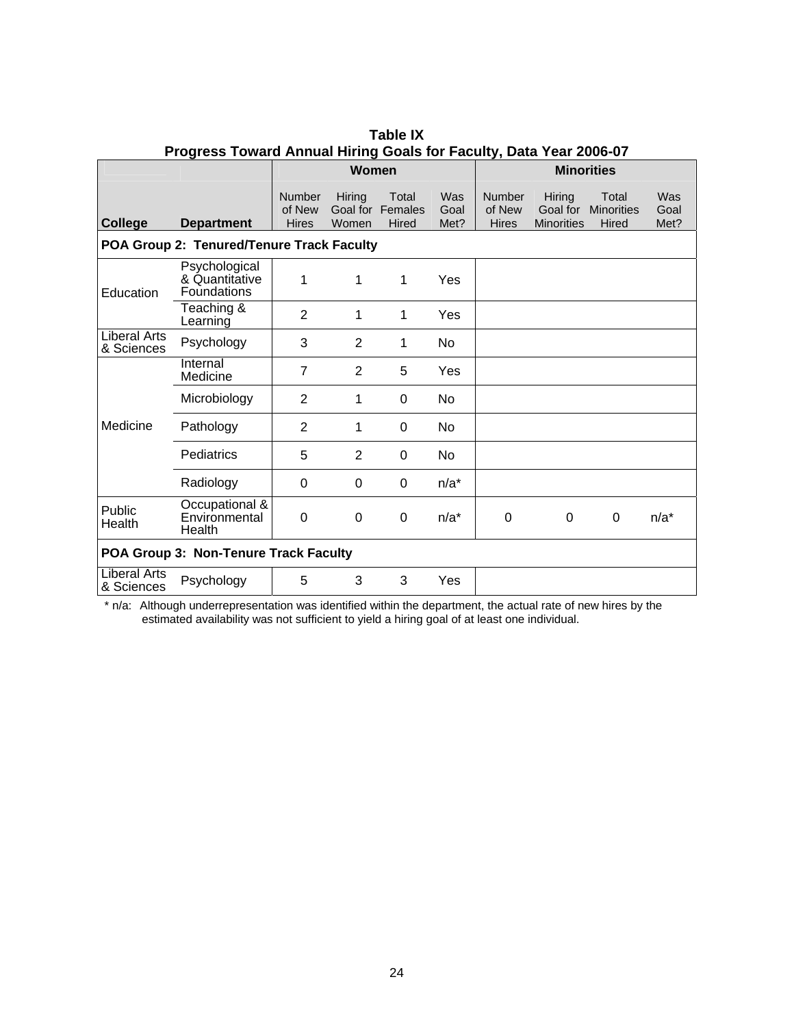**Table IX**
**Progress Toward Annual Hiring Goals for Faculty, Data Year 2006-07**

| | | Women | | | | Minorities | | | |
|---|---|---|---|---|---|---|---|---|---|
| **College** | **Department** | Number of New Hires | Hiring Goal for Women | Total Females Hired | Was Goal Met? | Number of New Hires | Hiring Goal for Minorities | Total Minorities Hired | Was Goal Met? |
| **POA Group 2: Tenured/Tenure Track Faculty** | | | | | | | | | |
| Education | Psychological & Quantitative Foundations | 1 | 1 | 1 | Yes | | | | |
| | Teaching & Learning | 2 | 1 | 1 | Yes | | | | |
| Liberal Arts & Sciences | Psychology | 3 | 2 | 1 | No | | | | |
| Medicine | Internal Medicine | 7 | 2 | 5 | Yes | | | | |
| | Microbiology | 2 | 1 | 0 | No | | | | |
| | Pathology | 2 | 1 | 0 | No | | | | |
| | Pediatrics | 5 | 2 | 0 | No | | | | |
| | Radiology | 0 | 0 | 0 | n/a* | | | | |
| Public Health | Occupational & Environmental Health | 0 | 0 | 0 | n/a* | 0 | 0 | 0 | n/a* |
| **POA Group 3: Non-Tenure Track Faculty** | | | | | | | | | |
| Liberal Arts & Sciences | Psychology | 5 | 3 | 3 | Yes | | | | |

* n/a: Although underrepresentation was identified within the department, the actual rate of new hires by the estimated availability was not sufficient to yield a hiring goal of at least one individual.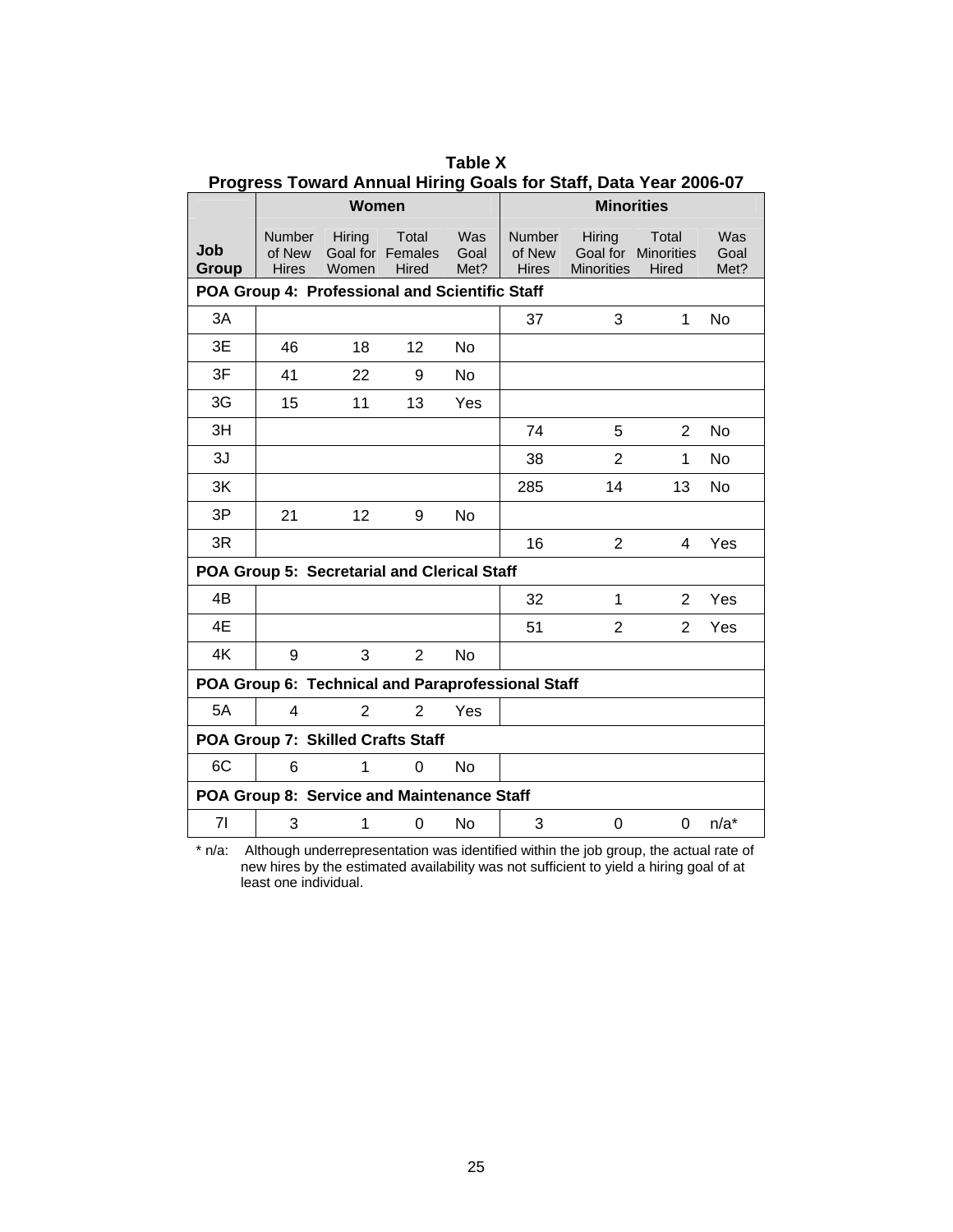**Table X**
**Progress Toward Annual Hiring Goals for Staff, Data Year 2006-07**

| | Women | | | | Minorities | | | |
|---|---|---|---|---|---|---|---|---|
| **Job Group** | Number of New Hires | Hiring Goal for Women | Total Females Hired | Was Goal Met? | Number of New Hires | Hiring Goal for Minorities | Total Minorities Hired | Was Goal Met? |
| **POA Group 4: Professional and Scientific Staff** | | | | | | | | |
| 3A | | | | | 37 | 3 | 1 | No |
| 3E | 46 | 18 | 12 | No | | | | |
| 3F | 41 | 22 | 9 | No | | | | |
| 3G | 15 | 11 | 13 | Yes | | | | |
| 3H | | | | | 74 | 5 | 2 | No |
| 3J | | | | | 38 | 2 | 1 | No |
| 3K | | | | | 285 | 14 | 13 | No |
| 3P | 21 | 12 | 9 | No | | | | |
| 3R | | | | | 16 | 2 | 4 | Yes |
| **POA Group 5: Secretarial and Clerical Staff** | | | | | | | | |
| 4B | | | | | 32 | 1 | 2 | Yes |
| 4E | | | | | 51 | 2 | 2 | Yes |
| 4K | 9 | 3 | 2 | No | | | | |
| **POA Group 6: Technical and Paraprofessional Staff** | | | | | | | | |
| 5A | 4 | 2 | 2 | Yes | | | | |
| **POA Group 7: Skilled Crafts Staff** | | | | | | | | |
| 6C | 6 | 1 | 0 | No | | | | |
| **POA Group 8: Service and Maintenance Staff** | | | | | | | | |
| 7I | 3 | 1 | 0 | No | 3 | 0 | 0 | n/a* |

* n/a: Although underrepresentation was identified within the job group, the actual rate of new hires by the estimated availability was not sufficient to yield a hiring goal of at least one individual.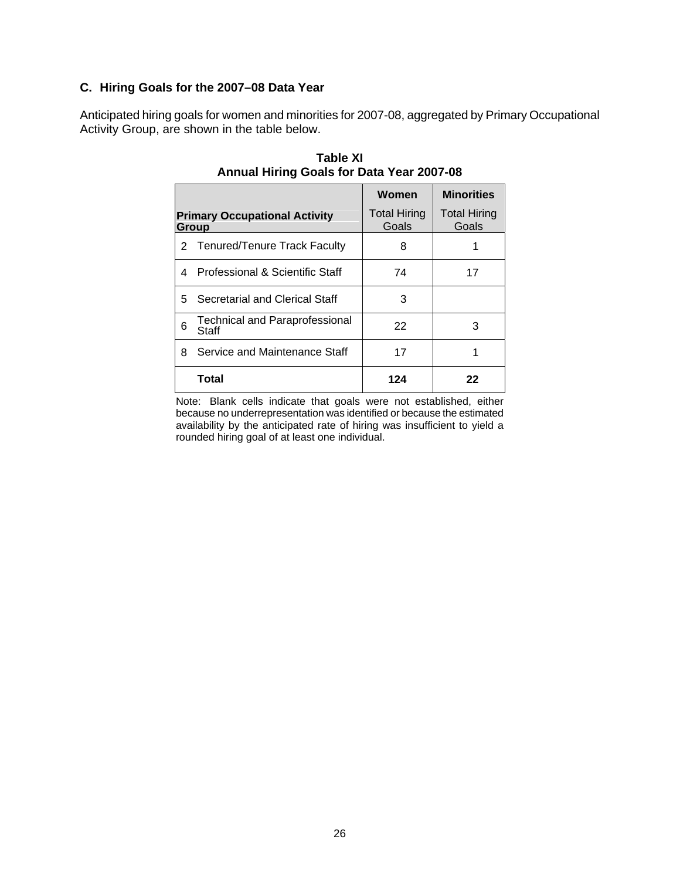### C. Hiring Goals for the 2007–08 Data Year

Anticipated hiring goals for women and minorities for 2007-08, aggregated by Primary Occupational Activity Group, are shown in the table below.

**Table XI**
**Annual Hiring Goals for Data Year 2007-08**

| Primary Occupational Activity Group | Women Total Hiring Goals | Minorities Total Hiring Goals |
|---|---|---|
| 2 Tenured/Tenure Track Faculty | 8 | 1 |
| 4 Professional & Scientific Staff | 74 | 17 |
| 5 Secretarial and Clerical Staff | 3 | |
| 6 Technical and Paraprofessional Staff | 22 | 3 |
| 8 Service and Maintenance Staff | 17 | 1 |
| **Total** | **124** | **22** |

Note: Blank cells indicate that goals were not established, either because no underrepresentation was identified or because the estimated availability by the anticipated rate of hiring was insufficient to yield a rounded hiring goal of at least one individual.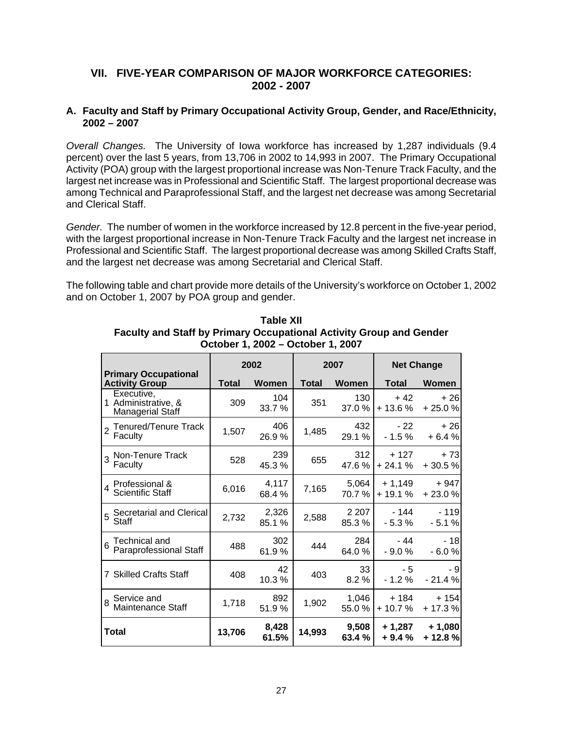## VII. FIVE-YEAR COMPARISON OF MAJOR WORKFORCE CATEGORIES: 2002 - 2007

### A. Faculty and Staff by Primary Occupational Activity Group, Gender, and Race/Ethnicity, 2002 – 2007

*Overall Changes.* The University of Iowa workforce has increased by 1,287 individuals (9.4 percent) over the last 5 years, from 13,706 in 2002 to 14,993 in 2007. The Primary Occupational Activity (POA) group with the largest proportional increase was Non-Tenure Track Faculty, and the largest net increase was in Professional and Scientific Staff. The largest proportional decrease was among Technical and Paraprofessional Staff, and the largest net decrease was among Secretarial and Clerical Staff.

*Gender.* The number of women in the workforce increased by 12.8 percent in the five-year period, with the largest proportional increase in Non-Tenure Track Faculty and the largest net increase in Professional and Scientific Staff. The largest proportional decrease was among Skilled Crafts Staff, and the largest net decrease was among Secretarial and Clerical Staff.

The following table and chart provide more details of the University's workforce on October 1, 2002 and on October 1, 2007 by POA group and gender.

**Table XII**
**Faculty and Staff by Primary Occupational Activity Group and Gender**
**October 1, 2002 – October 1, 2007**

| Primary Occupational Activity Group | 2002 | | 2007 | | Net Change | |
|---|---|---|---|---|---|---|
| | Total | Women | Total | Women | Total | Women |
| 1 Executive, Administrative, & Managerial Staff | 309 | 104<br>33.7 % | 351 | 130<br>37.0 % | + 42<br>+ 13.6 % | + 26<br>+ 25.0 % |
| 2 Tenured/Tenure Track Faculty | 1,507 | 406<br>26.9 % | 1,485 | 432<br>29.1 % | - 22<br>- 1.5 % | + 26<br>+ 6.4 % |
| 3 Non-Tenure Track Faculty | 528 | 239<br>45.3 % | 655 | 312<br>47.6 % | + 127<br>+ 24.1 % | + 73<br>+ 30.5 % |
| 4 Professional & Scientific Staff | 6,016 | 4,117<br>68.4 % | 7,165 | 5,064<br>70.7 % | + 1,149<br>+ 19.1 % | + 947<br>+ 23.0 % |
| 5 Secretarial and Clerical Staff | 2,732 | 2,326<br>85.1 % | 2,588 | 2 207<br>85.3 % | - 144<br>- 5.3 % | - 119<br>- 5.1 % |
| 6 Technical and Paraprofessional Staff | 488 | 302<br>61.9 % | 444 | 284<br>64.0 % | - 44<br>- 9.0 % | - 18<br>- 6.0 % |
| 7 Skilled Crafts Staff | 408 | 42<br>10.3 % | 403 | 33<br>8.2 % | - 5<br>- 1.2 % | - 9<br>- 21.4 % |
| 8 Service and Maintenance Staff | 1,718 | 892<br>51.9 % | 1,902 | 1,046<br>55.0 % | + 184<br>+ 10.7 % | + 154<br>+ 17.3 % |
| **Total** | **13,706** | **8,428**<br>**61.5%** | **14,993** | **9,508**<br>**63.4 %** | **+ 1,287**<br>**+ 9.4 %** | **+ 1,080**<br>**+ 12.8 %** |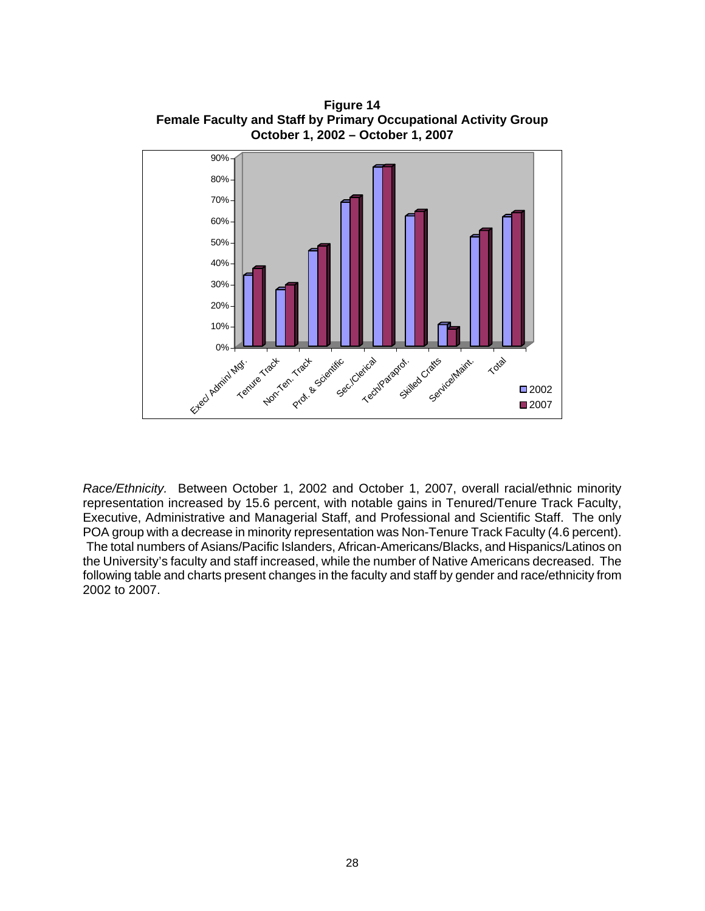**Figure 14**
**Female Faculty and Staff by Primary Occupational Activity Group**
**October 1, 2002 – October 1, 2007**

*Race/Ethnicity.* Between October 1, 2002 and October 1, 2007, overall racial/ethnic minority representation increased by 15.6 percent, with notable gains in Tenured/Tenure Track Faculty, Executive, Administrative and Managerial Staff, and Professional and Scientific Staff. The only POA group with a decrease in minority representation was Non-Tenure Track Faculty (4.6 percent). The total numbers of Asians/Pacific Islanders, African-Americans/Blacks, and Hispanics/Latinos on the University's faculty and staff increased, while the number of Native Americans decreased. The following table and charts present changes in the faculty and staff by gender and race/ethnicity from 2002 to 2007.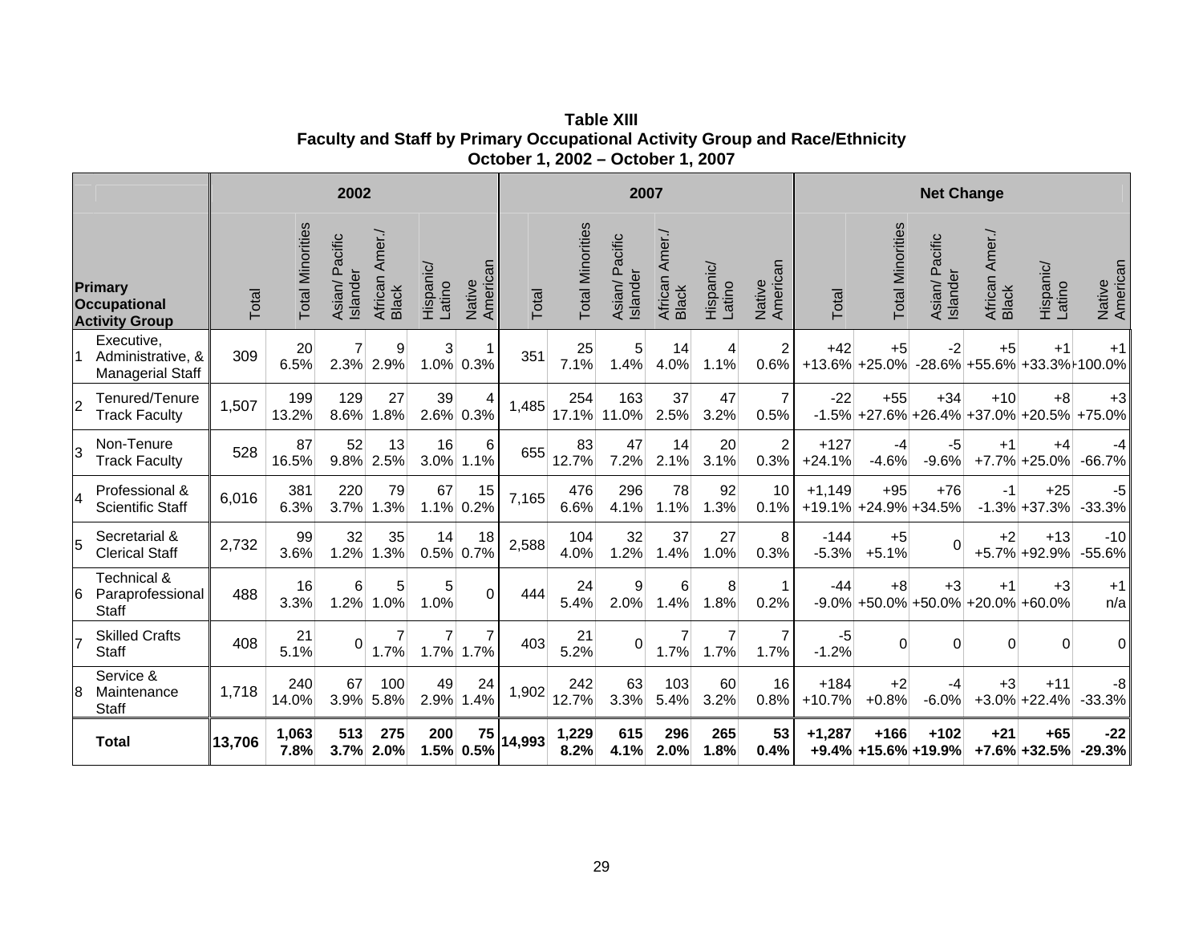**Table XIII**
**Faculty and Staff by Primary Occupational Activity Group and Race/Ethnicity**
**October 1, 2002 – October 1, 2007**

| | Primary Occupational Activity Group | 2002 | | | | | | 2007 | | | | | | Net Change | | | | | |
|---|---|---|---|---|---|---|---|---|---|---|---|---|---|---|---|---|---|---|---|
| | | Total | Total Minorities | Asian/ Pacific Islander | African Amer./ Black | Hispanic/ Latino | Native American | Total | Total Minorities | Asian/ Pacific Islander | African Amer./ Black | Hispanic/ Latino | Native American | Total | Total Minorities | Asian/ Pacific Islander | African Amer./ Black | Hispanic/ Latino | Native American |
| 1 | Executive, Administrative, & Managerial Staff | 309 | 20<br>6.5% | 7<br>2.3% | 9<br>2.9% | 3<br>1.0% | 1<br>0.3% | 351 | 25<br>7.1% | 5<br>1.4% | 14<br>4.0% | 4<br>1.1% | 2<br>0.6% | +42<br>+13.6% | +5<br>+25.0% | -2<br>-28.6% | +5<br>+55.6% | +1<br>+33.3% | +1<br>+100.0% |
| 2 | Tenured/Tenure Track Faculty | 1,507 | 199<br>13.2% | 129<br>8.6% | 27<br>1.8% | 39<br>2.6% | 4<br>0.3% | 1,485 | 254<br>17.1% | 163<br>11.0% | 37<br>2.5% | 47<br>3.2% | 7<br>0.5% | -22<br>-1.5% | +55<br>+27.6% | +34<br>+26.4% | +10<br>+37.0% | +8<br>+20.5% | +3<br>+75.0% |
| 3 | Non-Tenure Track Faculty | 528 | 87<br>16.5% | 52<br>9.8% | 13<br>2.5% | 16<br>3.0% | 6<br>1.1% | 655 | 83<br>12.7% | 47<br>7.2% | 14<br>2.1% | 20<br>3.1% | 2<br>0.3% | +127<br>+24.1% | -4<br>-4.6% | -5<br>-9.6% | +1<br>+7.7% | +4<br>+25.0% | -4<br>-66.7% |
| 4 | Professional & Scientific Staff | 6,016 | 381<br>6.3% | 220<br>3.7% | 79<br>1.3% | 67<br>1.1% | 15<br>0.2% | 7,165 | 476<br>6.6% | 296<br>4.1% | 78<br>1.1% | 92<br>1.3% | 10<br>0.1% | +1,149<br>+19.1% | +95<br>+24.9% | +76<br>+34.5% | -1<br>-1.3% | +25<br>+37.3% | -5<br>-33.3% |
| 5 | Secretarial & Clerical Staff | 2,732 | 99<br>3.6% | 32<br>1.2% | 35<br>1.3% | 14<br>0.5% | 18<br>0.7% | 2,588 | 104<br>4.0% | 32<br>1.2% | 37<br>1.4% | 27<br>1.0% | 8<br>0.3% | -144<br>-5.3% | +5<br>+5.1% | 0 | +2<br>+5.7% | +13<br>+92.9% | -10<br>-55.6% |
| 6 | Technical & Paraprofessional Staff | 488 | 16<br>3.3% | 6<br>1.2% | 5<br>1.0% | 5<br>1.0% | 0 | 444 | 24<br>5.4% | 9<br>2.0% | 6<br>1.4% | 8<br>1.8% | 1<br>0.2% | -44<br>-9.0% | +8<br>+50.0% | +3<br>+50.0% | +1<br>+20.0% | +3<br>+60.0% | +1<br>n/a |
| 7 | Skilled Crafts Staff | 408 | 21<br>5.1% | 0 | 7<br>1.7% | 7<br>1.7% | 7<br>1.7% | 403 | 21<br>5.2% | 0 | 7<br>1.7% | 7<br>1.7% | 7<br>1.7% | -5<br>-1.2% | 0 | 0 | 0 | 0 | 0 |
| 8 | Service & Maintenance Staff | 1,718 | 240<br>14.0% | 67<br>3.9% | 100<br>5.8% | 49<br>2.9% | 24<br>1.4% | 1,902 | 242<br>12.7% | 63<br>3.3% | 103<br>5.4% | 60<br>3.2% | 16<br>0.8% | +184<br>+10.7% | +2<br>+0.8% | -4<br>-6.0% | +3<br>+3.0% | +11<br>+22.4% | -8<br>-33.3% |
| | **Total** | **13,706** | **1,063<br>7.8%** | **513<br>3.7%** | **275<br>2.0%** | **200<br>1.5%** | **75<br>0.5%** | **14,993** | **1,229<br>8.2%** | **615<br>4.1%** | **296<br>2.0%** | **265<br>1.8%** | **53<br>0.4%** | **+1,287<br>+9.4%** | **+166<br>+15.6%** | **+102<br>+19.9%** | **+21<br>+7.6%** | **+65<br>+32.5%** | **-22<br>-29.3%** |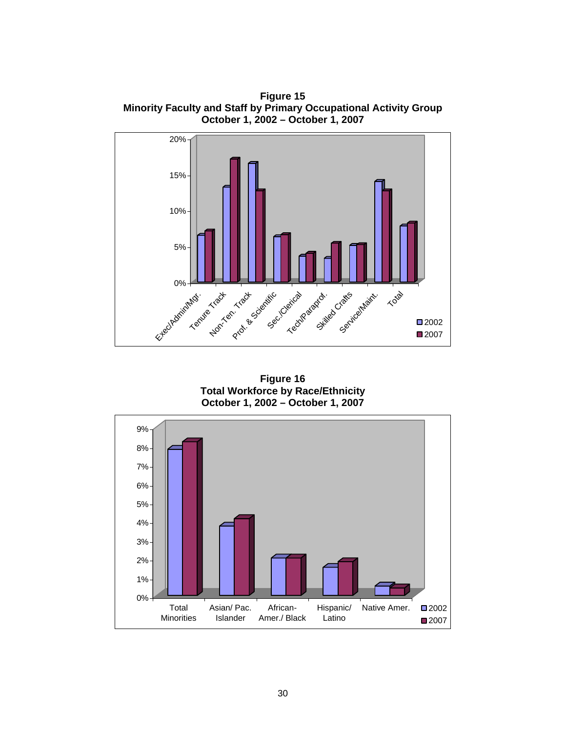**Figure 15**
**Minority Faculty and Staff by Primary Occupational Activity Group**
**October 1, 2002 – October 1, 2007**

**Figure 16**
**Total Workforce by Race/Ethnicity**
**October 1, 2002 – October 1, 2007**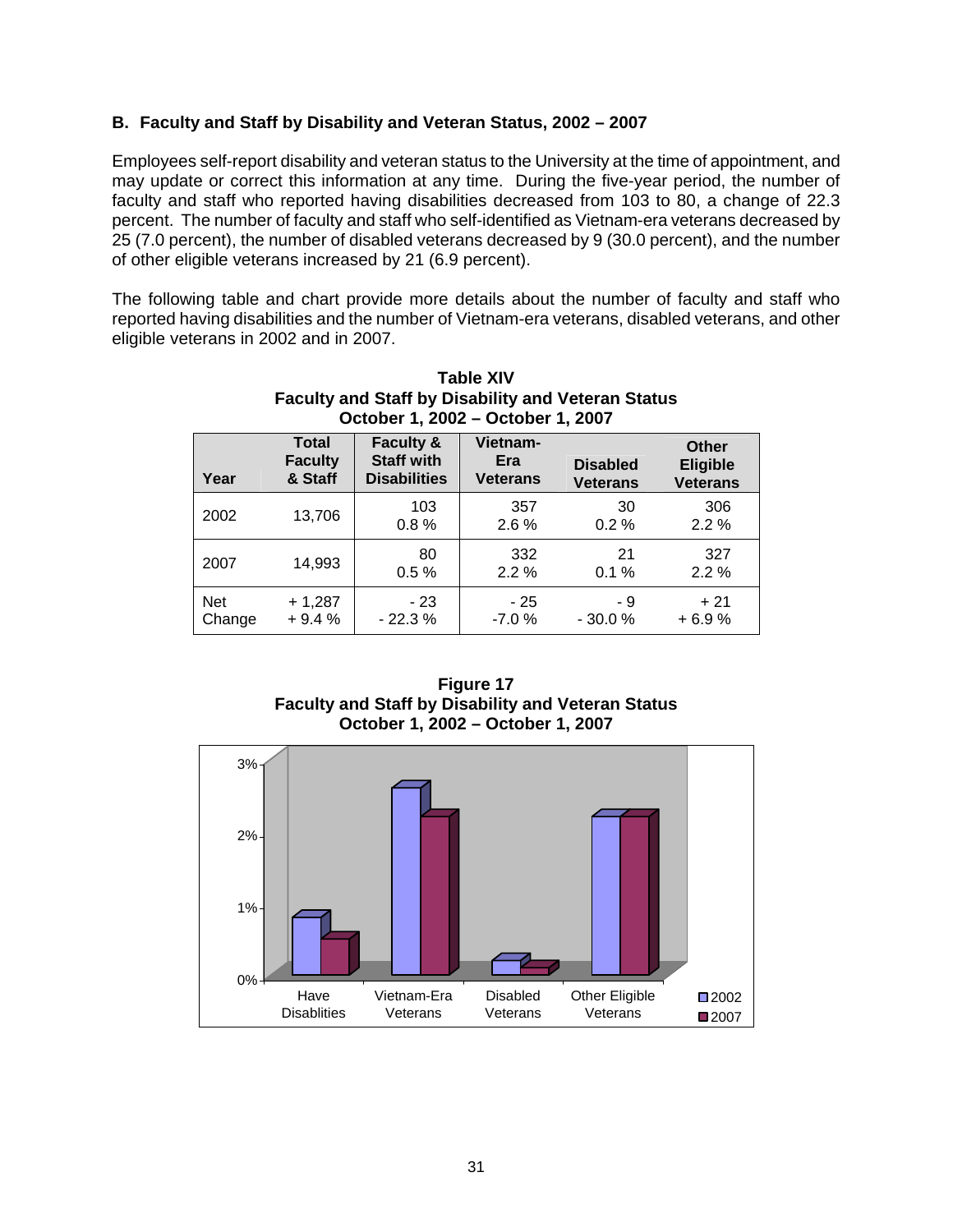### B. Faculty and Staff by Disability and Veteran Status, 2002 – 2007

Employees self-report disability and veteran status to the University at the time of appointment, and may update or correct this information at any time. During the five-year period, the number of faculty and staff who reported having disabilities decreased from 103 to 80, a change of 22.3 percent. The number of faculty and staff who self-identified as Vietnam-era veterans decreased by 25 (7.0 percent), the number of disabled veterans decreased by 9 (30.0 percent), and the number of other eligible veterans increased by 21 (6.9 percent).

The following table and chart provide more details about the number of faculty and staff who reported having disabilities and the number of Vietnam-era veterans, disabled veterans, and other eligible veterans in 2002 and in 2007.

**Table XIV**
**Faculty and Staff by Disability and Veteran Status**
**October 1, 2002 – October 1, 2007**

| Year | Total Faculty & Staff | Faculty & Staff with Disabilities | Vietnam-Era Veterans | Disabled Veterans | Other Eligible Veterans |
|---|---|---|---|---|---|
| 2002 | 13,706 | 103<br>0.8 % | 357<br>2.6 % | 30<br>0.2 % | 306<br>2.2 % |
| 2007 | 14,993 | 80<br>0.5 % | 332<br>2.2 % | 21<br>0.1 % | 327<br>2.2 % |
| Net Change | + 1,287<br>+ 9.4 % | - 23<br>- 22.3 % | - 25<br>-7.0 % | - 9<br>- 30.0 % | + 21<br>+ 6.9 % |

**Figure 17**
**Faculty and Staff by Disability and Veteran Status**
**October 1, 2002 – October 1, 2007**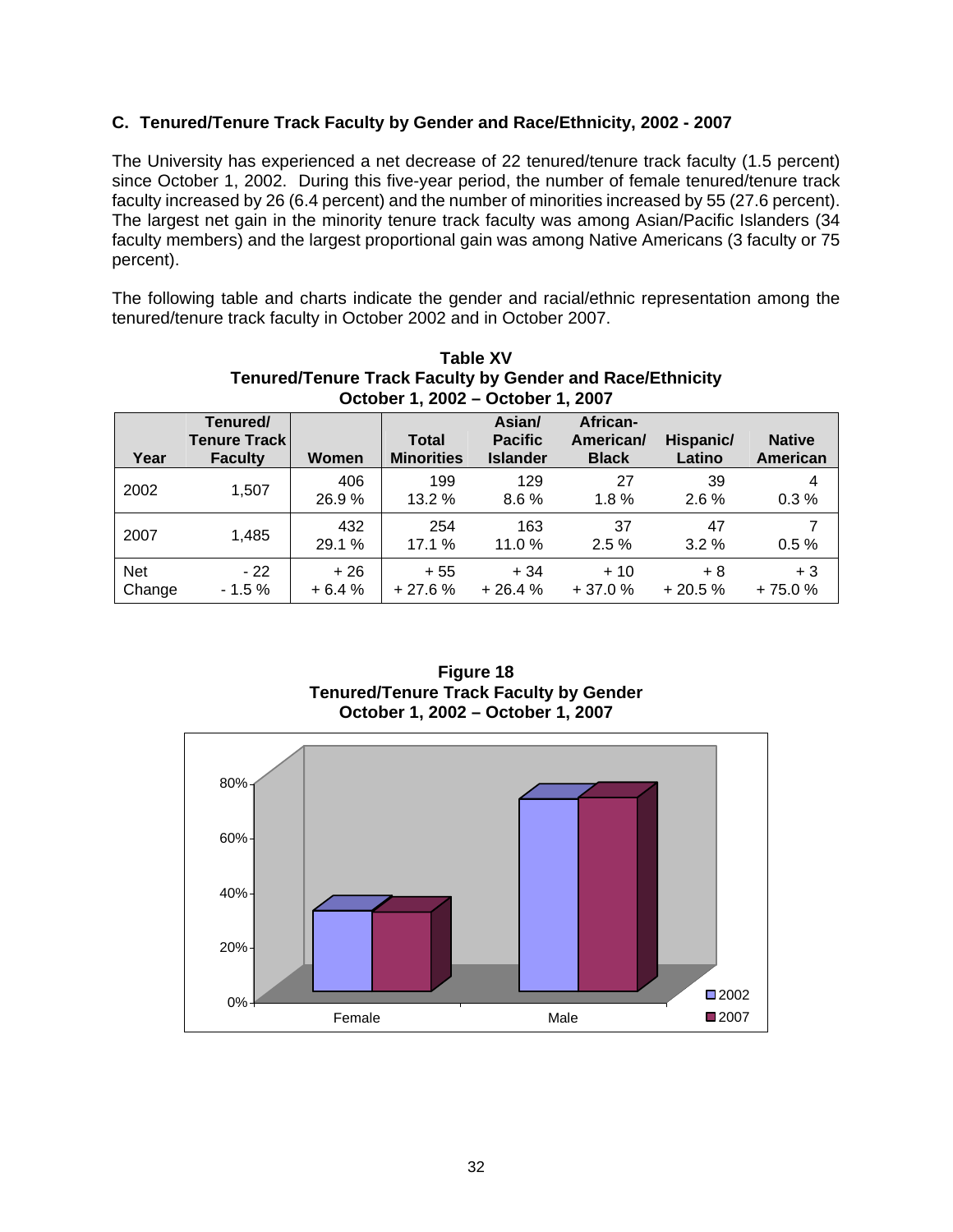### C. Tenured/Tenure Track Faculty by Gender and Race/Ethnicity, 2002 - 2007

The University has experienced a net decrease of 22 tenured/tenure track faculty (1.5 percent) since October 1, 2002. During this five-year period, the number of female tenured/tenure track faculty increased by 26 (6.4 percent) and the number of minorities increased by 55 (27.6 percent). The largest net gain in the minority tenure track faculty was among Asian/Pacific Islanders (34 faculty members) and the largest proportional gain was among Native Americans (3 faculty or 75 percent).

The following table and charts indicate the gender and racial/ethnic representation among the tenured/tenure track faculty in October 2002 and in October 2007.

**Table XV**
**Tenured/Tenure Track Faculty by Gender and Race/Ethnicity**
**October 1, 2002 – October 1, 2007**

| Year | Tenured/ Tenure Track Faculty | Women | Total Minorities | Asian/ Pacific Islander | African-American/ Black | Hispanic/ Latino | Native American |
|---|---|---|---|---|---|---|---|
| 2002 | 1,507 | 406<br>26.9 % | 199<br>13.2 % | 129<br>8.6 % | 27<br>1.8 % | 39<br>2.6 % | 4<br>0.3 % |
| 2007 | 1,485 | 432<br>29.1 % | 254<br>17.1 % | 163<br>11.0 % | 37<br>2.5 % | 47<br>3.2 % | 7<br>0.5 % |
| Net Change | - 22<br>- 1.5 % | + 26<br>+ 6.4 % | + 55<br>+ 27.6 % | + 34<br>+ 26.4 % | + 10<br>+ 37.0 % | + 8<br>+ 20.5 % | + 3<br>+ 75.0 % |

**Figure 18**
**Tenured/Tenure Track Faculty by Gender**
**October 1, 2002 – October 1, 2007**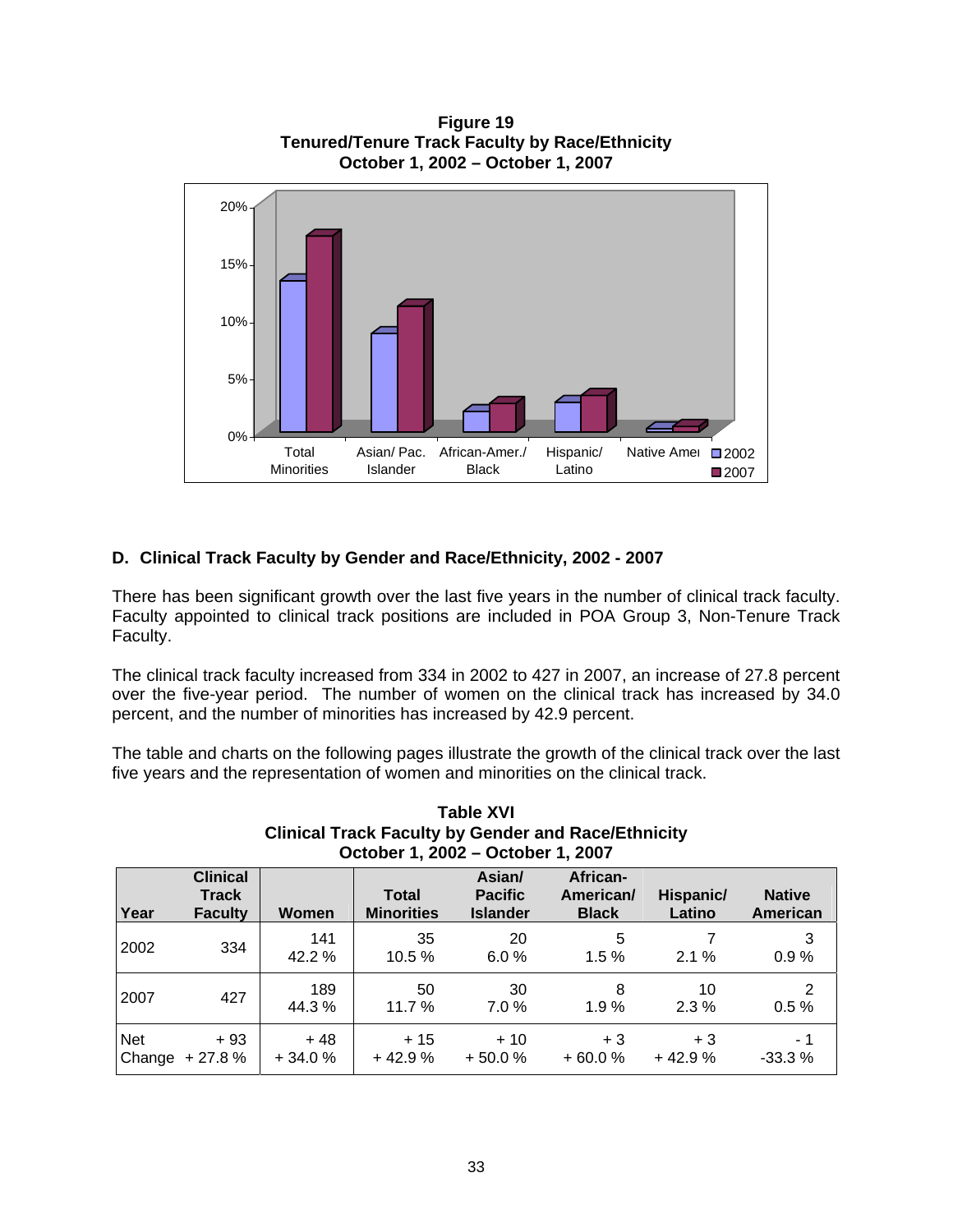**Figure 19**
**Tenured/Tenure Track Faculty by Race/Ethnicity**
**October 1, 2002 – October 1, 2007**

## D. Clinical Track Faculty by Gender and Race/Ethnicity, 2002 - 2007

There has been significant growth over the last five years in the number of clinical track faculty. Faculty appointed to clinical track positions are included in POA Group 3, Non-Tenure Track Faculty.

The clinical track faculty increased from 334 in 2002 to 427 in 2007, an increase of 27.8 percent over the five-year period. The number of women on the clinical track has increased by 34.0 percent, and the number of minorities has increased by 42.9 percent.

The table and charts on the following pages illustrate the growth of the clinical track over the last five years and the representation of women and minorities on the clinical track.

**Table XVI**
**Clinical Track Faculty by Gender and Race/Ethnicity**
**October 1, 2002 – October 1, 2007**

| Year | Clinical Track Faculty | Women | Total Minorities | Asian/ Pacific Islander | African-American/ Black | Hispanic/ Latino | Native American |
|---|---|---|---|---|---|---|---|
| 2002 | 334 | 141<br>42.2 % | 35<br>10.5 % | 20<br>6.0 % | 5<br>1.5 % | 7<br>2.1 % | 3<br>0.9 % |
| 2007 | 427 | 189<br>44.3 % | 50<br>11.7 % | 30<br>7.0 % | 8<br>1.9 % | 10<br>2.3 % | 2<br>0.5 % |
| Net Change | + 93<br>+ 27.8 % | + 48<br>+ 34.0 % | + 15<br>+ 42.9 % | + 10<br>+ 50.0 % | + 3<br>+ 60.0 % | + 3<br>+ 42.9 % | - 1<br>-33.3 % |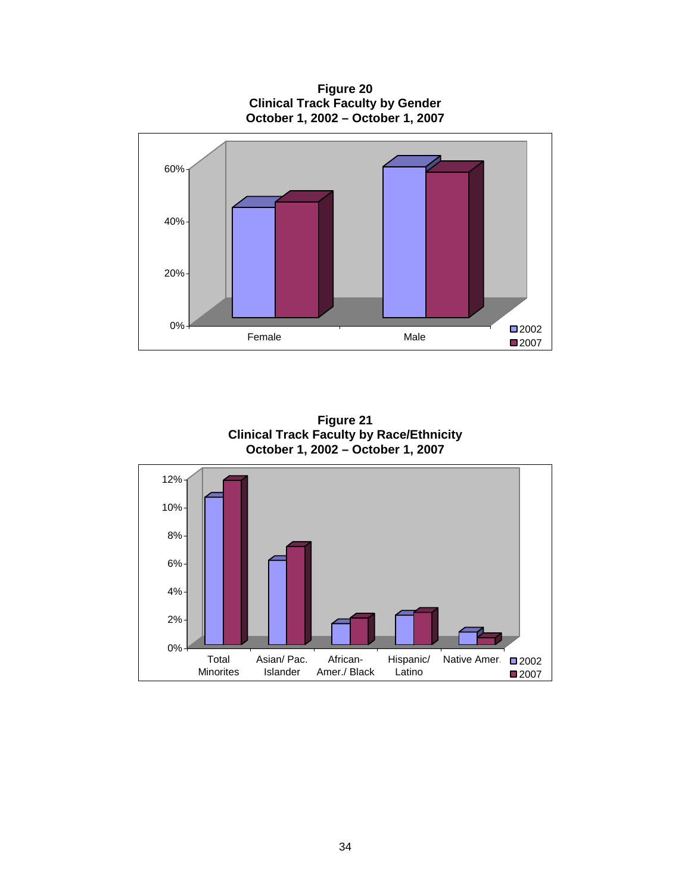**Figure 20**
**Clinical Track Faculty by Gender**
**October 1, 2002 – October 1, 2007**

**Figure 21**
**Clinical Track Faculty by Race/Ethnicity**
**October 1, 2002 – October 1, 2007**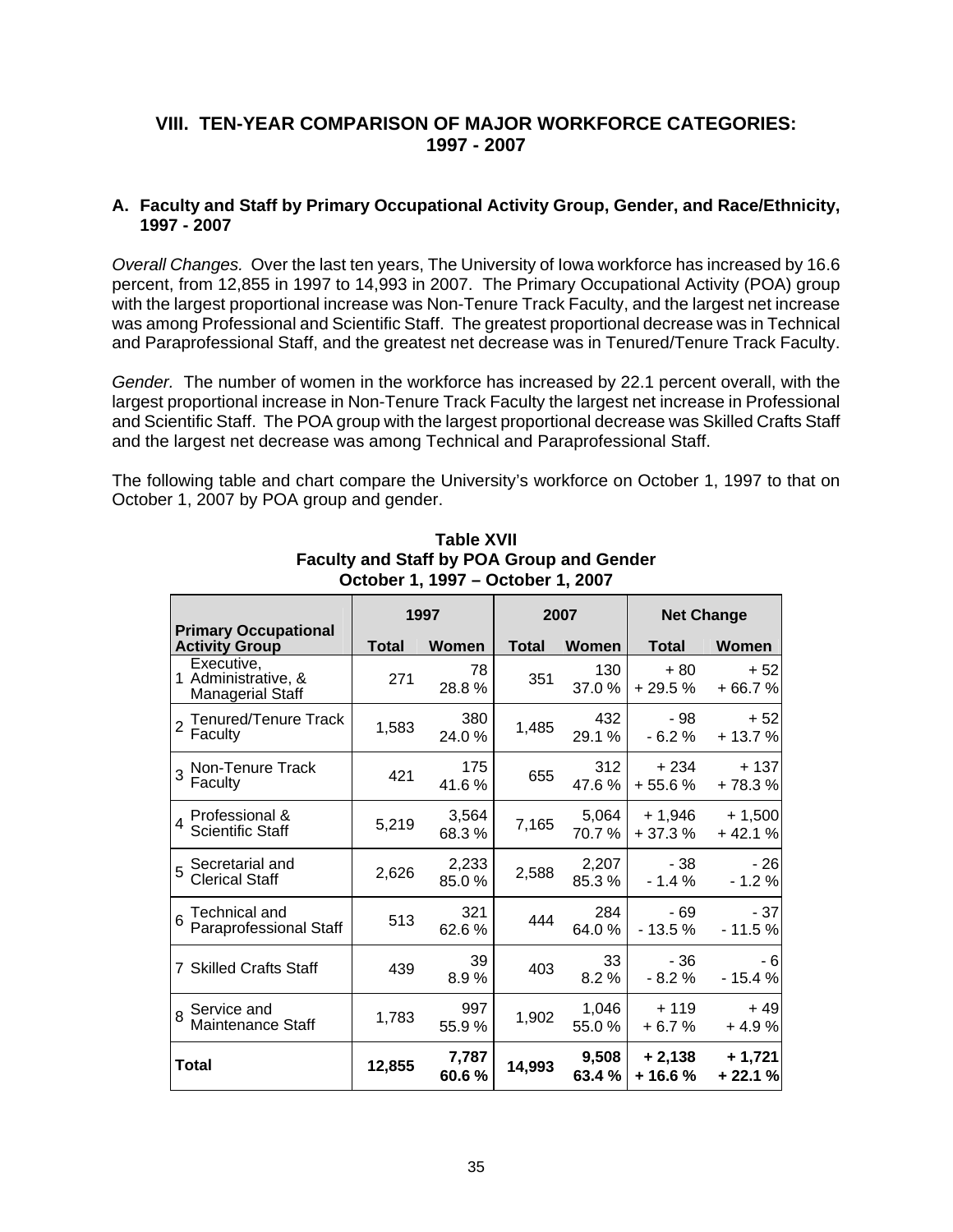## VIII. TEN-YEAR COMPARISON OF MAJOR WORKFORCE CATEGORIES: 1997 - 2007

### A. Faculty and Staff by Primary Occupational Activity Group, Gender, and Race/Ethnicity, 1997 - 2007

*Overall Changes.* Over the last ten years, The University of Iowa workforce has increased by 16.6 percent, from 12,855 in 1997 to 14,993 in 2007. The Primary Occupational Activity (POA) group with the largest proportional increase was Non-Tenure Track Faculty, and the largest net increase was among Professional and Scientific Staff. The greatest proportional decrease was in Technical and Paraprofessional Staff, and the greatest net decrease was in Tenured/Tenure Track Faculty.

*Gender.* The number of women in the workforce has increased by 22.1 percent overall, with the largest proportional increase in Non-Tenure Track Faculty the largest net increase in Professional and Scientific Staff. The POA group with the largest proportional decrease was Skilled Crafts Staff and the largest net decrease was among Technical and Paraprofessional Staff.

The following table and chart compare the University's workforce on October 1, 1997 to that on October 1, 2007 by POA group and gender.

**Table XVII**
**Faculty and Staff by POA Group and Gender**
**October 1, 1997 – October 1, 2007**

| Primary Occupational Activity Group | 1997 | | 2007 | | Net Change | |
|---|---|---|---|---|---|---|
| | Total | Women | Total | Women | Total | Women |
| 1 Executive, Administrative, & Managerial Staff | 271 | 78<br>28.8 % | 351 | 130<br>37.0 % | + 80<br>+ 29.5 % | + 52<br>+ 66.7 % |
| 2 Tenured/Tenure Track Faculty | 1,583 | 380<br>24.0 % | 1,485 | 432<br>29.1 % | - 98<br>- 6.2 % | + 52<br>+ 13.7 % |
| 3 Non-Tenure Track Faculty | 421 | 175<br>41.6 % | 655 | 312<br>47.6 % | + 234<br>+ 55.6 % | + 137<br>+ 78.3 % |
| 4 Professional & Scientific Staff | 5,219 | 3,564<br>68.3 % | 7,165 | 5,064<br>70.7 % | + 1,946<br>+ 37.3 % | + 1,500<br>+ 42.1 % |
| 5 Secretarial and Clerical Staff | 2,626 | 2,233<br>85.0 % | 2,588 | 2,207<br>85.3 % | - 38<br>- 1.4 % | - 26<br>- 1.2 % |
| 6 Technical and Paraprofessional Staff | 513 | 321<br>62.6 % | 444 | 284<br>64.0 % | - 69<br>- 13.5 % | - 37<br>- 11.5 % |
| 7 Skilled Crafts Staff | 439 | 39<br>8.9 % | 403 | 33<br>8.2 % | - 36<br>- 8.2 % | - 6<br>- 15.4 % |
| 8 Service and Maintenance Staff | 1,783 | 997<br>55.9 % | 1,902 | 1,046<br>55.0 % | + 119<br>+ 6.7 % | + 49<br>+ 4.9 % |
| **Total** | **12,855** | **7,787**<br>**60.6 %** | **14,993** | **9,508**<br>**63.4 %** | **+ 2,138**<br>**+ 16.6 %** | **+ 1,721**<br>**+ 22.1 %** |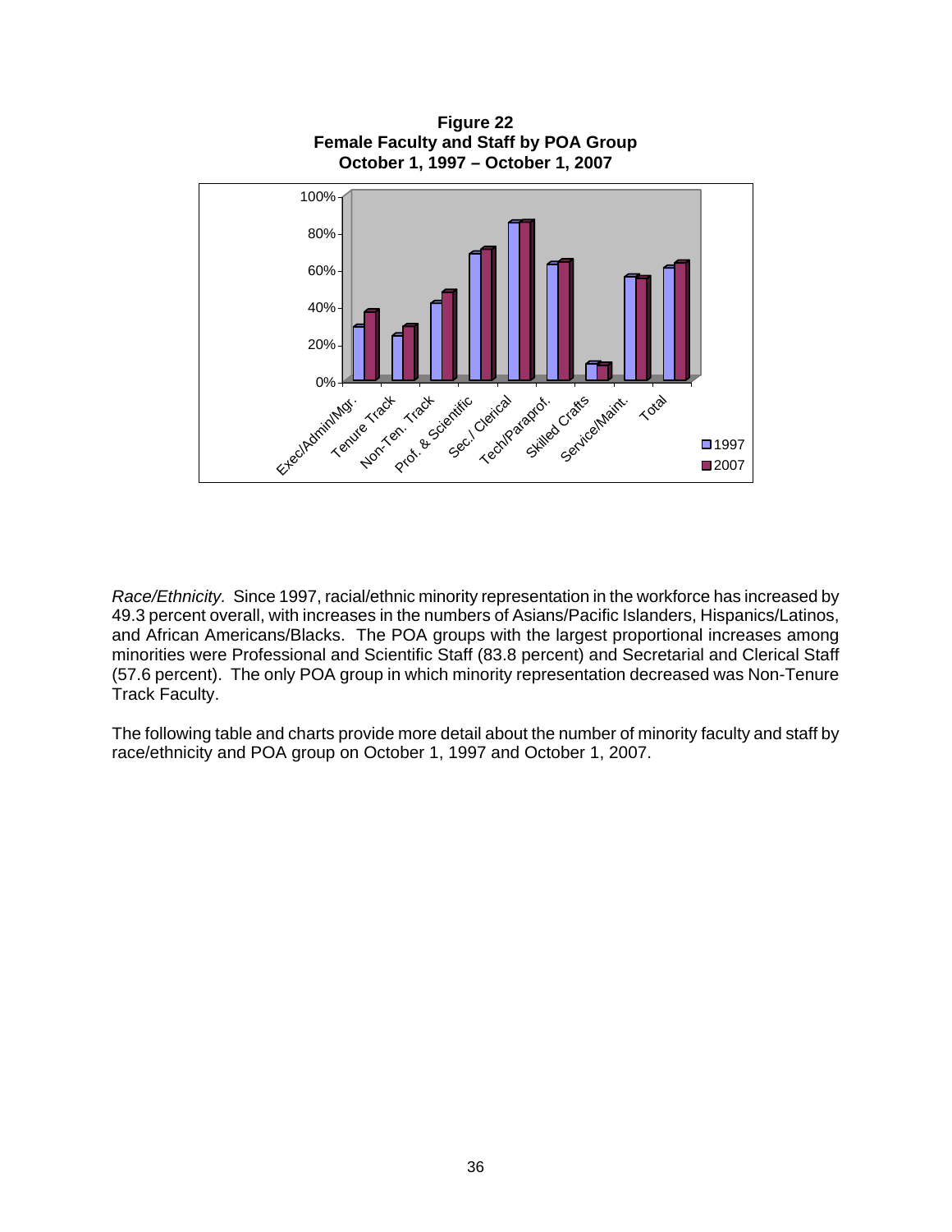**Figure 22**
**Female Faculty and Staff by POA Group**
**October 1, 1997 – October 1, 2007**

*Race/Ethnicity.* Since 1997, racial/ethnic minority representation in the workforce has increased by 49.3 percent overall, with increases in the numbers of Asians/Pacific Islanders, Hispanics/Latinos, and African Americans/Blacks. The POA groups with the largest proportional increases among minorities were Professional and Scientific Staff (83.8 percent) and Secretarial and Clerical Staff (57.6 percent). The only POA group in which minority representation decreased was Non-Tenure Track Faculty.

The following table and charts provide more detail about the number of minority faculty and staff by race/ethnicity and POA group on October 1, 1997 and October 1, 2007.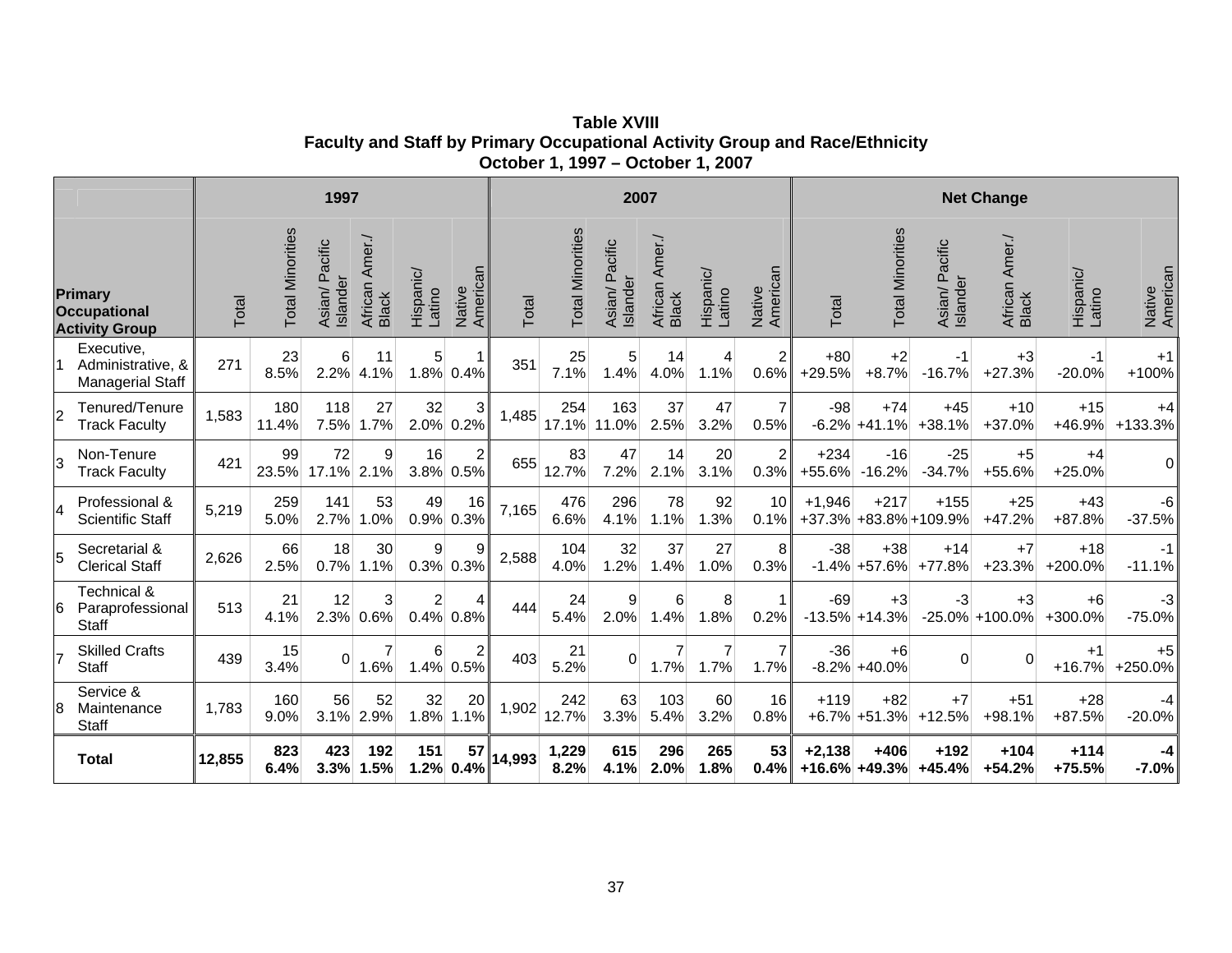**Table XVIII**
**Faculty and Staff by Primary Occupational Activity Group and Race/Ethnicity**
**October 1, 1997 – October 1, 2007**

| | Primary Occupational Activity Group | 1997 | | | | | | 2007 | | | | | | Net Change | | | | | |
|---|---|---|---|---|---|---|---|---|---|---|---|---|---|---|---|---|---|---|---|
| | | Total | Total Minorities | Asian/ Pacific Islander | African Amer./ Black | Hispanic/ Latino | Native American | Total | Total Minorities | Asian/ Pacific Islander | African Amer./ Black | Hispanic/ Latino | Native American | Total | Total Minorities | Asian/ Pacific Islander | African Amer./ Black | Hispanic/ Latino | Native American |
| 1 | Executive, Administrative, & Managerial Staff | 271 | 23 8.5% | 6 2.2% | 11 4.1% | 5 1.8% | 1 0.4% | 351 | 25 7.1% | 5 1.4% | 14 4.0% | 4 1.1% | 2 0.6% | +80 +29.5% | +2 +8.7% | -1 -16.7% | +3 +27.3% | -1 -20.0% | +1 +100% |
| 2 | Tenured/Tenure Track Faculty | 1,583 | 180 11.4% | 118 7.5% | 27 1.7% | 32 2.0% | 3 0.2% | 1,485 | 254 17.1% | 163 11.0% | 37 2.5% | 47 3.2% | 7 0.5% | -98 -6.2% | +74 +41.1% | +45 +38.1% | +10 +37.0% | +15 +46.9% | +4 +133.3% |
| 3 | Non-Tenure Track Faculty | 421 | 99 23.5% | 72 17.1% | 9 2.1% | 16 3.8% | 2 0.5% | 655 | 83 12.7% | 47 7.2% | 14 2.1% | 20 3.1% | 2 0.3% | +234 +55.6% | -16 -16.2% | -25 -34.7% | +5 +55.6% | +4 +25.0% | 0 |
| 4 | Professional & Scientific Staff | 5,219 | 259 5.0% | 141 2.7% | 53 1.0% | 49 0.9% | 16 0.3% | 7,165 | 476 6.6% | 296 4.1% | 78 1.1% | 92 1.3% | 10 0.1% | +1,946 +37.3% | +217 +83.8% | +155 +109.9% | +25 +47.2% | +43 +87.8% | -6 -37.5% |
| 5 | Secretarial & Clerical Staff | 2,626 | 66 2.5% | 18 0.7% | 30 1.1% | 9 0.3% | 9 0.3% | 2,588 | 104 4.0% | 32 1.2% | 37 1.4% | 27 1.0% | 8 0.3% | -38 -1.4% | +38 +57.6% | +14 +77.8% | +7 +23.3% | +18 +200.0% | -1 -11.1% |
| 6 | Technical & Paraprofessional Staff | 513 | 21 4.1% | 12 2.3% | 3 0.6% | 2 0.4% | 4 0.8% | 444 | 24 5.4% | 9 2.0% | 6 1.4% | 8 1.8% | 1 0.2% | -69 -13.5% | +3 +14.3% | -3 -25.0% | +3 +100.0% | +6 +300.0% | -3 -75.0% |
| 7 | Skilled Crafts Staff | 439 | 15 3.4% | 0 | 7 1.6% | 6 1.4% | 2 0.5% | 403 | 21 5.2% | 0 | 7 1.7% | 7 1.7% | 7 1.7% | -36 -8.2% | +6 +40.0% | 0 | 0 | +1 +16.7% | +5 +250.0% |
| 8 | Service & Maintenance Staff | 1,783 | 160 9.0% | 56 3.1% | 52 2.9% | 32 1.8% | 20 1.1% | 1,902 | 242 12.7% | 63 3.3% | 103 5.4% | 60 3.2% | 16 0.8% | +119 +6.7% | +82 +51.3% | +7 +12.5% | +51 +98.1% | +28 +87.5% | -4 -20.0% |
| | **Total** | **12,855** | **823 6.4%** | **423 3.3%** | **192 1.5%** | **151 1.2%** | **57 0.4%** | **14,993** | **1,229 8.2%** | **615 4.1%** | **296 2.0%** | **265 1.8%** | **53 0.4%** | **+2,138 +16.6%** | **+406 +49.3%** | **+192 +45.4%** | **+104 +54.2%** | **+114 +75.5%** | **-4 -7.0%** |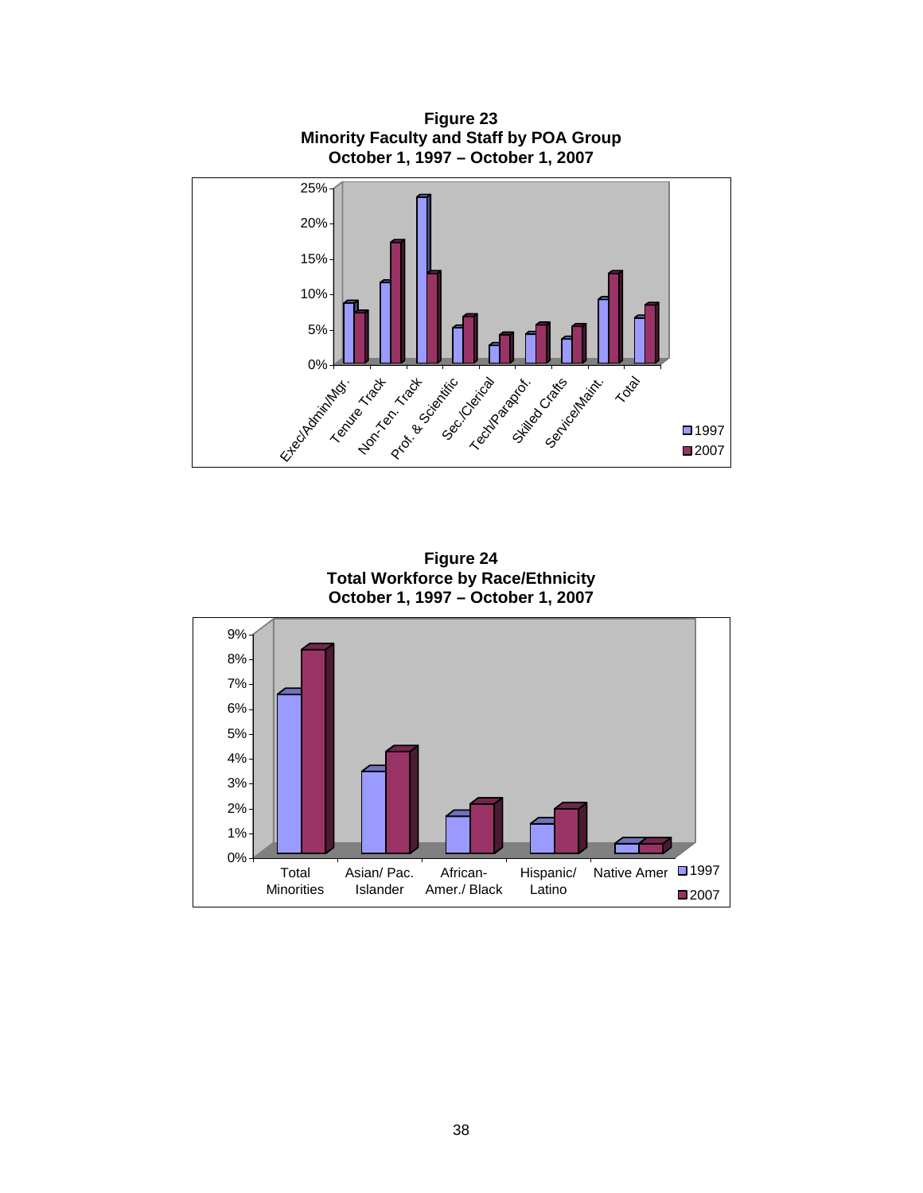**Figure 23**
**Minority Faculty and Staff by POA Group**
**October 1, 1997 – October 1, 2007**

**Figure 24**
**Total Workforce by Race/Ethnicity**
**October 1, 1997 – October 1, 2007**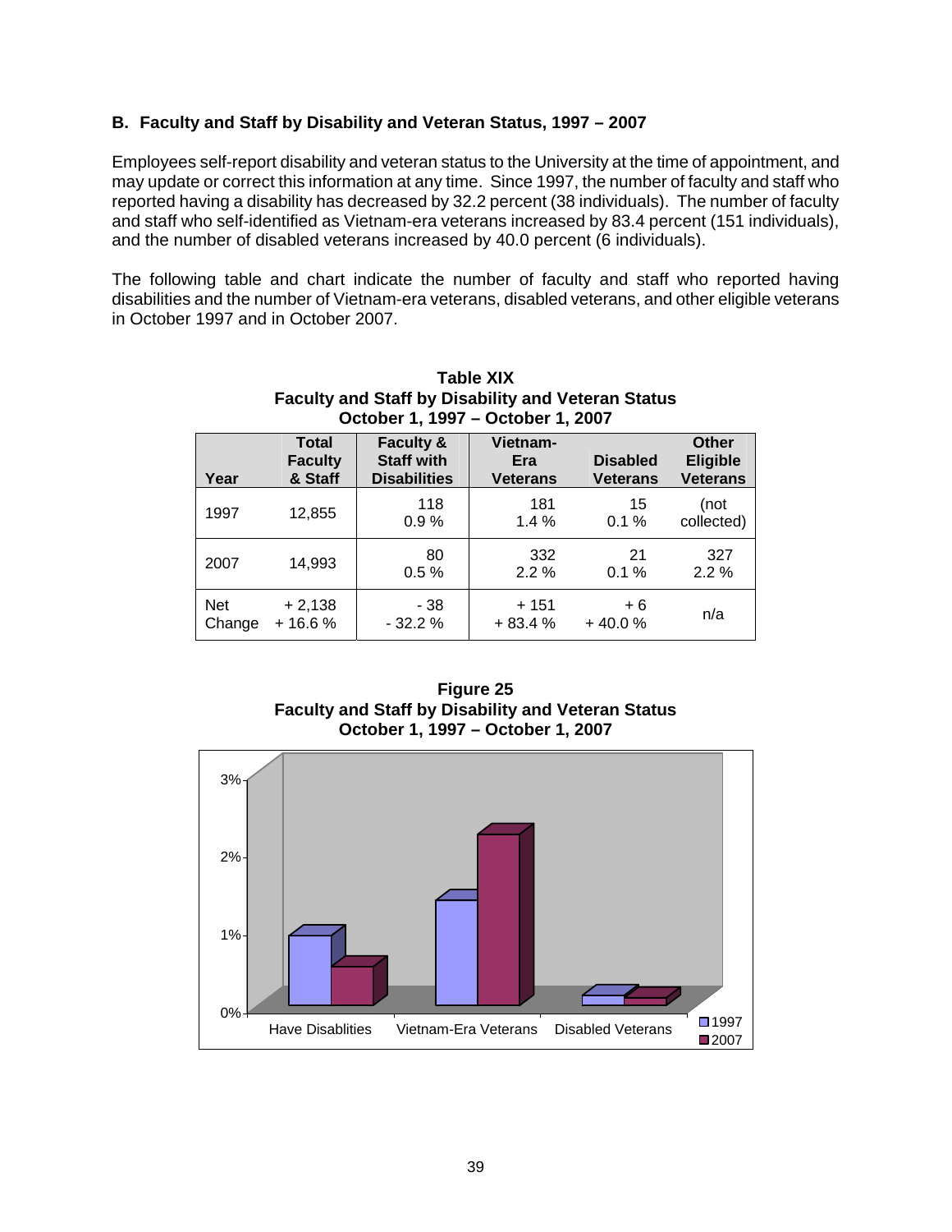### B. Faculty and Staff by Disability and Veteran Status, 1997 – 2007

Employees self-report disability and veteran status to the University at the time of appointment, and may update or correct this information at any time. Since 1997, the number of faculty and staff who reported having a disability has decreased by 32.2 percent (38 individuals). The number of faculty and staff who self-identified as Vietnam-era veterans increased by 83.4 percent (151 individuals), and the number of disabled veterans increased by 40.0 percent (6 individuals).

The following table and chart indicate the number of faculty and staff who reported having disabilities and the number of Vietnam-era veterans, disabled veterans, and other eligible veterans in October 1997 and in October 2007.

**Table XIX**
**Faculty and Staff by Disability and Veteran Status**
**October 1, 1997 – October 1, 2007**

| Year | Total Faculty & Staff | Faculty & Staff with Disabilities | Vietnam-Era Veterans | Disabled Veterans | Other Eligible Veterans |
|---|---|---|---|---|---|
| 1997 | 12,855 | 118<br>0.9 % | 181<br>1.4 % | 15<br>0.1 % | (not collected) |
| 2007 | 14,993 | 80<br>0.5 % | 332<br>2.2 % | 21<br>0.1 % | 327<br>2.2 % |
| Net Change | + 2,138<br>+ 16.6 % | - 38<br>- 32.2 % | + 151<br>+ 83.4 % | + 6<br>+ 40.0 % | n/a |

**Figure 25**
**Faculty and Staff by Disability and Veteran Status**
**October 1, 1997 – October 1, 2007**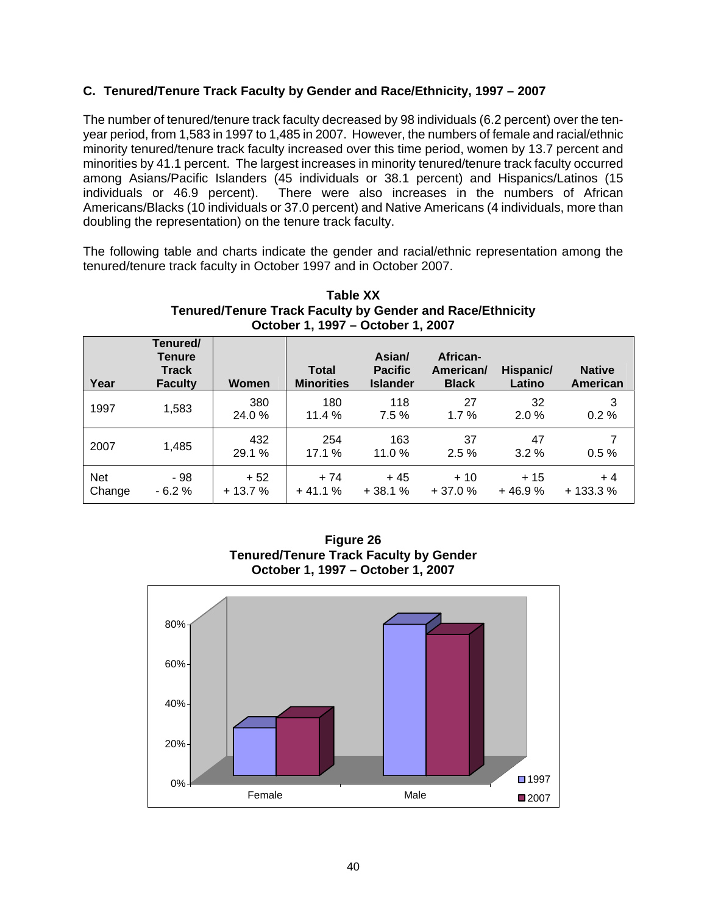### C. Tenured/Tenure Track Faculty by Gender and Race/Ethnicity, 1997 – 2007

The number of tenured/tenure track faculty decreased by 98 individuals (6.2 percent) over the ten-year period, from 1,583 in 1997 to 1,485 in 2007. However, the numbers of female and racial/ethnic minority tenured/tenure track faculty increased over this time period, women by 13.7 percent and minorities by 41.1 percent. The largest increases in minority tenured/tenure track faculty occurred among Asians/Pacific Islanders (45 individuals or 38.1 percent) and Hispanics/Latinos (15 individuals or 46.9 percent). There were also increases in the numbers of African Americans/Blacks (10 individuals or 37.0 percent) and Native Americans (4 individuals, more than doubling the representation) on the tenure track faculty.

The following table and charts indicate the gender and racial/ethnic representation among the tenured/tenure track faculty in October 1997 and in October 2007.

**Table XX**
**Tenured/Tenure Track Faculty by Gender and Race/Ethnicity**
**October 1, 1997 – October 1, 2007**

| Year | Tenured/ Tenure Track Faculty | Women | Total Minorities | Asian/ Pacific Islander | African-American/ Black | Hispanic/ Latino | Native American |
|---|---|---|---|---|---|---|---|
| 1997 | 1,583 | 380<br>24.0 % | 180<br>11.4 % | 118<br>7.5 % | 27<br>1.7 % | 32<br>2.0 % | 3<br>0.2 % |
| 2007 | 1,485 | 432<br>29.1 % | 254<br>17.1 % | 163<br>11.0 % | 37<br>2.5 % | 47<br>3.2 % | 7<br>0.5 % |
| Net Change | - 98<br>- 6.2 % | + 52<br>+ 13.7 % | + 74<br>+ 41.1 % | + 45<br>+ 38.1 % | + 10<br>+ 37.0 % | + 15<br>+ 46.9 % | + 4<br>+ 133.3 % |

**Figure 26**
**Tenured/Tenure Track Faculty by Gender**
**October 1, 1997 – October 1, 2007**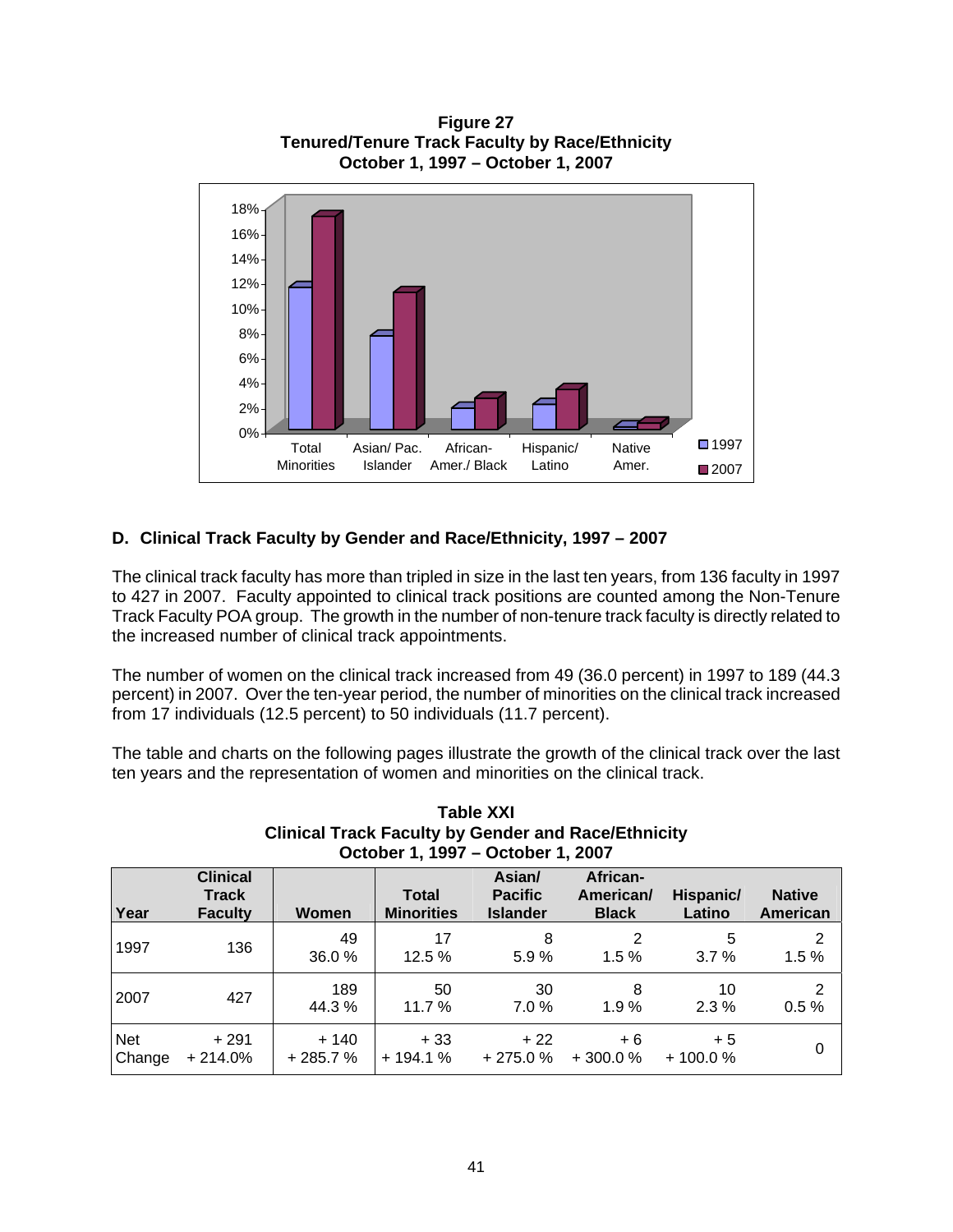**Figure 27**
**Tenured/Tenure Track Faculty by Race/Ethnicity**
**October 1, 1997 – October 1, 2007**

## D. Clinical Track Faculty by Gender and Race/Ethnicity, 1997 – 2007

The clinical track faculty has more than tripled in size in the last ten years, from 136 faculty in 1997 to 427 in 2007. Faculty appointed to clinical track positions are counted among the Non-Tenure Track Faculty POA group. The growth in the number of non-tenure track faculty is directly related to the increased number of clinical track appointments.

The number of women on the clinical track increased from 49 (36.0 percent) in 1997 to 189 (44.3 percent) in 2007. Over the ten-year period, the number of minorities on the clinical track increased from 17 individuals (12.5 percent) to 50 individuals (11.7 percent).

The table and charts on the following pages illustrate the growth of the clinical track over the last ten years and the representation of women and minorities on the clinical track.

**Table XXI**
**Clinical Track Faculty by Gender and Race/Ethnicity**
**October 1, 1997 – October 1, 2007**

| Year | Clinical Track Faculty | Women | Total Minorities | Asian/ Pacific Islander | African-American/ Black | Hispanic/ Latino | Native American |
|---|---|---|---|---|---|---|---|
| 1997 | 136 | 49<br>36.0 % | 17<br>12.5 % | 8<br>5.9 % | 2<br>1.5 % | 5<br>3.7 % | 2<br>1.5 % |
| 2007 | 427 | 189<br>44.3 % | 50<br>11.7 % | 30<br>7.0 % | 8<br>1.9 % | 10<br>2.3 % | 2<br>0.5 % |
| Net Change | + 291<br>+ 214.0% | + 140<br>+ 285.7 % | + 33<br>+ 194.1 % | + 22<br>+ 275.0 % | + 6<br>+ 300.0 % | + 5<br>+ 100.0 % | 0 |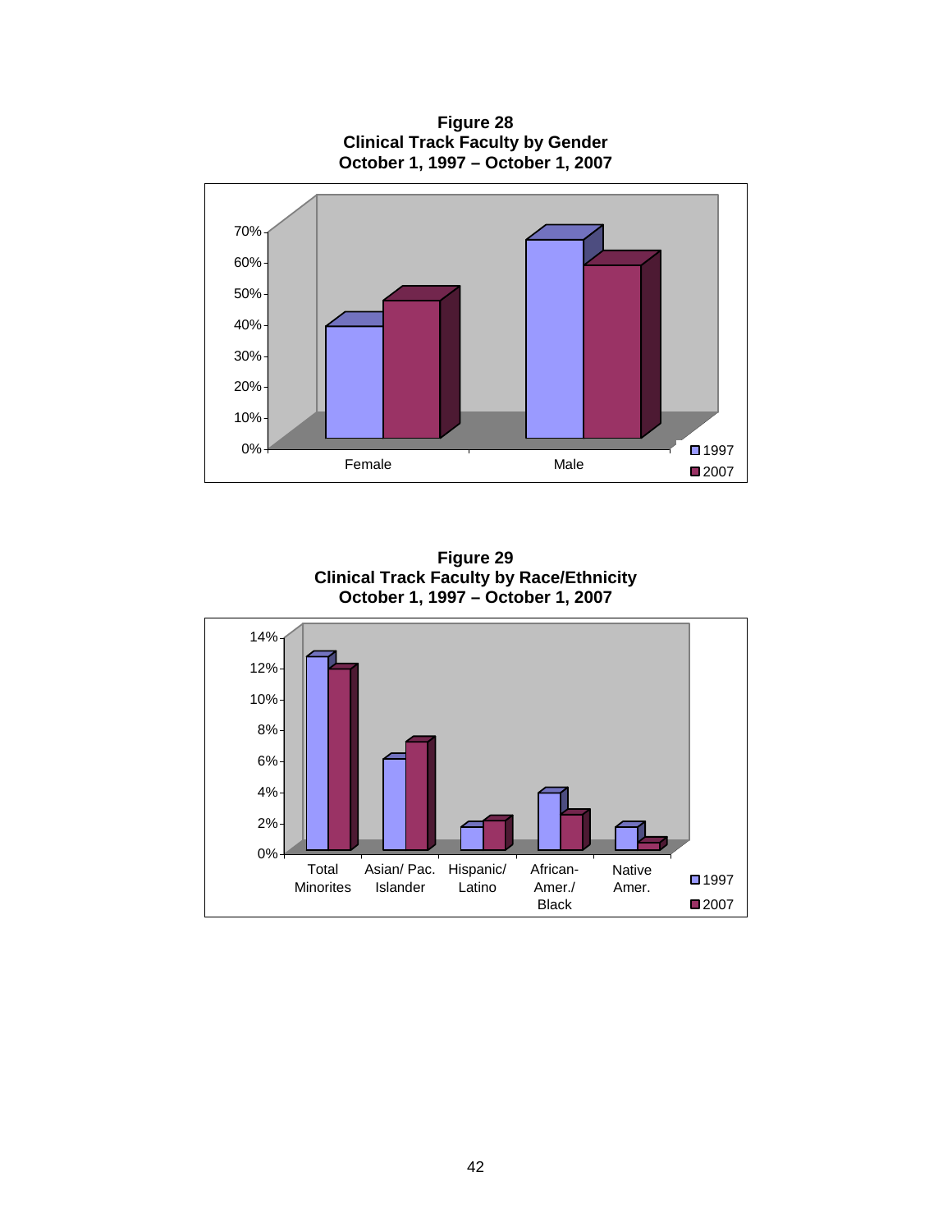**Figure 28**
**Clinical Track Faculty by Gender**
**October 1, 1997 – October 1, 2007**

**Figure 29**
**Clinical Track Faculty by Race/Ethnicity**
**October 1, 1997 – October 1, 2007**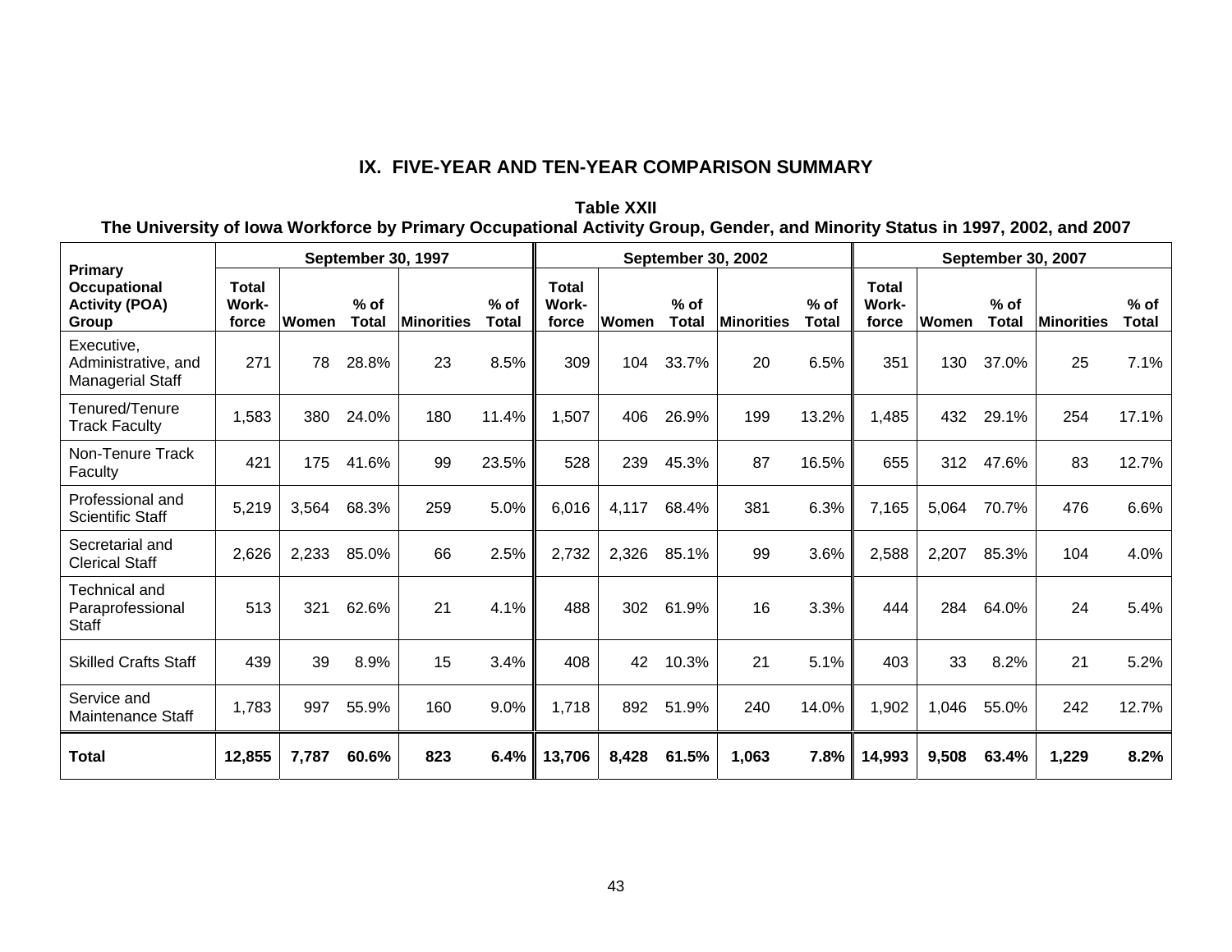## IX. FIVE-YEAR AND TEN-YEAR COMPARISON SUMMARY

**Table XXII**
**The University of Iowa Workforce by Primary Occupational Activity Group, Gender, and Minority Status in 1997, 2002, and 2007**

| Primary Occupational Activity (POA) Group | September 30, 1997 | | | | | September 30, 2002 | | | | | September 30, 2007 | | | | |
|---|---|---|---|---|---|---|---|---|---|---|---|---|---|---|---|
| | Total Work-force | Women | % of Total | Minorities | % of Total | Total Work-force | Women | % of Total | Minorities | % of Total | Total Work-force | Women | % of Total | Minorities | % of Total |
| Executive, Administrative, and Managerial Staff | 271 | 78 | 28.8% | 23 | 8.5% | 309 | 104 | 33.7% | 20 | 6.5% | 351 | 130 | 37.0% | 25 | 7.1% |
| Tenured/Tenure Track Faculty | 1,583 | 380 | 24.0% | 180 | 11.4% | 1,507 | 406 | 26.9% | 199 | 13.2% | 1,485 | 432 | 29.1% | 254 | 17.1% |
| Non-Tenure Track Faculty | 421 | 175 | 41.6% | 99 | 23.5% | 528 | 239 | 45.3% | 87 | 16.5% | 655 | 312 | 47.6% | 83 | 12.7% |
| Professional and Scientific Staff | 5,219 | 3,564 | 68.3% | 259 | 5.0% | 6,016 | 4,117 | 68.4% | 381 | 6.3% | 7,165 | 5,064 | 70.7% | 476 | 6.6% |
| Secretarial and Clerical Staff | 2,626 | 2,233 | 85.0% | 66 | 2.5% | 2,732 | 2,326 | 85.1% | 99 | 3.6% | 2,588 | 2,207 | 85.3% | 104 | 4.0% |
| Technical and Paraprofessional Staff | 513 | 321 | 62.6% | 21 | 4.1% | 488 | 302 | 61.9% | 16 | 3.3% | 444 | 284 | 64.0% | 24 | 5.4% |
| Skilled Crafts Staff | 439 | 39 | 8.9% | 15 | 3.4% | 408 | 42 | 10.3% | 21 | 5.1% | 403 | 33 | 8.2% | 21 | 5.2% |
| Service and Maintenance Staff | 1,783 | 997 | 55.9% | 160 | 9.0% | 1,718 | 892 | 51.9% | 240 | 14.0% | 1,902 | 1,046 | 55.0% | 242 | 12.7% |
| **Total** | **12,855** | **7,787** | **60.6%** | **823** | **6.4%** | **13,706** | **8,428** | **61.5%** | **1,063** | **7.8%** | **14,993** | **9,508** | **63.4%** | **1,229** | **8.2%** |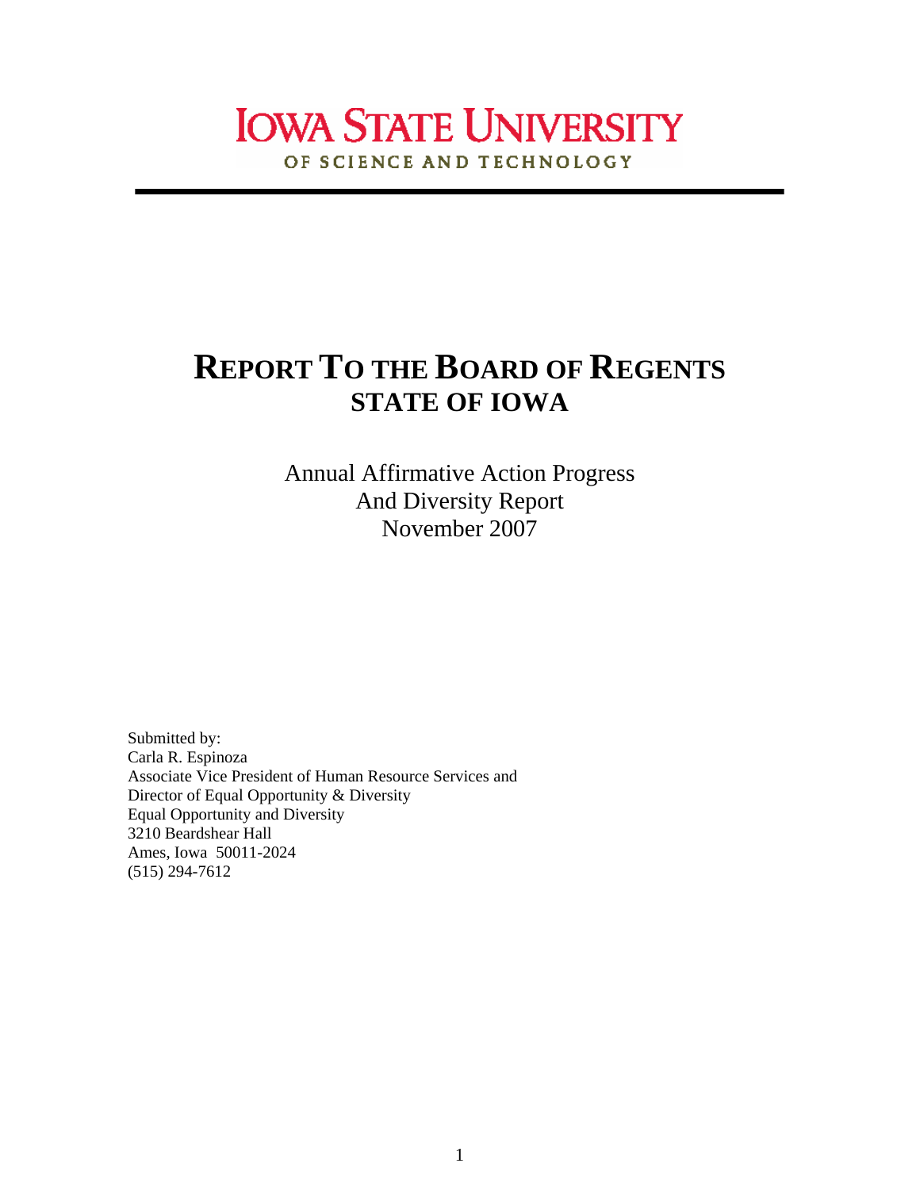# IOWA STATE UNIVERSITY

OF SCIENCE AND TECHNOLOGY

---

# REPORT TO THE BOARD OF REGENTS
## STATE OF IOWA

Annual Affirmative Action Progress
And Diversity Report
November 2007

Submitted by:
Carla R. Espinoza
Associate Vice President of Human Resource Services and
Director of Equal Opportunity & Diversity
Equal Opportunity and Diversity
3210 Beardshear Hall
Ames, Iowa 50011-2024
(515) 294-7612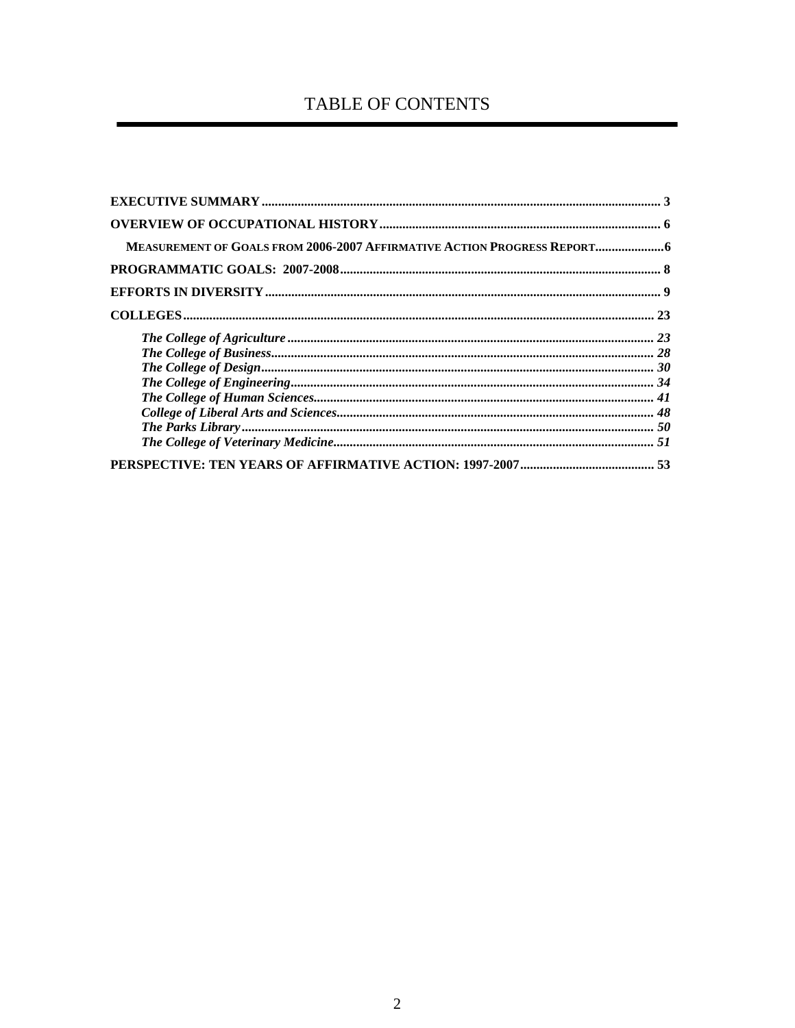# TABLE OF CONTENTS

**EXECUTIVE SUMMARY** ........................................................................................................................ 3

**OVERVIEW OF OCCUPATIONAL HISTORY** .................................................................................... 6

**MEASUREMENT OF GOALS FROM 2006-2007 AFFIRMATIVE ACTION PROGRESS REPORT** .....................6

**PROGRAMMATIC GOALS: 2007-2008** ................................................................................................ 8

**EFFORTS IN DIVERSITY** ....................................................................................................................... 9

**COLLEGES** ............................................................................................................................................. 23

- ***The College of Agriculture*** .............................................................................................. *23*
- ***The College of Business*** ................................................................................................... *28*
- ***The College of Design*** ...................................................................................................... *30*
- ***The College of Engineering*** ............................................................................................. *34*
- ***The College of Human Sciences*** ...................................................................................... *41*
- ***College of Liberal Arts and Sciences*** ................................................................................ *48*
- ***The Parks Library*** ............................................................................................................. *50*
- ***The College of Veterinary Medicine*** ................................................................................. *51*

**PERSPECTIVE: TEN YEARS OF AFFIRMATIVE ACTION: 1997-2007** ........................................ 53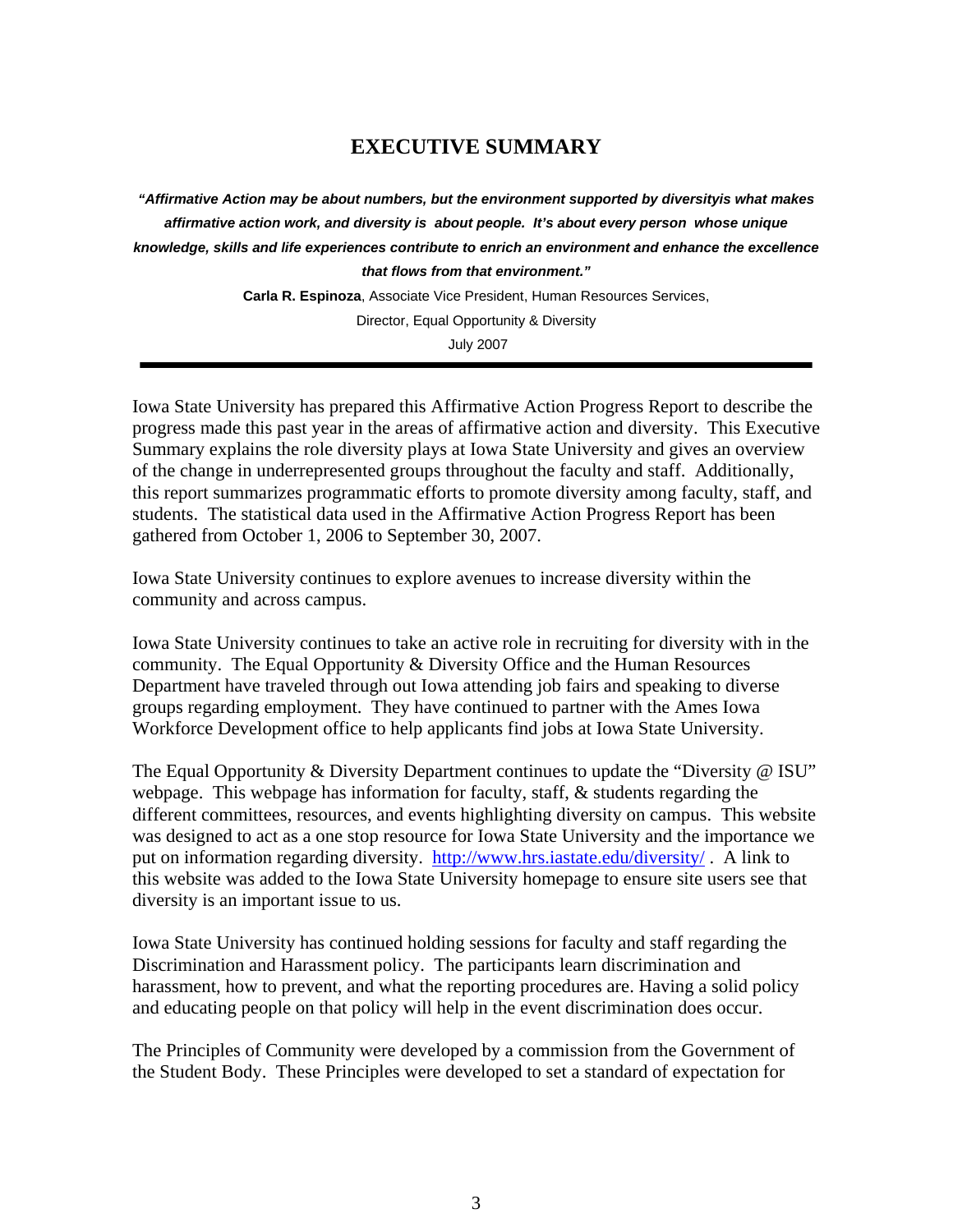# EXECUTIVE SUMMARY

***"Affirmative Action may be about numbers, but the environment supported by diversityis what makes affirmative action work, and diversity is about people. It's about every person whose unique knowledge, skills and life experiences contribute to enrich an environment and enhance the excellence that flows from that environment."***

**Carla R. Espinoza**, Associate Vice President, Human Resources Services,

Director, Equal Opportunity & Diversity

July 2007

---

Iowa State University has prepared this Affirmative Action Progress Report to describe the progress made this past year in the areas of affirmative action and diversity. This Executive Summary explains the role diversity plays at Iowa State University and gives an overview of the change in underrepresented groups throughout the faculty and staff. Additionally, this report summarizes programmatic efforts to promote diversity among faculty, staff, and students. The statistical data used in the Affirmative Action Progress Report has been gathered from October 1, 2006 to September 30, 2007.

Iowa State University continues to explore avenues to increase diversity within the community and across campus.

Iowa State University continues to take an active role in recruiting for diversity with in the community. The Equal Opportunity & Diversity Office and the Human Resources Department have traveled through out Iowa attending job fairs and speaking to diverse groups regarding employment. They have continued to partner with the Ames Iowa Workforce Development office to help applicants find jobs at Iowa State University.

The Equal Opportunity & Diversity Department continues to update the "Diversity @ ISU" webpage. This webpage has information for faculty, staff, & students regarding the different committees, resources, and events highlighting diversity on campus. This website was designed to act as a one stop resource for Iowa State University and the importance we put on information regarding diversity. http://www.hrs.iastate.edu/diversity/ . A link to this website was added to the Iowa State University homepage to ensure site users see that diversity is an important issue to us.

Iowa State University has continued holding sessions for faculty and staff regarding the Discrimination and Harassment policy. The participants learn discrimination and harassment, how to prevent, and what the reporting procedures are. Having a solid policy and educating people on that policy will help in the event discrimination does occur.

The Principles of Community were developed by a commission from the Government of the Student Body. These Principles were developed to set a standard of expectation for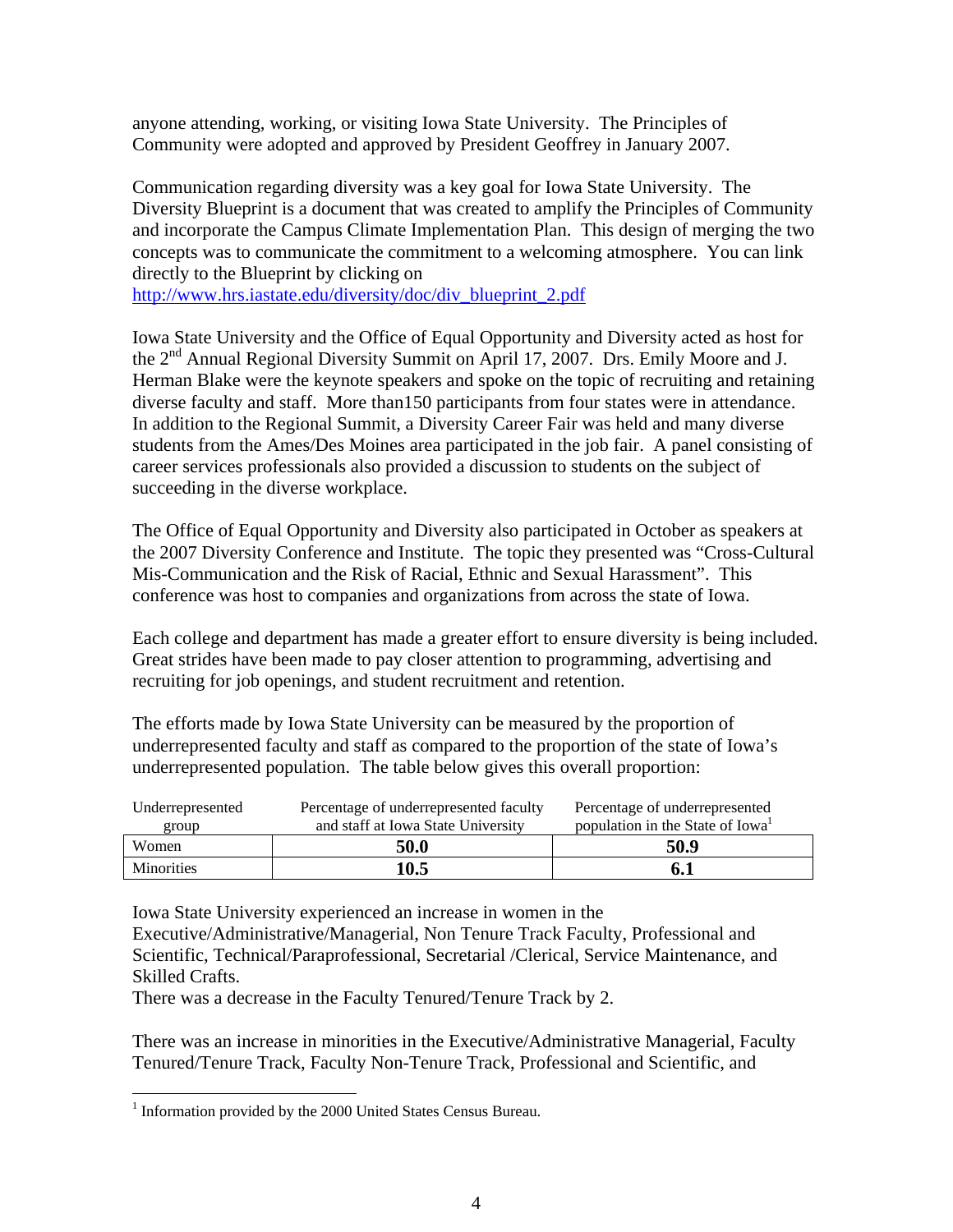anyone attending, working, or visiting Iowa State University. The Principles of Community were adopted and approved by President Geoffrey in January 2007.

Communication regarding diversity was a key goal for Iowa State University. The Diversity Blueprint is a document that was created to amplify the Principles of Community and incorporate the Campus Climate Implementation Plan. This design of merging the two concepts was to communicate the commitment to a welcoming atmosphere. You can link directly to the Blueprint by clicking on http://www.hrs.iastate.edu/diversity/doc/div_blueprint_2.pdf

Iowa State University and the Office of Equal Opportunity and Diversity acted as host for the 2nd Annual Regional Diversity Summit on April 17, 2007. Drs. Emily Moore and J. Herman Blake were the keynote speakers and spoke on the topic of recruiting and retaining diverse faculty and staff. More than150 participants from four states were in attendance. In addition to the Regional Summit, a Diversity Career Fair was held and many diverse students from the Ames/Des Moines area participated in the job fair. A panel consisting of career services professionals also provided a discussion to students on the subject of succeeding in the diverse workplace.

The Office of Equal Opportunity and Diversity also participated in October as speakers at the 2007 Diversity Conference and Institute. The topic they presented was "Cross-Cultural Mis-Communication and the Risk of Racial, Ethnic and Sexual Harassment". This conference was host to companies and organizations from across the state of Iowa.

Each college and department has made a greater effort to ensure diversity is being included. Great strides have been made to pay closer attention to programming, advertising and recruiting for job openings, and student recruitment and retention.

The efforts made by Iowa State University can be measured by the proportion of underrepresented faculty and staff as compared to the proportion of the state of Iowa's underrepresented population. The table below gives this overall proportion:

| Underrepresented group | Percentage of underrepresented faculty and staff at Iowa State University | Percentage of underrepresented population in the State of Iowa[1] |
|---|---|---|
| Women | **50.0** | **50.9** |
| Minorities | **10.5** | **6.1** |

Iowa State University experienced an increase in women in the Executive/Administrative/Managerial, Non Tenure Track Faculty, Professional and Scientific, Technical/Paraprofessional, Secretarial /Clerical, Service Maintenance, and Skilled Crafts.
There was a decrease in the Faculty Tenured/Tenure Track by 2.

There was an increase in minorities in the Executive/Administrative Managerial, Faculty Tenured/Tenure Track, Faculty Non-Tenure Track, Professional and Scientific, and

[1] Information provided by the 2000 United States Census Bureau.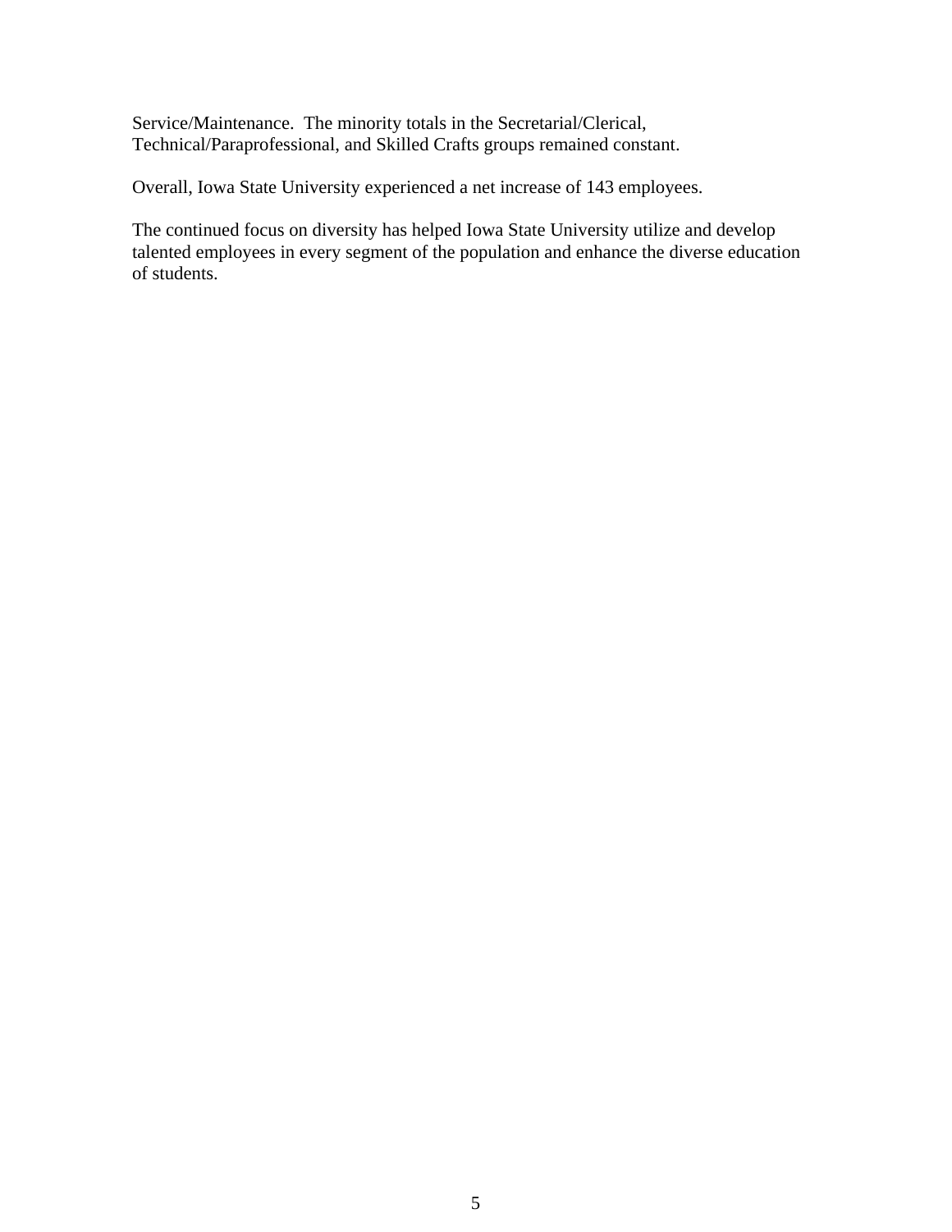Service/Maintenance. The minority totals in the Secretarial/Clerical, Technical/Paraprofessional, and Skilled Crafts groups remained constant.

Overall, Iowa State University experienced a net increase of 143 employees.

The continued focus on diversity has helped Iowa State University utilize and develop talented employees in every segment of the population and enhance the diverse education of students.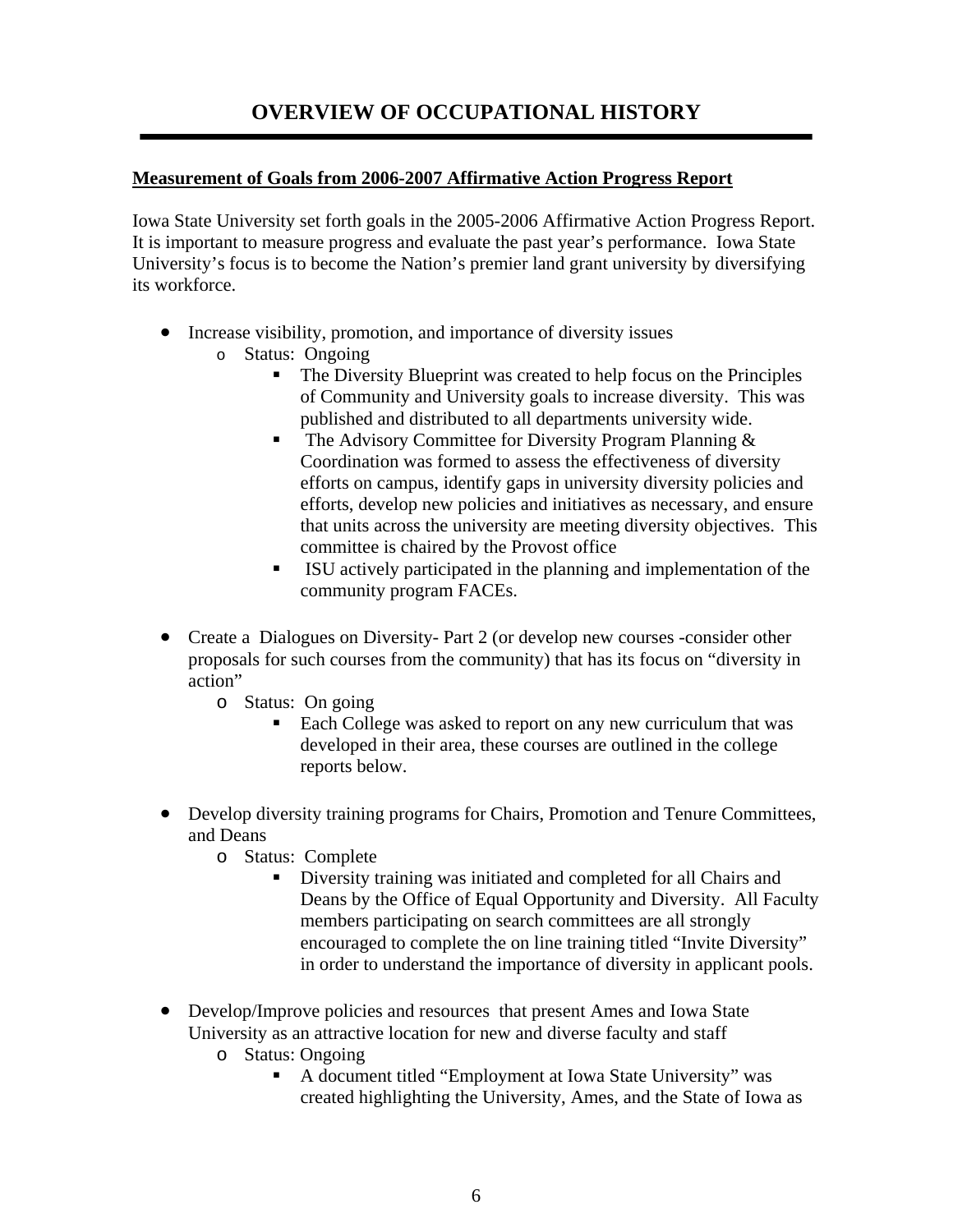# OVERVIEW OF OCCUPATIONAL HISTORY

**Measurement of Goals from 2006-2007 Affirmative Action Progress Report**

Iowa State University set forth goals in the 2005-2006 Affirmative Action Progress Report. It is important to measure progress and evaluate the past year's performance. Iowa State University's focus is to become the Nation's premier land grant university by diversifying its workforce.

- Increase visibility, promotion, and importance of diversity issues
  - Status: Ongoing
    - The Diversity Blueprint was created to help focus on the Principles of Community and University goals to increase diversity. This was published and distributed to all departments university wide.
    - The Advisory Committee for Diversity Program Planning & Coordination was formed to assess the effectiveness of diversity efforts on campus, identify gaps in university diversity policies and efforts, develop new policies and initiatives as necessary, and ensure that units across the university are meeting diversity objectives. This committee is chaired by the Provost office
    - ISU actively participated in the planning and implementation of the community program FACEs.

- Create a Dialogues on Diversity- Part 2 (or develop new courses -consider other proposals for such courses from the community) that has its focus on "diversity in action"
  - Status: On going
    - Each College was asked to report on any new curriculum that was developed in their area, these courses are outlined in the college reports below.

- Develop diversity training programs for Chairs, Promotion and Tenure Committees, and Deans
  - Status: Complete
    - Diversity training was initiated and completed for all Chairs and Deans by the Office of Equal Opportunity and Diversity. All Faculty members participating on search committees are all strongly encouraged to complete the on line training titled "Invite Diversity" in order to understand the importance of diversity in applicant pools.

- Develop/Improve policies and resources that present Ames and Iowa State University as an attractive location for new and diverse faculty and staff
  - Status: Ongoing
    - A document titled "Employment at Iowa State University" was created highlighting the University, Ames, and the State of Iowa as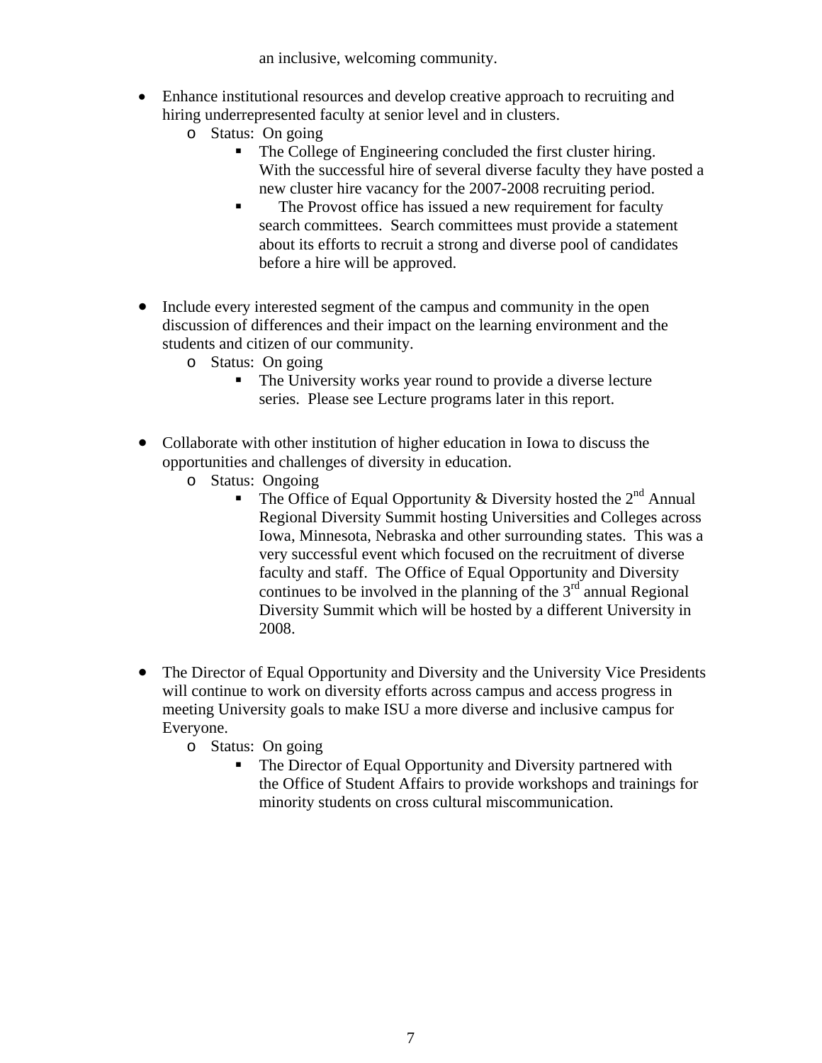an inclusive, welcoming community.

- Enhance institutional resources and develop creative approach to recruiting and hiring underrepresented faculty at senior level and in clusters.
    - Status: On going
        - The College of Engineering concluded the first cluster hiring. With the successful hire of several diverse faculty they have posted a new cluster hire vacancy for the 2007-2008 recruiting period.
        - The Provost office has issued a new requirement for faculty search committees. Search committees must provide a statement about its efforts to recruit a strong and diverse pool of candidates before a hire will be approved.

- Include every interested segment of the campus and community in the open discussion of differences and their impact on the learning environment and the students and citizen of our community.
    - Status: On going
        - The University works year round to provide a diverse lecture series. Please see Lecture programs later in this report.

- Collaborate with other institution of higher education in Iowa to discuss the opportunities and challenges of diversity in education.
    - Status: Ongoing
        - The Office of Equal Opportunity & Diversity hosted the 2nd Annual Regional Diversity Summit hosting Universities and Colleges across Iowa, Minnesota, Nebraska and other surrounding states. This was a very successful event which focused on the recruitment of diverse faculty and staff. The Office of Equal Opportunity and Diversity continues to be involved in the planning of the 3rd annual Regional Diversity Summit which will be hosted by a different University in 2008.

- The Director of Equal Opportunity and Diversity and the University Vice Presidents will continue to work on diversity efforts across campus and access progress in meeting University goals to make ISU a more diverse and inclusive campus for Everyone.
    - Status: On going
        - The Director of Equal Opportunity and Diversity partnered with the Office of Student Affairs to provide workshops and trainings for minority students on cross cultural miscommunication.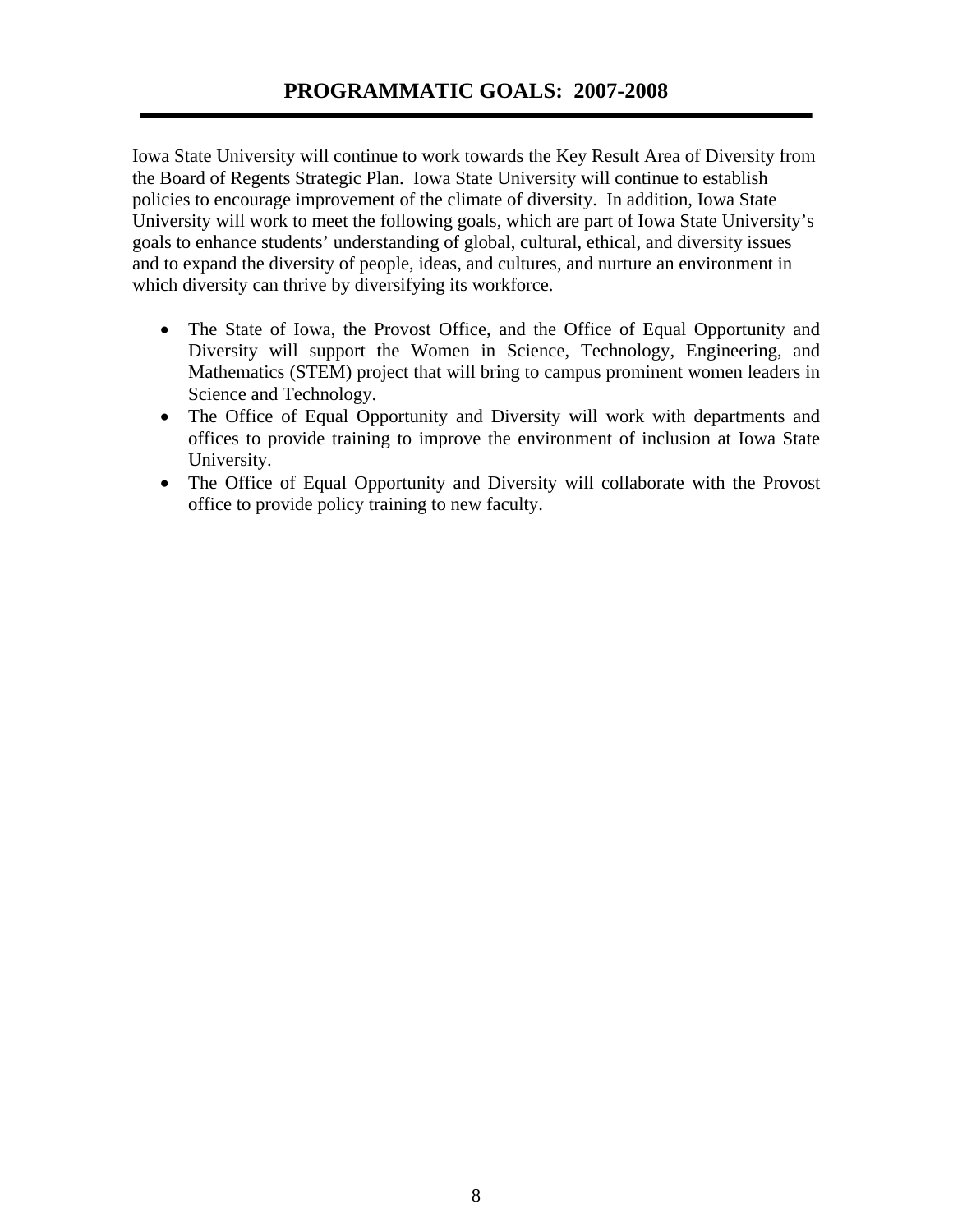# PROGRAMMATIC GOALS: 2007-2008

Iowa State University will continue to work towards the Key Result Area of Diversity from the Board of Regents Strategic Plan. Iowa State University will continue to establish policies to encourage improvement of the climate of diversity. In addition, Iowa State University will work to meet the following goals, which are part of Iowa State University's goals to enhance students' understanding of global, cultural, ethical, and diversity issues and to expand the diversity of people, ideas, and cultures, and nurture an environment in which diversity can thrive by diversifying its workforce.

- The State of Iowa, the Provost Office, and the Office of Equal Opportunity and Diversity will support the Women in Science, Technology, Engineering, and Mathematics (STEM) project that will bring to campus prominent women leaders in Science and Technology.
- The Office of Equal Opportunity and Diversity will work with departments and offices to provide training to improve the environment of inclusion at Iowa State University.
- The Office of Equal Opportunity and Diversity will collaborate with the Provost office to provide policy training to new faculty.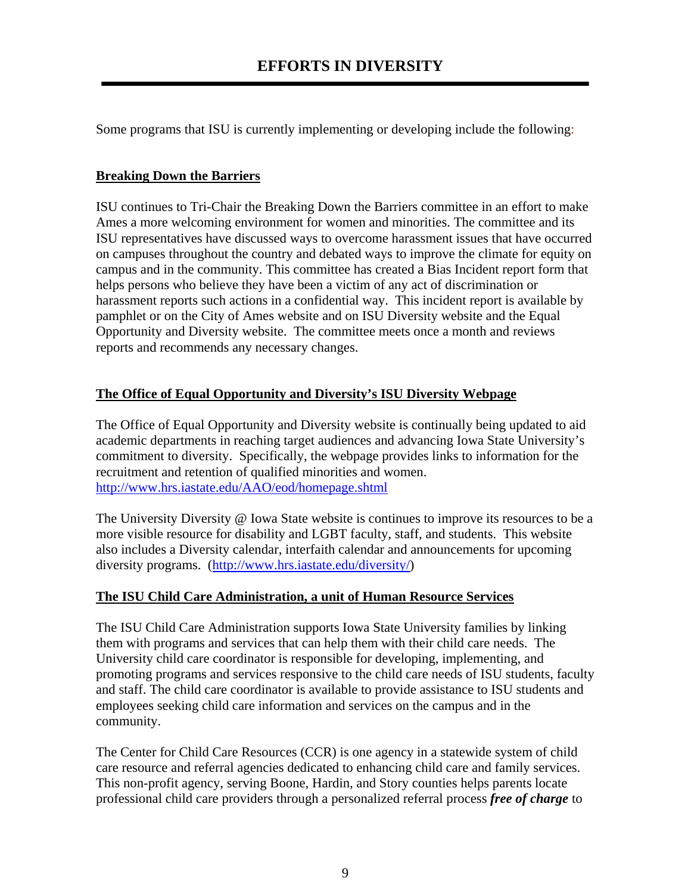# EFFORTS IN DIVERSITY

Some programs that ISU is currently implementing or developing include the following:

**Breaking Down the Barriers**

ISU continues to Tri-Chair the Breaking Down the Barriers committee in an effort to make Ames a more welcoming environment for women and minorities. The committee and its ISU representatives have discussed ways to overcome harassment issues that have occurred on campuses throughout the country and debated ways to improve the climate for equity on campus and in the community. This committee has created a Bias Incident report form that helps persons who believe they have been a victim of any act of discrimination or harassment reports such actions in a confidential way. This incident report is available by pamphlet or on the City of Ames website and on ISU Diversity website and the Equal Opportunity and Diversity website. The committee meets once a month and reviews reports and recommends any necessary changes.

**The Office of Equal Opportunity and Diversity's ISU Diversity Webpage**

The Office of Equal Opportunity and Diversity website is continually being updated to aid academic departments in reaching target audiences and advancing Iowa State University's commitment to diversity. Specifically, the webpage provides links to information for the recruitment and retention of qualified minorities and women.
http://www.hrs.iastate.edu/AAO/eod/homepage.shtml

The University Diversity @ Iowa State website is continues to improve its resources to be a more visible resource for disability and LGBT faculty, staff, and students. This website also includes a Diversity calendar, interfaith calendar and announcements for upcoming diversity programs. (http://www.hrs.iastate.edu/diversity/)

**The ISU Child Care Administration, a unit of Human Resource Services**

The ISU Child Care Administration supports Iowa State University families by linking them with programs and services that can help them with their child care needs. The University child care coordinator is responsible for developing, implementing, and promoting programs and services responsive to the child care needs of ISU students, faculty and staff. The child care coordinator is available to provide assistance to ISU students and employees seeking child care information and services on the campus and in the community.

The Center for Child Care Resources (CCR) is one agency in a statewide system of child care resource and referral agencies dedicated to enhancing child care and family services. This non-profit agency, serving Boone, Hardin, and Story counties helps parents locate professional child care providers through a personalized referral process ***free of charge*** to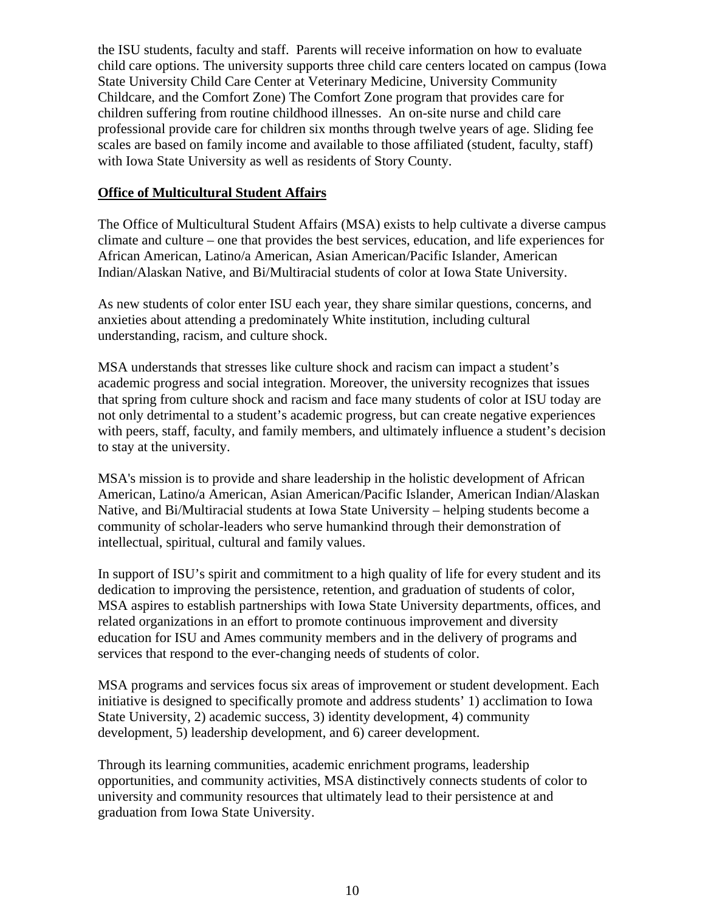the ISU students, faculty and staff. Parents will receive information on how to evaluate child care options. The university supports three child care centers located on campus (Iowa State University Child Care Center at Veterinary Medicine, University Community Childcare, and the Comfort Zone) The Comfort Zone program that provides care for children suffering from routine childhood illnesses. An on-site nurse and child care professional provide care for children six months through twelve years of age. Sliding fee scales are based on family income and available to those affiliated (student, faculty, staff) with Iowa State University as well as residents of Story County.

**Office of Multicultural Student Affairs**

The Office of Multicultural Student Affairs (MSA) exists to help cultivate a diverse campus climate and culture – one that provides the best services, education, and life experiences for African American, Latino/a American, Asian American/Pacific Islander, American Indian/Alaskan Native, and Bi/Multiracial students of color at Iowa State University.

As new students of color enter ISU each year, they share similar questions, concerns, and anxieties about attending a predominately White institution, including cultural understanding, racism, and culture shock.

MSA understands that stresses like culture shock and racism can impact a student's academic progress and social integration. Moreover, the university recognizes that issues that spring from culture shock and racism and face many students of color at ISU today are not only detrimental to a student's academic progress, but can create negative experiences with peers, staff, faculty, and family members, and ultimately influence a student's decision to stay at the university.

MSA's mission is to provide and share leadership in the holistic development of African American, Latino/a American, Asian American/Pacific Islander, American Indian/Alaskan Native, and Bi/Multiracial students at Iowa State University – helping students become a community of scholar-leaders who serve humankind through their demonstration of intellectual, spiritual, cultural and family values.

In support of ISU's spirit and commitment to a high quality of life for every student and its dedication to improving the persistence, retention, and graduation of students of color, MSA aspires to establish partnerships with Iowa State University departments, offices, and related organizations in an effort to promote continuous improvement and diversity education for ISU and Ames community members and in the delivery of programs and services that respond to the ever-changing needs of students of color.

MSA programs and services focus six areas of improvement or student development. Each initiative is designed to specifically promote and address students' 1) acclimation to Iowa State University, 2) academic success, 3) identity development, 4) community development, 5) leadership development, and 6) career development.

Through its learning communities, academic enrichment programs, leadership opportunities, and community activities, MSA distinctively connects students of color to university and community resources that ultimately lead to their persistence at and graduation from Iowa State University.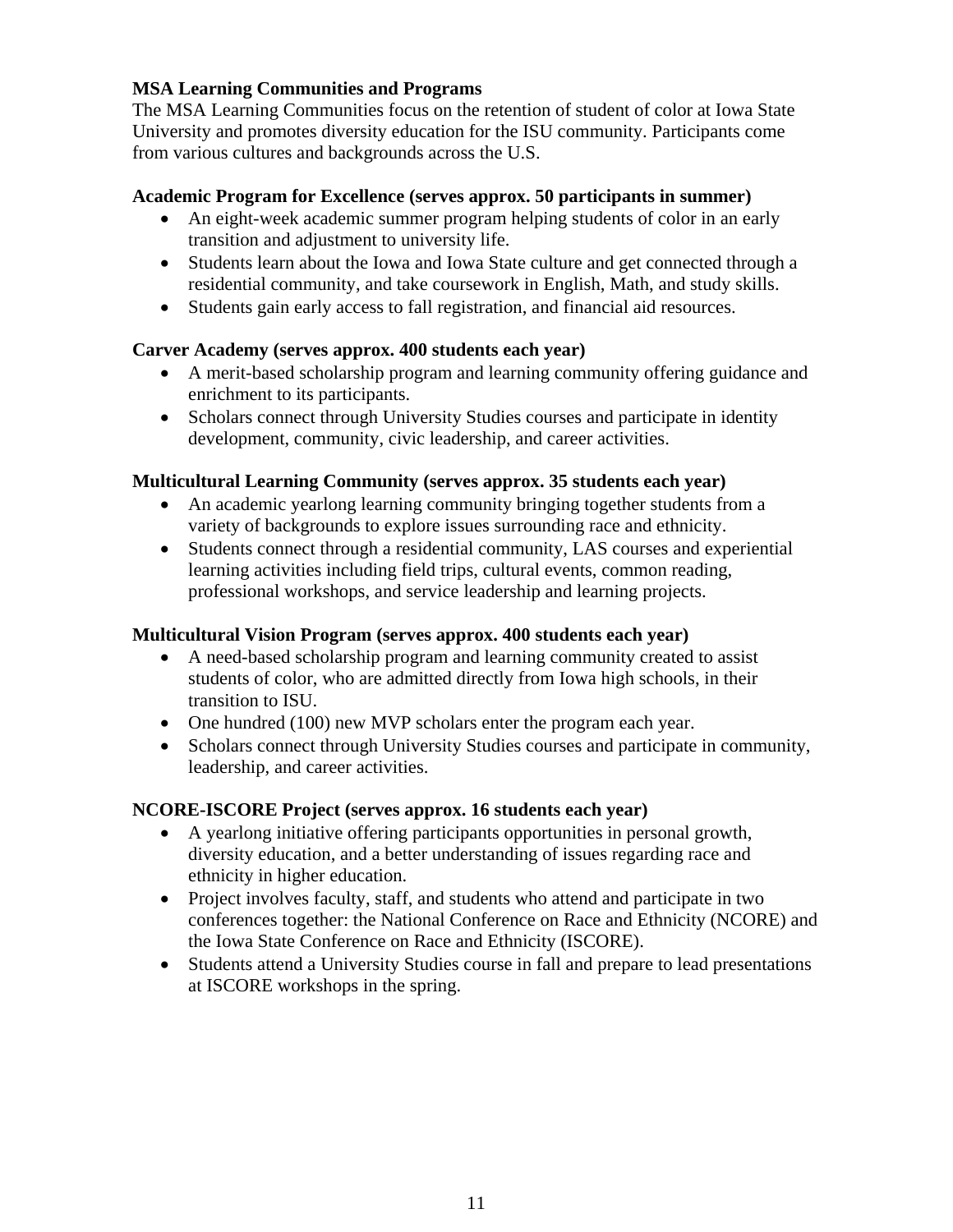**MSA Learning Communities and Programs**

The MSA Learning Communities focus on the retention of student of color at Iowa State University and promotes diversity education for the ISU community. Participants come from various cultures and backgrounds across the U.S.

**Academic Program for Excellence (serves approx. 50 participants in summer)**

- An eight-week academic summer program helping students of color in an early transition and adjustment to university life.
- Students learn about the Iowa and Iowa State culture and get connected through a residential community, and take coursework in English, Math, and study skills.
- Students gain early access to fall registration, and financial aid resources.

**Carver Academy (serves approx. 400 students each year)**

- A merit-based scholarship program and learning community offering guidance and enrichment to its participants.
- Scholars connect through University Studies courses and participate in identity development, community, civic leadership, and career activities.

**Multicultural Learning Community (serves approx. 35 students each year)**

- An academic yearlong learning community bringing together students from a variety of backgrounds to explore issues surrounding race and ethnicity.
- Students connect through a residential community, LAS courses and experiential learning activities including field trips, cultural events, common reading, professional workshops, and service leadership and learning projects.

**Multicultural Vision Program (serves approx. 400 students each year)**

- A need-based scholarship program and learning community created to assist students of color, who are admitted directly from Iowa high schools, in their transition to ISU.
- One hundred (100) new MVP scholars enter the program each year.
- Scholars connect through University Studies courses and participate in community, leadership, and career activities.

**NCORE-ISCORE Project (serves approx. 16 students each year)**

- A yearlong initiative offering participants opportunities in personal growth, diversity education, and a better understanding of issues regarding race and ethnicity in higher education.
- Project involves faculty, staff, and students who attend and participate in two conferences together: the National Conference on Race and Ethnicity (NCORE) and the Iowa State Conference on Race and Ethnicity (ISCORE).
- Students attend a University Studies course in fall and prepare to lead presentations at ISCORE workshops in the spring.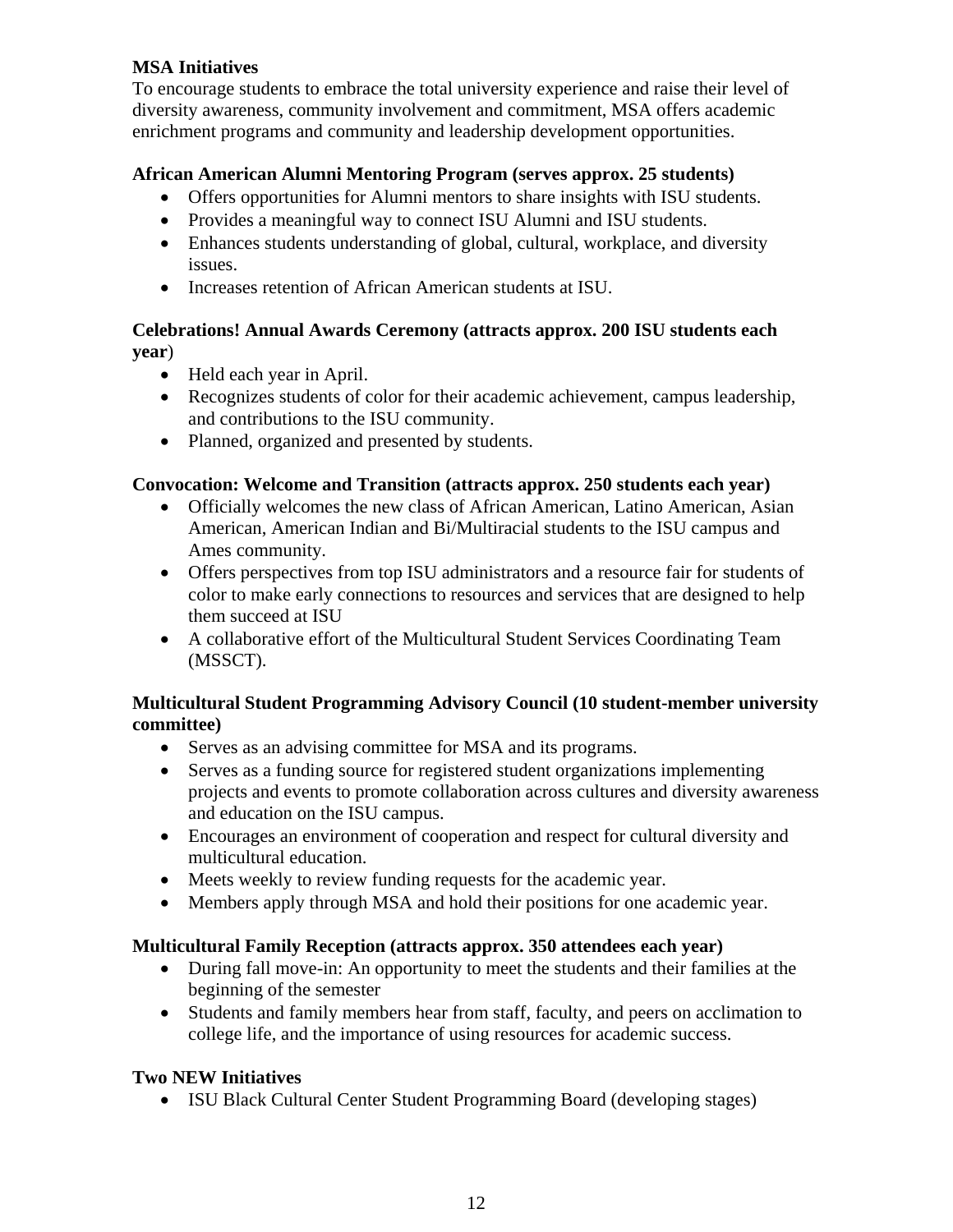**MSA Initiatives**
To encourage students to embrace the total university experience and raise their level of diversity awareness, community involvement and commitment, MSA offers academic enrichment programs and community and leadership development opportunities.

**African American Alumni Mentoring Program (serves approx. 25 students)**

- Offers opportunities for Alumni mentors to share insights with ISU students.
- Provides a meaningful way to connect ISU Alumni and ISU students.
- Enhances students understanding of global, cultural, workplace, and diversity issues.
- Increases retention of African American students at ISU.

**Celebrations! Annual Awards Ceremony (attracts approx. 200 ISU students each year)**

- Held each year in April.
- Recognizes students of color for their academic achievement, campus leadership, and contributions to the ISU community.
- Planned, organized and presented by students.

**Convocation: Welcome and Transition (attracts approx. 250 students each year)**

- Officially welcomes the new class of African American, Latino American, Asian American, American Indian and Bi/Multiracial students to the ISU campus and Ames community.
- Offers perspectives from top ISU administrators and a resource fair for students of color to make early connections to resources and services that are designed to help them succeed at ISU
- A collaborative effort of the Multicultural Student Services Coordinating Team (MSSCT).

**Multicultural Student Programming Advisory Council (10 student-member university committee)**

- Serves as an advising committee for MSA and its programs.
- Serves as a funding source for registered student organizations implementing projects and events to promote collaboration across cultures and diversity awareness and education on the ISU campus.
- Encourages an environment of cooperation and respect for cultural diversity and multicultural education.
- Meets weekly to review funding requests for the academic year.
- Members apply through MSA and hold their positions for one academic year.

**Multicultural Family Reception (attracts approx. 350 attendees each year)**

- During fall move-in: An opportunity to meet the students and their families at the beginning of the semester
- Students and family members hear from staff, faculty, and peers on acclimation to college life, and the importance of using resources for academic success.

**Two NEW Initiatives**

- ISU Black Cultural Center Student Programming Board (developing stages)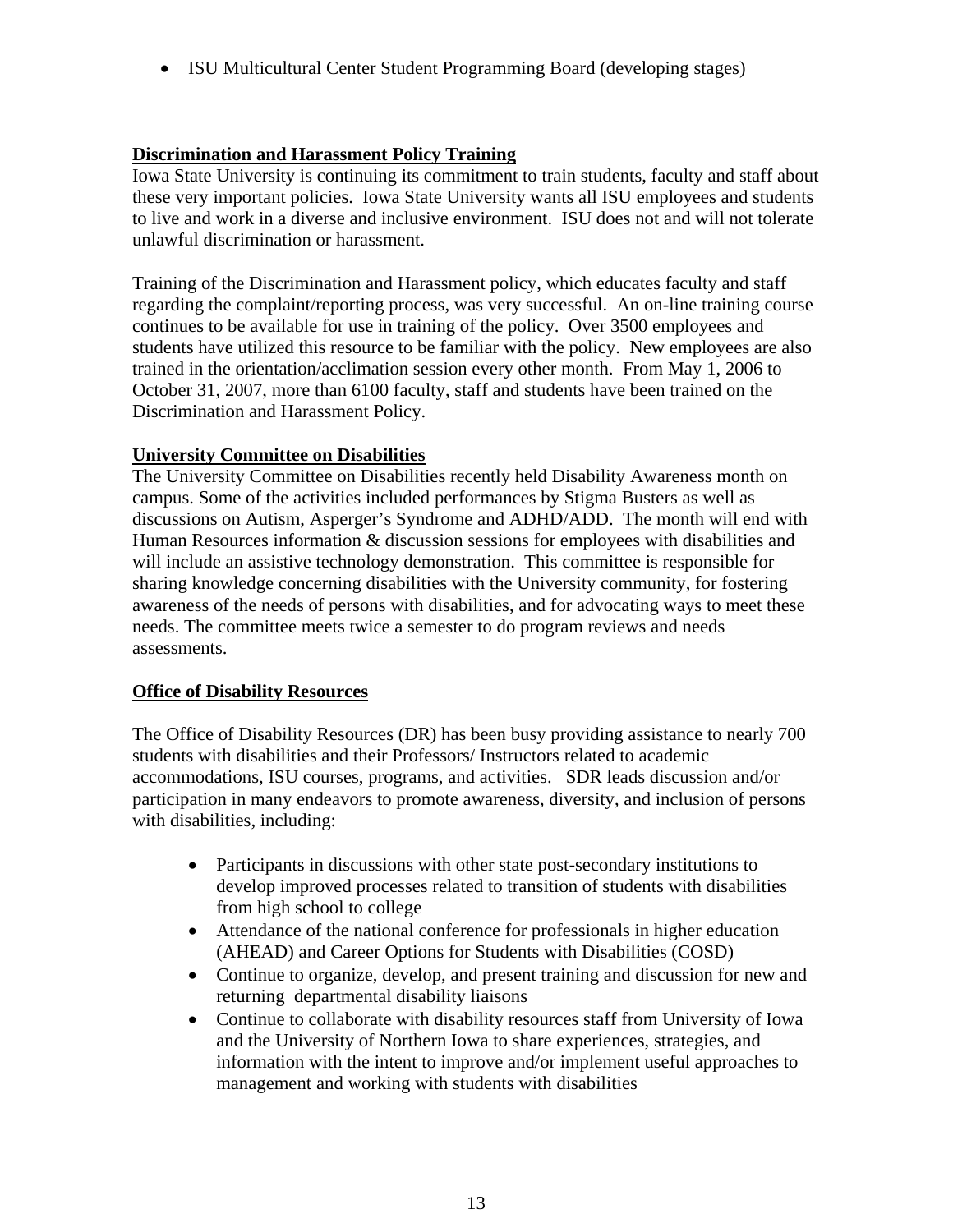- ISU Multicultural Center Student Programming Board (developing stages)

**Discrimination and Harassment Policy Training**

Iowa State University is continuing its commitment to train students, faculty and staff about these very important policies. Iowa State University wants all ISU employees and students to live and work in a diverse and inclusive environment. ISU does not and will not tolerate unlawful discrimination or harassment.

Training of the Discrimination and Harassment policy, which educates faculty and staff regarding the complaint/reporting process, was very successful. An on-line training course continues to be available for use in training of the policy. Over 3500 employees and students have utilized this resource to be familiar with the policy. New employees are also trained in the orientation/acclimation session every other month. From May 1, 2006 to October 31, 2007, more than 6100 faculty, staff and students have been trained on the Discrimination and Harassment Policy.

**University Committee on Disabilities**

The University Committee on Disabilities recently held Disability Awareness month on campus. Some of the activities included performances by Stigma Busters as well as discussions on Autism, Asperger's Syndrome and ADHD/ADD. The month will end with Human Resources information & discussion sessions for employees with disabilities and will include an assistive technology demonstration. This committee is responsible for sharing knowledge concerning disabilities with the University community, for fostering awareness of the needs of persons with disabilities, and for advocating ways to meet these needs. The committee meets twice a semester to do program reviews and needs assessments.

**Office of Disability Resources**

The Office of Disability Resources (DR) has been busy providing assistance to nearly 700 students with disabilities and their Professors/ Instructors related to academic accommodations, ISU courses, programs, and activities. SDR leads discussion and/or participation in many endeavors to promote awareness, diversity, and inclusion of persons with disabilities, including:

- Participants in discussions with other state post-secondary institutions to develop improved processes related to transition of students with disabilities from high school to college
- Attendance of the national conference for professionals in higher education (AHEAD) and Career Options for Students with Disabilities (COSD)
- Continue to organize, develop, and present training and discussion for new and returning departmental disability liaisons
- Continue to collaborate with disability resources staff from University of Iowa and the University of Northern Iowa to share experiences, strategies, and information with the intent to improve and/or implement useful approaches to management and working with students with disabilities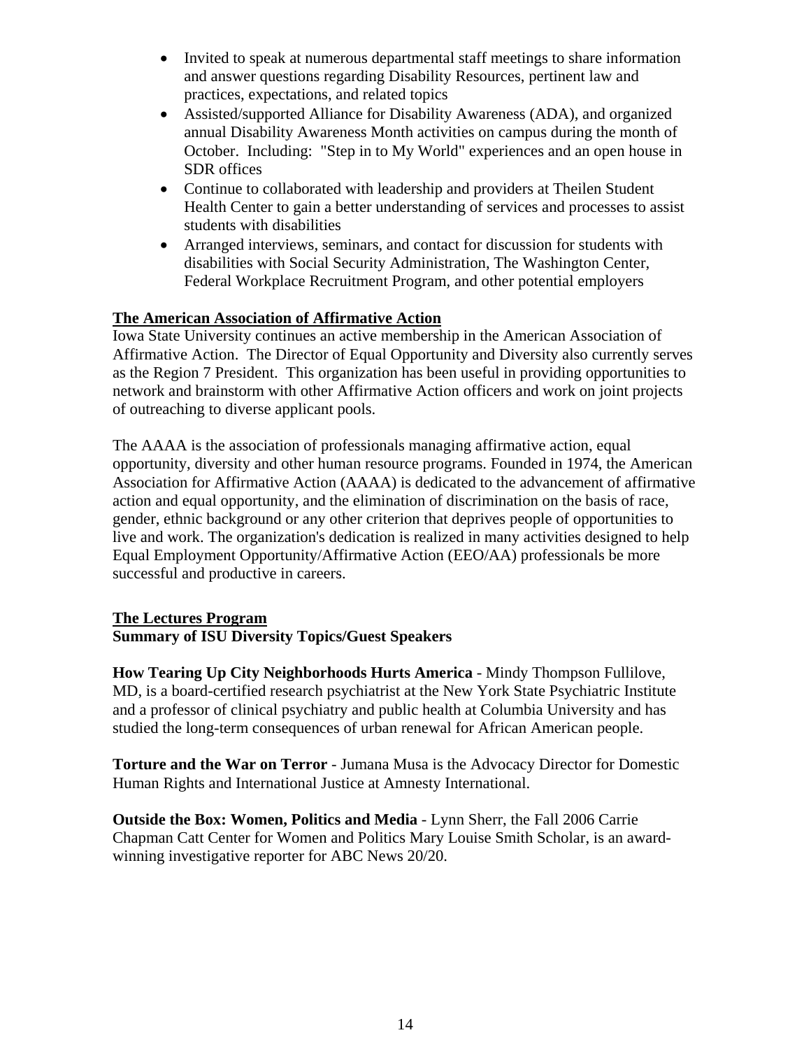- Invited to speak at numerous departmental staff meetings to share information and answer questions regarding Disability Resources, pertinent law and practices, expectations, and related topics
- Assisted/supported Alliance for Disability Awareness (ADA), and organized annual Disability Awareness Month activities on campus during the month of October. Including: "Step in to My World" experiences and an open house in SDR offices
- Continue to collaborated with leadership and providers at Theilen Student Health Center to gain a better understanding of services and processes to assist students with disabilities
- Arranged interviews, seminars, and contact for discussion for students with disabilities with Social Security Administration, The Washington Center, Federal Workplace Recruitment Program, and other potential employers

**The American Association of Affirmative Action**

Iowa State University continues an active membership in the American Association of Affirmative Action. The Director of Equal Opportunity and Diversity also currently serves as the Region 7 President. This organization has been useful in providing opportunities to network and brainstorm with other Affirmative Action officers and work on joint projects of outreaching to diverse applicant pools.

The AAAA is the association of professionals managing affirmative action, equal opportunity, diversity and other human resource programs. Founded in 1974, the American Association for Affirmative Action (AAAA) is dedicated to the advancement of affirmative action and equal opportunity, and the elimination of discrimination on the basis of race, gender, ethnic background or any other criterion that deprives people of opportunities to live and work. The organization's dedication is realized in many activities designed to help Equal Employment Opportunity/Affirmative Action (EEO/AA) professionals be more successful and productive in careers.

**The Lectures Program**

**Summary of ISU Diversity Topics/Guest Speakers**

**How Tearing Up City Neighborhoods Hurts America** - Mindy Thompson Fullilove, MD, is a board-certified research psychiatrist at the New York State Psychiatric Institute and a professor of clinical psychiatry and public health at Columbia University and has studied the long-term consequences of urban renewal for African American people.

**Torture and the War on Terror** - Jumana Musa is the Advocacy Director for Domestic Human Rights and International Justice at Amnesty International.

**Outside the Box: Women, Politics and Media** - Lynn Sherr, the Fall 2006 Carrie Chapman Catt Center for Women and Politics Mary Louise Smith Scholar, is an award-winning investigative reporter for ABC News 20/20.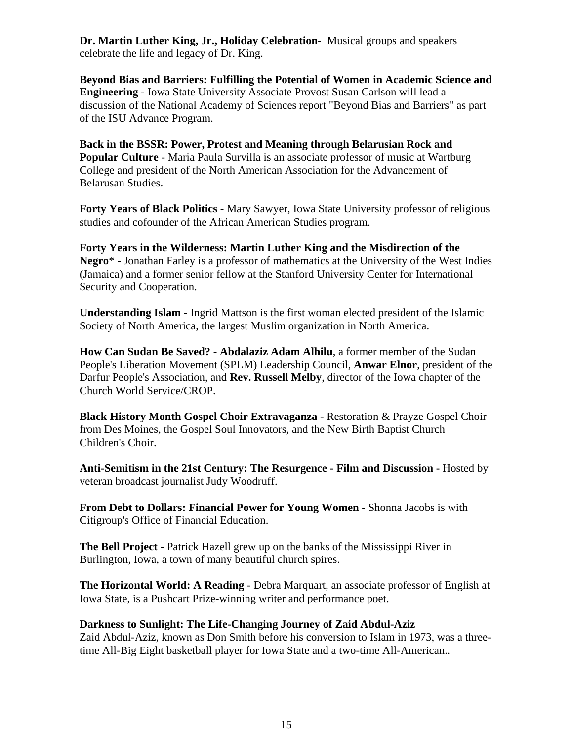**Dr. Martin Luther King, Jr., Holiday Celebration-** Musical groups and speakers celebrate the life and legacy of Dr. King.

**Beyond Bias and Barriers: Fulfilling the Potential of Women in Academic Science and Engineering** - Iowa State University Associate Provost Susan Carlson will lead a discussion of the National Academy of Sciences report "Beyond Bias and Barriers" as part of the ISU Advance Program.

**Back in the BSSR: Power, Protest and Meaning through Belarusian Rock and Popular Culture** - Maria Paula Survilla is an associate professor of music at Wartburg College and president of the North American Association for the Advancement of Belarusan Studies.

**Forty Years of Black Politics** - Mary Sawyer, Iowa State University professor of religious studies and cofounder of the African American Studies program.

**Forty Years in the Wilderness: Martin Luther King and the Misdirection of the Negro*** - Jonathan Farley is a professor of mathematics at the University of the West Indies (Jamaica) and a former senior fellow at the Stanford University Center for International Security and Cooperation.

**Understanding Islam** - Ingrid Mattson is the first woman elected president of the Islamic Society of North America, the largest Muslim organization in North America.

**How Can Sudan Be Saved?** - **Abdalaziz Adam Alhilu**, a former member of the Sudan People's Liberation Movement (SPLM) Leadership Council, **Anwar Elnor**, president of the Darfur People's Association, and **Rev. Russell Melby**, director of the Iowa chapter of the Church World Service/CROP.

**Black History Month Gospel Choir Extravaganza** - Restoration & Prayze Gospel Choir from Des Moines, the Gospel Soul Innovators, and the New Birth Baptist Church Children's Choir.

**Anti-Semitism in the 21st Century: The Resurgence - Film and Discussion -** Hosted by veteran broadcast journalist Judy Woodruff.

**From Debt to Dollars: Financial Power for Young Women** - Shonna Jacobs is with Citigroup's Office of Financial Education.

**The Bell Project** - Patrick Hazell grew up on the banks of the Mississippi River in Burlington, Iowa, a town of many beautiful church spires.

**The Horizontal World: A Reading** - Debra Marquart, an associate professor of English at Iowa State, is a Pushcart Prize-winning writer and performance poet.

**Darkness to Sunlight: The Life-Changing Journey of Zaid Abdul-Aziz**
Zaid Abdul-Aziz, known as Don Smith before his conversion to Islam in 1973, was a three-time All-Big Eight basketball player for Iowa State and a two-time All-American..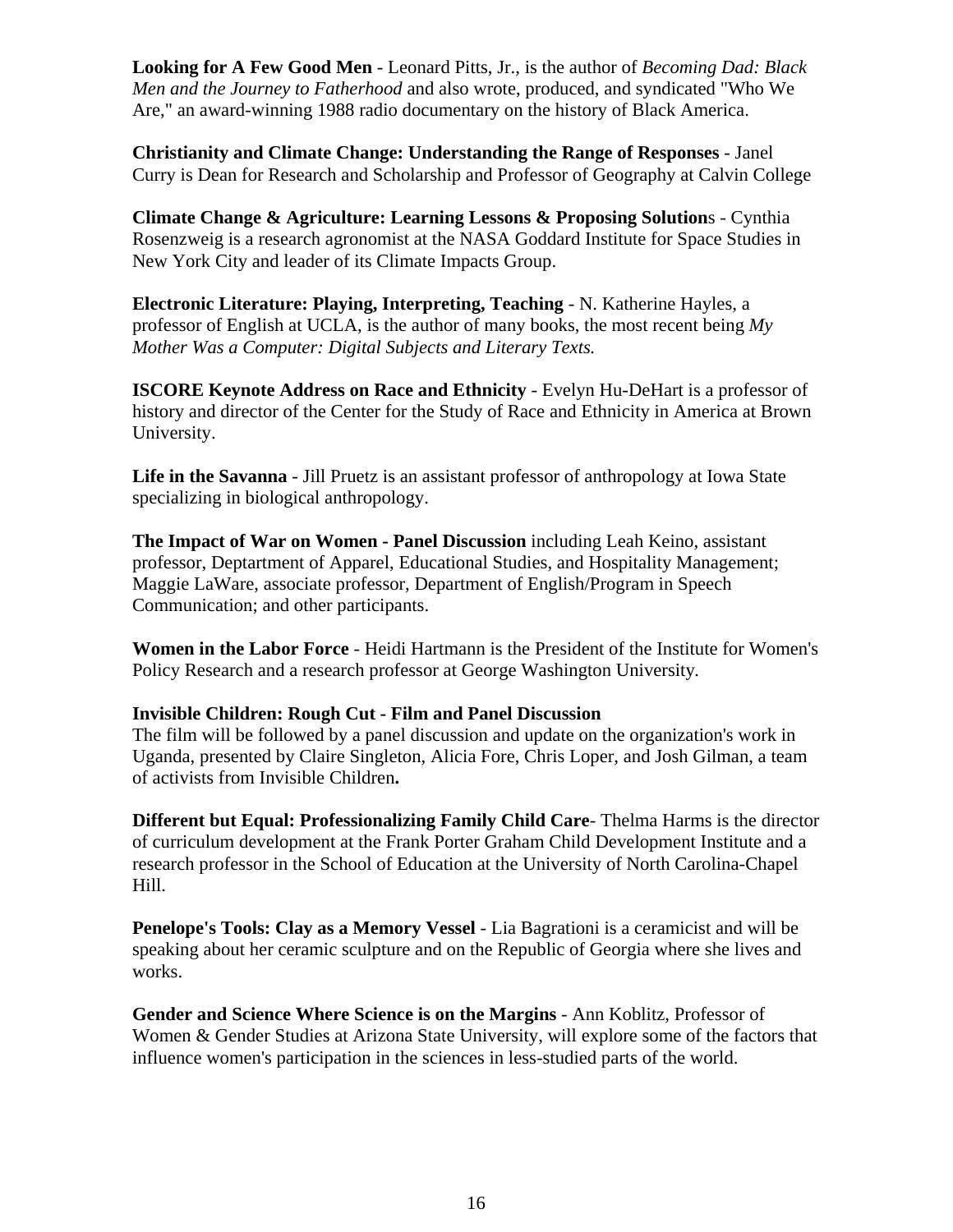**Looking for A Few Good Men** - Leonard Pitts, Jr., is the author of *Becoming Dad: Black Men and the Journey to Fatherhood* and also wrote, produced, and syndicated "Who We Are," an award-winning 1988 radio documentary on the history of Black America.

**Christianity and Climate Change: Understanding the Range of Responses** - Janel Curry is Dean for Research and Scholarship and Professor of Geography at Calvin College

**Climate Change & Agriculture: Learning Lessons & Proposing Solution**s - Cynthia Rosenzweig is a research agronomist at the NASA Goddard Institute for Space Studies in New York City and leader of its Climate Impacts Group.

**Electronic Literature: Playing, Interpreting, Teaching** - N. Katherine Hayles, a professor of English at UCLA, is the author of many books, the most recent being *My Mother Was a Computer: Digital Subjects and Literary Texts.*

**ISCORE Keynote Address on Race and Ethnicity** - Evelyn Hu-DeHart is a professor of history and director of the Center for the Study of Race and Ethnicity in America at Brown University.

**Life in the Savanna** - Jill Pruetz is an assistant professor of anthropology at Iowa State specializing in biological anthropology.

**The Impact of War on Women - Panel Discussion** including Leah Keino, assistant professor, Deptartment of Apparel, Educational Studies, and Hospitality Management; Maggie LaWare, associate professor, Department of English/Program in Speech Communication; and other participants.

**Women in the Labor Force** - Heidi Hartmann is the President of the Institute for Women's Policy Research and a research professor at George Washington University.

**Invisible Children: Rough Cut - Film and Panel Discussion**
The film will be followed by a panel discussion and update on the organization's work in Uganda, presented by Claire Singleton, Alicia Fore, Chris Loper, and Josh Gilman, a team of activists from Invisible Children**.**

**Different but Equal: Professionalizing Family Child Care**- Thelma Harms is the director of curriculum development at the Frank Porter Graham Child Development Institute and a research professor in the School of Education at the University of North Carolina-Chapel Hill.

**Penelope's Tools: Clay as a Memory Vessel** - Lia Bagrationi is a ceramicist and will be speaking about her ceramic sculpture and on the Republic of Georgia where she lives and works.

**Gender and Science Where Science is on the Margins** - Ann Koblitz, Professor of Women & Gender Studies at Arizona State University, will explore some of the factors that influence women's participation in the sciences in less-studied parts of the world.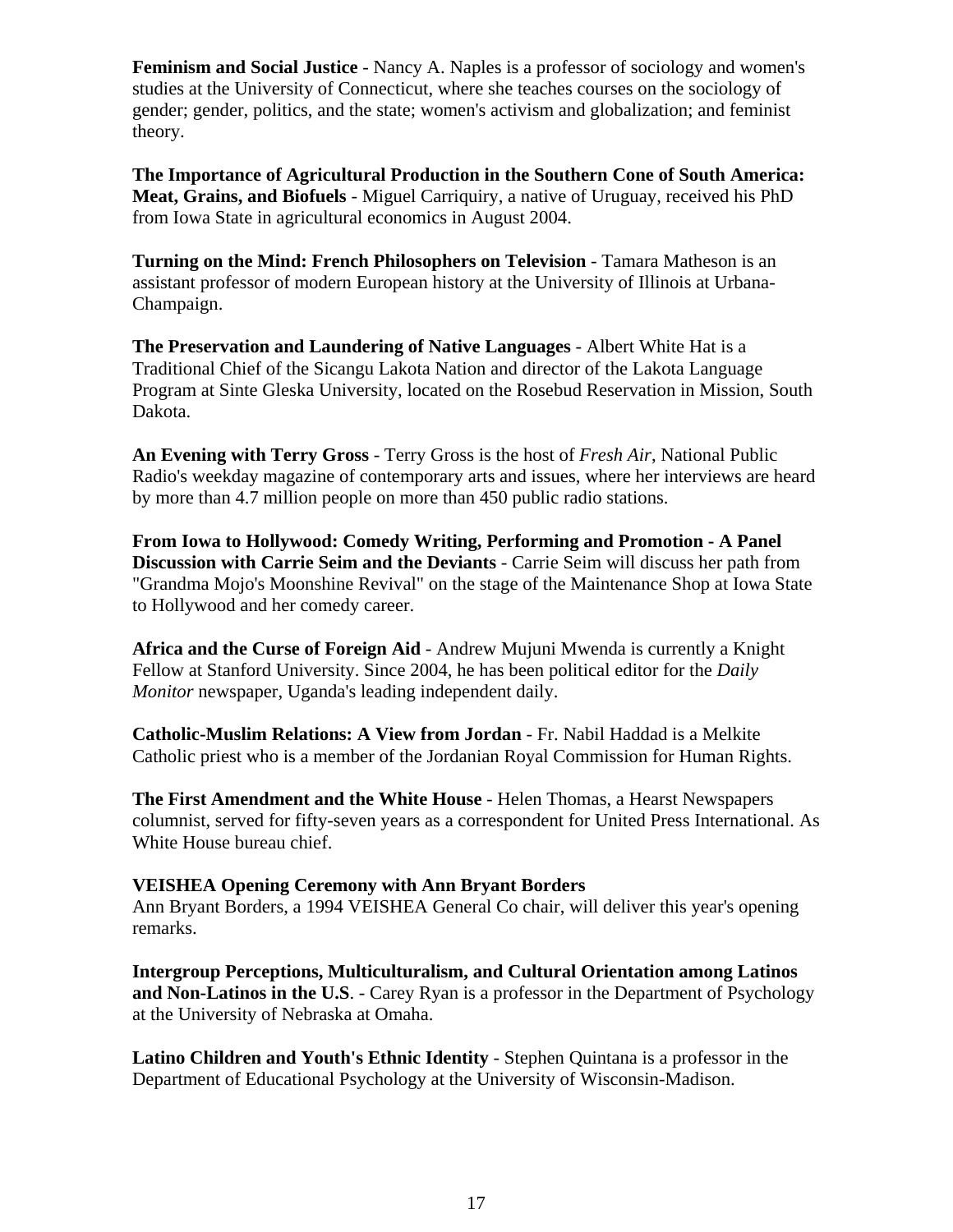**Feminism and Social Justice** - Nancy A. Naples is a professor of sociology and women's studies at the University of Connecticut, where she teaches courses on the sociology of gender; gender, politics, and the state; women's activism and globalization; and feminist theory.

**The Importance of Agricultural Production in the Southern Cone of South America: Meat, Grains, and Biofuels** - Miguel Carriquiry, a native of Uruguay, received his PhD from Iowa State in agricultural economics in August 2004.

**Turning on the Mind: French Philosophers on Television** - Tamara Matheson is an assistant professor of modern European history at the University of Illinois at Urbana-Champaign.

**The Preservation and Laundering of Native Languages** - Albert White Hat is a Traditional Chief of the Sicangu Lakota Nation and director of the Lakota Language Program at Sinte Gleska University, located on the Rosebud Reservation in Mission, South Dakota.

**An Evening with Terry Gross** - Terry Gross is the host of *Fresh Air*, National Public Radio's weekday magazine of contemporary arts and issues, where her interviews are heard by more than 4.7 million people on more than 450 public radio stations.

**From Iowa to Hollywood: Comedy Writing, Performing and Promotion - A Panel Discussion with Carrie Seim and the Deviants** - Carrie Seim will discuss her path from "Grandma Mojo's Moonshine Revival" on the stage of the Maintenance Shop at Iowa State to Hollywood and her comedy career.

**Africa and the Curse of Foreign Aid** - Andrew Mujuni Mwenda is currently a Knight Fellow at Stanford University. Since 2004, he has been political editor for the *Daily Monitor* newspaper, Uganda's leading independent daily.

**Catholic-Muslim Relations: A View from Jordan** - Fr. Nabil Haddad is a Melkite Catholic priest who is a member of the Jordanian Royal Commission for Human Rights.

**The First Amendment and the White House** - Helen Thomas, a Hearst Newspapers columnist, served for fifty-seven years as a correspondent for United Press International. As White House bureau chief.

**VEISHEA Opening Ceremony with Ann Bryant Borders**
Ann Bryant Borders, a 1994 VEISHEA General Co chair, will deliver this year's opening remarks.

**Intergroup Perceptions, Multiculturalism, and Cultural Orientation among Latinos and Non-Latinos in the U.S**. - Carey Ryan is a professor in the Department of Psychology at the University of Nebraska at Omaha.

**Latino Children and Youth's Ethnic Identity** - Stephen Quintana is a professor in the Department of Educational Psychology at the University of Wisconsin-Madison.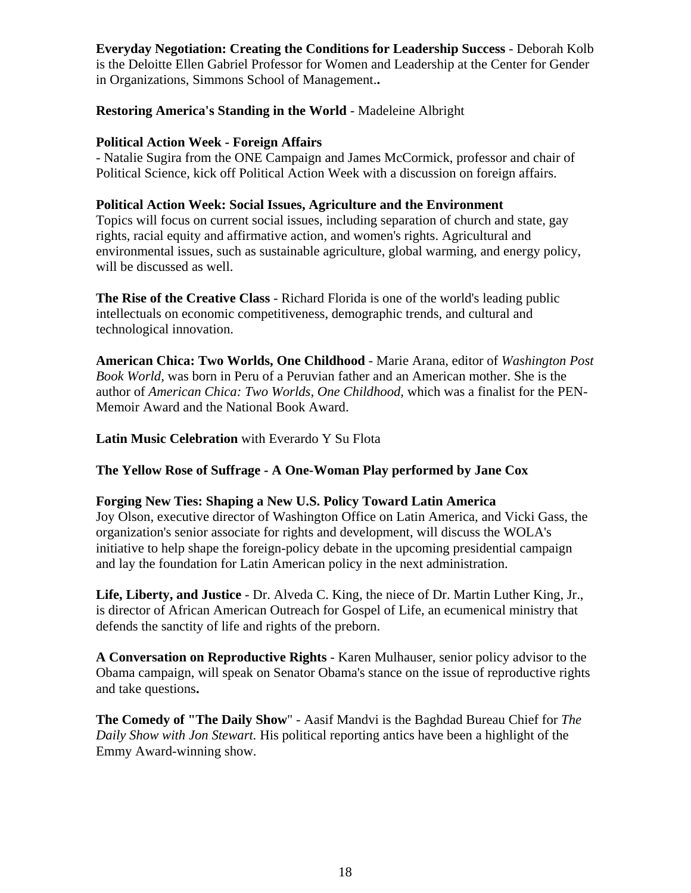**Everyday Negotiation: Creating the Conditions for Leadership Success** - Deborah Kolb is the Deloitte Ellen Gabriel Professor for Women and Leadership at the Center for Gender in Organizations, Simmons School of Management.**.**

**Restoring America's Standing in the World** - Madeleine Albright

**Political Action Week - Foreign Affairs**
- Natalie Sugira from the ONE Campaign and James McCormick, professor and chair of Political Science, kick off Political Action Week with a discussion on foreign affairs.

**Political Action Week: Social Issues, Agriculture and the Environment**
Topics will focus on current social issues, including separation of church and state, gay rights, racial equity and affirmative action, and women's rights. Agricultural and environmental issues, such as sustainable agriculture, global warming, and energy policy, will be discussed as well.

**The Rise of the Creative Class** - Richard Florida is one of the world's leading public intellectuals on economic competitiveness, demographic trends, and cultural and technological innovation.

**American Chica: Two Worlds, One Childhood** - Marie Arana, editor of *Washington Post Book World,* was born in Peru of a Peruvian father and an American mother. She is the author of *American Chica: Two Worlds, One Childhood,* which was a finalist for the PEN-Memoir Award and the National Book Award.

**Latin Music Celebration** with Everardo Y Su Flota

**The Yellow Rose of Suffrage - A One-Woman Play performed by Jane Cox**

**Forging New Ties: Shaping a New U.S. Policy Toward Latin America**
Joy Olson, executive director of Washington Office on Latin America, and Vicki Gass, the organization's senior associate for rights and development, will discuss the WOLA's initiative to help shape the foreign-policy debate in the upcoming presidential campaign and lay the foundation for Latin American policy in the next administration.

**Life, Liberty, and Justice** - Dr. Alveda C. King, the niece of Dr. Martin Luther King, Jr., is director of African American Outreach for Gospel of Life, an ecumenical ministry that defends the sanctity of life and rights of the preborn.

**A Conversation on Reproductive Rights** - Karen Mulhauser, senior policy advisor to the Obama campaign, will speak on Senator Obama's stance on the issue of reproductive rights and take questions**.**

**The Comedy of "The Daily Show**" - Aasif Mandvi is the Baghdad Bureau Chief for *The Daily Show with Jon Stewart.* His political reporting antics have been a highlight of the Emmy Award-winning show.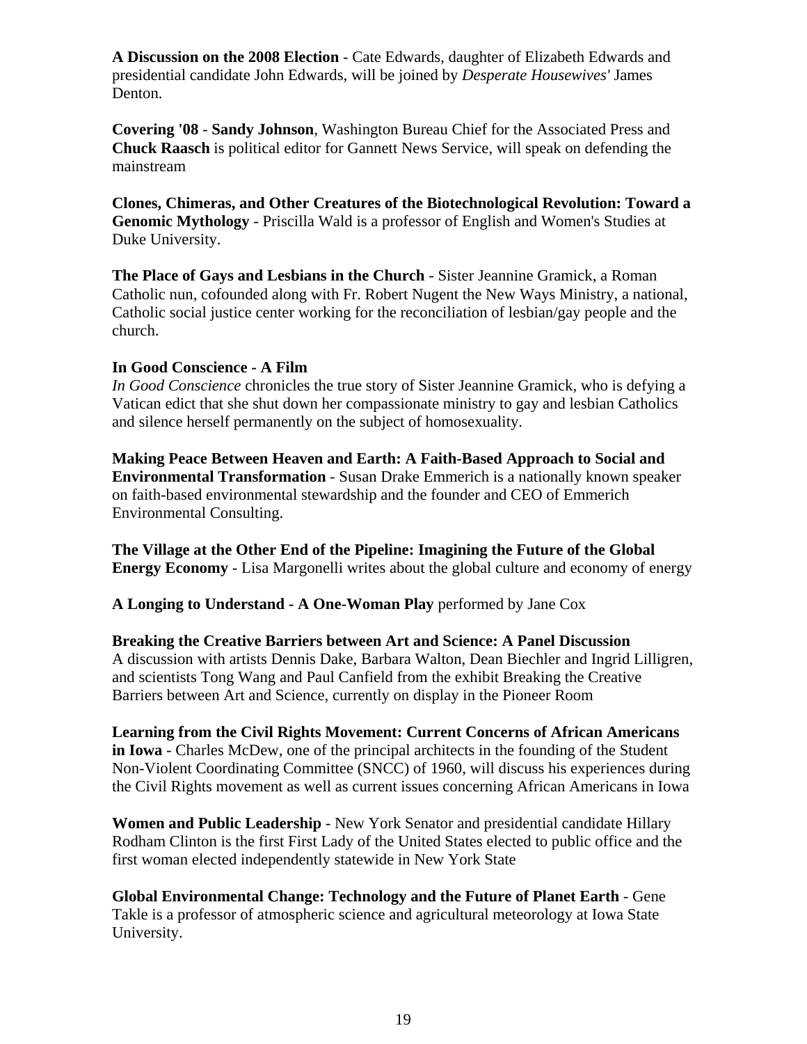**A Discussion on the 2008 Election** - Cate Edwards, daughter of Elizabeth Edwards and presidential candidate John Edwards, will be joined by *Desperate Housewives'* James Denton.

**Covering '08** - **Sandy Johnson**, Washington Bureau Chief for the Associated Press and **Chuck Raasch** is political editor for Gannett News Service, will speak on defending the mainstream

**Clones, Chimeras, and Other Creatures of the Biotechnological Revolution: Toward a Genomic Mythology** - Priscilla Wald is a professor of English and Women's Studies at Duke University.

**The Place of Gays and Lesbians in the Church** - Sister Jeannine Gramick, a Roman Catholic nun, cofounded along with Fr. Robert Nugent the New Ways Ministry, a national, Catholic social justice center working for the reconciliation of lesbian/gay people and the church.

**In Good Conscience - A Film**
*In Good Conscience* chronicles the true story of Sister Jeannine Gramick, who is defying a Vatican edict that she shut down her compassionate ministry to gay and lesbian Catholics and silence herself permanently on the subject of homosexuality.

**Making Peace Between Heaven and Earth: A Faith-Based Approach to Social and Environmental Transformation** - Susan Drake Emmerich is a nationally known speaker on faith-based environmental stewardship and the founder and CEO of Emmerich Environmental Consulting.

**The Village at the Other End of the Pipeline: Imagining the Future of the Global Energy Economy** - Lisa Margonelli writes about the global culture and economy of energy

**A Longing to Understand - A One-Woman Play** performed by Jane Cox

**Breaking the Creative Barriers between Art and Science: A Panel Discussion**
A discussion with artists Dennis Dake, Barbara Walton, Dean Biechler and Ingrid Lilligren, and scientists Tong Wang and Paul Canfield from the exhibit Breaking the Creative Barriers between Art and Science, currently on display in the Pioneer Room

**Learning from the Civil Rights Movement: Current Concerns of African Americans in Iowa** - Charles McDew, one of the principal architects in the founding of the Student Non-Violent Coordinating Committee (SNCC) of 1960, will discuss his experiences during the Civil Rights movement as well as current issues concerning African Americans in Iowa

**Women and Public Leadership** - New York Senator and presidential candidate Hillary Rodham Clinton is the first First Lady of the United States elected to public office and the first woman elected independently statewide in New York State

**Global Environmental Change: Technology and the Future of Planet Earth** - Gene Takle is a professor of atmospheric science and agricultural meteorology at Iowa State University.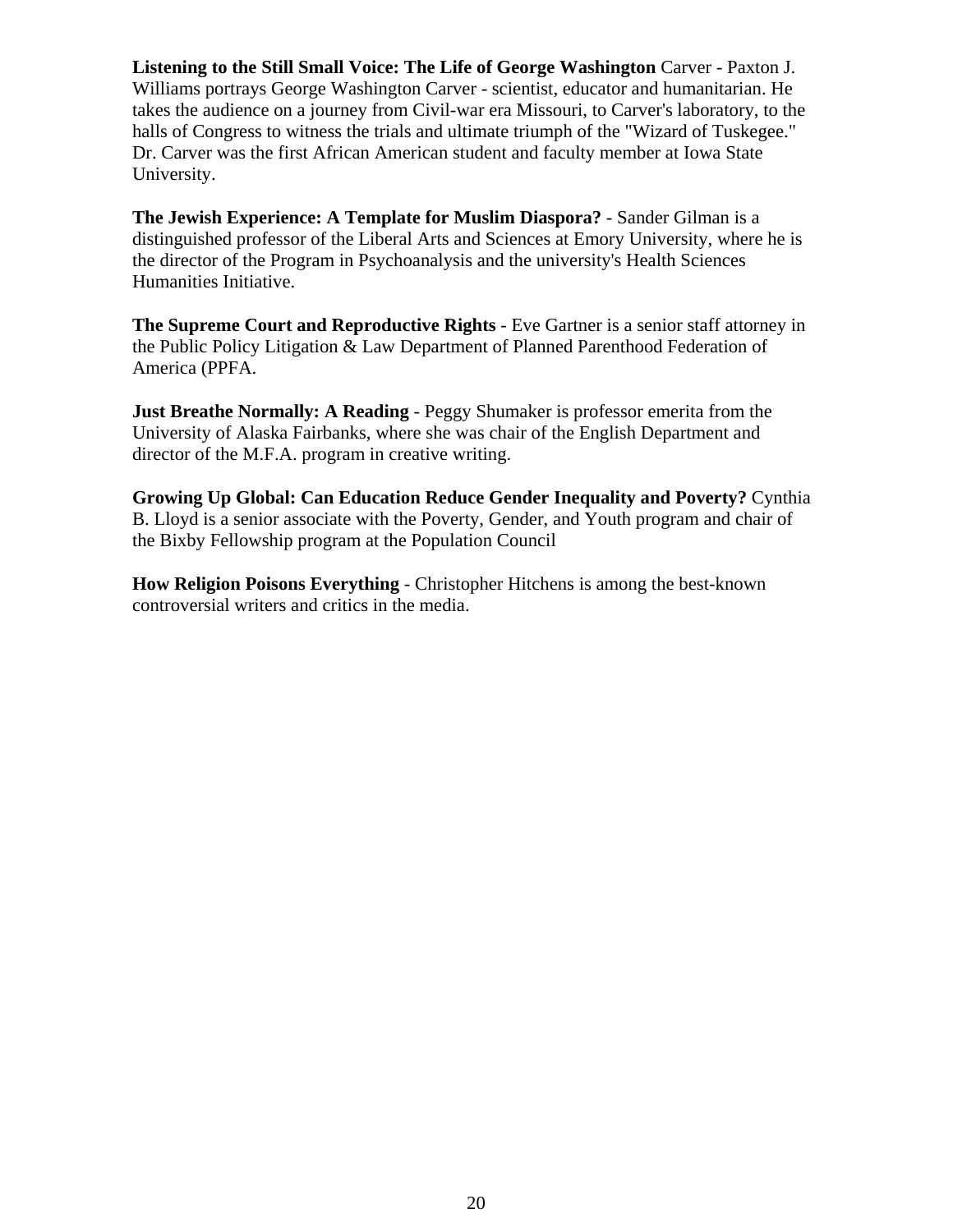**Listening to the Still Small Voice: The Life of George Washington** Carver - Paxton J. Williams portrays George Washington Carver - scientist, educator and humanitarian. He takes the audience on a journey from Civil-war era Missouri, to Carver's laboratory, to the halls of Congress to witness the trials and ultimate triumph of the "Wizard of Tuskegee." Dr. Carver was the first African American student and faculty member at Iowa State University.

**The Jewish Experience: A Template for Muslim Diaspora?** - Sander Gilman is a distinguished professor of the Liberal Arts and Sciences at Emory University, where he is the director of the Program in Psychoanalysis and the university's Health Sciences Humanities Initiative.

**The Supreme Court and Reproductive Rights** - Eve Gartner is a senior staff attorney in the Public Policy Litigation & Law Department of Planned Parenthood Federation of America (PPFA.

**Just Breathe Normally: A Reading** - Peggy Shumaker is professor emerita from the University of Alaska Fairbanks, where she was chair of the English Department and director of the M.F.A. program in creative writing.

**Growing Up Global: Can Education Reduce Gender Inequality and Poverty?** Cynthia B. Lloyd is a senior associate with the Poverty, Gender, and Youth program and chair of the Bixby Fellowship program at the Population Council

**How Religion Poisons Everything** - Christopher Hitchens is among the best-known controversial writers and critics in the media.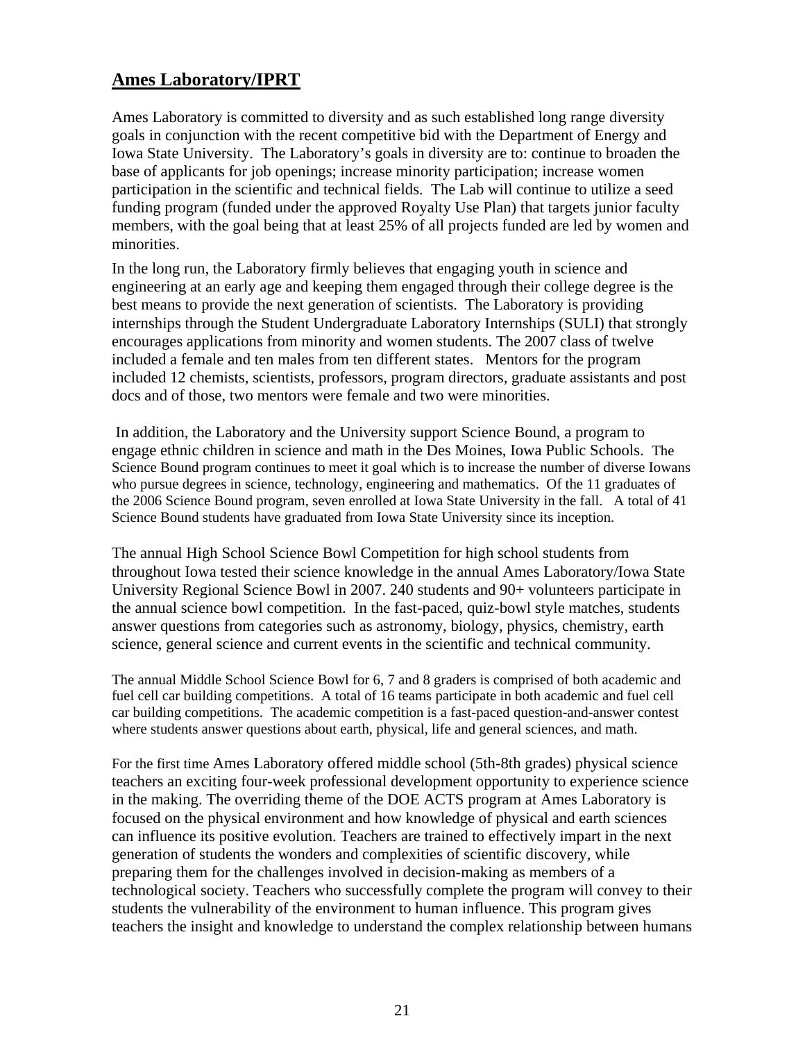## Ames Laboratory/IPRT

Ames Laboratory is committed to diversity and as such established long range diversity goals in conjunction with the recent competitive bid with the Department of Energy and Iowa State University. The Laboratory's goals in diversity are to: continue to broaden the base of applicants for job openings; increase minority participation; increase women participation in the scientific and technical fields. The Lab will continue to utilize a seed funding program (funded under the approved Royalty Use Plan) that targets junior faculty members, with the goal being that at least 25% of all projects funded are led by women and minorities.

In the long run, the Laboratory firmly believes that engaging youth in science and engineering at an early age and keeping them engaged through their college degree is the best means to provide the next generation of scientists. The Laboratory is providing internships through the Student Undergraduate Laboratory Internships (SULI) that strongly encourages applications from minority and women students. The 2007 class of twelve included a female and ten males from ten different states. Mentors for the program included 12 chemists, scientists, professors, program directors, graduate assistants and post docs and of those, two mentors were female and two were minorities.

In addition, the Laboratory and the University support Science Bound, a program to engage ethnic children in science and math in the Des Moines, Iowa Public Schools. The Science Bound program continues to meet it goal which is to increase the number of diverse Iowans who pursue degrees in science, technology, engineering and mathematics. Of the 11 graduates of the 2006 Science Bound program, seven enrolled at Iowa State University in the fall. A total of 41 Science Bound students have graduated from Iowa State University since its inception.

The annual High School Science Bowl Competition for high school students from throughout Iowa tested their science knowledge in the annual Ames Laboratory/Iowa State University Regional Science Bowl in 2007. 240 students and 90+ volunteers participate in the annual science bowl competition. In the fast-paced, quiz-bowl style matches, students answer questions from categories such as astronomy, biology, physics, chemistry, earth science, general science and current events in the scientific and technical community.

The annual Middle School Science Bowl for 6, 7 and 8 graders is comprised of both academic and fuel cell car building competitions. A total of 16 teams participate in both academic and fuel cell car building competitions. The academic competition is a fast-paced question-and-answer contest where students answer questions about earth, physical, life and general sciences, and math.

For the first time Ames Laboratory offered middle school (5th-8th grades) physical science teachers an exciting four-week professional development opportunity to experience science in the making. The overriding theme of the DOE ACTS program at Ames Laboratory is focused on the physical environment and how knowledge of physical and earth sciences can influence its positive evolution. Teachers are trained to effectively impart in the next generation of students the wonders and complexities of scientific discovery, while preparing them for the challenges involved in decision-making as members of a technological society. Teachers who successfully complete the program will convey to their students the vulnerability of the environment to human influence. This program gives teachers the insight and knowledge to understand the complex relationship between humans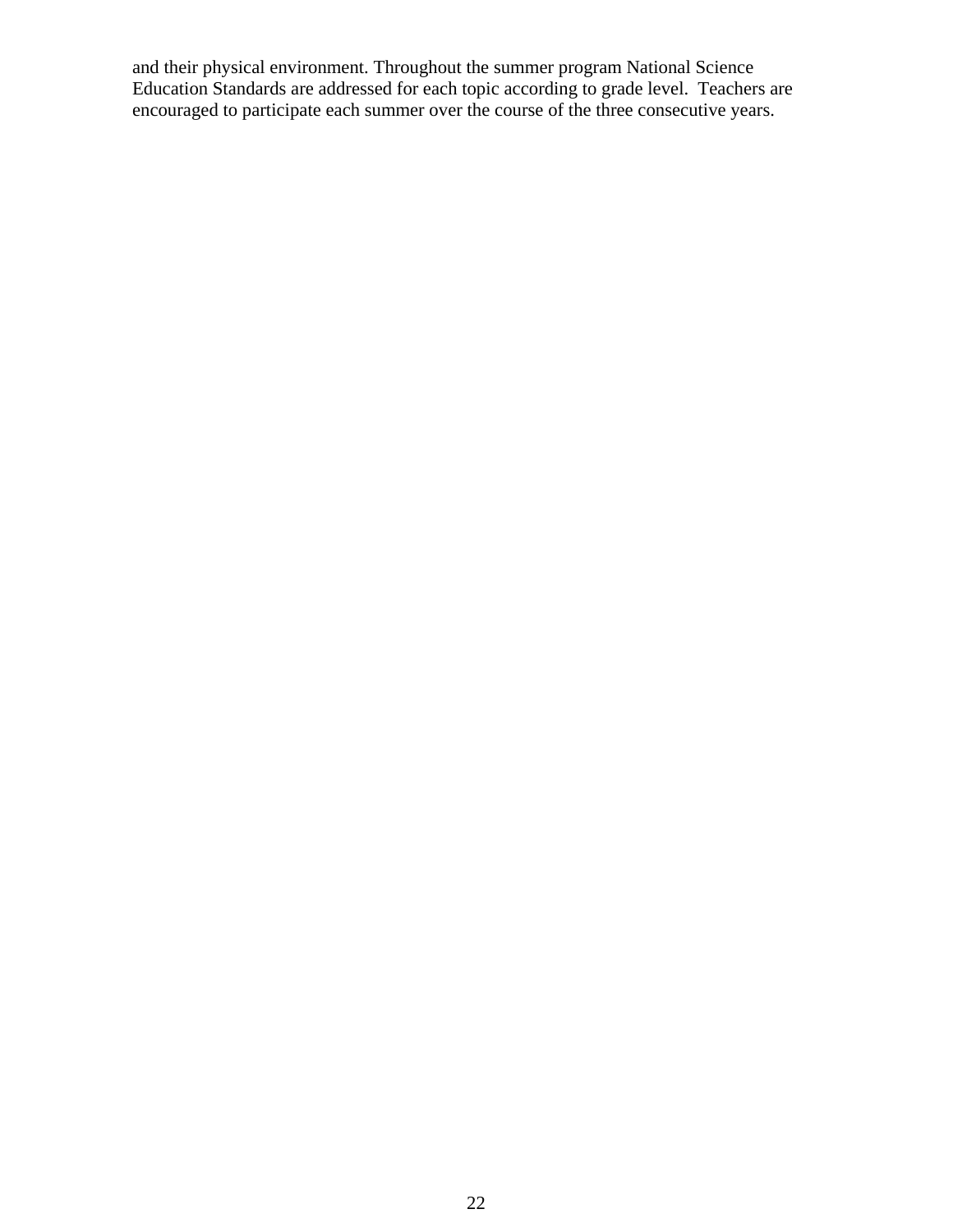and their physical environment. Throughout the summer program National Science Education Standards are addressed for each topic according to grade level. Teachers are encouraged to participate each summer over the course of the three consecutive years.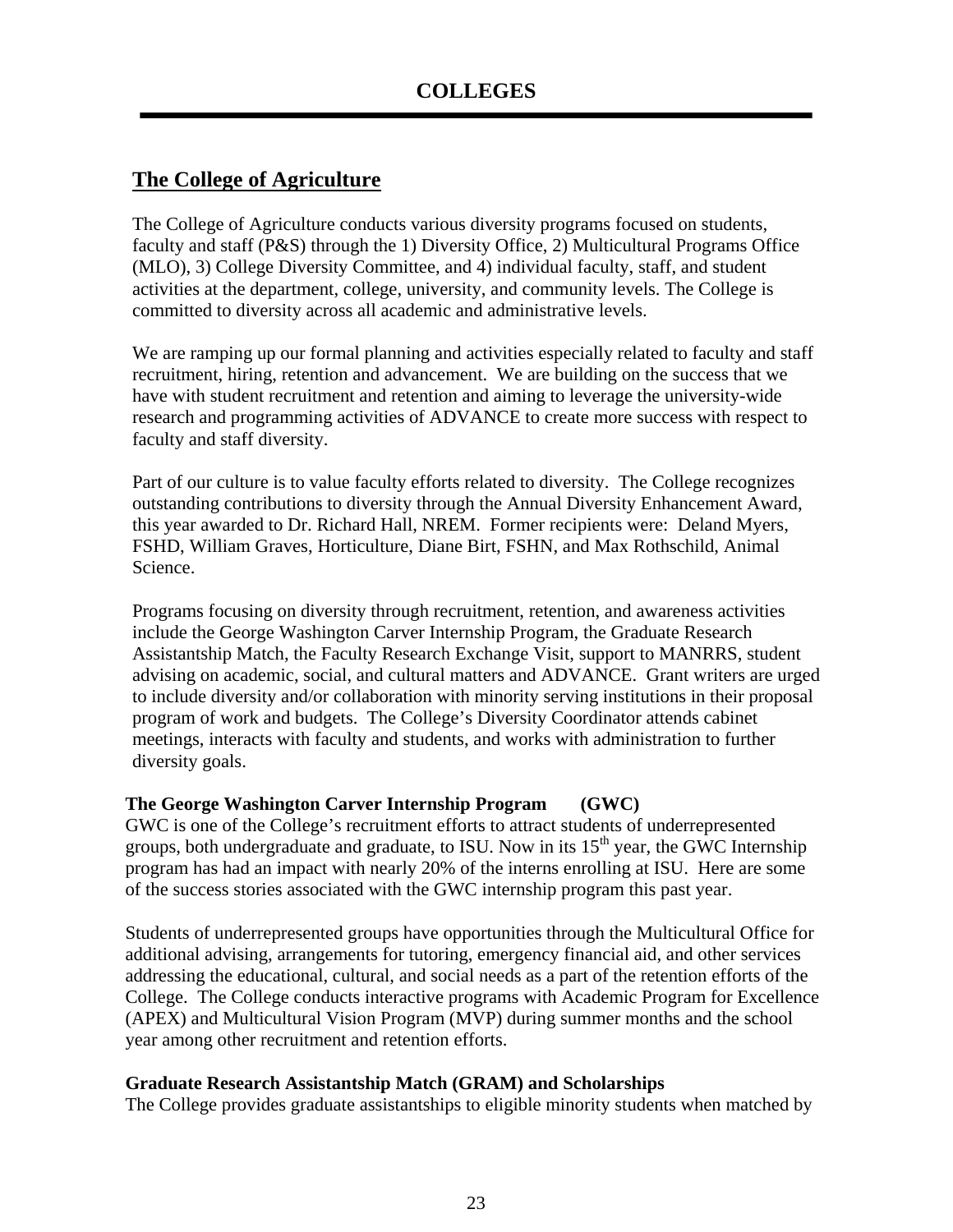# COLLEGES

## The College of Agriculture

The College of Agriculture conducts various diversity programs focused on students, faculty and staff (P&S) through the 1) Diversity Office, 2) Multicultural Programs Office (MLO), 3) College Diversity Committee, and 4) individual faculty, staff, and student activities at the department, college, university, and community levels. The College is committed to diversity across all academic and administrative levels.

We are ramping up our formal planning and activities especially related to faculty and staff recruitment, hiring, retention and advancement. We are building on the success that we have with student recruitment and retention and aiming to leverage the university-wide research and programming activities of ADVANCE to create more success with respect to faculty and staff diversity.

Part of our culture is to value faculty efforts related to diversity. The College recognizes outstanding contributions to diversity through the Annual Diversity Enhancement Award, this year awarded to Dr. Richard Hall, NREM. Former recipients were: Deland Myers, FSHD, William Graves, Horticulture, Diane Birt, FSHN, and Max Rothschild, Animal Science.

Programs focusing on diversity through recruitment, retention, and awareness activities include the George Washington Carver Internship Program, the Graduate Research Assistantship Match, the Faculty Research Exchange Visit, support to MANRRS, student advising on academic, social, and cultural matters and ADVANCE. Grant writers are urged to include diversity and/or collaboration with minority serving institutions in their proposal program of work and budgets. The College's Diversity Coordinator attends cabinet meetings, interacts with faculty and students, and works with administration to further diversity goals.

**The George Washington Carver Internship Program (GWC)**

GWC is one of the College's recruitment efforts to attract students of underrepresented groups, both undergraduate and graduate, to ISU. Now in its 15th year, the GWC Internship program has had an impact with nearly 20% of the interns enrolling at ISU. Here are some of the success stories associated with the GWC internship program this past year.

Students of underrepresented groups have opportunities through the Multicultural Office for additional advising, arrangements for tutoring, emergency financial aid, and other services addressing the educational, cultural, and social needs as a part of the retention efforts of the College. The College conducts interactive programs with Academic Program for Excellence (APEX) and Multicultural Vision Program (MVP) during summer months and the school year among other recruitment and retention efforts.

**Graduate Research Assistantship Match (GRAM) and Scholarships**

The College provides graduate assistantships to eligible minority students when matched by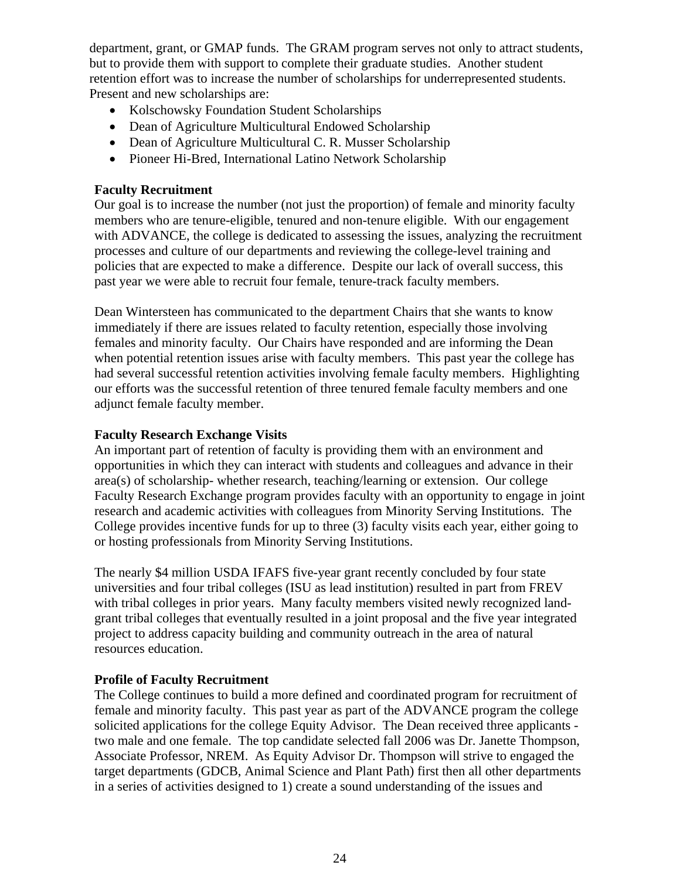department, grant, or GMAP funds. The GRAM program serves not only to attract students, but to provide them with support to complete their graduate studies. Another student retention effort was to increase the number of scholarships for underrepresented students. Present and new scholarships are:

- Kolschowsky Foundation Student Scholarships
- Dean of Agriculture Multicultural Endowed Scholarship
- Dean of Agriculture Multicultural C. R. Musser Scholarship
- Pioneer Hi-Bred, International Latino Network Scholarship

**Faculty Recruitment**

Our goal is to increase the number (not just the proportion) of female and minority faculty members who are tenure-eligible, tenured and non-tenure eligible. With our engagement with ADVANCE, the college is dedicated to assessing the issues, analyzing the recruitment processes and culture of our departments and reviewing the college-level training and policies that are expected to make a difference. Despite our lack of overall success, this past year we were able to recruit four female, tenure-track faculty members.

Dean Wintersteen has communicated to the department Chairs that she wants to know immediately if there are issues related to faculty retention, especially those involving females and minority faculty. Our Chairs have responded and are informing the Dean when potential retention issues arise with faculty members. This past year the college has had several successful retention activities involving female faculty members. Highlighting our efforts was the successful retention of three tenured female faculty members and one adjunct female faculty member.

**Faculty Research Exchange Visits**

An important part of retention of faculty is providing them with an environment and opportunities in which they can interact with students and colleagues and advance in their area(s) of scholarship- whether research, teaching/learning or extension. Our college Faculty Research Exchange program provides faculty with an opportunity to engage in joint research and academic activities with colleagues from Minority Serving Institutions. The College provides incentive funds for up to three (3) faculty visits each year, either going to or hosting professionals from Minority Serving Institutions.

The nearly $4 million USDA IFAFS five-year grant recently concluded by four state universities and four tribal colleges (ISU as lead institution) resulted in part from FREV with tribal colleges in prior years. Many faculty members visited newly recognized land-grant tribal colleges that eventually resulted in a joint proposal and the five year integrated project to address capacity building and community outreach in the area of natural resources education.

**Profile of Faculty Recruitment**

The College continues to build a more defined and coordinated program for recruitment of female and minority faculty. This past year as part of the ADVANCE program the college solicited applications for the college Equity Advisor. The Dean received three applicants - two male and one female. The top candidate selected fall 2006 was Dr. Janette Thompson, Associate Professor, NREM. As Equity Advisor Dr. Thompson will strive to engaged the target departments (GDCB, Animal Science and Plant Path) first then all other departments in a series of activities designed to 1) create a sound understanding of the issues and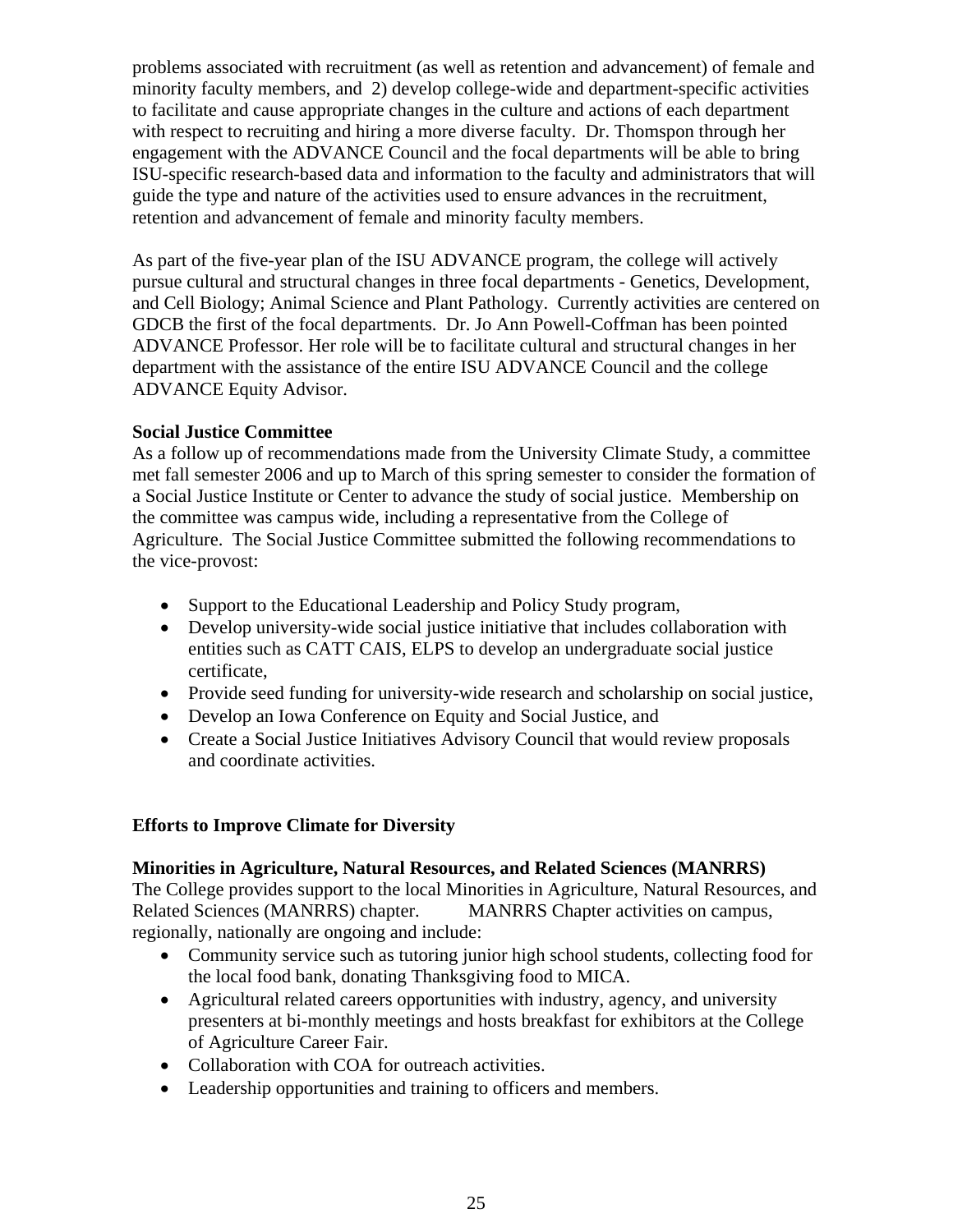problems associated with recruitment (as well as retention and advancement) of female and minority faculty members, and 2) develop college-wide and department-specific activities to facilitate and cause appropriate changes in the culture and actions of each department with respect to recruiting and hiring a more diverse faculty. Dr. Thomspon through her engagement with the ADVANCE Council and the focal departments will be able to bring ISU-specific research-based data and information to the faculty and administrators that will guide the type and nature of the activities used to ensure advances in the recruitment, retention and advancement of female and minority faculty members.

As part of the five-year plan of the ISU ADVANCE program, the college will actively pursue cultural and structural changes in three focal departments - Genetics, Development, and Cell Biology; Animal Science and Plant Pathology. Currently activities are centered on GDCB the first of the focal departments. Dr. Jo Ann Powell-Coffman has been pointed ADVANCE Professor. Her role will be to facilitate cultural and structural changes in her department with the assistance of the entire ISU ADVANCE Council and the college ADVANCE Equity Advisor.

**Social Justice Committee**

As a follow up of recommendations made from the University Climate Study, a committee met fall semester 2006 and up to March of this spring semester to consider the formation of a Social Justice Institute or Center to advance the study of social justice. Membership on the committee was campus wide, including a representative from the College of Agriculture. The Social Justice Committee submitted the following recommendations to the vice-provost:

- Support to the Educational Leadership and Policy Study program,
- Develop university-wide social justice initiative that includes collaboration with entities such as CATT CAIS, ELPS to develop an undergraduate social justice certificate,
- Provide seed funding for university-wide research and scholarship on social justice,
- Develop an Iowa Conference on Equity and Social Justice, and
- Create a Social Justice Initiatives Advisory Council that would review proposals and coordinate activities.

**Efforts to Improve Climate for Diversity**

**Minorities in Agriculture, Natural Resources, and Related Sciences (MANRRS)**

The College provides support to the local Minorities in Agriculture, Natural Resources, and Related Sciences (MANRRS) chapter. MANRRS Chapter activities on campus, regionally, nationally are ongoing and include:

- Community service such as tutoring junior high school students, collecting food for the local food bank, donating Thanksgiving food to MICA.
- Agricultural related careers opportunities with industry, agency, and university presenters at bi-monthly meetings and hosts breakfast for exhibitors at the College of Agriculture Career Fair.
- Collaboration with COA for outreach activities.
- Leadership opportunities and training to officers and members.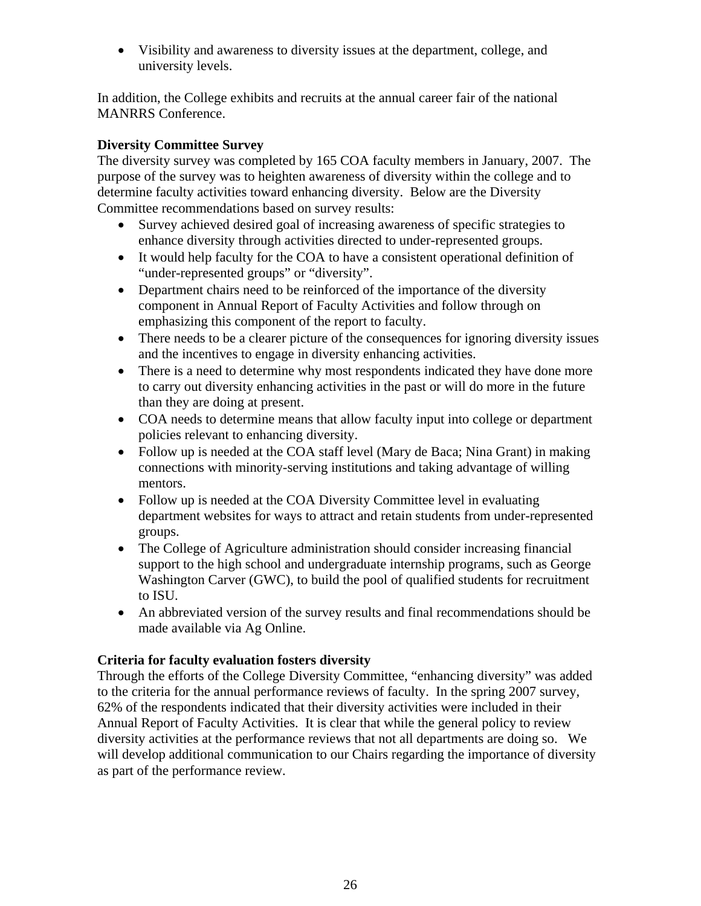- Visibility and awareness to diversity issues at the department, college, and university levels.

In addition, the College exhibits and recruits at the annual career fair of the national MANRRS Conference.

**Diversity Committee Survey**
The diversity survey was completed by 165 COA faculty members in January, 2007. The purpose of the survey was to heighten awareness of diversity within the college and to determine faculty activities toward enhancing diversity. Below are the Diversity Committee recommendations based on survey results:

- Survey achieved desired goal of increasing awareness of specific strategies to enhance diversity through activities directed to under-represented groups.
- It would help faculty for the COA to have a consistent operational definition of "under-represented groups" or "diversity".
- Department chairs need to be reinforced of the importance of the diversity component in Annual Report of Faculty Activities and follow through on emphasizing this component of the report to faculty.
- There needs to be a clearer picture of the consequences for ignoring diversity issues and the incentives to engage in diversity enhancing activities.
- There is a need to determine why most respondents indicated they have done more to carry out diversity enhancing activities in the past or will do more in the future than they are doing at present.
- COA needs to determine means that allow faculty input into college or department policies relevant to enhancing diversity.
- Follow up is needed at the COA staff level (Mary de Baca; Nina Grant) in making connections with minority-serving institutions and taking advantage of willing mentors.
- Follow up is needed at the COA Diversity Committee level in evaluating department websites for ways to attract and retain students from under-represented groups.
- The College of Agriculture administration should consider increasing financial support to the high school and undergraduate internship programs, such as George Washington Carver (GWC), to build the pool of qualified students for recruitment to ISU.
- An abbreviated version of the survey results and final recommendations should be made available via Ag Online.

**Criteria for faculty evaluation fosters diversity**
Through the efforts of the College Diversity Committee, "enhancing diversity" was added to the criteria for the annual performance reviews of faculty. In the spring 2007 survey, 62% of the respondents indicated that their diversity activities were included in their Annual Report of Faculty Activities. It is clear that while the general policy to review diversity activities at the performance reviews that not all departments are doing so. We will develop additional communication to our Chairs regarding the importance of diversity as part of the performance review.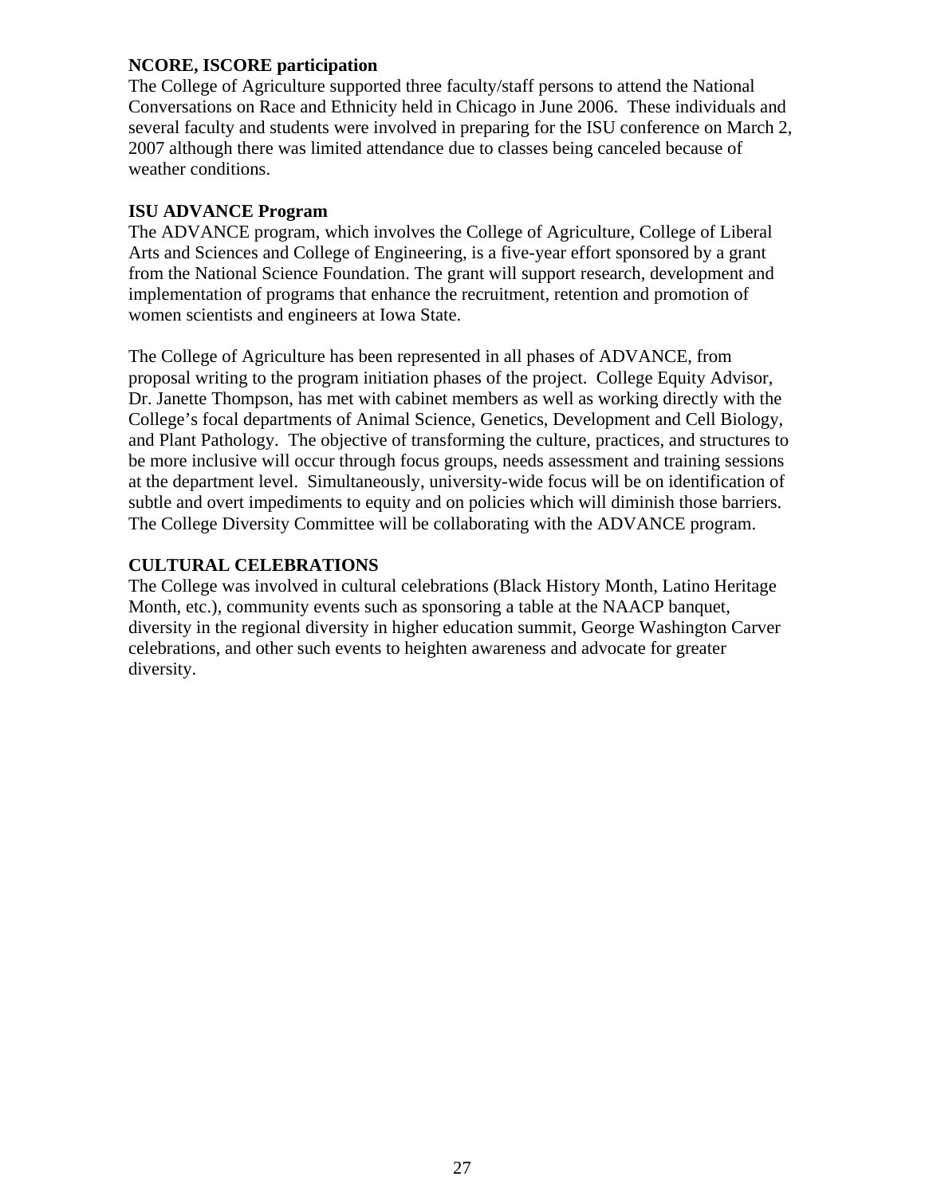**NCORE, ISCORE participation**

The College of Agriculture supported three faculty/staff persons to attend the National Conversations on Race and Ethnicity held in Chicago in June 2006. These individuals and several faculty and students were involved in preparing for the ISU conference on March 2, 2007 although there was limited attendance due to classes being canceled because of weather conditions.

**ISU ADVANCE Program**

The ADVANCE program, which involves the College of Agriculture, College of Liberal Arts and Sciences and College of Engineering, is a five-year effort sponsored by a grant from the National Science Foundation. The grant will support research, development and implementation of programs that enhance the recruitment, retention and promotion of women scientists and engineers at Iowa State.

The College of Agriculture has been represented in all phases of ADVANCE, from proposal writing to the program initiation phases of the project. College Equity Advisor, Dr. Janette Thompson, has met with cabinet members as well as working directly with the College's focal departments of Animal Science, Genetics, Development and Cell Biology, and Plant Pathology. The objective of transforming the culture, practices, and structures to be more inclusive will occur through focus groups, needs assessment and training sessions at the department level. Simultaneously, university-wide focus will be on identification of subtle and overt impediments to equity and on policies which will diminish those barriers. The College Diversity Committee will be collaborating with the ADVANCE program.

**CULTURAL CELEBRATIONS**

The College was involved in cultural celebrations (Black History Month, Latino Heritage Month, etc.), community events such as sponsoring a table at the NAACP banquet, diversity in the regional diversity in higher education summit, George Washington Carver celebrations, and other such events to heighten awareness and advocate for greater diversity.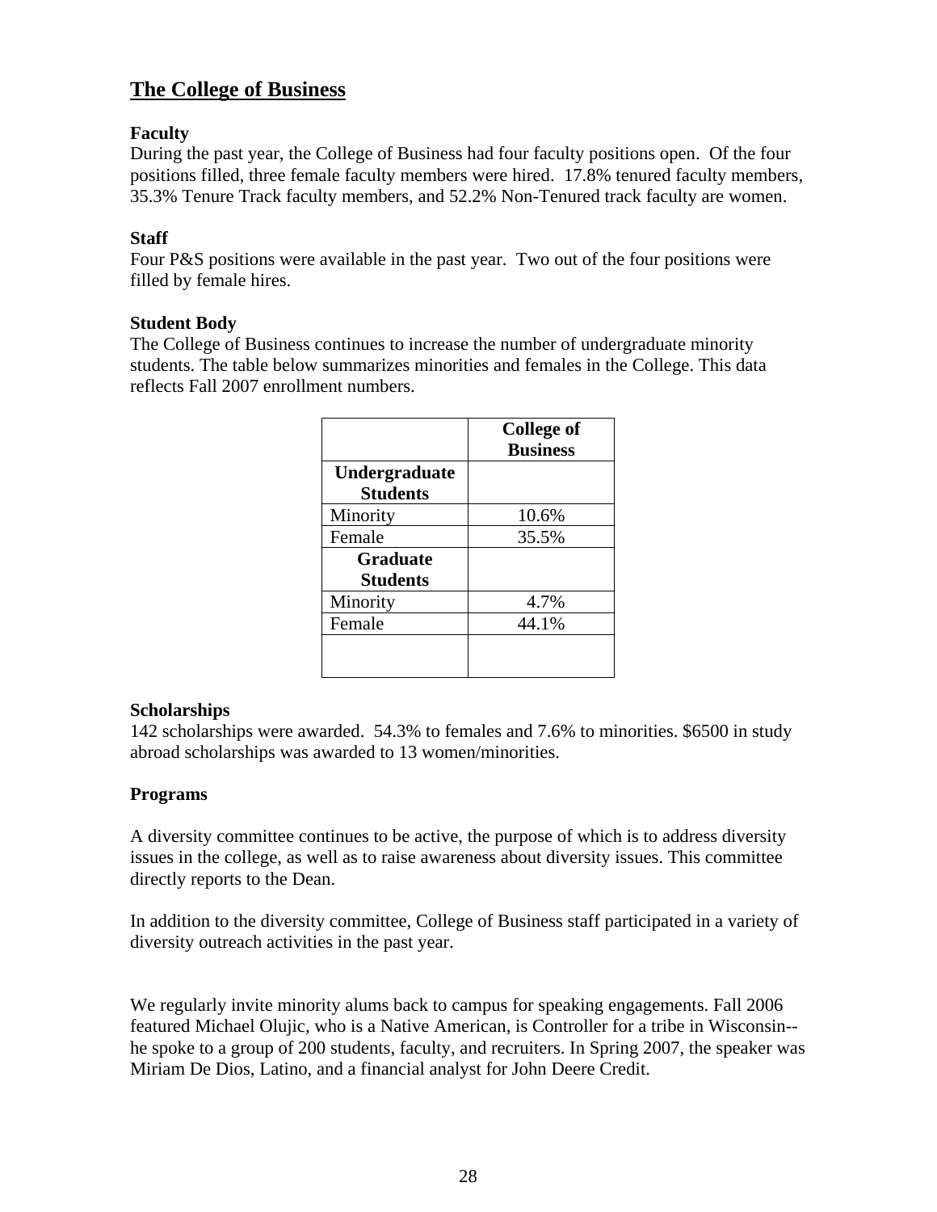## The College of Business

### Faculty

During the past year, the College of Business had four faculty positions open. Of the four positions filled, three female faculty members were hired. 17.8% tenured faculty members, 35.3% Tenure Track faculty members, and 52.2% Non-Tenured track faculty are women.

### Staff

Four P&S positions were available in the past year. Two out of the four positions were filled by female hires.

### Student Body

The College of Business continues to increase the number of undergraduate minority students. The table below summarizes minorities and females in the College. This data reflects Fall 2007 enrollment numbers.

| | College of Business |
|---|---|
| **Undergraduate Students** | |
| Minority | 10.6% |
| Female | 35.5% |
| **Graduate Students** | |
| Minority | 4.7% |
| Female | 44.1% |
| | |

### Scholarships

142 scholarships were awarded. 54.3% to females and 7.6% to minorities. $6500 in study abroad scholarships was awarded to 13 women/minorities.

### Programs

A diversity committee continues to be active, the purpose of which is to address diversity issues in the college, as well as to raise awareness about diversity issues. This committee directly reports to the Dean.

In addition to the diversity committee, College of Business staff participated in a variety of diversity outreach activities in the past year.

We regularly invite minority alums back to campus for speaking engagements. Fall 2006 featured Michael Olujic, who is a Native American, is Controller for a tribe in Wisconsin--he spoke to a group of 200 students, faculty, and recruiters. In Spring 2007, the speaker was Miriam De Dios, Latino, and a financial analyst for John Deere Credit.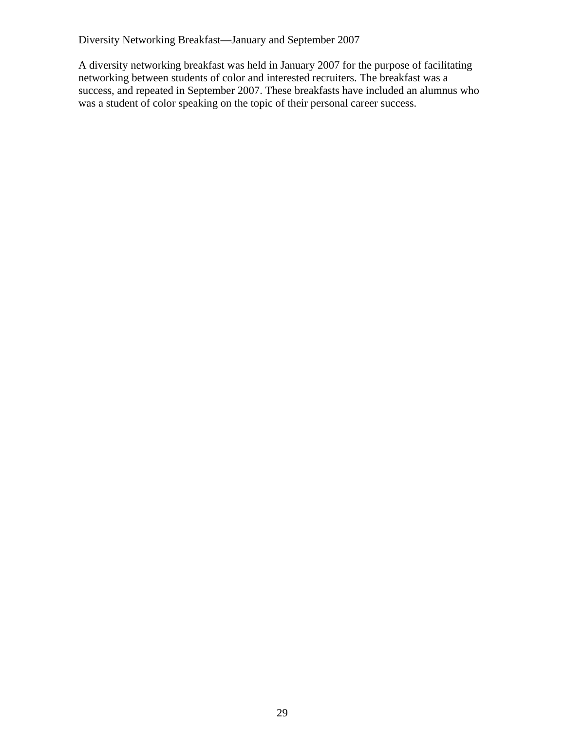<u>Diversity Networking Breakfast</u>—January and September 2007

A diversity networking breakfast was held in January 2007 for the purpose of facilitating networking between students of color and interested recruiters. The breakfast was a success, and repeated in September 2007. These breakfasts have included an alumnus who was a student of color speaking on the topic of their personal career success.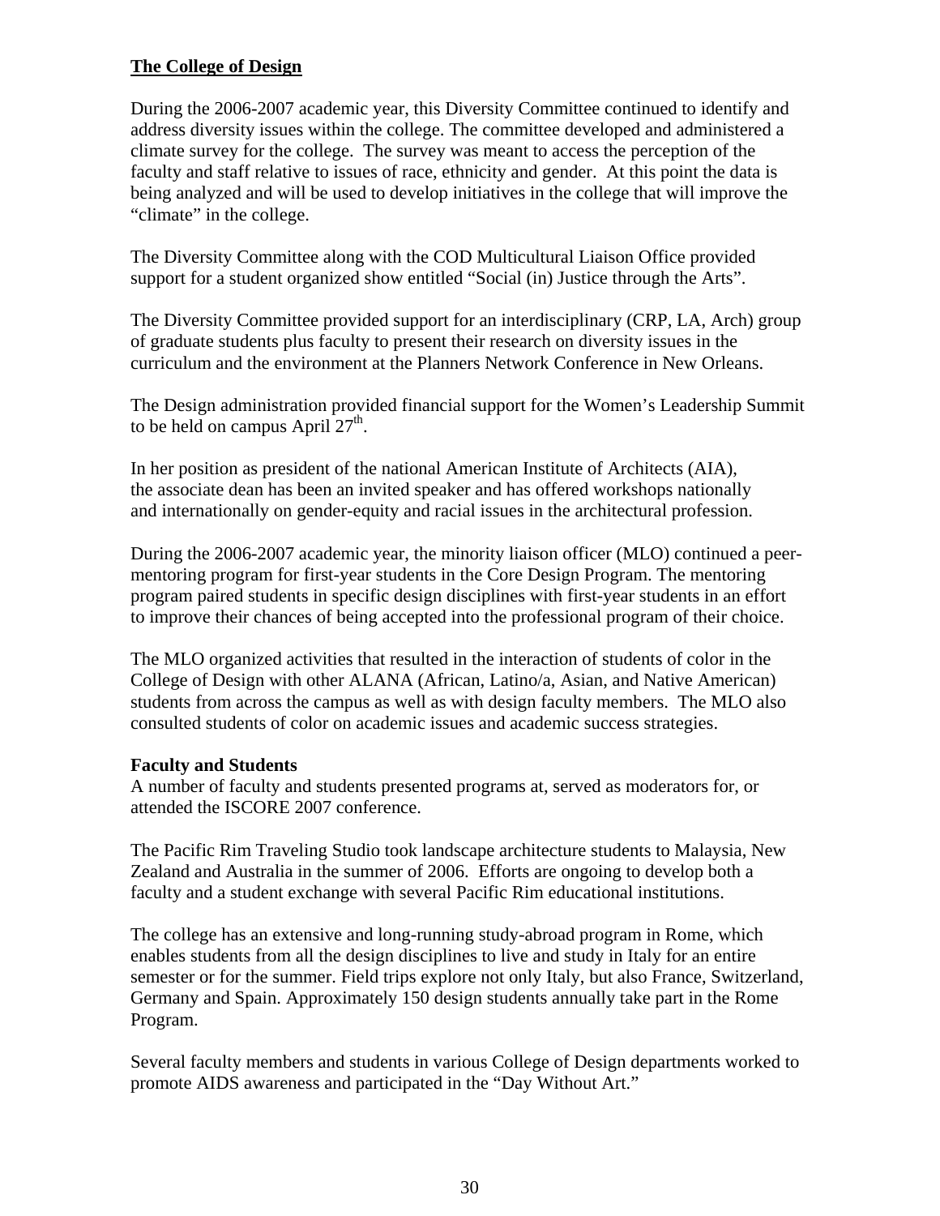## The College of Design

During the 2006-2007 academic year, this Diversity Committee continued to identify and address diversity issues within the college. The committee developed and administered a climate survey for the college. The survey was meant to access the perception of the faculty and staff relative to issues of race, ethnicity and gender. At this point the data is being analyzed and will be used to develop initiatives in the college that will improve the "climate" in the college.

The Diversity Committee along with the COD Multicultural Liaison Office provided support for a student organized show entitled "Social (in) Justice through the Arts".

The Diversity Committee provided support for an interdisciplinary (CRP, LA, Arch) group of graduate students plus faculty to present their research on diversity issues in the curriculum and the environment at the Planners Network Conference in New Orleans.

The Design administration provided financial support for the Women's Leadership Summit to be held on campus April 27th.

In her position as president of the national American Institute of Architects (AIA), the associate dean has been an invited speaker and has offered workshops nationally and internationally on gender-equity and racial issues in the architectural profession.

During the 2006-2007 academic year, the minority liaison officer (MLO) continued a peer-mentoring program for first-year students in the Core Design Program. The mentoring program paired students in specific design disciplines with first-year students in an effort to improve their chances of being accepted into the professional program of their choice.

The MLO organized activities that resulted in the interaction of students of color in the College of Design with other ALANA (African, Latino/a, Asian, and Native American) students from across the campus as well as with design faculty members. The MLO also consulted students of color on academic issues and academic success strategies.

### Faculty and Students

A number of faculty and students presented programs at, served as moderators for, or attended the ISCORE 2007 conference.

The Pacific Rim Traveling Studio took landscape architecture students to Malaysia, New Zealand and Australia in the summer of 2006. Efforts are ongoing to develop both a faculty and a student exchange with several Pacific Rim educational institutions.

The college has an extensive and long-running study-abroad program in Rome, which enables students from all the design disciplines to live and study in Italy for an entire semester or for the summer. Field trips explore not only Italy, but also France, Switzerland, Germany and Spain. Approximately 150 design students annually take part in the Rome Program.

Several faculty members and students in various College of Design departments worked to promote AIDS awareness and participated in the "Day Without Art."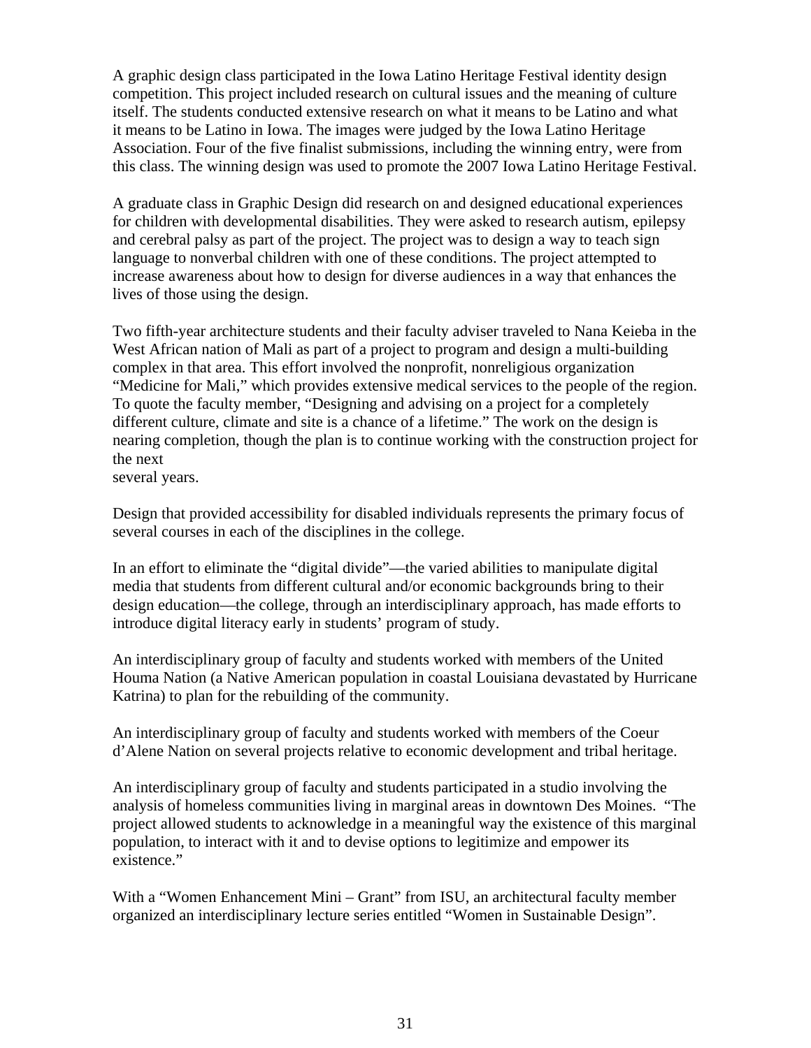A graphic design class participated in the Iowa Latino Heritage Festival identity design competition. This project included research on cultural issues and the meaning of culture itself. The students conducted extensive research on what it means to be Latino and what it means to be Latino in Iowa. The images were judged by the Iowa Latino Heritage Association. Four of the five finalist submissions, including the winning entry, were from this class. The winning design was used to promote the 2007 Iowa Latino Heritage Festival.

A graduate class in Graphic Design did research on and designed educational experiences for children with developmental disabilities. They were asked to research autism, epilepsy and cerebral palsy as part of the project. The project was to design a way to teach sign language to nonverbal children with one of these conditions. The project attempted to increase awareness about how to design for diverse audiences in a way that enhances the lives of those using the design.

Two fifth-year architecture students and their faculty adviser traveled to Nana Keieba in the West African nation of Mali as part of a project to program and design a multi-building complex in that area. This effort involved the nonprofit, nonreligious organization "Medicine for Mali," which provides extensive medical services to the people of the region. To quote the faculty member, "Designing and advising on a project for a completely different culture, climate and site is a chance of a lifetime." The work on the design is nearing completion, though the plan is to continue working with the construction project for the next several years.

Design that provided accessibility for disabled individuals represents the primary focus of several courses in each of the disciplines in the college.

In an effort to eliminate the "digital divide"—the varied abilities to manipulate digital media that students from different cultural and/or economic backgrounds bring to their design education—the college, through an interdisciplinary approach, has made efforts to introduce digital literacy early in students' program of study.

An interdisciplinary group of faculty and students worked with members of the United Houma Nation (a Native American population in coastal Louisiana devastated by Hurricane Katrina) to plan for the rebuilding of the community.

An interdisciplinary group of faculty and students worked with members of the Coeur d'Alene Nation on several projects relative to economic development and tribal heritage.

An interdisciplinary group of faculty and students participated in a studio involving the analysis of homeless communities living in marginal areas in downtown Des Moines. "The project allowed students to acknowledge in a meaningful way the existence of this marginal population, to interact with it and to devise options to legitimize and empower its existence."

With a "Women Enhancement Mini – Grant" from ISU, an architectural faculty member organized an interdisciplinary lecture series entitled "Women in Sustainable Design".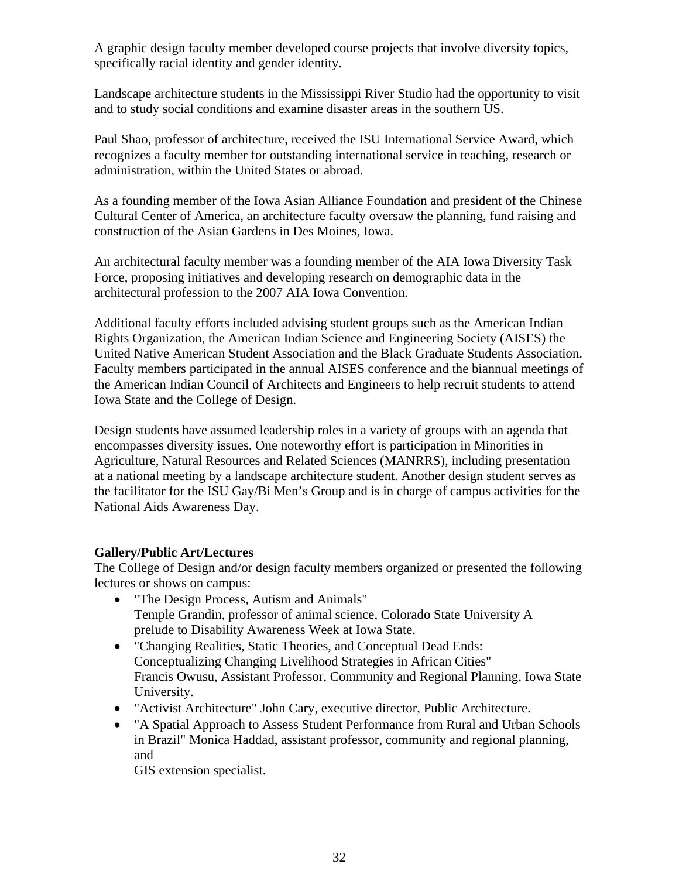A graphic design faculty member developed course projects that involve diversity topics, specifically racial identity and gender identity.

Landscape architecture students in the Mississippi River Studio had the opportunity to visit and to study social conditions and examine disaster areas in the southern US.

Paul Shao, professor of architecture, received the ISU International Service Award, which recognizes a faculty member for outstanding international service in teaching, research or administration, within the United States or abroad.

As a founding member of the Iowa Asian Alliance Foundation and president of the Chinese Cultural Center of America, an architecture faculty oversaw the planning, fund raising and construction of the Asian Gardens in Des Moines, Iowa.

An architectural faculty member was a founding member of the AIA Iowa Diversity Task Force, proposing initiatives and developing research on demographic data in the architectural profession to the 2007 AIA Iowa Convention.

Additional faculty efforts included advising student groups such as the American Indian Rights Organization, the American Indian Science and Engineering Society (AISES) the United Native American Student Association and the Black Graduate Students Association. Faculty members participated in the annual AISES conference and the biannual meetings of the American Indian Council of Architects and Engineers to help recruit students to attend Iowa State and the College of Design.

Design students have assumed leadership roles in a variety of groups with an agenda that encompasses diversity issues. One noteworthy effort is participation in Minorities in Agriculture, Natural Resources and Related Sciences (MANRRS), including presentation at a national meeting by a landscape architecture student. Another design student serves as the facilitator for the ISU Gay/Bi Men's Group and is in charge of campus activities for the National Aids Awareness Day.

**Gallery/Public Art/Lectures**

The College of Design and/or design faculty members organized or presented the following lectures or shows on campus:

- "The Design Process, Autism and Animals"
  Temple Grandin, professor of animal science, Colorado State University A prelude to Disability Awareness Week at Iowa State.
- "Changing Realities, Static Theories, and Conceptual Dead Ends: Conceptualizing Changing Livelihood Strategies in African Cities"
  Francis Owusu, Assistant Professor, Community and Regional Planning, Iowa State University.
- "Activist Architecture" John Cary, executive director, Public Architecture.
- "A Spatial Approach to Assess Student Performance from Rural and Urban Schools in Brazil" Monica Haddad, assistant professor, community and regional planning, and
  GIS extension specialist.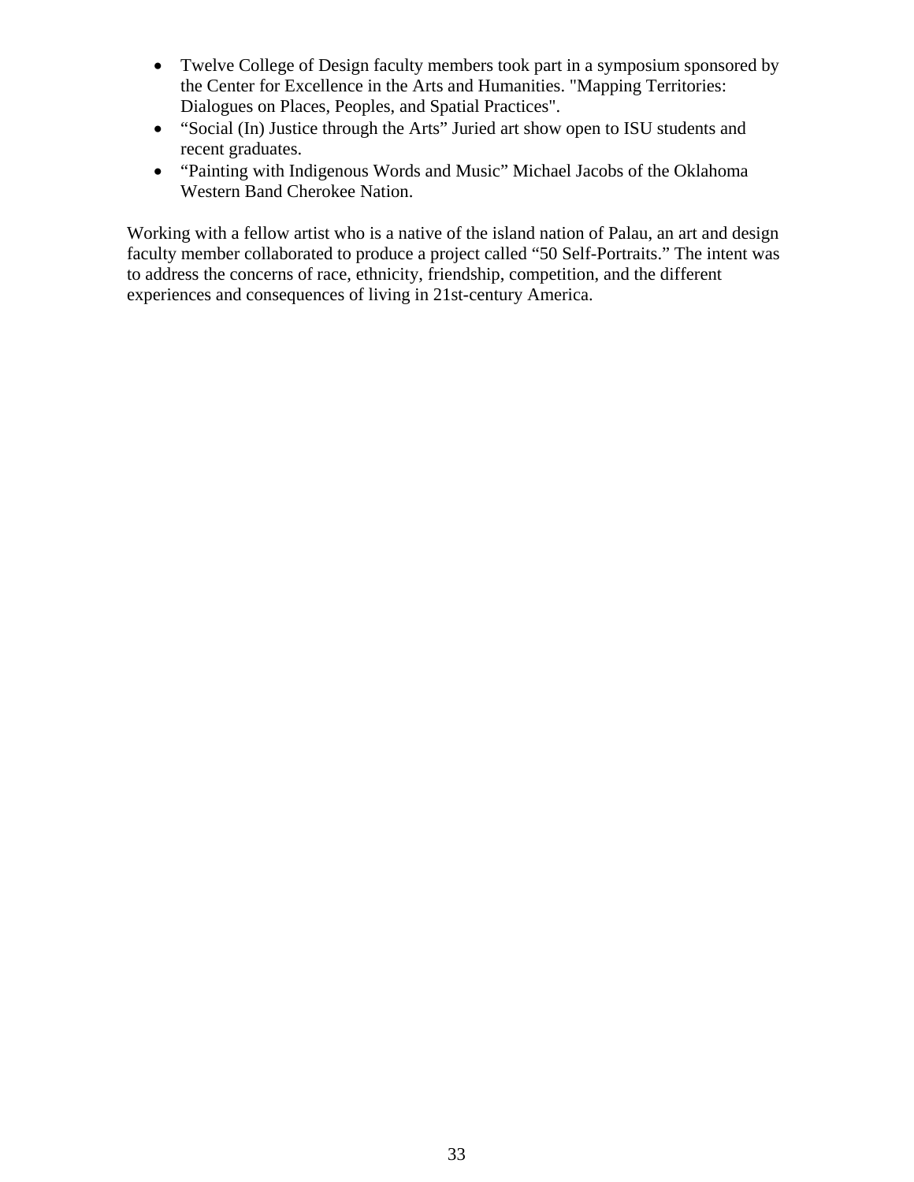- Twelve College of Design faculty members took part in a symposium sponsored by the Center for Excellence in the Arts and Humanities. "Mapping Territories: Dialogues on Places, Peoples, and Spatial Practices".
- “Social (In) Justice through the Arts” Juried art show open to ISU students and recent graduates.
- “Painting with Indigenous Words and Music” Michael Jacobs of the Oklahoma Western Band Cherokee Nation.

Working with a fellow artist who is a native of the island nation of Palau, an art and design faculty member collaborated to produce a project called “50 Self-Portraits.” The intent was to address the concerns of race, ethnicity, friendship, competition, and the different experiences and consequences of living in 21st-century America.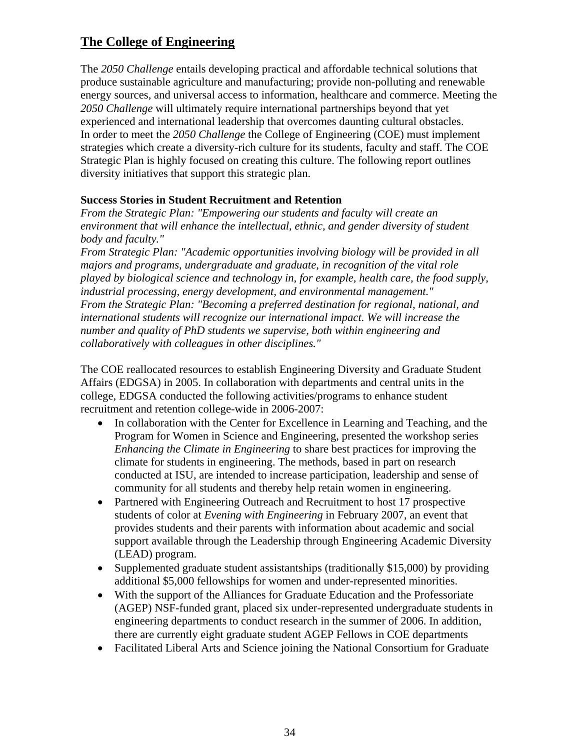## The College of Engineering

The *2050 Challenge* entails developing practical and affordable technical solutions that produce sustainable agriculture and manufacturing; provide non-polluting and renewable energy sources, and universal access to information, healthcare and commerce. Meeting the *2050 Challenge* will ultimately require international partnerships beyond that yet experienced and international leadership that overcomes daunting cultural obstacles.
In order to meet the *2050 Challenge* the College of Engineering (COE) must implement strategies which create a diversity-rich culture for its students, faculty and staff. The COE Strategic Plan is highly focused on creating this culture. The following report outlines diversity initiatives that support this strategic plan.

**Success Stories in Student Recruitment and Retention**
*From the Strategic Plan: "Empowering our students and faculty will create an environment that will enhance the intellectual, ethnic, and gender diversity of student body and faculty."*
*From Strategic Plan: "Academic opportunities involving biology will be provided in all majors and programs, undergraduate and graduate, in recognition of the vital role played by biological science and technology in, for example, health care, the food supply, industrial processing, energy development, and environmental management."*
*From the Strategic Plan: "Becoming a preferred destination for regional, national, and international students will recognize our international impact. We will increase the number and quality of PhD students we supervise, both within engineering and collaboratively with colleagues in other disciplines."*

The COE reallocated resources to establish Engineering Diversity and Graduate Student Affairs (EDGSA) in 2005. In collaboration with departments and central units in the college, EDGSA conducted the following activities/programs to enhance student recruitment and retention college-wide in 2006-2007:

- In collaboration with the Center for Excellence in Learning and Teaching, and the Program for Women in Science and Engineering, presented the workshop series *Enhancing the Climate in Engineering* to share best practices for improving the climate for students in engineering. The methods, based in part on research conducted at ISU, are intended to increase participation, leadership and sense of community for all students and thereby help retain women in engineering.
- Partnered with Engineering Outreach and Recruitment to host 17 prospective students of color at *Evening with Engineering* in February 2007, an event that provides students and their parents with information about academic and social support available through the Leadership through Engineering Academic Diversity (LEAD) program.
- Supplemented graduate student assistantships (traditionally $15,000) by providing additional $5,000 fellowships for women and under-represented minorities.
- With the support of the Alliances for Graduate Education and the Professoriate (AGEP) NSF-funded grant, placed six under-represented undergraduate students in engineering departments to conduct research in the summer of 2006. In addition, there are currently eight graduate student AGEP Fellows in COE departments
- Facilitated Liberal Arts and Science joining the National Consortium for Graduate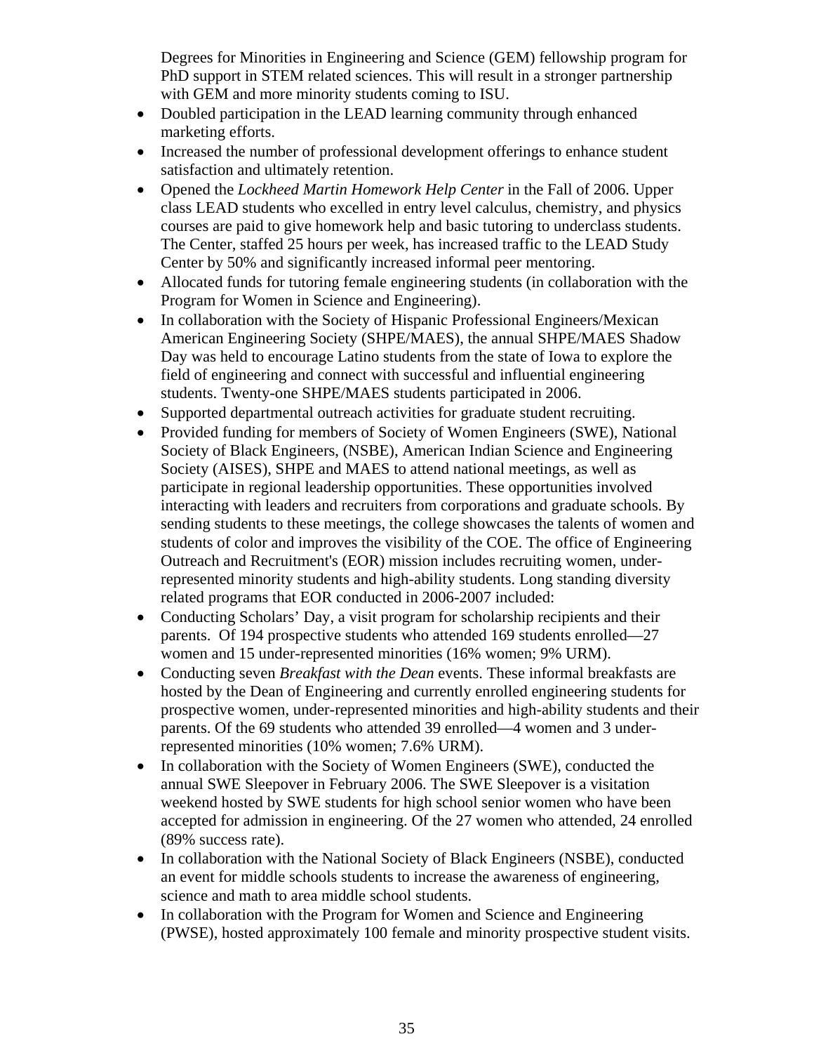Degrees for Minorities in Engineering and Science (GEM) fellowship program for PhD support in STEM related sciences. This will result in a stronger partnership with GEM and more minority students coming to ISU.

- Doubled participation in the LEAD learning community through enhanced marketing efforts.
- Increased the number of professional development offerings to enhance student satisfaction and ultimately retention.
- Opened the *Lockheed Martin Homework Help Center* in the Fall of 2006. Upper class LEAD students who excelled in entry level calculus, chemistry, and physics courses are paid to give homework help and basic tutoring to underclass students. The Center, staffed 25 hours per week, has increased traffic to the LEAD Study Center by 50% and significantly increased informal peer mentoring.
- Allocated funds for tutoring female engineering students (in collaboration with the Program for Women in Science and Engineering).
- In collaboration with the Society of Hispanic Professional Engineers/Mexican American Engineering Society (SHPE/MAES), the annual SHPE/MAES Shadow Day was held to encourage Latino students from the state of Iowa to explore the field of engineering and connect with successful and influential engineering students. Twenty-one SHPE/MAES students participated in 2006.
- Supported departmental outreach activities for graduate student recruiting.
- Provided funding for members of Society of Women Engineers (SWE), National Society of Black Engineers, (NSBE), American Indian Science and Engineering Society (AISES), SHPE and MAES to attend national meetings, as well as participate in regional leadership opportunities. These opportunities involved interacting with leaders and recruiters from corporations and graduate schools. By sending students to these meetings, the college showcases the talents of women and students of color and improves the visibility of the COE. The office of Engineering Outreach and Recruitment's (EOR) mission includes recruiting women, under-represented minority students and high-ability students. Long standing diversity related programs that EOR conducted in 2006-2007 included:
- Conducting Scholars' Day, a visit program for scholarship recipients and their parents. Of 194 prospective students who attended 169 students enrolled—27 women and 15 under-represented minorities (16% women; 9% URM).
- Conducting seven *Breakfast with the Dean* events. These informal breakfasts are hosted by the Dean of Engineering and currently enrolled engineering students for prospective women, under-represented minorities and high-ability students and their parents. Of the 69 students who attended 39 enrolled—4 women and 3 under-represented minorities (10% women; 7.6% URM).
- In collaboration with the Society of Women Engineers (SWE), conducted the annual SWE Sleepover in February 2006. The SWE Sleepover is a visitation weekend hosted by SWE students for high school senior women who have been accepted for admission in engineering. Of the 27 women who attended, 24 enrolled (89% success rate).
- In collaboration with the National Society of Black Engineers (NSBE), conducted an event for middle schools students to increase the awareness of engineering, science and math to area middle school students.
- In collaboration with the Program for Women and Science and Engineering (PWSE), hosted approximately 100 female and minority prospective student visits.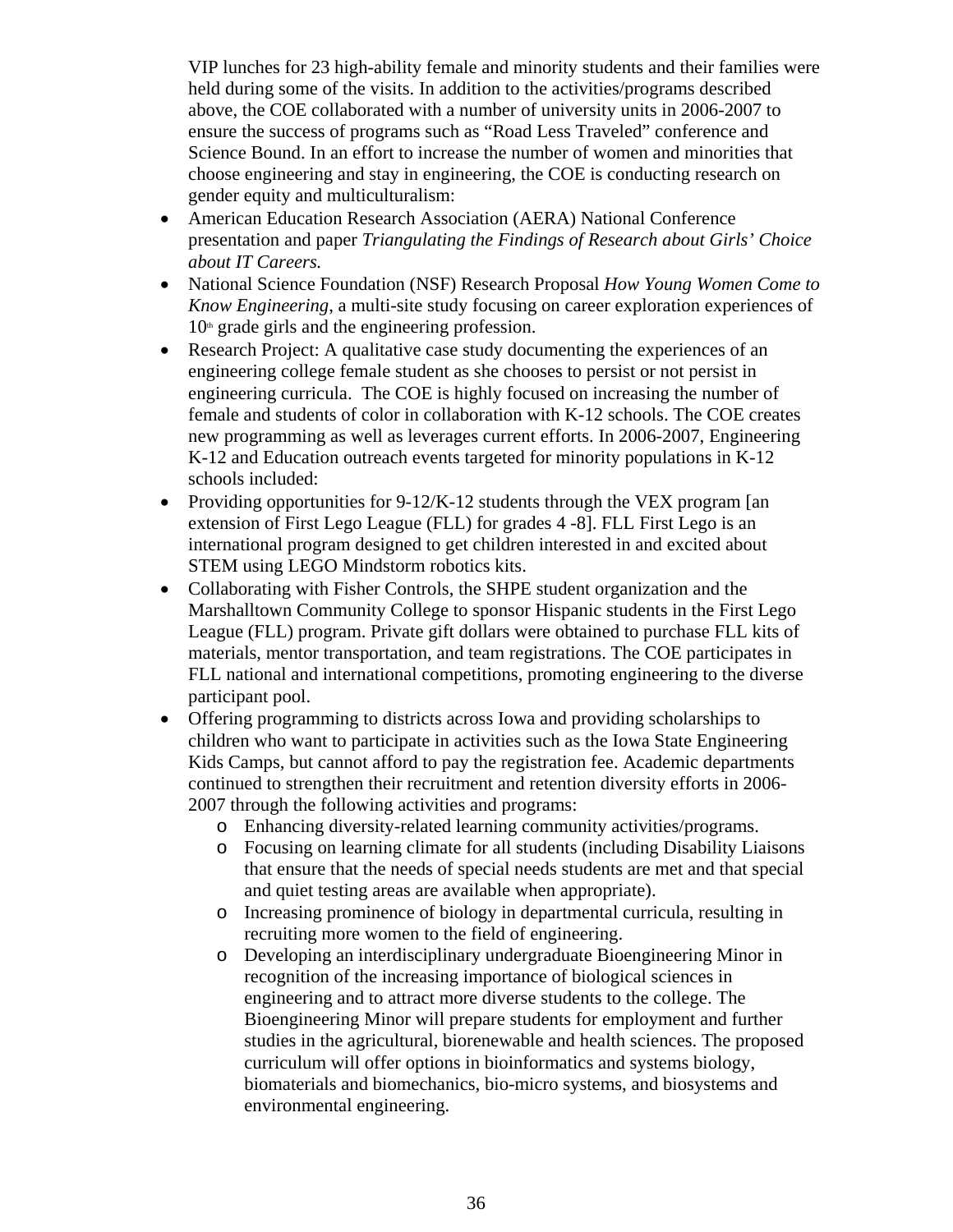VIP lunches for 23 high-ability female and minority students and their families were held during some of the visits. In addition to the activities/programs described above, the COE collaborated with a number of university units in 2006-2007 to ensure the success of programs such as "Road Less Traveled" conference and Science Bound. In an effort to increase the number of women and minorities that choose engineering and stay in engineering, the COE is conducting research on gender equity and multiculturalism:

- American Education Research Association (AERA) National Conference presentation and paper *Triangulating the Findings of Research about Girls' Choice about IT Careers.*
- National Science Foundation (NSF) Research Proposal *How Young Women Come to Know Engineering*, a multi-site study focusing on career exploration experiences of 10th grade girls and the engineering profession.
- Research Project: A qualitative case study documenting the experiences of an engineering college female student as she chooses to persist or not persist in engineering curricula. The COE is highly focused on increasing the number of female and students of color in collaboration with K-12 schools. The COE creates new programming as well as leverages current efforts. In 2006-2007, Engineering K-12 and Education outreach events targeted for minority populations in K-12 schools included:
- Providing opportunities for 9-12/K-12 students through the VEX program [an extension of First Lego League (FLL) for grades 4 -8]. FLL First Lego is an international program designed to get children interested in and excited about STEM using LEGO Mindstorm robotics kits.
- Collaborating with Fisher Controls, the SHPE student organization and the Marshalltown Community College to sponsor Hispanic students in the First Lego League (FLL) program. Private gift dollars were obtained to purchase FLL kits of materials, mentor transportation, and team registrations. The COE participates in FLL national and international competitions, promoting engineering to the diverse participant pool.
- Offering programming to districts across Iowa and providing scholarships to children who want to participate in activities such as the Iowa State Engineering Kids Camps, but cannot afford to pay the registration fee. Academic departments continued to strengthen their recruitment and retention diversity efforts in 2006-2007 through the following activities and programs:
  - Enhancing diversity-related learning community activities/programs.
  - Focusing on learning climate for all students (including Disability Liaisons that ensure that the needs of special needs students are met and that special and quiet testing areas are available when appropriate).
  - Increasing prominence of biology in departmental curricula, resulting in recruiting more women to the field of engineering.
  - Developing an interdisciplinary undergraduate Bioengineering Minor in recognition of the increasing importance of biological sciences in engineering and to attract more diverse students to the college. The Bioengineering Minor will prepare students for employment and further studies in the agricultural, biorenewable and health sciences. The proposed curriculum will offer options in bioinformatics and systems biology, biomaterials and biomechanics, bio-micro systems, and biosystems and environmental engineering.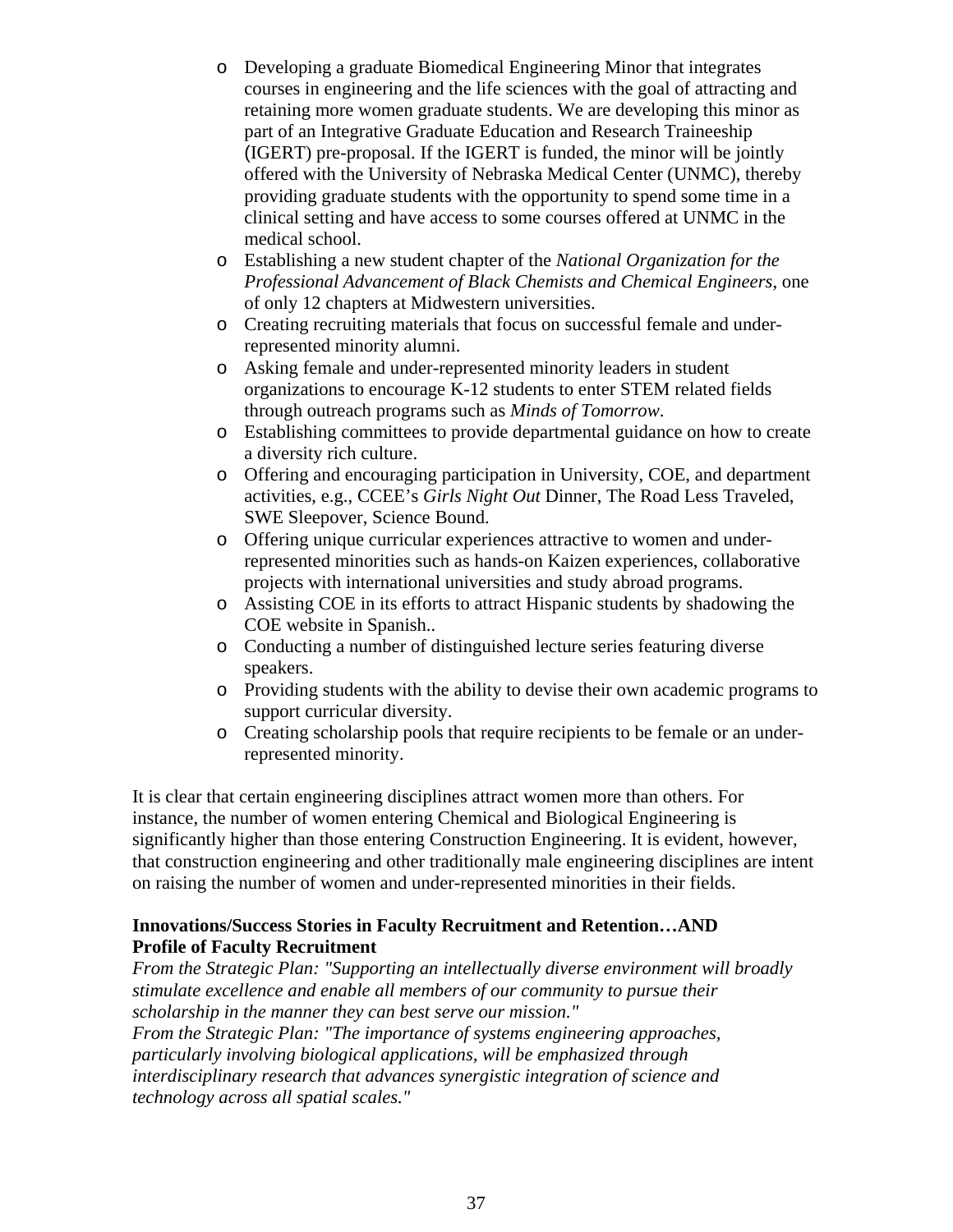- Developing a graduate Biomedical Engineering Minor that integrates courses in engineering and the life sciences with the goal of attracting and retaining more women graduate students. We are developing this minor as part of an Integrative Graduate Education and Research Traineeship (IGERT) pre-proposal. If the IGERT is funded, the minor will be jointly offered with the University of Nebraska Medical Center (UNMC), thereby providing graduate students with the opportunity to spend some time in a clinical setting and have access to some courses offered at UNMC in the medical school.
- Establishing a new student chapter of the *National Organization for the Professional Advancement of Black Chemists and Chemical Engineers*, one of only 12 chapters at Midwestern universities.
- Creating recruiting materials that focus on successful female and under-represented minority alumni.
- Asking female and under-represented minority leaders in student organizations to encourage K-12 students to enter STEM related fields through outreach programs such as *Minds of Tomorrow*.
- Establishing committees to provide departmental guidance on how to create a diversity rich culture.
- Offering and encouraging participation in University, COE, and department activities, e.g., CCEE's *Girls Night Out* Dinner, The Road Less Traveled, SWE Sleepover, Science Bound.
- Offering unique curricular experiences attractive to women and under-represented minorities such as hands-on Kaizen experiences, collaborative projects with international universities and study abroad programs.
- Assisting COE in its efforts to attract Hispanic students by shadowing the COE website in Spanish..
- Conducting a number of distinguished lecture series featuring diverse speakers.
- Providing students with the ability to devise their own academic programs to support curricular diversity.
- Creating scholarship pools that require recipients to be female or an under-represented minority.

It is clear that certain engineering disciplines attract women more than others. For instance, the number of women entering Chemical and Biological Engineering is significantly higher than those entering Construction Engineering. It is evident, however, that construction engineering and other traditionally male engineering disciplines are intent on raising the number of women and under-represented minorities in their fields.

**Innovations/Success Stories in Faculty Recruitment and Retention…AND Profile of Faculty Recruitment**

*From the Strategic Plan: "Supporting an intellectually diverse environment will broadly stimulate excellence and enable all members of our community to pursue their scholarship in the manner they can best serve our mission."*

*From the Strategic Plan: "The importance of systems engineering approaches, particularly involving biological applications, will be emphasized through interdisciplinary research that advances synergistic integration of science and technology across all spatial scales."*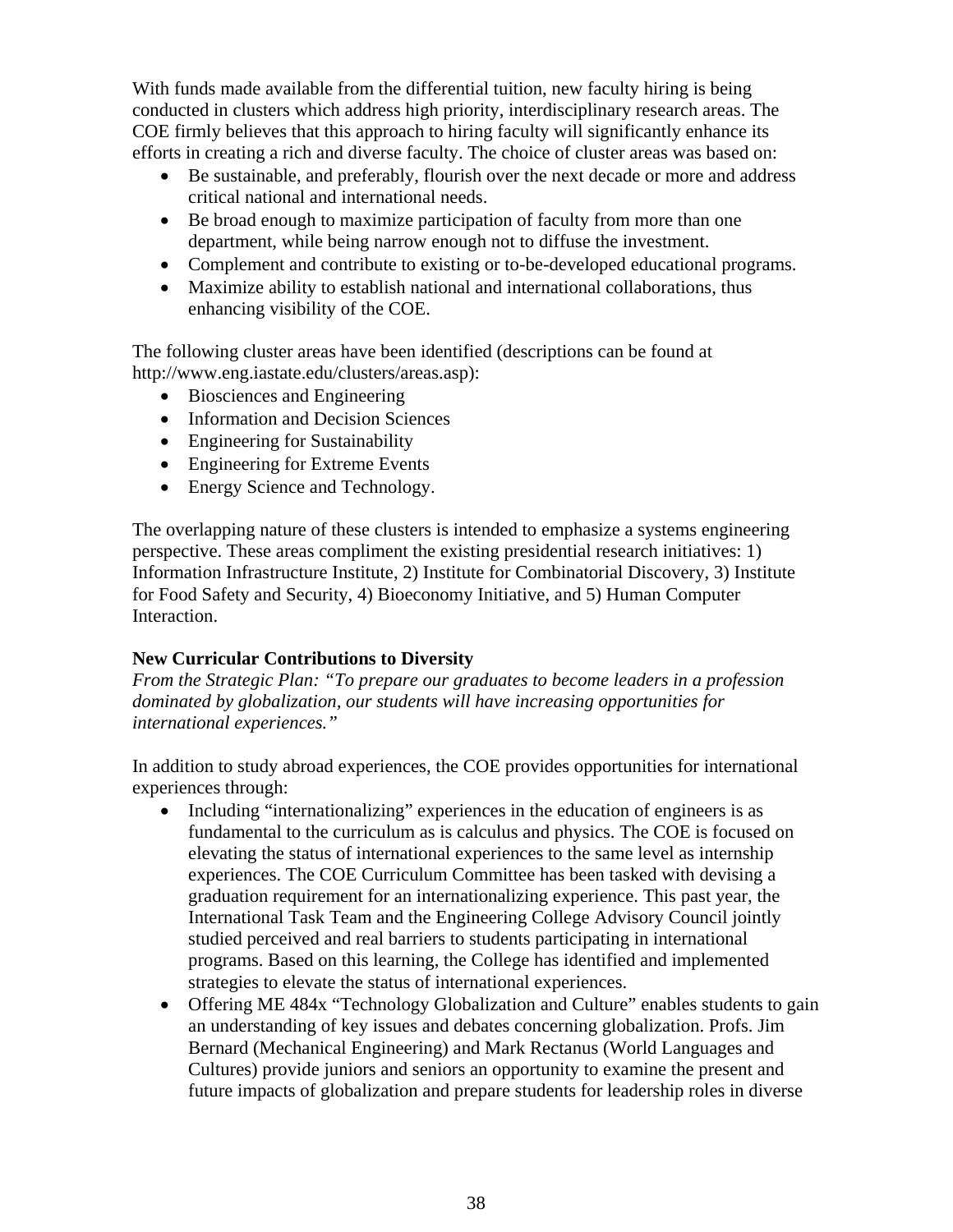With funds made available from the differential tuition, new faculty hiring is being conducted in clusters which address high priority, interdisciplinary research areas. The COE firmly believes that this approach to hiring faculty will significantly enhance its efforts in creating a rich and diverse faculty. The choice of cluster areas was based on:

- Be sustainable, and preferably, flourish over the next decade or more and address critical national and international needs.
- Be broad enough to maximize participation of faculty from more than one department, while being narrow enough not to diffuse the investment.
- Complement and contribute to existing or to-be-developed educational programs.
- Maximize ability to establish national and international collaborations, thus enhancing visibility of the COE.

The following cluster areas have been identified (descriptions can be found at http://www.eng.iastate.edu/clusters/areas.asp):

- Biosciences and Engineering
- Information and Decision Sciences
- Engineering for Sustainability
- Engineering for Extreme Events
- Energy Science and Technology.

The overlapping nature of these clusters is intended to emphasize a systems engineering perspective. These areas compliment the existing presidential research initiatives: 1) Information Infrastructure Institute, 2) Institute for Combinatorial Discovery, 3) Institute for Food Safety and Security, 4) Bioeconomy Initiative, and 5) Human Computer Interaction.

**New Curricular Contributions to Diversity**

*From the Strategic Plan: "To prepare our graduates to become leaders in a profession dominated by globalization, our students will have increasing opportunities for international experiences."*

In addition to study abroad experiences, the COE provides opportunities for international experiences through:

- Including "internationalizing" experiences in the education of engineers is as fundamental to the curriculum as is calculus and physics. The COE is focused on elevating the status of international experiences to the same level as internship experiences. The COE Curriculum Committee has been tasked with devising a graduation requirement for an internationalizing experience. This past year, the International Task Team and the Engineering College Advisory Council jointly studied perceived and real barriers to students participating in international programs. Based on this learning, the College has identified and implemented strategies to elevate the status of international experiences.
- Offering ME 484x "Technology Globalization and Culture" enables students to gain an understanding of key issues and debates concerning globalization. Profs. Jim Bernard (Mechanical Engineering) and Mark Rectanus (World Languages and Cultures) provide juniors and seniors an opportunity to examine the present and future impacts of globalization and prepare students for leadership roles in diverse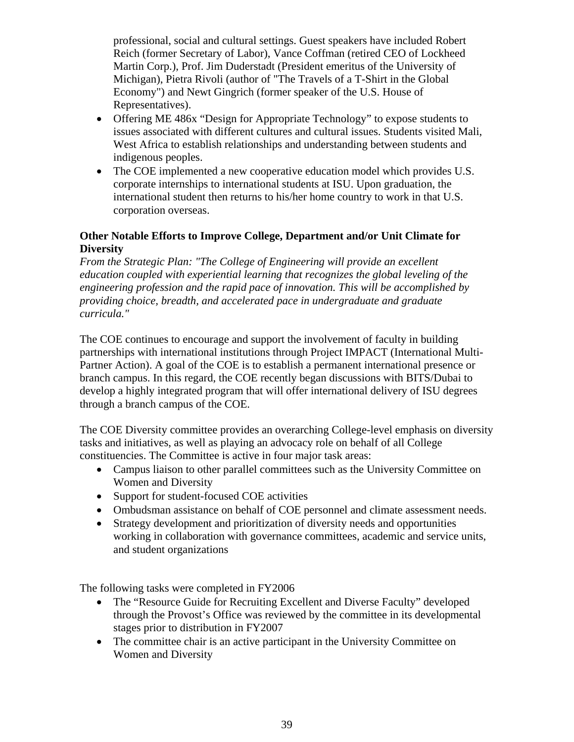professional, social and cultural settings. Guest speakers have included Robert Reich (former Secretary of Labor), Vance Coffman (retired CEO of Lockheed Martin Corp.), Prof. Jim Duderstadt (President emeritus of the University of Michigan), Pietra Rivoli (author of "The Travels of a T-Shirt in the Global Economy") and Newt Gingrich (former speaker of the U.S. House of Representatives).

- Offering ME 486x "Design for Appropriate Technology" to expose students to issues associated with different cultures and cultural issues. Students visited Mali, West Africa to establish relationships and understanding between students and indigenous peoples.
- The COE implemented a new cooperative education model which provides U.S. corporate internships to international students at ISU. Upon graduation, the international student then returns to his/her home country to work in that U.S. corporation overseas.

**Other Notable Efforts to Improve College, Department and/or Unit Climate for Diversity**

*From the Strategic Plan: "The College of Engineering will provide an excellent education coupled with experiential learning that recognizes the global leveling of the engineering profession and the rapid pace of innovation. This will be accomplished by providing choice, breadth, and accelerated pace in undergraduate and graduate curricula."*

The COE continues to encourage and support the involvement of faculty in building partnerships with international institutions through Project IMPACT (International Multi-Partner Action). A goal of the COE is to establish a permanent international presence or branch campus. In this regard, the COE recently began discussions with BITS/Dubai to develop a highly integrated program that will offer international delivery of ISU degrees through a branch campus of the COE.

The COE Diversity committee provides an overarching College-level emphasis on diversity tasks and initiatives, as well as playing an advocacy role on behalf of all College constituencies. The Committee is active in four major task areas:

- Campus liaison to other parallel committees such as the University Committee on Women and Diversity
- Support for student-focused COE activities
- Ombudsman assistance on behalf of COE personnel and climate assessment needs.
- Strategy development and prioritization of diversity needs and opportunities working in collaboration with governance committees, academic and service units, and student organizations

The following tasks were completed in FY2006

- The "Resource Guide for Recruiting Excellent and Diverse Faculty" developed through the Provost's Office was reviewed by the committee in its developmental stages prior to distribution in FY2007
- The committee chair is an active participant in the University Committee on Women and Diversity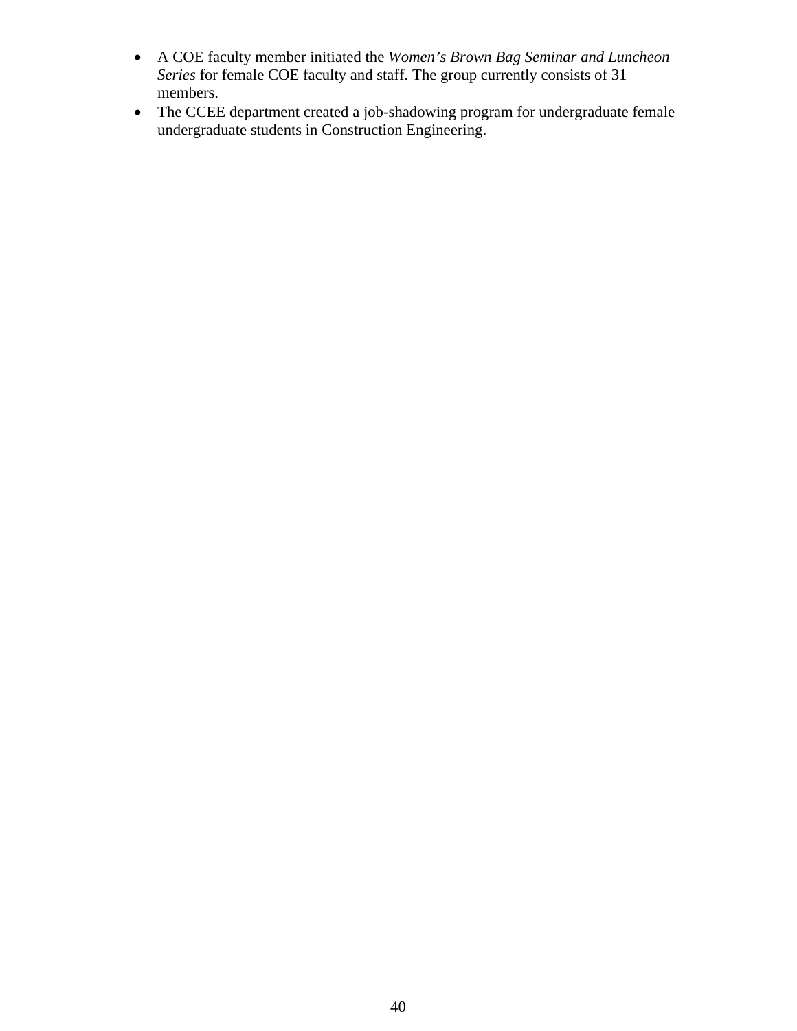- A COE faculty member initiated the *Women's Brown Bag Seminar and Luncheon Series* for female COE faculty and staff. The group currently consists of 31 members.
- The CCEE department created a job-shadowing program for undergraduate female undergraduate students in Construction Engineering.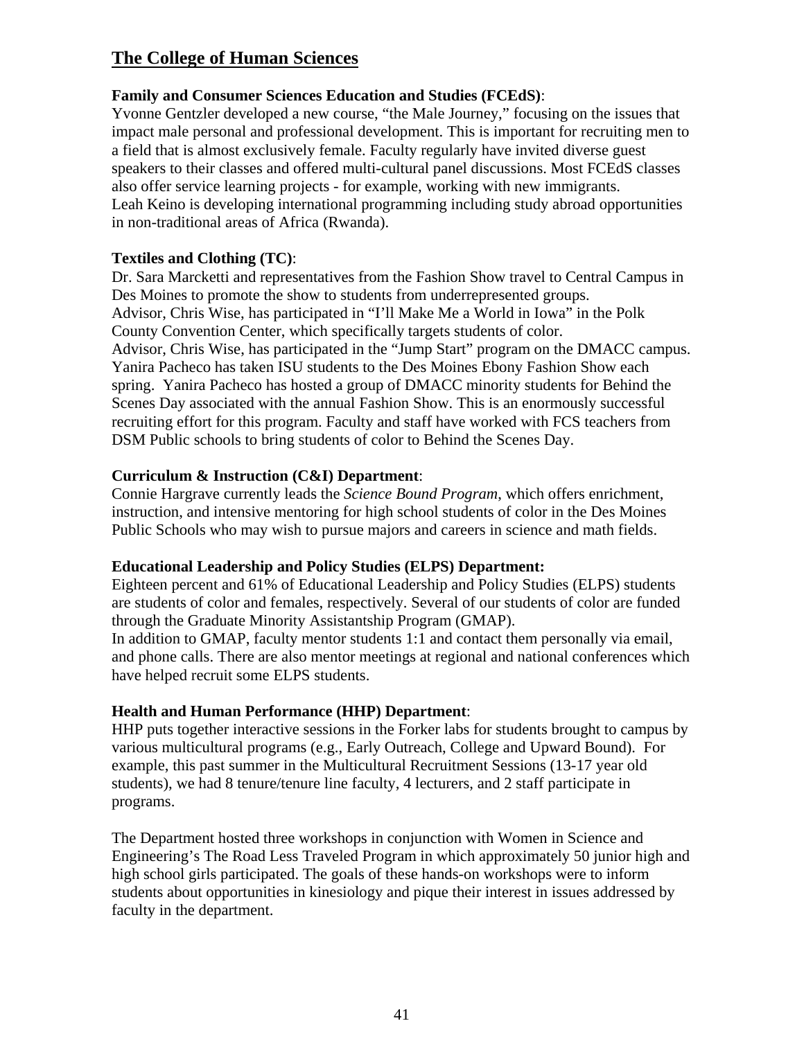## The College of Human Sciences

**Family and Consumer Sciences Education and Studies (FCEdS)**:
Yvonne Gentzler developed a new course, "the Male Journey," focusing on the issues that impact male personal and professional development. This is important for recruiting men to a field that is almost exclusively female. Faculty regularly have invited diverse guest speakers to their classes and offered multi-cultural panel discussions. Most FCEdS classes also offer service learning projects - for example, working with new immigrants.
Leah Keino is developing international programming including study abroad opportunities in non-traditional areas of Africa (Rwanda).

**Textiles and Clothing (TC)**:
Dr. Sara Marcketti and representatives from the Fashion Show travel to Central Campus in Des Moines to promote the show to students from underrepresented groups.
Advisor, Chris Wise, has participated in "I'll Make Me a World in Iowa" in the Polk County Convention Center, which specifically targets students of color.
Advisor, Chris Wise, has participated in the "Jump Start" program on the DMACC campus.
Yanira Pacheco has taken ISU students to the Des Moines Ebony Fashion Show each spring. Yanira Pacheco has hosted a group of DMACC minority students for Behind the Scenes Day associated with the annual Fashion Show. This is an enormously successful recruiting effort for this program. Faculty and staff have worked with FCS teachers from DSM Public schools to bring students of color to Behind the Scenes Day.

**Curriculum & Instruction (C&I) Department**:
Connie Hargrave currently leads the *Science Bound Program*, which offers enrichment, instruction, and intensive mentoring for high school students of color in the Des Moines Public Schools who may wish to pursue majors and careers in science and math fields.

**Educational Leadership and Policy Studies (ELPS) Department:**
Eighteen percent and 61% of Educational Leadership and Policy Studies (ELPS) students are students of color and females, respectively. Several of our students of color are funded through the Graduate Minority Assistantship Program (GMAP).
In addition to GMAP, faculty mentor students 1:1 and contact them personally via email, and phone calls. There are also mentor meetings at regional and national conferences which have helped recruit some ELPS students.

**Health and Human Performance (HHP) Department**:
HHP puts together interactive sessions in the Forker labs for students brought to campus by various multicultural programs (e.g., Early Outreach, College and Upward Bound). For example, this past summer in the Multicultural Recruitment Sessions (13-17 year old students), we had 8 tenure/tenure line faculty, 4 lecturers, and 2 staff participate in programs.

The Department hosted three workshops in conjunction with Women in Science and Engineering's The Road Less Traveled Program in which approximately 50 junior high and high school girls participated. The goals of these hands-on workshops were to inform students about opportunities in kinesiology and pique their interest in issues addressed by faculty in the department.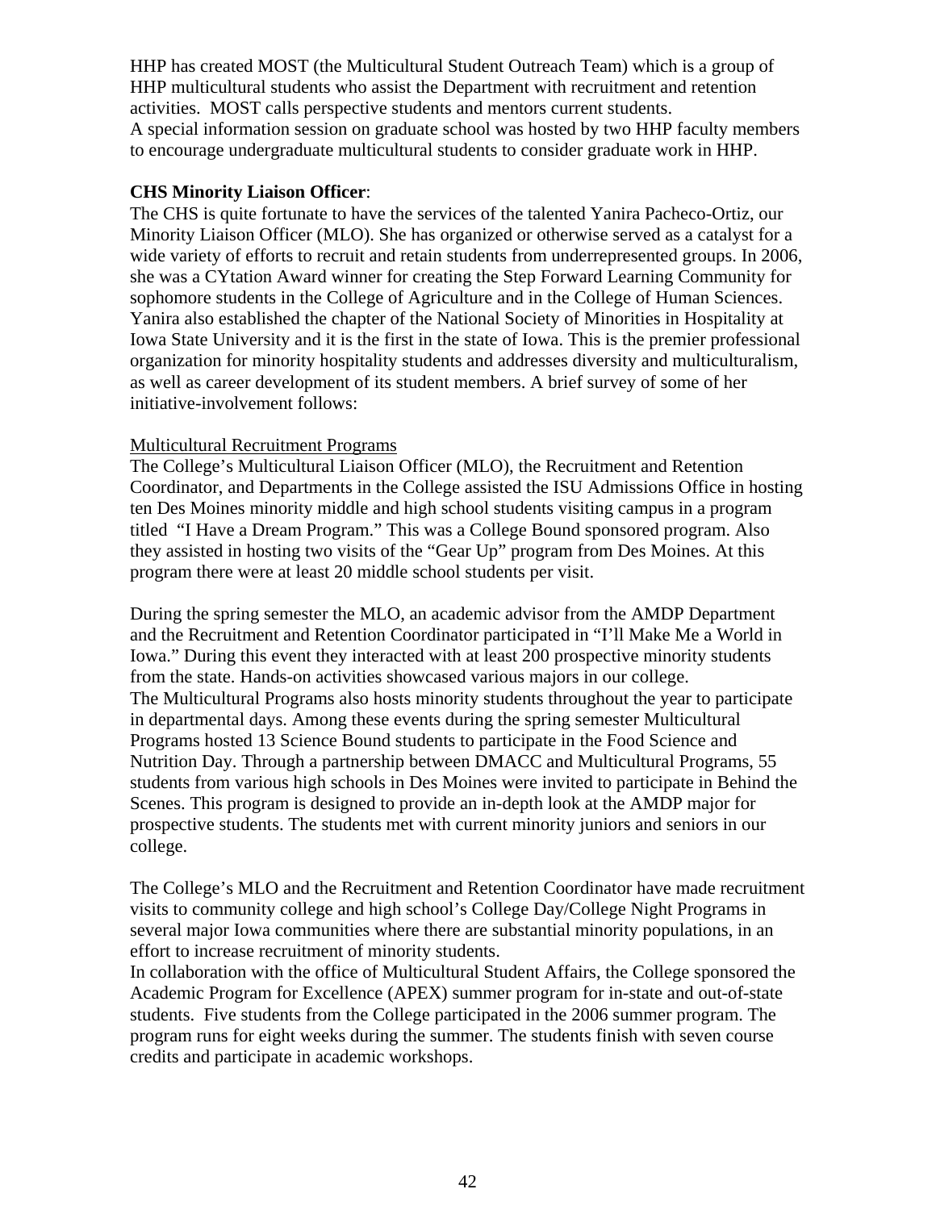HHP has created MOST (the Multicultural Student Outreach Team) which is a group of HHP multicultural students who assist the Department with recruitment and retention activities. MOST calls perspective students and mentors current students.
A special information session on graduate school was hosted by two HHP faculty members to encourage undergraduate multicultural students to consider graduate work in HHP.

**CHS Minority Liaison Officer**:
The CHS is quite fortunate to have the services of the talented Yanira Pacheco-Ortiz, our Minority Liaison Officer (MLO). She has organized or otherwise served as a catalyst for a wide variety of efforts to recruit and retain students from underrepresented groups. In 2006, she was a CYtation Award winner for creating the Step Forward Learning Community for sophomore students in the College of Agriculture and in the College of Human Sciences. Yanira also established the chapter of the National Society of Minorities in Hospitality at Iowa State University and it is the first in the state of Iowa. This is the premier professional organization for minority hospitality students and addresses diversity and multiculturalism, as well as career development of its student members. A brief survey of some of her initiative-involvement follows:

Multicultural Recruitment Programs
The College's Multicultural Liaison Officer (MLO), the Recruitment and Retention Coordinator, and Departments in the College assisted the ISU Admissions Office in hosting ten Des Moines minority middle and high school students visiting campus in a program titled "I Have a Dream Program." This was a College Bound sponsored program. Also they assisted in hosting two visits of the "Gear Up" program from Des Moines. At this program there were at least 20 middle school students per visit.

During the spring semester the MLO, an academic advisor from the AMDP Department and the Recruitment and Retention Coordinator participated in "I'll Make Me a World in Iowa." During this event they interacted with at least 200 prospective minority students from the state. Hands-on activities showcased various majors in our college.
The Multicultural Programs also hosts minority students throughout the year to participate in departmental days. Among these events during the spring semester Multicultural Programs hosted 13 Science Bound students to participate in the Food Science and Nutrition Day. Through a partnership between DMACC and Multicultural Programs, 55 students from various high schools in Des Moines were invited to participate in Behind the Scenes. This program is designed to provide an in-depth look at the AMDP major for prospective students. The students met with current minority juniors and seniors in our college.

The College's MLO and the Recruitment and Retention Coordinator have made recruitment visits to community college and high school's College Day/College Night Programs in several major Iowa communities where there are substantial minority populations, in an effort to increase recruitment of minority students.
In collaboration with the office of Multicultural Student Affairs, the College sponsored the Academic Program for Excellence (APEX) summer program for in-state and out-of-state students. Five students from the College participated in the 2006 summer program. The program runs for eight weeks during the summer. The students finish with seven course credits and participate in academic workshops.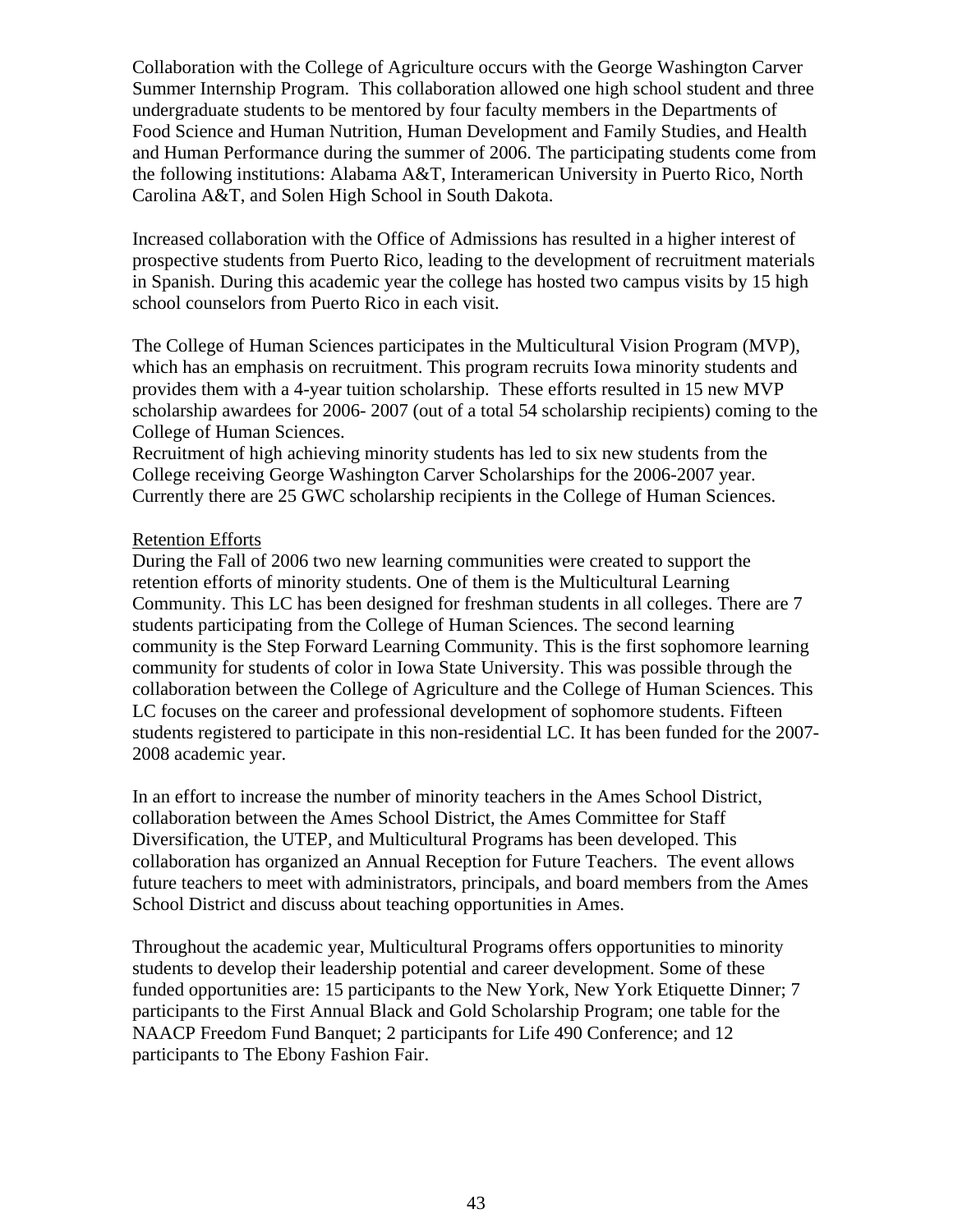Collaboration with the College of Agriculture occurs with the George Washington Carver Summer Internship Program. This collaboration allowed one high school student and three undergraduate students to be mentored by four faculty members in the Departments of Food Science and Human Nutrition, Human Development and Family Studies, and Health and Human Performance during the summer of 2006. The participating students come from the following institutions: Alabama A&T, Interamerican University in Puerto Rico, North Carolina A&T, and Solen High School in South Dakota.

Increased collaboration with the Office of Admissions has resulted in a higher interest of prospective students from Puerto Rico, leading to the development of recruitment materials in Spanish. During this academic year the college has hosted two campus visits by 15 high school counselors from Puerto Rico in each visit.

The College of Human Sciences participates in the Multicultural Vision Program (MVP), which has an emphasis on recruitment. This program recruits Iowa minority students and provides them with a 4-year tuition scholarship. These efforts resulted in 15 new MVP scholarship awardees for 2006- 2007 (out of a total 54 scholarship recipients) coming to the College of Human Sciences.
Recruitment of high achieving minority students has led to six new students from the College receiving George Washington Carver Scholarships for the 2006-2007 year. Currently there are 25 GWC scholarship recipients in the College of Human Sciences.

<u>Retention Efforts</u>
During the Fall of 2006 two new learning communities were created to support the retention efforts of minority students. One of them is the Multicultural Learning Community. This LC has been designed for freshman students in all colleges. There are 7 students participating from the College of Human Sciences. The second learning community is the Step Forward Learning Community. This is the first sophomore learning community for students of color in Iowa State University. This was possible through the collaboration between the College of Agriculture and the College of Human Sciences. This LC focuses on the career and professional development of sophomore students. Fifteen students registered to participate in this non-residential LC. It has been funded for the 2007-2008 academic year.

In an effort to increase the number of minority teachers in the Ames School District, collaboration between the Ames School District, the Ames Committee for Staff Diversification, the UTEP, and Multicultural Programs has been developed. This collaboration has organized an Annual Reception for Future Teachers. The event allows future teachers to meet with administrators, principals, and board members from the Ames School District and discuss about teaching opportunities in Ames.

Throughout the academic year, Multicultural Programs offers opportunities to minority students to develop their leadership potential and career development. Some of these funded opportunities are: 15 participants to the New York, New York Etiquette Dinner; 7 participants to the First Annual Black and Gold Scholarship Program; one table for the NAACP Freedom Fund Banquet; 2 participants for Life 490 Conference; and 12 participants to The Ebony Fashion Fair.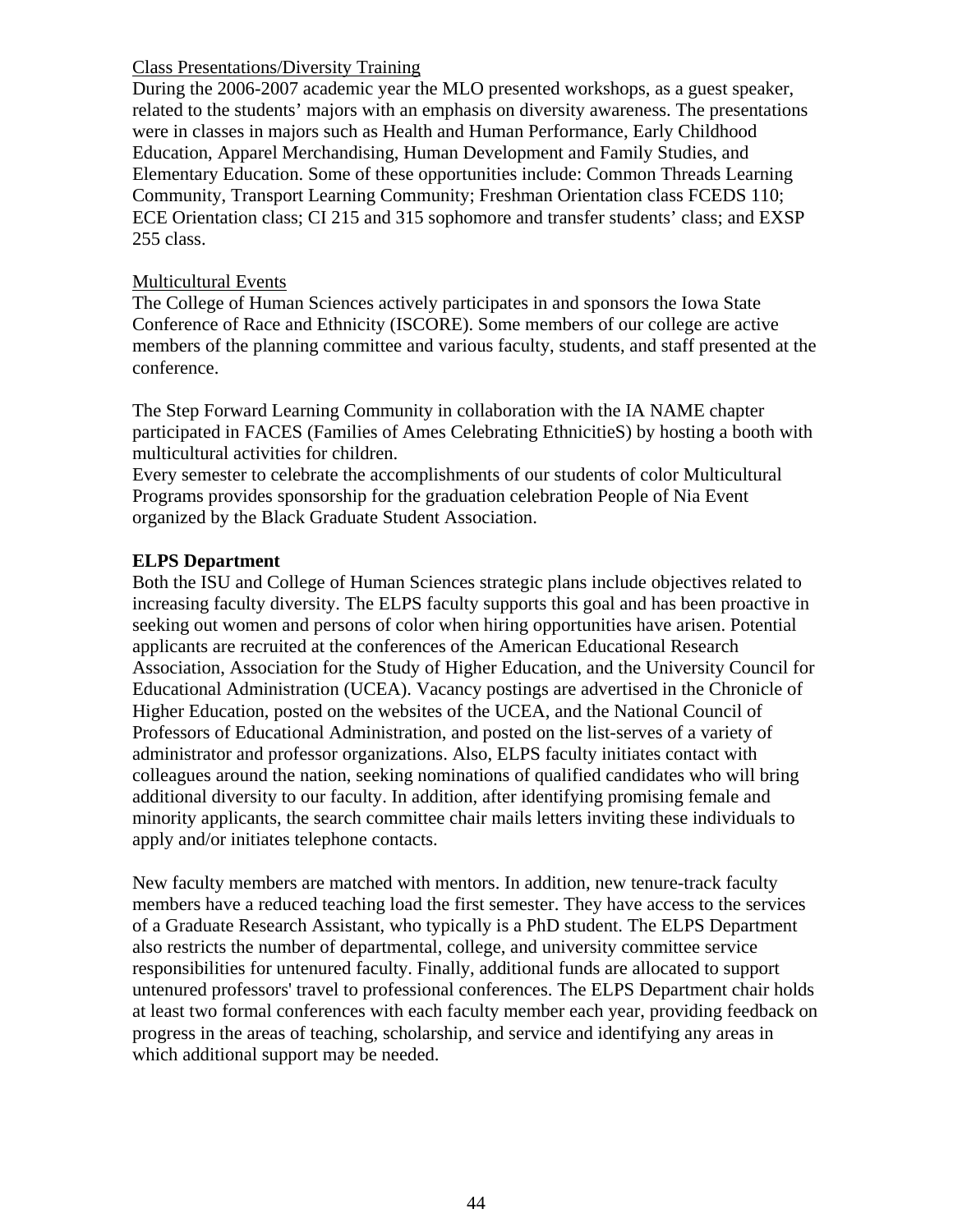Class Presentations/Diversity Training

During the 2006-2007 academic year the MLO presented workshops, as a guest speaker, related to the students' majors with an emphasis on diversity awareness. The presentations were in classes in majors such as Health and Human Performance, Early Childhood Education, Apparel Merchandising, Human Development and Family Studies, and Elementary Education. Some of these opportunities include: Common Threads Learning Community, Transport Learning Community; Freshman Orientation class FCEDS 110; ECE Orientation class; CI 215 and 315 sophomore and transfer students' class; and EXSP 255 class.

Multicultural Events

The College of Human Sciences actively participates in and sponsors the Iowa State Conference of Race and Ethnicity (ISCORE). Some members of our college are active members of the planning committee and various faculty, students, and staff presented at the conference.

The Step Forward Learning Community in collaboration with the IA NAME chapter participated in FACES (Families of Ames Celebrating EthnicitieS) by hosting a booth with multicultural activities for children.

Every semester to celebrate the accomplishments of our students of color Multicultural Programs provides sponsorship for the graduation celebration People of Nia Event organized by the Black Graduate Student Association.

**ELPS Department**

Both the ISU and College of Human Sciences strategic plans include objectives related to increasing faculty diversity. The ELPS faculty supports this goal and has been proactive in seeking out women and persons of color when hiring opportunities have arisen. Potential applicants are recruited at the conferences of the American Educational Research Association, Association for the Study of Higher Education, and the University Council for Educational Administration (UCEA). Vacancy postings are advertised in the Chronicle of Higher Education, posted on the websites of the UCEA, and the National Council of Professors of Educational Administration, and posted on the list-serves of a variety of administrator and professor organizations. Also, ELPS faculty initiates contact with colleagues around the nation, seeking nominations of qualified candidates who will bring additional diversity to our faculty. In addition, after identifying promising female and minority applicants, the search committee chair mails letters inviting these individuals to apply and/or initiates telephone contacts.

New faculty members are matched with mentors. In addition, new tenure-track faculty members have a reduced teaching load the first semester. They have access to the services of a Graduate Research Assistant, who typically is a PhD student. The ELPS Department also restricts the number of departmental, college, and university committee service responsibilities for untenured faculty. Finally, additional funds are allocated to support untenured professors' travel to professional conferences. The ELPS Department chair holds at least two formal conferences with each faculty member each year, providing feedback on progress in the areas of teaching, scholarship, and service and identifying any areas in which additional support may be needed.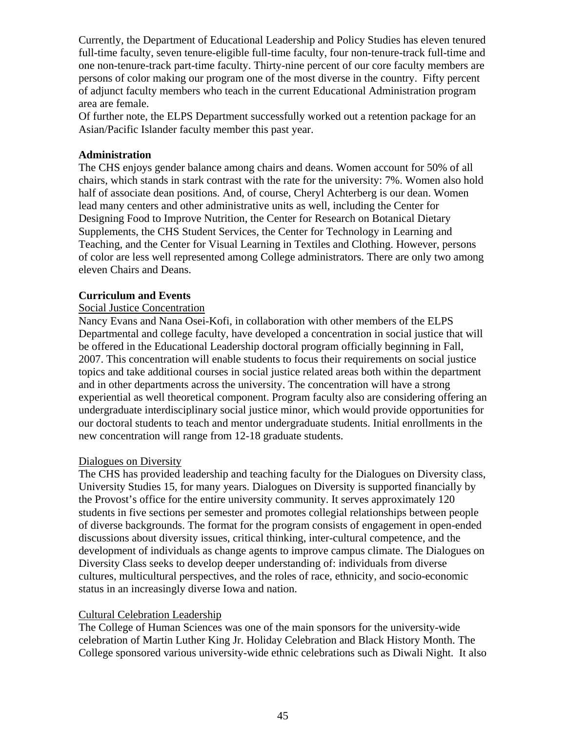Currently, the Department of Educational Leadership and Policy Studies has eleven tenured full-time faculty, seven tenure-eligible full-time faculty, four non-tenure-track full-time and one non-tenure-track part-time faculty. Thirty-nine percent of our core faculty members are persons of color making our program one of the most diverse in the country. Fifty percent of adjunct faculty members who teach in the current Educational Administration program area are female.

Of further note, the ELPS Department successfully worked out a retention package for an Asian/Pacific Islander faculty member this past year.

**Administration**

The CHS enjoys gender balance among chairs and deans. Women account for 50% of all chairs, which stands in stark contrast with the rate for the university: 7%. Women also hold half of associate dean positions. And, of course, Cheryl Achterberg is our dean. Women lead many centers and other administrative units as well, including the Center for Designing Food to Improve Nutrition, the Center for Research on Botanical Dietary Supplements, the CHS Student Services, the Center for Technology in Learning and Teaching, and the Center for Visual Learning in Textiles and Clothing. However, persons of color are less well represented among College administrators. There are only two among eleven Chairs and Deans.

**Curriculum and Events**

Social Justice Concentration

Nancy Evans and Nana Osei-Kofi, in collaboration with other members of the ELPS Departmental and college faculty, have developed a concentration in social justice that will be offered in the Educational Leadership doctoral program officially beginning in Fall, 2007. This concentration will enable students to focus their requirements on social justice topics and take additional courses in social justice related areas both within the department and in other departments across the university. The concentration will have a strong experiential as well theoretical component. Program faculty also are considering offering an undergraduate interdisciplinary social justice minor, which would provide opportunities for our doctoral students to teach and mentor undergraduate students. Initial enrollments in the new concentration will range from 12-18 graduate students.

Dialogues on Diversity

The CHS has provided leadership and teaching faculty for the Dialogues on Diversity class, University Studies 15, for many years. Dialogues on Diversity is supported financially by the Provost's office for the entire university community. It serves approximately 120 students in five sections per semester and promotes collegial relationships between people of diverse backgrounds. The format for the program consists of engagement in open-ended discussions about diversity issues, critical thinking, inter-cultural competence, and the development of individuals as change agents to improve campus climate. The Dialogues on Diversity Class seeks to develop deeper understanding of: individuals from diverse cultures, multicultural perspectives, and the roles of race, ethnicity, and socio-economic status in an increasingly diverse Iowa and nation.

Cultural Celebration Leadership

The College of Human Sciences was one of the main sponsors for the university-wide celebration of Martin Luther King Jr. Holiday Celebration and Black History Month. The College sponsored various university-wide ethnic celebrations such as Diwali Night. It also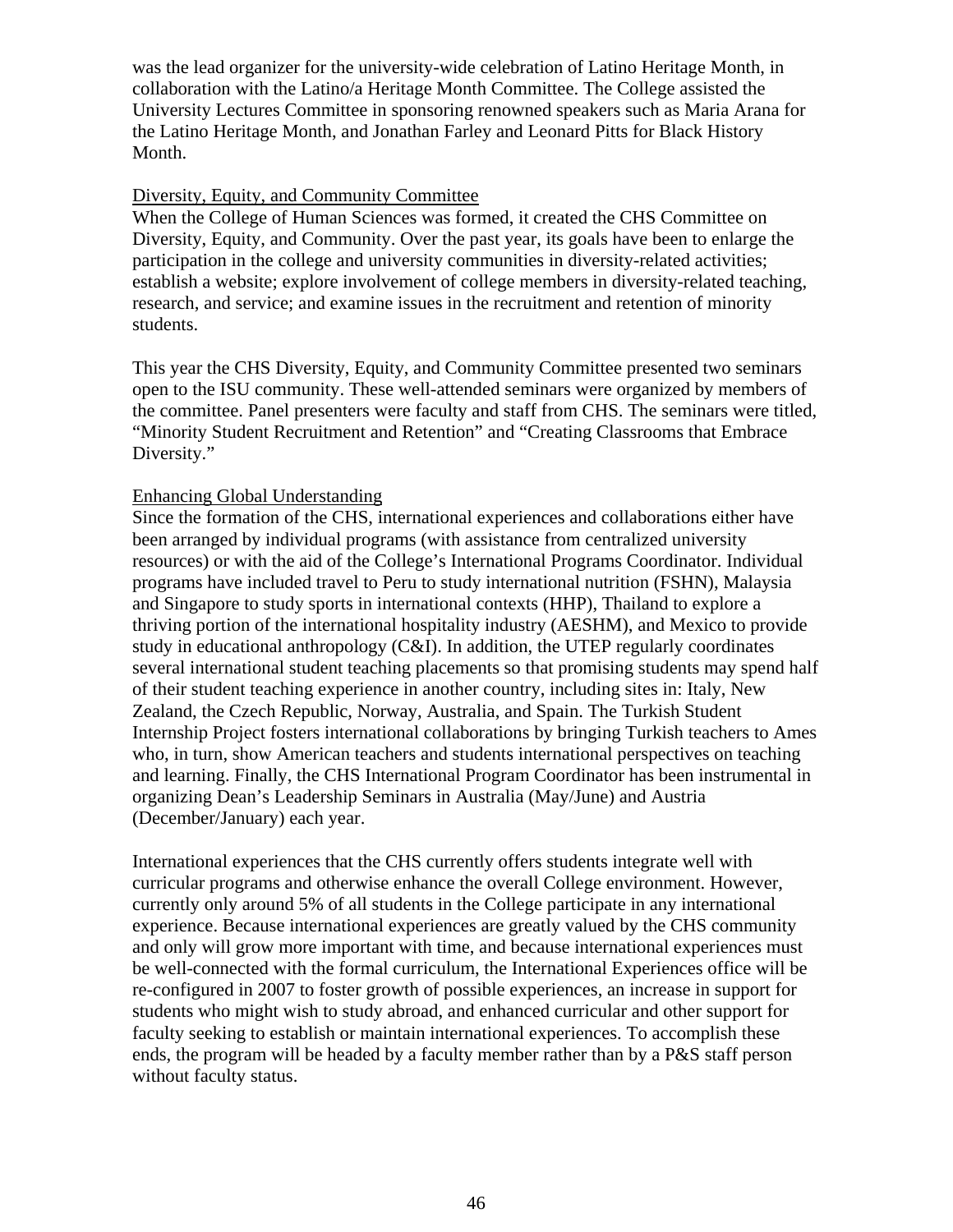was the lead organizer for the university-wide celebration of Latino Heritage Month, in collaboration with the Latino/a Heritage Month Committee. The College assisted the University Lectures Committee in sponsoring renowned speakers such as Maria Arana for the Latino Heritage Month, and Jonathan Farley and Leonard Pitts for Black History Month.

<u>Diversity, Equity, and Community Committee</u>

When the College of Human Sciences was formed, it created the CHS Committee on Diversity, Equity, and Community. Over the past year, its goals have been to enlarge the participation in the college and university communities in diversity-related activities; establish a website; explore involvement of college members in diversity-related teaching, research, and service; and examine issues in the recruitment and retention of minority students.

This year the CHS Diversity, Equity, and Community Committee presented two seminars open to the ISU community. These well-attended seminars were organized by members of the committee. Panel presenters were faculty and staff from CHS. The seminars were titled, "Minority Student Recruitment and Retention" and "Creating Classrooms that Embrace Diversity."

<u>Enhancing Global Understanding</u>

Since the formation of the CHS, international experiences and collaborations either have been arranged by individual programs (with assistance from centralized university resources) or with the aid of the College's International Programs Coordinator. Individual programs have included travel to Peru to study international nutrition (FSHN), Malaysia and Singapore to study sports in international contexts (HHP), Thailand to explore a thriving portion of the international hospitality industry (AESHM), and Mexico to provide study in educational anthropology (C&I). In addition, the UTEP regularly coordinates several international student teaching placements so that promising students may spend half of their student teaching experience in another country, including sites in: Italy, New Zealand, the Czech Republic, Norway, Australia, and Spain. The Turkish Student Internship Project fosters international collaborations by bringing Turkish teachers to Ames who, in turn, show American teachers and students international perspectives on teaching and learning. Finally, the CHS International Program Coordinator has been instrumental in organizing Dean's Leadership Seminars in Australia (May/June) and Austria (December/January) each year.

International experiences that the CHS currently offers students integrate well with curricular programs and otherwise enhance the overall College environment. However, currently only around 5% of all students in the College participate in any international experience. Because international experiences are greatly valued by the CHS community and only will grow more important with time, and because international experiences must be well-connected with the formal curriculum, the International Experiences office will be re-configured in 2007 to foster growth of possible experiences, an increase in support for students who might wish to study abroad, and enhanced curricular and other support for faculty seeking to establish or maintain international experiences. To accomplish these ends, the program will be headed by a faculty member rather than by a P&S staff person without faculty status.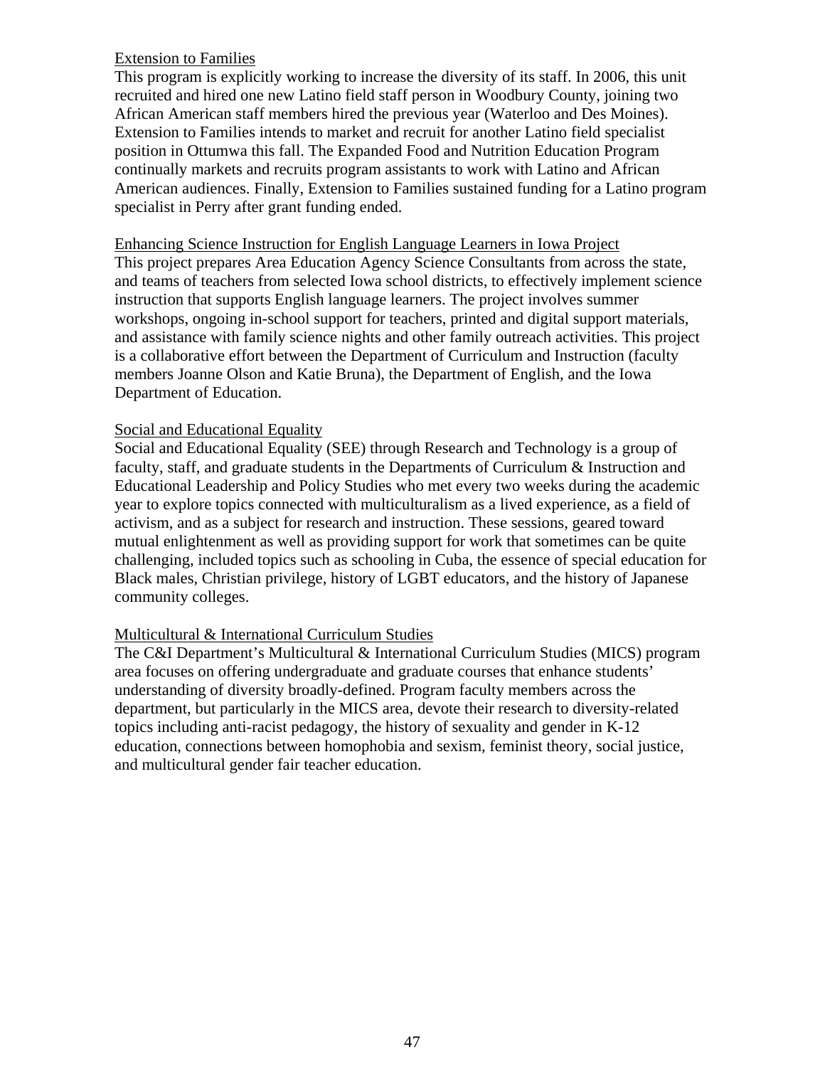Extension to Families

This program is explicitly working to increase the diversity of its staff. In 2006, this unit recruited and hired one new Latino field staff person in Woodbury County, joining two African American staff members hired the previous year (Waterloo and Des Moines). Extension to Families intends to market and recruit for another Latino field specialist position in Ottumwa this fall. The Expanded Food and Nutrition Education Program continually markets and recruits program assistants to work with Latino and African American audiences. Finally, Extension to Families sustained funding for a Latino program specialist in Perry after grant funding ended.

Enhancing Science Instruction for English Language Learners in Iowa Project

This project prepares Area Education Agency Science Consultants from across the state, and teams of teachers from selected Iowa school districts, to effectively implement science instruction that supports English language learners. The project involves summer workshops, ongoing in-school support for teachers, printed and digital support materials, and assistance with family science nights and other family outreach activities. This project is a collaborative effort between the Department of Curriculum and Instruction (faculty members Joanne Olson and Katie Bruna), the Department of English, and the Iowa Department of Education.

Social and Educational Equality

Social and Educational Equality (SEE) through Research and Technology is a group of faculty, staff, and graduate students in the Departments of Curriculum & Instruction and Educational Leadership and Policy Studies who met every two weeks during the academic year to explore topics connected with multiculturalism as a lived experience, as a field of activism, and as a subject for research and instruction. These sessions, geared toward mutual enlightenment as well as providing support for work that sometimes can be quite challenging, included topics such as schooling in Cuba, the essence of special education for Black males, Christian privilege, history of LGBT educators, and the history of Japanese community colleges.

Multicultural & International Curriculum Studies

The C&I Department's Multicultural & International Curriculum Studies (MICS) program area focuses on offering undergraduate and graduate courses that enhance students' understanding of diversity broadly-defined. Program faculty members across the department, but particularly in the MICS area, devote their research to diversity-related topics including anti-racist pedagogy, the history of sexuality and gender in K-12 education, connections between homophobia and sexism, feminist theory, social justice, and multicultural gender fair teacher education.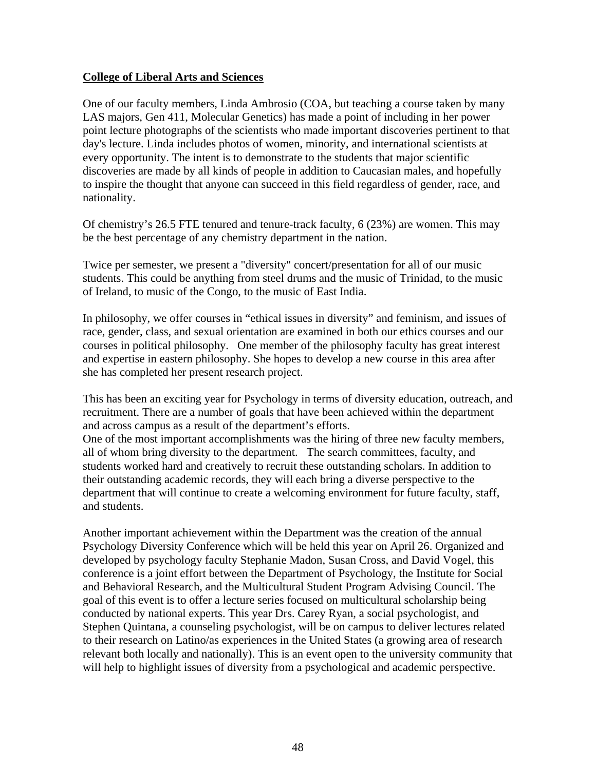**College of Liberal Arts and Sciences**

One of our faculty members, Linda Ambrosio (COA, but teaching a course taken by many LAS majors, Gen 411, Molecular Genetics) has made a point of including in her power point lecture photographs of the scientists who made important discoveries pertinent to that day's lecture. Linda includes photos of women, minority, and international scientists at every opportunity. The intent is to demonstrate to the students that major scientific discoveries are made by all kinds of people in addition to Caucasian males, and hopefully to inspire the thought that anyone can succeed in this field regardless of gender, race, and nationality.

Of chemistry's 26.5 FTE tenured and tenure-track faculty, 6 (23%) are women. This may be the best percentage of any chemistry department in the nation.

Twice per semester, we present a "diversity" concert/presentation for all of our music students. This could be anything from steel drums and the music of Trinidad, to the music of Ireland, to music of the Congo, to the music of East India.

In philosophy, we offer courses in "ethical issues in diversity" and feminism, and issues of race, gender, class, and sexual orientation are examined in both our ethics courses and our courses in political philosophy. One member of the philosophy faculty has great interest and expertise in eastern philosophy. She hopes to develop a new course in this area after she has completed her present research project.

This has been an exciting year for Psychology in terms of diversity education, outreach, and recruitment. There are a number of goals that have been achieved within the department and across campus as a result of the department's efforts.
One of the most important accomplishments was the hiring of three new faculty members, all of whom bring diversity to the department. The search committees, faculty, and students worked hard and creatively to recruit these outstanding scholars. In addition to their outstanding academic records, they will each bring a diverse perspective to the department that will continue to create a welcoming environment for future faculty, staff, and students.

Another important achievement within the Department was the creation of the annual Psychology Diversity Conference which will be held this year on April 26. Organized and developed by psychology faculty Stephanie Madon, Susan Cross, and David Vogel, this conference is a joint effort between the Department of Psychology, the Institute for Social and Behavioral Research, and the Multicultural Student Program Advising Council. The goal of this event is to offer a lecture series focused on multicultural scholarship being conducted by national experts. This year Drs. Carey Ryan, a social psychologist, and Stephen Quintana, a counseling psychologist, will be on campus to deliver lectures related to their research on Latino/as experiences in the United States (a growing area of research relevant both locally and nationally). This is an event open to the university community that will help to highlight issues of diversity from a psychological and academic perspective.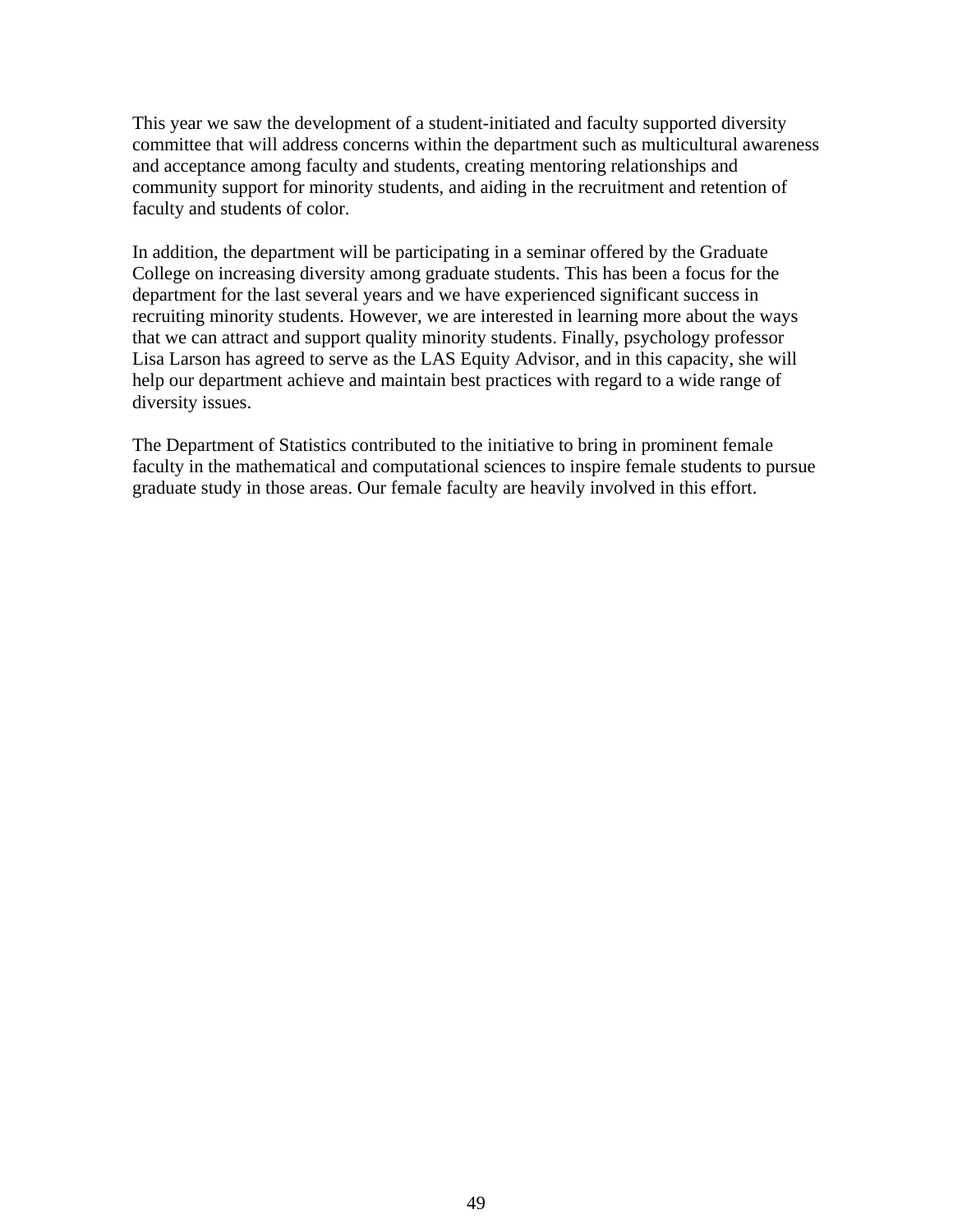This year we saw the development of a student-initiated and faculty supported diversity committee that will address concerns within the department such as multicultural awareness and acceptance among faculty and students, creating mentoring relationships and community support for minority students, and aiding in the recruitment and retention of faculty and students of color.

In addition, the department will be participating in a seminar offered by the Graduate College on increasing diversity among graduate students. This has been a focus for the department for the last several years and we have experienced significant success in recruiting minority students. However, we are interested in learning more about the ways that we can attract and support quality minority students. Finally, psychology professor Lisa Larson has agreed to serve as the LAS Equity Advisor, and in this capacity, she will help our department achieve and maintain best practices with regard to a wide range of diversity issues.

The Department of Statistics contributed to the initiative to bring in prominent female faculty in the mathematical and computational sciences to inspire female students to pursue graduate study in those areas. Our female faculty are heavily involved in this effort.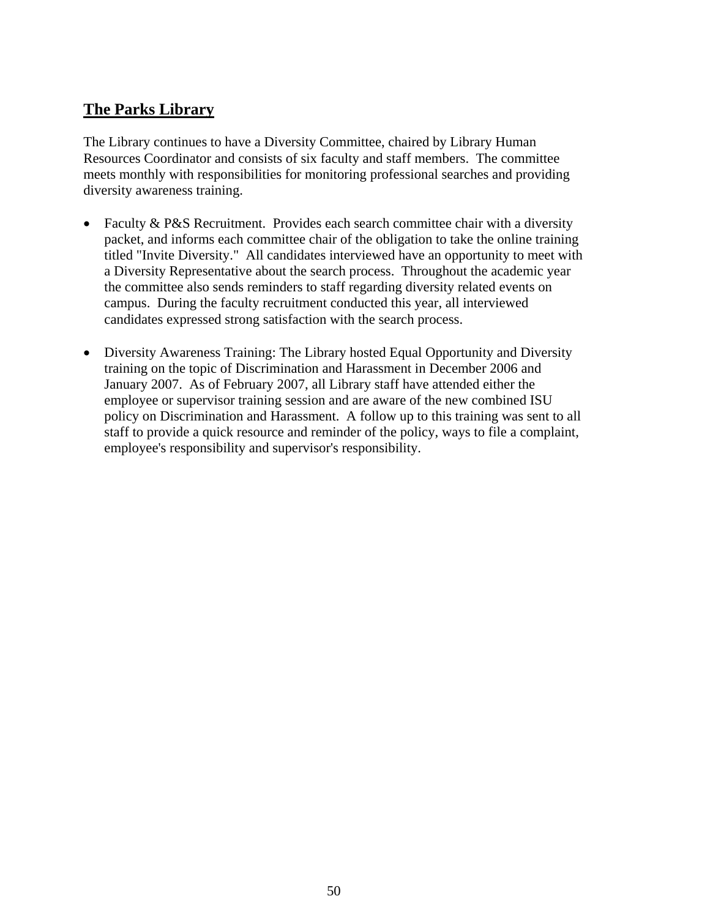## The Parks Library

The Library continues to have a Diversity Committee, chaired by Library Human Resources Coordinator and consists of six faculty and staff members. The committee meets monthly with responsibilities for monitoring professional searches and providing diversity awareness training.

- Faculty & P&S Recruitment. Provides each search committee chair with a diversity packet, and informs each committee chair of the obligation to take the online training titled "Invite Diversity." All candidates interviewed have an opportunity to meet with a Diversity Representative about the search process. Throughout the academic year the committee also sends reminders to staff regarding diversity related events on campus. During the faculty recruitment conducted this year, all interviewed candidates expressed strong satisfaction with the search process.

- Diversity Awareness Training: The Library hosted Equal Opportunity and Diversity training on the topic of Discrimination and Harassment in December 2006 and January 2007. As of February 2007, all Library staff have attended either the employee or supervisor training session and are aware of the new combined ISU policy on Discrimination and Harassment. A follow up to this training was sent to all staff to provide a quick resource and reminder of the policy, ways to file a complaint, employee's responsibility and supervisor's responsibility.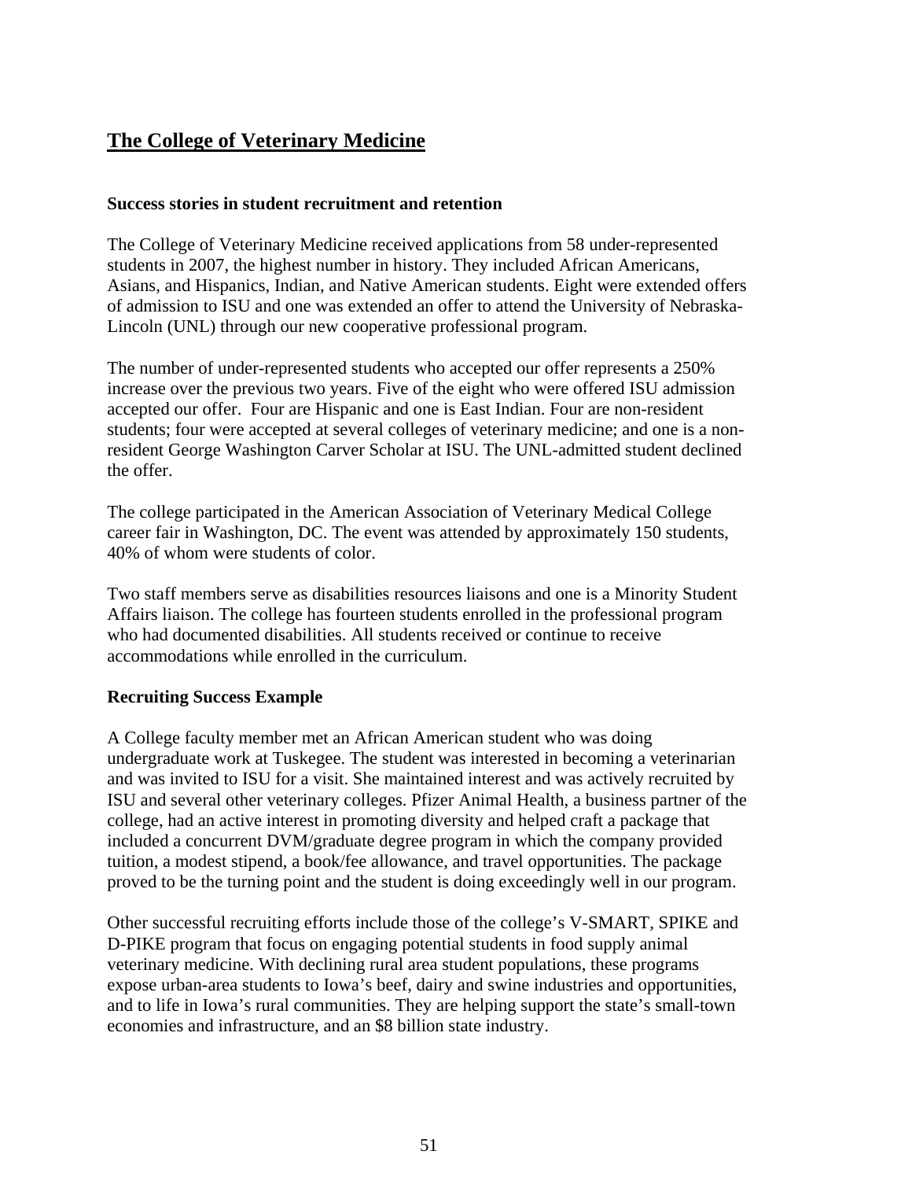## The College of Veterinary Medicine

### Success stories in student recruitment and retention

The College of Veterinary Medicine received applications from 58 under-represented students in 2007, the highest number in history. They included African Americans, Asians, and Hispanics, Indian, and Native American students. Eight were extended offers of admission to ISU and one was extended an offer to attend the University of Nebraska-Lincoln (UNL) through our new cooperative professional program.

The number of under-represented students who accepted our offer represents a 250% increase over the previous two years. Five of the eight who were offered ISU admission accepted our offer. Four are Hispanic and one is East Indian. Four are non-resident students; four were accepted at several colleges of veterinary medicine; and one is a non-resident George Washington Carver Scholar at ISU. The UNL-admitted student declined the offer.

The college participated in the American Association of Veterinary Medical College career fair in Washington, DC. The event was attended by approximately 150 students, 40% of whom were students of color.

Two staff members serve as disabilities resources liaisons and one is a Minority Student Affairs liaison. The college has fourteen students enrolled in the professional program who had documented disabilities. All students received or continue to receive accommodations while enrolled in the curriculum.

### Recruiting Success Example

A College faculty member met an African American student who was doing undergraduate work at Tuskegee. The student was interested in becoming a veterinarian and was invited to ISU for a visit. She maintained interest and was actively recruited by ISU and several other veterinary colleges. Pfizer Animal Health, a business partner of the college, had an active interest in promoting diversity and helped craft a package that included a concurrent DVM/graduate degree program in which the company provided tuition, a modest stipend, a book/fee allowance, and travel opportunities. The package proved to be the turning point and the student is doing exceedingly well in our program.

Other successful recruiting efforts include those of the college's V-SMART, SPIKE and D-PIKE program that focus on engaging potential students in food supply animal veterinary medicine. With declining rural area student populations, these programs expose urban-area students to Iowa's beef, dairy and swine industries and opportunities, and to life in Iowa's rural communities. They are helping support the state's small-town economies and infrastructure, and an $8 billion state industry.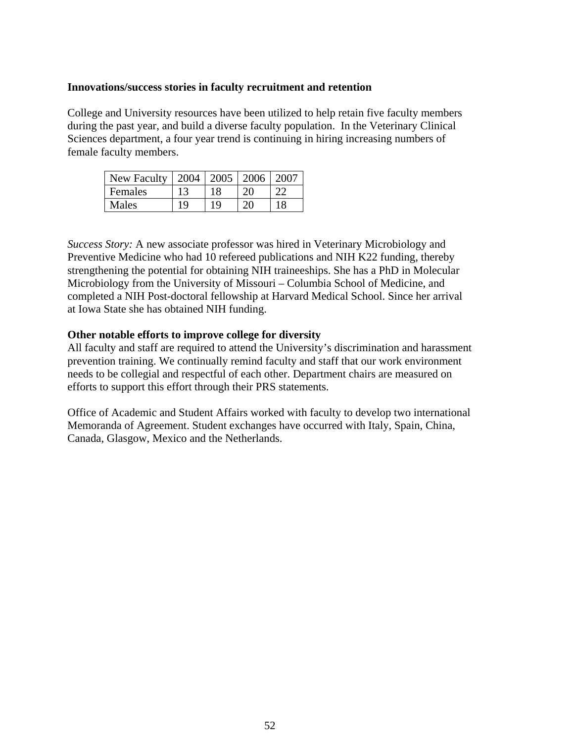**Innovations/success stories in faculty recruitment and retention**

College and University resources have been utilized to help retain five faculty members during the past year, and build a diverse faculty population. In the Veterinary Clinical Sciences department, a four year trend is continuing in hiring increasing numbers of female faculty members.

| New Faculty | 2004 | 2005 | 2006 | 2007 |
|---|---|---|---|---|
| Females | 13 | 18 | 20 | 22 |
| Males | 19 | 19 | 20 | 18 |

*Success Story:* A new associate professor was hired in Veterinary Microbiology and Preventive Medicine who had 10 refereed publications and NIH K22 funding, thereby strengthening the potential for obtaining NIH traineeships. She has a PhD in Molecular Microbiology from the University of Missouri – Columbia School of Medicine, and completed a NIH Post-doctoral fellowship at Harvard Medical School. Since her arrival at Iowa State she has obtained NIH funding.

**Other notable efforts to improve college for diversity**

All faculty and staff are required to attend the University's discrimination and harassment prevention training. We continually remind faculty and staff that our work environment needs to be collegial and respectful of each other. Department chairs are measured on efforts to support this effort through their PRS statements.

Office of Academic and Student Affairs worked with faculty to develop two international Memoranda of Agreement. Student exchanges have occurred with Italy, Spain, China, Canada, Glasgow, Mexico and the Netherlands.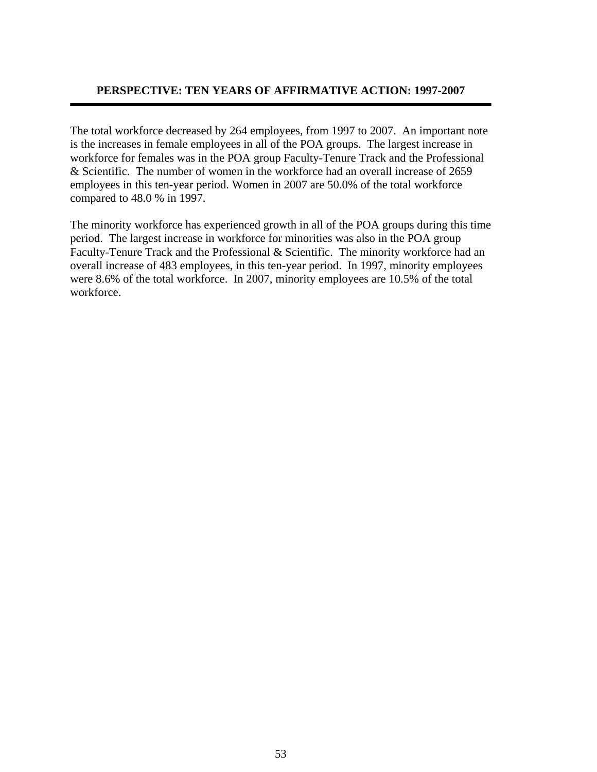## PERSPECTIVE: TEN YEARS OF AFFIRMATIVE ACTION: 1997-2007

The total workforce decreased by 264 employees, from 1997 to 2007. An important note is the increases in female employees in all of the POA groups. The largest increase in workforce for females was in the POA group Faculty-Tenure Track and the Professional & Scientific. The number of women in the workforce had an overall increase of 2659 employees in this ten-year period. Women in 2007 are 50.0% of the total workforce compared to 48.0 % in 1997.

The minority workforce has experienced growth in all of the POA groups during this time period. The largest increase in workforce for minorities was also in the POA group Faculty-Tenure Track and the Professional & Scientific. The minority workforce had an overall increase of 483 employees, in this ten-year period. In 1997, minority employees were 8.6% of the total workforce. In 2007, minority employees are 10.5% of the total workforce.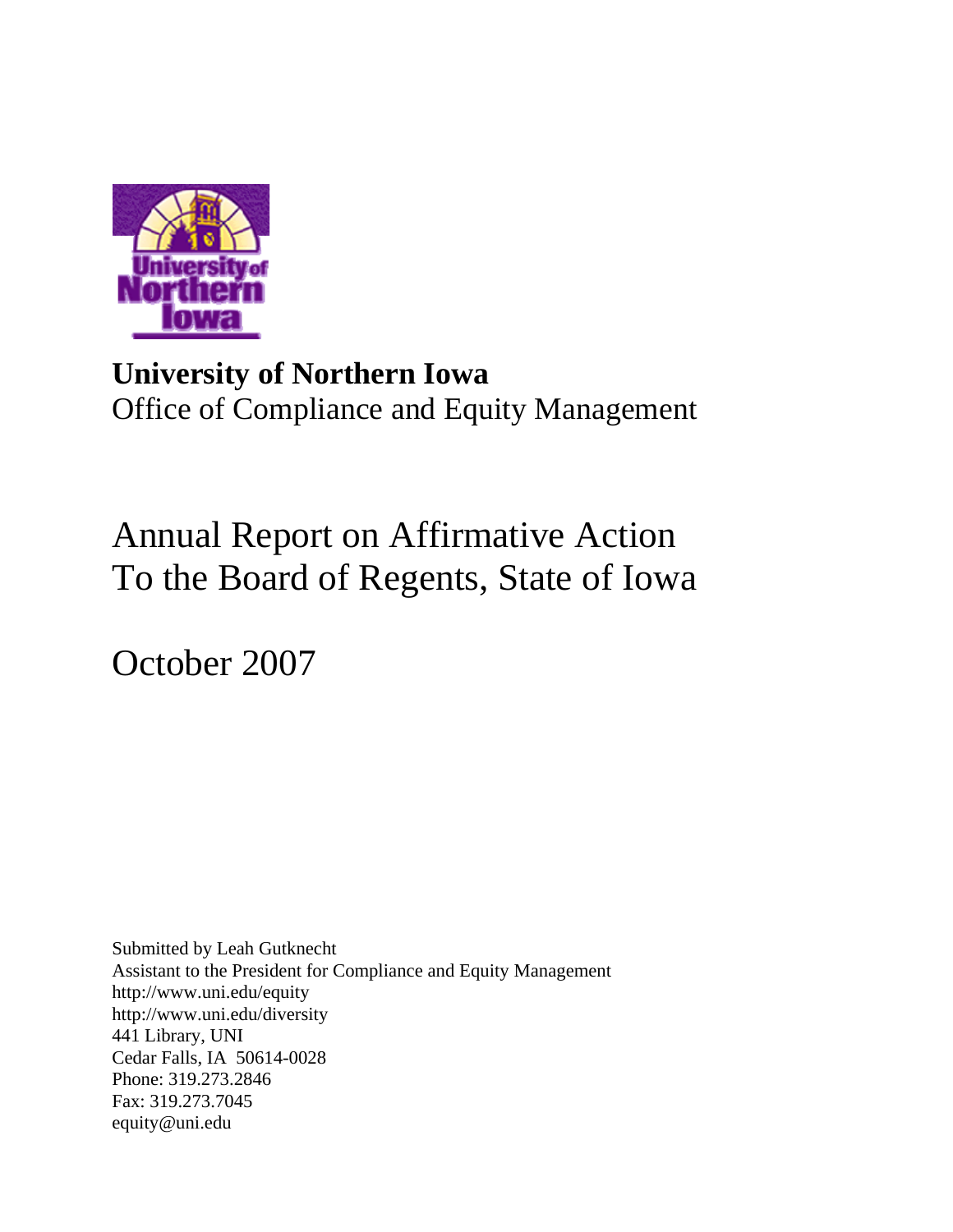**University of Northern Iowa**
Office of Compliance and Equity Management

# Annual Report on Affirmative Action To the Board of Regents, State of Iowa

October 2007

Submitted by Leah Gutknecht
Assistant to the President for Compliance and Equity Management
http://www.uni.edu/equity
http://www.uni.edu/diversity
441 Library, UNI
Cedar Falls, IA 50614-0028
Phone: 319.273.2846
Fax: 319.273.7045
equity@uni.edu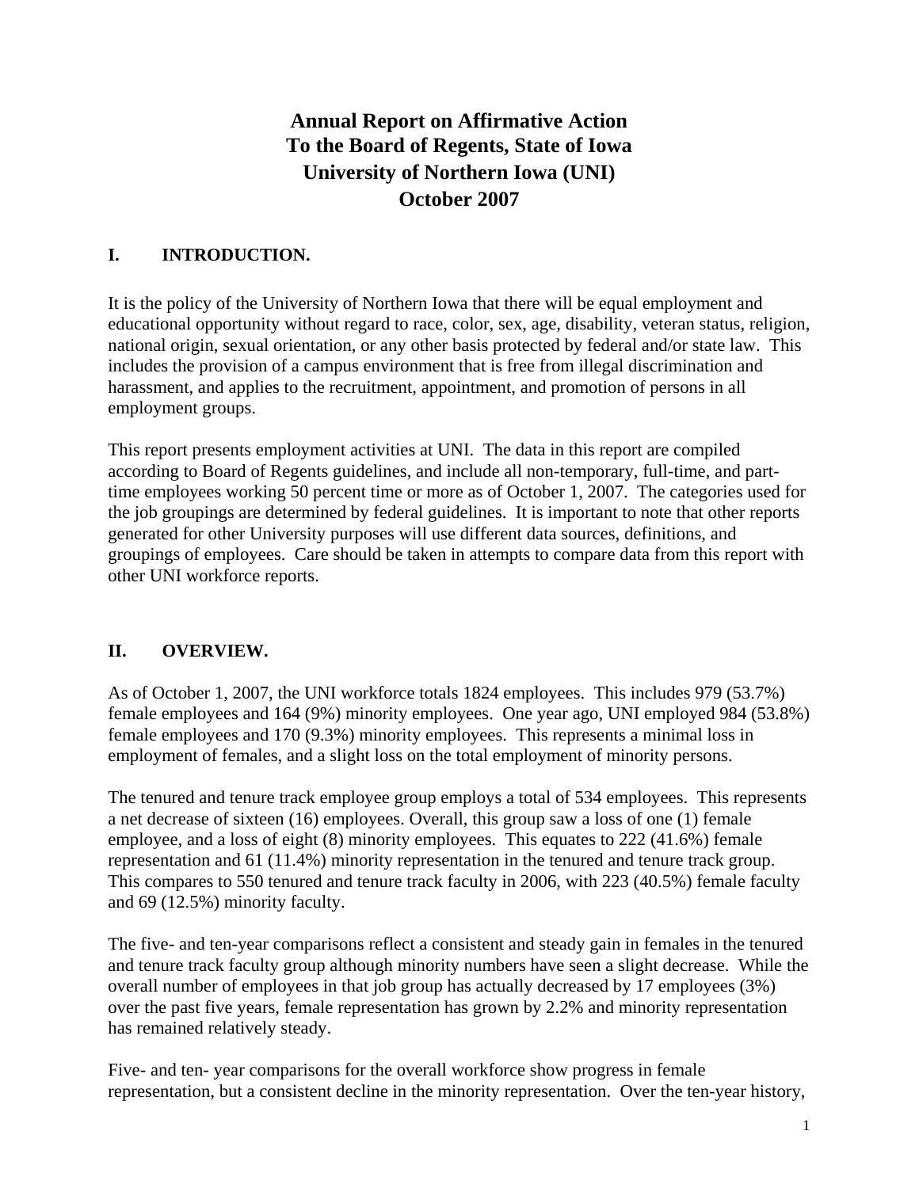# Annual Report on Affirmative Action
# To the Board of Regents, State of Iowa
# University of Northern Iowa (UNI)
# October 2007

## I. INTRODUCTION.

It is the policy of the University of Northern Iowa that there will be equal employment and educational opportunity without regard to race, color, sex, age, disability, veteran status, religion, national origin, sexual orientation, or any other basis protected by federal and/or state law. This includes the provision of a campus environment that is free from illegal discrimination and harassment, and applies to the recruitment, appointment, and promotion of persons in all employment groups.

This report presents employment activities at UNI. The data in this report are compiled according to Board of Regents guidelines, and include all non-temporary, full-time, and part-time employees working 50 percent time or more as of October 1, 2007. The categories used for the job groupings are determined by federal guidelines. It is important to note that other reports generated for other University purposes will use different data sources, definitions, and groupings of employees. Care should be taken in attempts to compare data from this report with other UNI workforce reports.

## II. OVERVIEW.

As of October 1, 2007, the UNI workforce totals 1824 employees. This includes 979 (53.7%) female employees and 164 (9%) minority employees. One year ago, UNI employed 984 (53.8%) female employees and 170 (9.3%) minority employees. This represents a minimal loss in employment of females, and a slight loss on the total employment of minority persons.

The tenured and tenure track employee group employs a total of 534 employees. This represents a net decrease of sixteen (16) employees. Overall, this group saw a loss of one (1) female employee, and a loss of eight (8) minority employees. This equates to 222 (41.6%) female representation and 61 (11.4%) minority representation in the tenured and tenure track group. This compares to 550 tenured and tenure track faculty in 2006, with 223 (40.5%) female faculty and 69 (12.5%) minority faculty.

The five- and ten-year comparisons reflect a consistent and steady gain in females in the tenured and tenure track faculty group although minority numbers have seen a slight decrease. While the overall number of employees in that job group has actually decreased by 17 employees (3%) over the past five years, female representation has grown by 2.2% and minority representation has remained relatively steady.

Five- and ten- year comparisons for the overall workforce show progress in female representation, but a consistent decline in the minority representation. Over the ten-year history,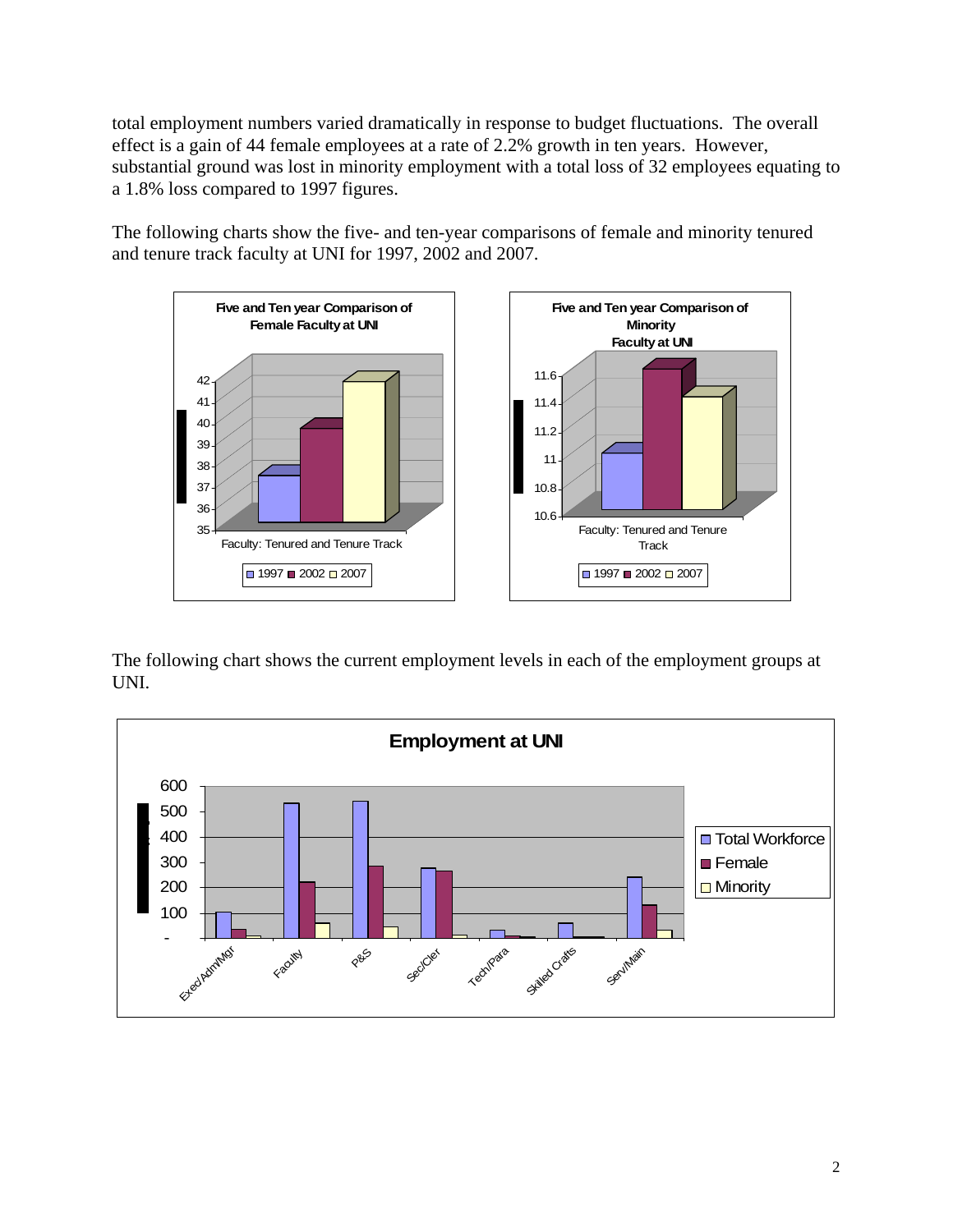total employment numbers varied dramatically in response to budget fluctuations. The overall effect is a gain of 44 female employees at a rate of 2.2% growth in ten years. However, substantial ground was lost in minority employment with a total loss of 32 employees equating to a 1.8% loss compared to 1997 figures.

The following charts show the five- and ten-year comparisons of female and minority tenured and tenure track faculty at UNI for 1997, 2002 and 2007.

**Five and Ten year Comparison of Female Faculty at UNI**

Faculty: Tenured and Tenure Track

1997 · 2002 · 2007

**Five and Ten year Comparison of Minority Faculty at UNI**

Faculty: Tenured and Tenure Track

1997 · 2002 · 2007

The following chart shows the current employment levels in each of the employment groups at UNI.

**Employment at UNI**

Categories: Exec/Adm/Mgr, Faculty, P&S, Sec/Cler, Tech/Para, Skilled Crafts, Serv/Main

Series: Total Workforce, Female, Minority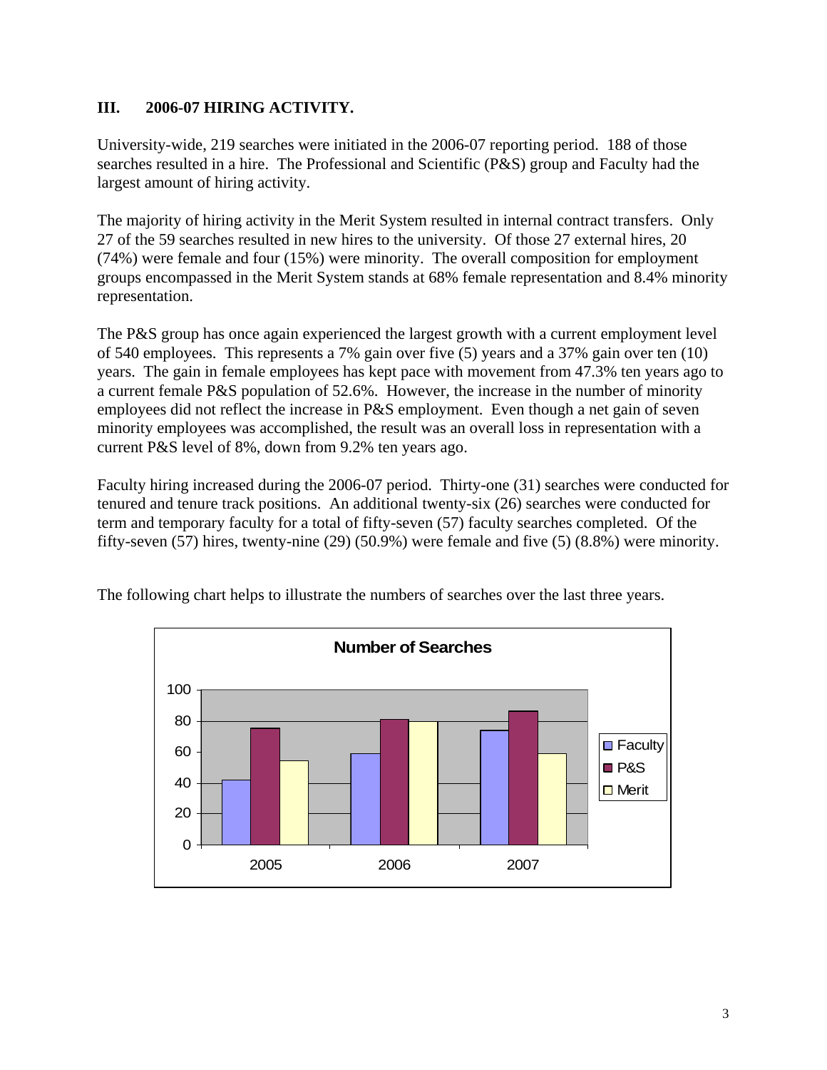## III. 2006-07 HIRING ACTIVITY.

University-wide, 219 searches were initiated in the 2006-07 reporting period. 188 of those searches resulted in a hire. The Professional and Scientific (P&S) group and Faculty had the largest amount of hiring activity.

The majority of hiring activity in the Merit System resulted in internal contract transfers. Only 27 of the 59 searches resulted in new hires to the university. Of those 27 external hires, 20 (74%) were female and four (15%) were minority. The overall composition for employment groups encompassed in the Merit System stands at 68% female representation and 8.4% minority representation.

The P&S group has once again experienced the largest growth with a current employment level of 540 employees. This represents a 7% gain over five (5) years and a 37% gain over ten (10) years. The gain in female employees has kept pace with movement from 47.3% ten years ago to a current female P&S population of 52.6%. However, the increase in the number of minority employees did not reflect the increase in P&S employment. Even though a net gain of seven minority employees was accomplished, the result was an overall loss in representation with a current P&S level of 8%, down from 9.2% ten years ago.

Faculty hiring increased during the 2006-07 period. Thirty-one (31) searches were conducted for tenured and tenure track positions. An additional twenty-six (26) searches were conducted for term and temporary faculty for a total of fifty-seven (57) faculty searches completed. Of the fifty-seven (57) hires, twenty-nine (29) (50.9%) were female and five (5) (8.8%) were minority.

The following chart helps to illustrate the numbers of searches over the last three years.

**Number of Searches**

| Year | Faculty | P&S | Merit |
|---|---|---|---|
| 2005 | 42 | 75 | 54 |
| 2006 | 59 | 81 | 80 |
| 2007 | 74 | 86 | 59 |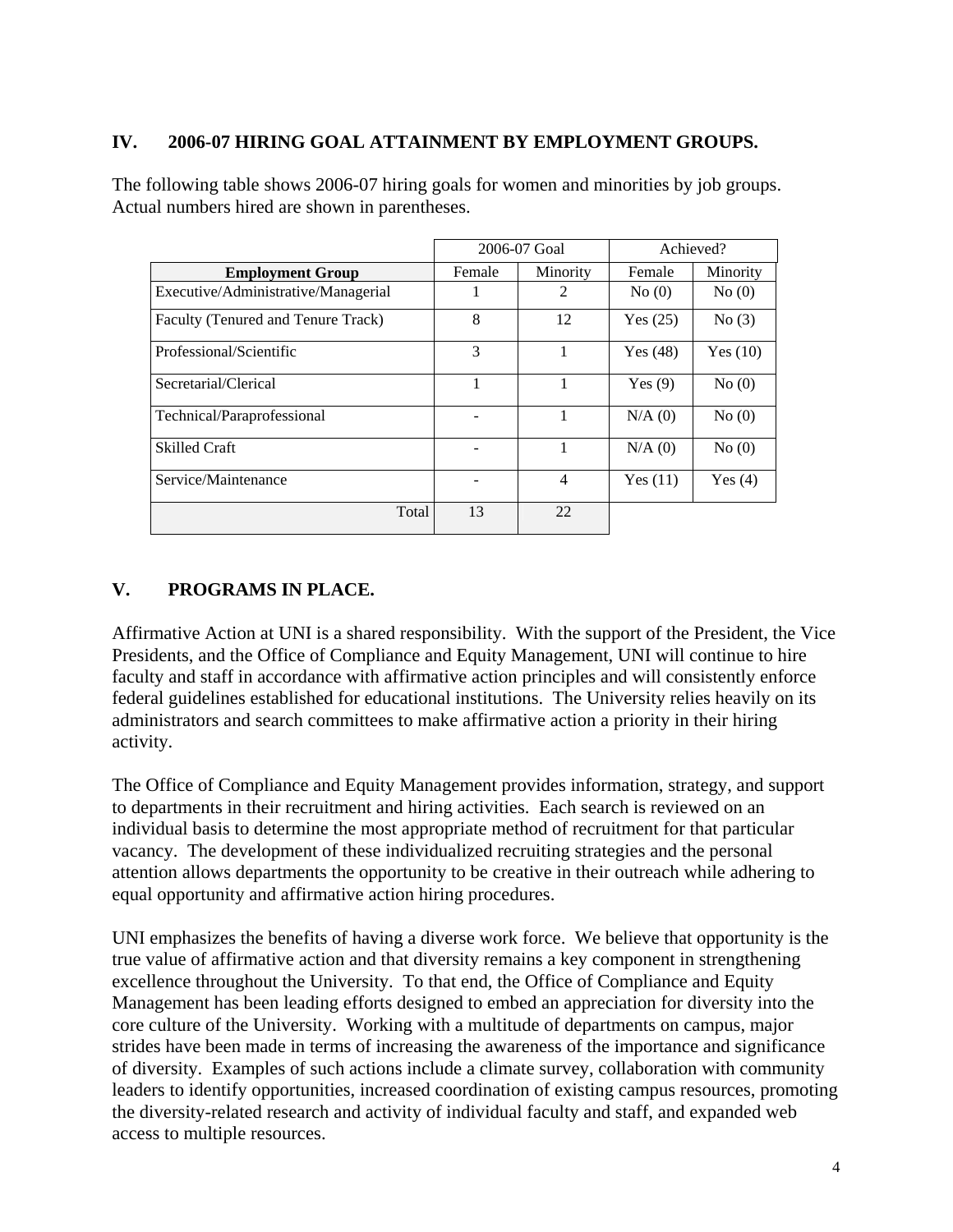## IV. 2006-07 HIRING GOAL ATTAINMENT BY EMPLOYMENT GROUPS.

The following table shows 2006-07 hiring goals for women and minorities by job groups. Actual numbers hired are shown in parentheses.

| | 2006-07 Goal | | Achieved? | |
|---|---|---|---|---|
| **Employment Group** | Female | Minority | Female | Minority |
| Executive/Administrative/Managerial | 1 | 2 | No (0) | No (0) |
| Faculty (Tenured and Tenure Track) | 8 | 12 | Yes (25) | No (3) |
| Professional/Scientific | 3 | 1 | Yes (48) | Yes (10) |
| Secretarial/Clerical | 1 | 1 | Yes (9) | No (0) |
| Technical/Paraprofessional | - | 1 | N/A (0) | No (0) |
| Skilled Craft | - | 1 | N/A (0) | No (0) |
| Service/Maintenance | - | 4 | Yes (11) | Yes (4) |
| Total | 13 | 22 | | |

## V. PROGRAMS IN PLACE.

Affirmative Action at UNI is a shared responsibility. With the support of the President, the Vice Presidents, and the Office of Compliance and Equity Management, UNI will continue to hire faculty and staff in accordance with affirmative action principles and will consistently enforce federal guidelines established for educational institutions. The University relies heavily on its administrators and search committees to make affirmative action a priority in their hiring activity.

The Office of Compliance and Equity Management provides information, strategy, and support to departments in their recruitment and hiring activities. Each search is reviewed on an individual basis to determine the most appropriate method of recruitment for that particular vacancy. The development of these individualized recruiting strategies and the personal attention allows departments the opportunity to be creative in their outreach while adhering to equal opportunity and affirmative action hiring procedures.

UNI emphasizes the benefits of having a diverse work force. We believe that opportunity is the true value of affirmative action and that diversity remains a key component in strengthening excellence throughout the University. To that end, the Office of Compliance and Equity Management has been leading efforts designed to embed an appreciation for diversity into the core culture of the University. Working with a multitude of departments on campus, major strides have been made in terms of increasing the awareness of the importance and significance of diversity. Examples of such actions include a climate survey, collaboration with community leaders to identify opportunities, increased coordination of existing campus resources, promoting the diversity-related research and activity of individual faculty and staff, and expanded web access to multiple resources.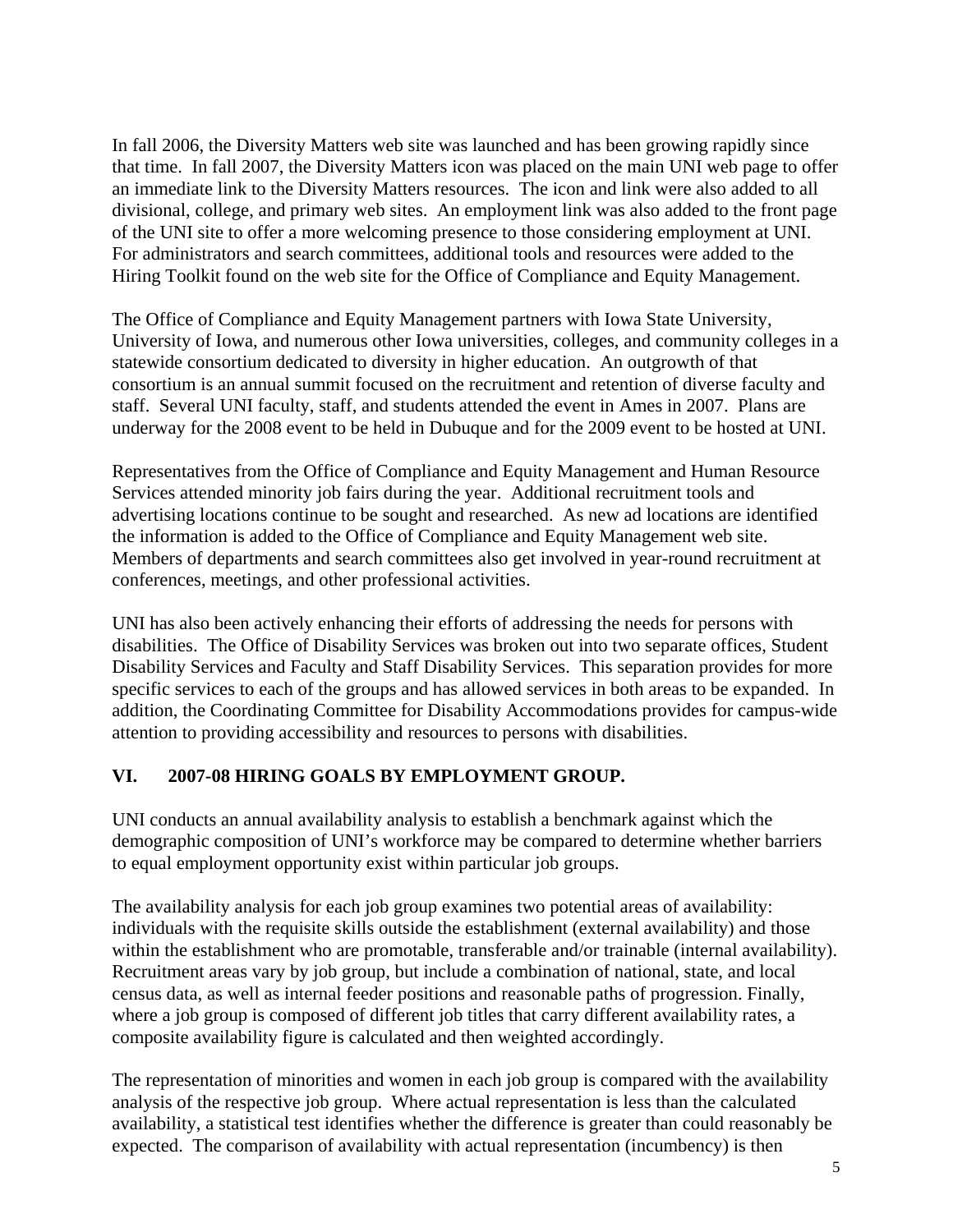In fall 2006, the Diversity Matters web site was launched and has been growing rapidly since that time. In fall 2007, the Diversity Matters icon was placed on the main UNI web page to offer an immediate link to the Diversity Matters resources. The icon and link were also added to all divisional, college, and primary web sites. An employment link was also added to the front page of the UNI site to offer a more welcoming presence to those considering employment at UNI. For administrators and search committees, additional tools and resources were added to the Hiring Toolkit found on the web site for the Office of Compliance and Equity Management.

The Office of Compliance and Equity Management partners with Iowa State University, University of Iowa, and numerous other Iowa universities, colleges, and community colleges in a statewide consortium dedicated to diversity in higher education. An outgrowth of that consortium is an annual summit focused on the recruitment and retention of diverse faculty and staff. Several UNI faculty, staff, and students attended the event in Ames in 2007. Plans are underway for the 2008 event to be held in Dubuque and for the 2009 event to be hosted at UNI.

Representatives from the Office of Compliance and Equity Management and Human Resource Services attended minority job fairs during the year. Additional recruitment tools and advertising locations continue to be sought and researched. As new ad locations are identified the information is added to the Office of Compliance and Equity Management web site. Members of departments and search committees also get involved in year-round recruitment at conferences, meetings, and other professional activities.

UNI has also been actively enhancing their efforts of addressing the needs for persons with disabilities. The Office of Disability Services was broken out into two separate offices, Student Disability Services and Faculty and Staff Disability Services. This separation provides for more specific services to each of the groups and has allowed services in both areas to be expanded. In addition, the Coordinating Committee for Disability Accommodations provides for campus-wide attention to providing accessibility and resources to persons with disabilities.

## VI. 2007-08 HIRING GOALS BY EMPLOYMENT GROUP.

UNI conducts an annual availability analysis to establish a benchmark against which the demographic composition of UNI's workforce may be compared to determine whether barriers to equal employment opportunity exist within particular job groups.

The availability analysis for each job group examines two potential areas of availability: individuals with the requisite skills outside the establishment (external availability) and those within the establishment who are promotable, transferable and/or trainable (internal availability). Recruitment areas vary by job group, but include a combination of national, state, and local census data, as well as internal feeder positions and reasonable paths of progression. Finally, where a job group is composed of different job titles that carry different availability rates, a composite availability figure is calculated and then weighted accordingly.

The representation of minorities and women in each job group is compared with the availability analysis of the respective job group. Where actual representation is less than the calculated availability, a statistical test identifies whether the difference is greater than could reasonably be expected. The comparison of availability with actual representation (incumbency) is then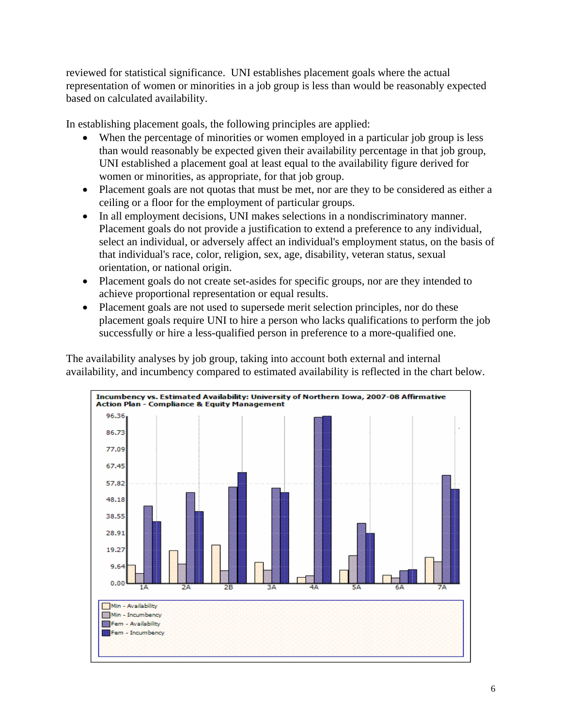reviewed for statistical significance. UNI establishes placement goals where the actual representation of women or minorities in a job group is less than would be reasonably expected based on calculated availability.

In establishing placement goals, the following principles are applied:

- When the percentage of minorities or women employed in a particular job group is less than would reasonably be expected given their availability percentage in that job group, UNI established a placement goal at least equal to the availability figure derived for women or minorities, as appropriate, for that job group.
- Placement goals are not quotas that must be met, nor are they to be considered as either a ceiling or a floor for the employment of particular groups.
- In all employment decisions, UNI makes selections in a nondiscriminatory manner. Placement goals do not provide a justification to extend a preference to any individual, select an individual, or adversely affect an individual's employment status, on the basis of that individual's race, color, religion, sex, age, disability, veteran status, sexual orientation, or national origin.
- Placement goals do not create set-asides for specific groups, nor are they intended to achieve proportional representation or equal results.
- Placement goals are not used to supersede merit selection principles, nor do these placement goals require UNI to hire a person who lacks qualifications to perform the job successfully or hire a less-qualified person in preference to a more-qualified one.

The availability analyses by job group, taking into account both external and internal availability, and incumbency compared to estimated availability is reflected in the chart below.

**Incumbency vs. Estimated Availability: University of Northern Iowa, 2007-08 Affirmative Action Plan - Compliance & Equity Management**

Y-axis: 0.00, 9.64, 19.27, 28.91, 38.55, 48.18, 57.82, 67.45, 77.09, 86.73, 96.36

X-axis: 1A, 2A, 2B, 3A, 4A, 5A, 6A, 7A

Legend: Min - Availability; Min - Incumbency; Fem - Availability; Fem - Incumbency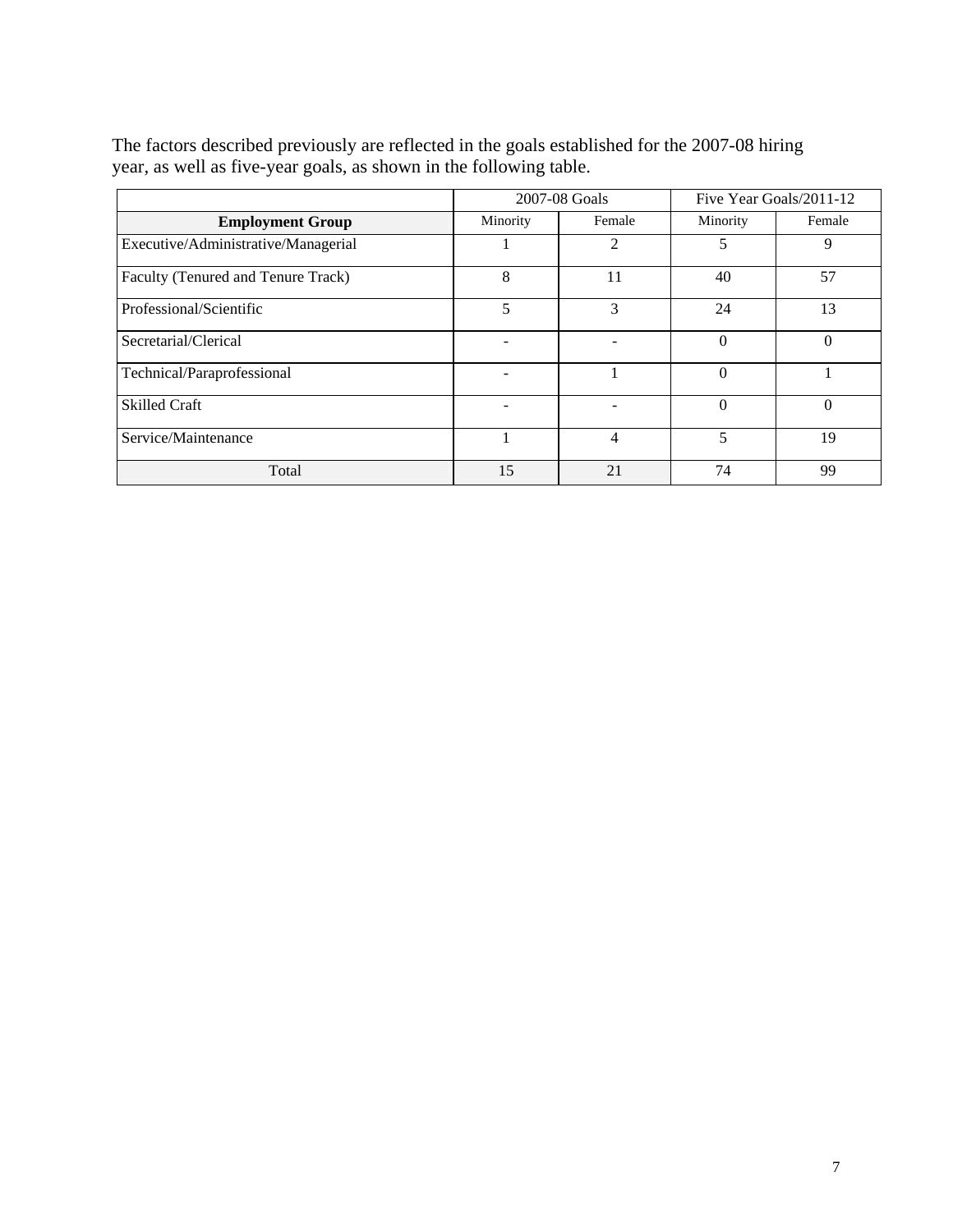The factors described previously are reflected in the goals established for the 2007-08 hiring year, as well as five-year goals, as shown in the following table.

| | 2007-08 Goals | | Five Year Goals/2011-12 | |
|---|---|---|---|---|
| **Employment Group** | Minority | Female | Minority | Female |
| Executive/Administrative/Managerial | 1 | 2 | 5 | 9 |
| Faculty (Tenured and Tenure Track) | 8 | 11 | 40 | 57 |
| Professional/Scientific | 5 | 3 | 24 | 13 |
| Secretarial/Clerical | - | - | 0 | 0 |
| Technical/Paraprofessional | - | 1 | 0 | 1 |
| Skilled Craft | - | - | 0 | 0 |
| Service/Maintenance | 1 | 4 | 5 | 19 |
| Total | 15 | 21 | 74 | 99 |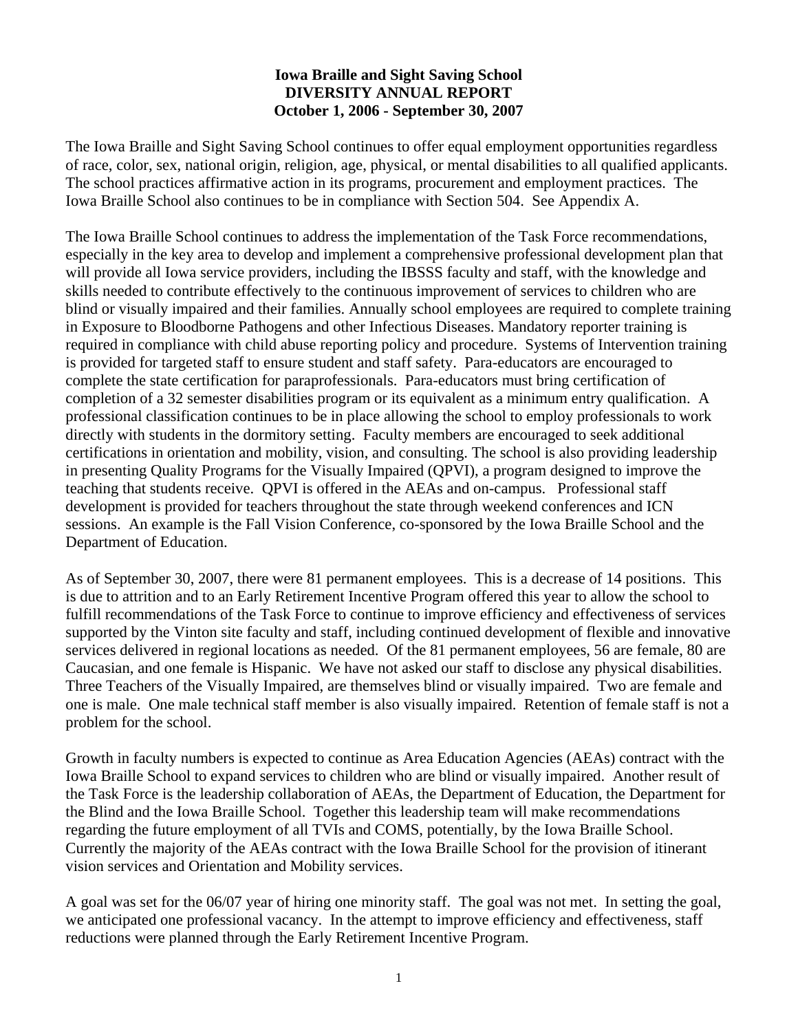# Iowa Braille and Sight Saving School
## DIVERSITY ANNUAL REPORT
### October 1, 2006 - September 30, 2007

The Iowa Braille and Sight Saving School continues to offer equal employment opportunities regardless of race, color, sex, national origin, religion, age, physical, or mental disabilities to all qualified applicants. The school practices affirmative action in its programs, procurement and employment practices. The Iowa Braille School also continues to be in compliance with Section 504. See Appendix A.

The Iowa Braille School continues to address the implementation of the Task Force recommendations, especially in the key area to develop and implement a comprehensive professional development plan that will provide all Iowa service providers, including the IBSSS faculty and staff, with the knowledge and skills needed to contribute effectively to the continuous improvement of services to children who are blind or visually impaired and their families. Annually school employees are required to complete training in Exposure to Bloodborne Pathogens and other Infectious Diseases. Mandatory reporter training is required in compliance with child abuse reporting policy and procedure. Systems of Intervention training is provided for targeted staff to ensure student and staff safety. Para-educators are encouraged to complete the state certification for paraprofessionals. Para-educators must bring certification of completion of a 32 semester disabilities program or its equivalent as a minimum entry qualification. A professional classification continues to be in place allowing the school to employ professionals to work directly with students in the dormitory setting. Faculty members are encouraged to seek additional certifications in orientation and mobility, vision, and consulting. The school is also providing leadership in presenting Quality Programs for the Visually Impaired (QPVI), a program designed to improve the teaching that students receive. QPVI is offered in the AEAs and on-campus. Professional staff development is provided for teachers throughout the state through weekend conferences and ICN sessions. An example is the Fall Vision Conference, co-sponsored by the Iowa Braille School and the Department of Education.

As of September 30, 2007, there were 81 permanent employees. This is a decrease of 14 positions. This is due to attrition and to an Early Retirement Incentive Program offered this year to allow the school to fulfill recommendations of the Task Force to continue to improve efficiency and effectiveness of services supported by the Vinton site faculty and staff, including continued development of flexible and innovative services delivered in regional locations as needed. Of the 81 permanent employees, 56 are female, 80 are Caucasian, and one female is Hispanic. We have not asked our staff to disclose any physical disabilities. Three Teachers of the Visually Impaired, are themselves blind or visually impaired. Two are female and one is male. One male technical staff member is also visually impaired. Retention of female staff is not a problem for the school.

Growth in faculty numbers is expected to continue as Area Education Agencies (AEAs) contract with the Iowa Braille School to expand services to children who are blind or visually impaired. Another result of the Task Force is the leadership collaboration of AEAs, the Department of Education, the Department for the Blind and the Iowa Braille School. Together this leadership team will make recommendations regarding the future employment of all TVIs and COMS, potentially, by the Iowa Braille School. Currently the majority of the AEAs contract with the Iowa Braille School for the provision of itinerant vision services and Orientation and Mobility services.

A goal was set for the 06/07 year of hiring one minority staff. The goal was not met. In setting the goal, we anticipated one professional vacancy. In the attempt to improve efficiency and effectiveness, staff reductions were planned through the Early Retirement Incentive Program.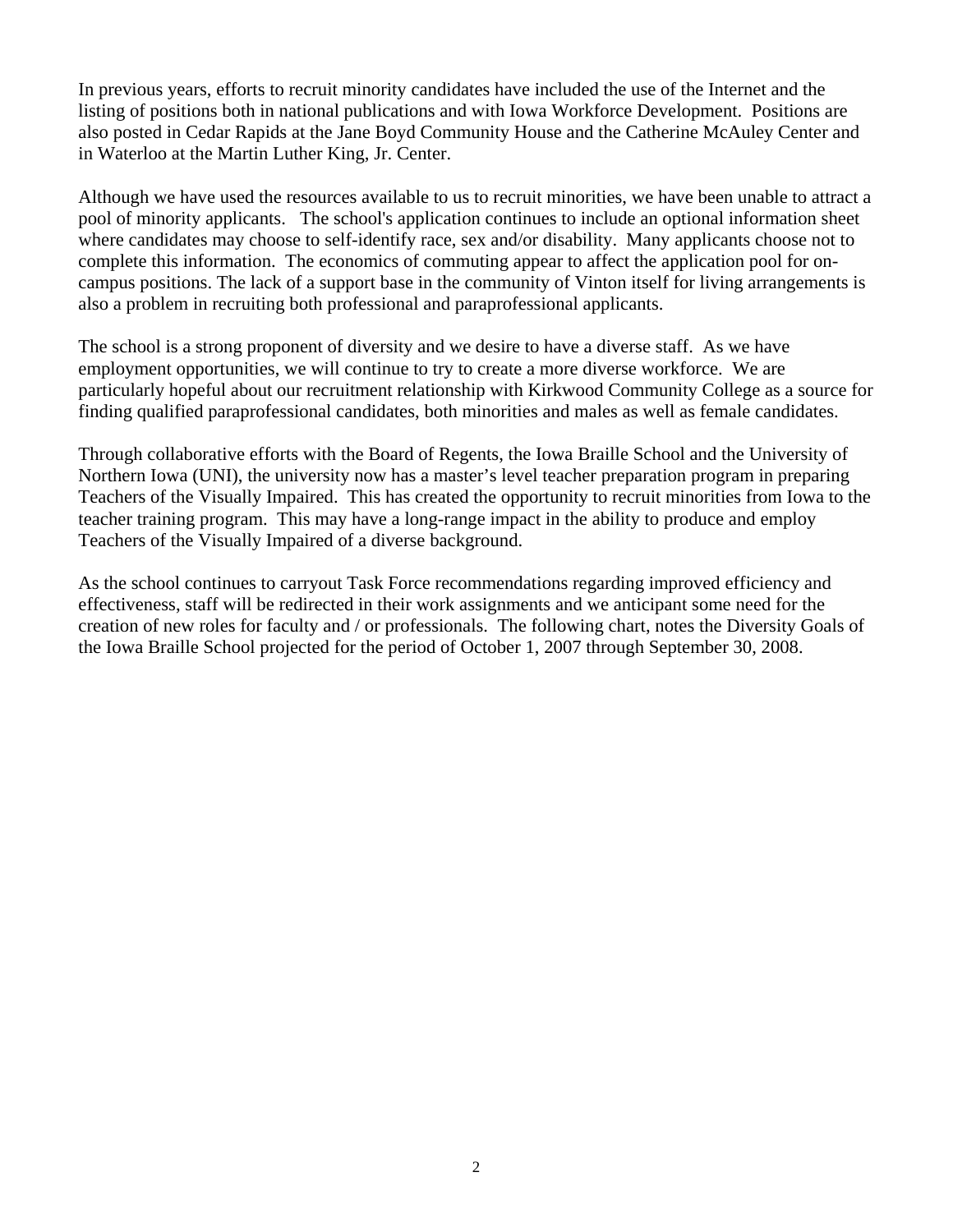In previous years, efforts to recruit minority candidates have included the use of the Internet and the listing of positions both in national publications and with Iowa Workforce Development. Positions are also posted in Cedar Rapids at the Jane Boyd Community House and the Catherine McAuley Center and in Waterloo at the Martin Luther King, Jr. Center.

Although we have used the resources available to us to recruit minorities, we have been unable to attract a pool of minority applicants. The school's application continues to include an optional information sheet where candidates may choose to self-identify race, sex and/or disability. Many applicants choose not to complete this information. The economics of commuting appear to affect the application pool for on-campus positions. The lack of a support base in the community of Vinton itself for living arrangements is also a problem in recruiting both professional and paraprofessional applicants.

The school is a strong proponent of diversity and we desire to have a diverse staff. As we have employment opportunities, we will continue to try to create a more diverse workforce. We are particularly hopeful about our recruitment relationship with Kirkwood Community College as a source for finding qualified paraprofessional candidates, both minorities and males as well as female candidates.

Through collaborative efforts with the Board of Regents, the Iowa Braille School and the University of Northern Iowa (UNI), the university now has a master's level teacher preparation program in preparing Teachers of the Visually Impaired. This has created the opportunity to recruit minorities from Iowa to the teacher training program. This may have a long-range impact in the ability to produce and employ Teachers of the Visually Impaired of a diverse background.

As the school continues to carryout Task Force recommendations regarding improved efficiency and effectiveness, staff will be redirected in their work assignments and we anticipant some need for the creation of new roles for faculty and / or professionals. The following chart, notes the Diversity Goals of the Iowa Braille School projected for the period of October 1, 2007 through September 30, 2008.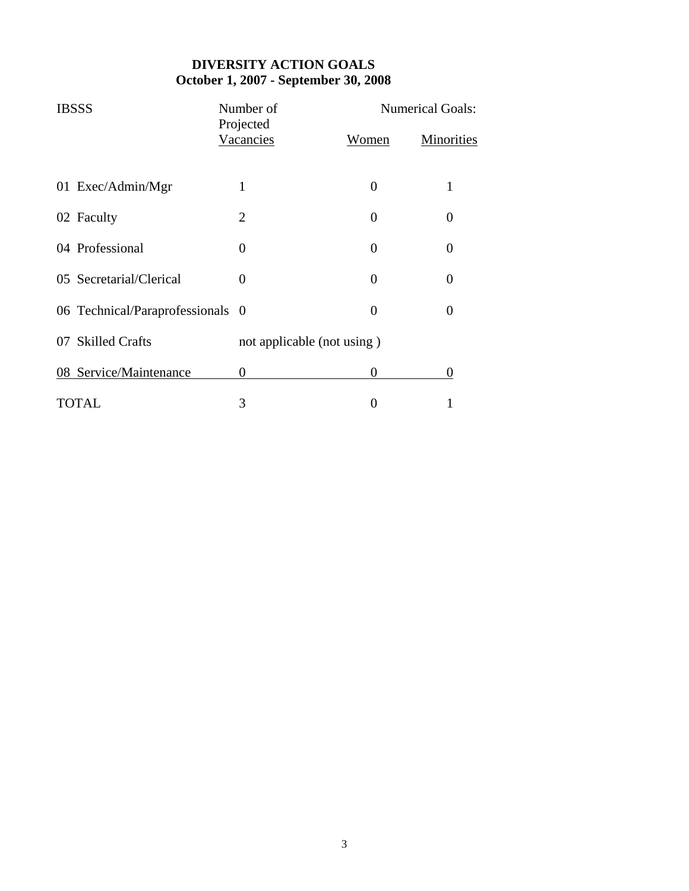**DIVERSITY ACTION GOALS**
**October 1, 2007 - September 30, 2008**

| IBSSS | Number of Projected Vacancies | Numerical Goals: Women | Minorities |
|---|---|---|---|
| 01 Exec/Admin/Mgr | 1 | 0 | 1 |
| 02 Faculty | 2 | 0 | 0 |
| 04 Professional | 0 | 0 | 0 |
| 05 Secretarial/Clerical | 0 | 0 | 0 |
| 06 Technical/Paraprofessionals | 0 | 0 | 0 |
| 07 Skilled Crafts | not applicable (not using ) | | |
| 08 Service/Maintenance | 0 | 0 | 0 |
| TOTAL | 3 | 0 | 1 |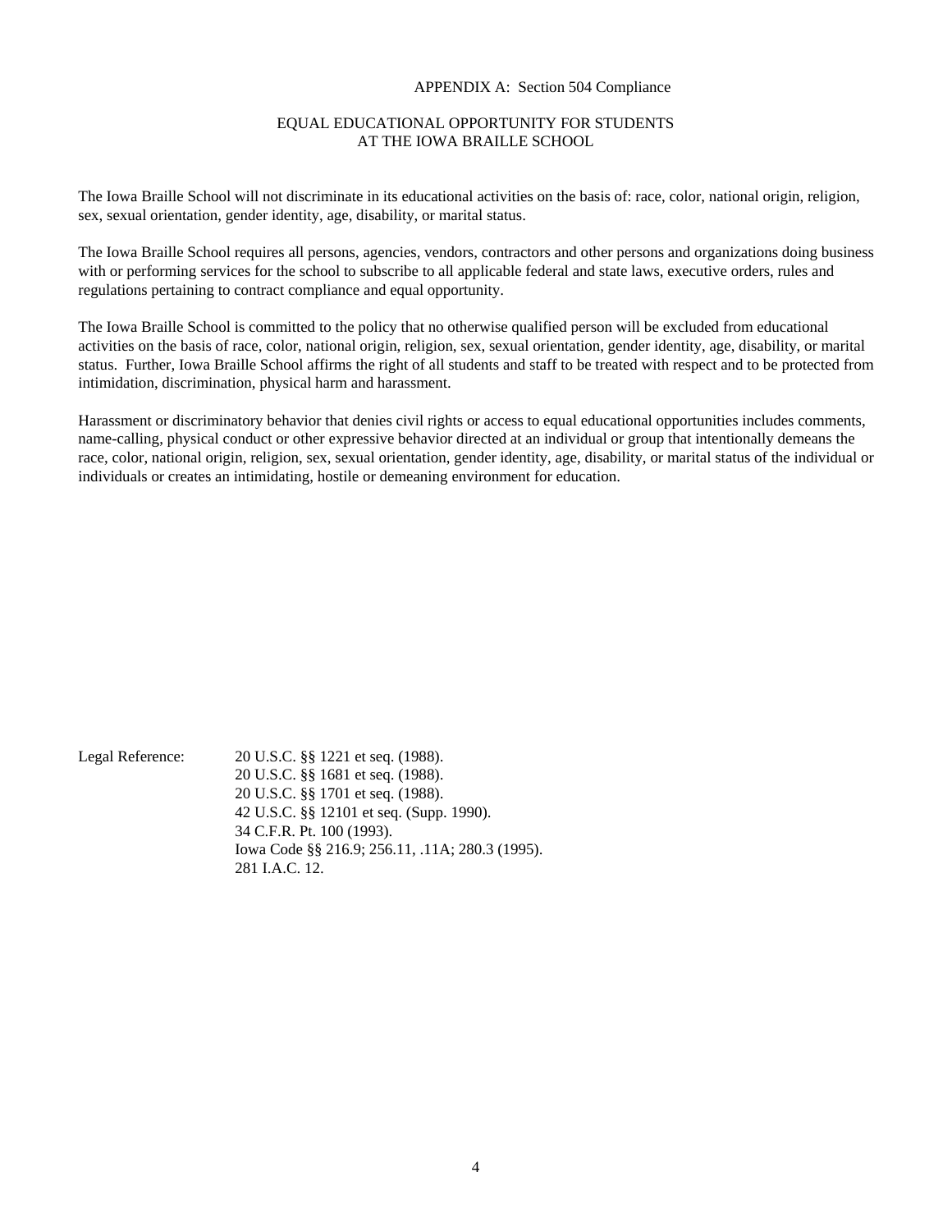APPENDIX A: Section 504 Compliance

## EQUAL EDUCATIONAL OPPORTUNITY FOR STUDENTS AT THE IOWA BRAILLE SCHOOL

The Iowa Braille School will not discriminate in its educational activities on the basis of: race, color, national origin, religion, sex, sexual orientation, gender identity, age, disability, or marital status.

The Iowa Braille School requires all persons, agencies, vendors, contractors and other persons and organizations doing business with or performing services for the school to subscribe to all applicable federal and state laws, executive orders, rules and regulations pertaining to contract compliance and equal opportunity.

The Iowa Braille School is committed to the policy that no otherwise qualified person will be excluded from educational activities on the basis of race, color, national origin, religion, sex, sexual orientation, gender identity, age, disability, or marital status. Further, Iowa Braille School affirms the right of all students and staff to be treated with respect and to be protected from intimidation, discrimination, physical harm and harassment.

Harassment or discriminatory behavior that denies civil rights or access to equal educational opportunities includes comments, name-calling, physical conduct or other expressive behavior directed at an individual or group that intentionally demeans the race, color, national origin, religion, sex, sexual orientation, gender identity, age, disability, or marital status of the individual or individuals or creates an intimidating, hostile or demeaning environment for education.

Legal Reference:
20 U.S.C. §§ 1221 et seq. (1988).
20 U.S.C. §§ 1681 et seq. (1988).
20 U.S.C. §§ 1701 et seq. (1988).
42 U.S.C. §§ 12101 et seq. (Supp. 1990).
34 C.F.R. Pt. 100 (1993).
Iowa Code §§ 216.9; 256.11, .11A; 280.3 (1995).
281 I.A.C. 12.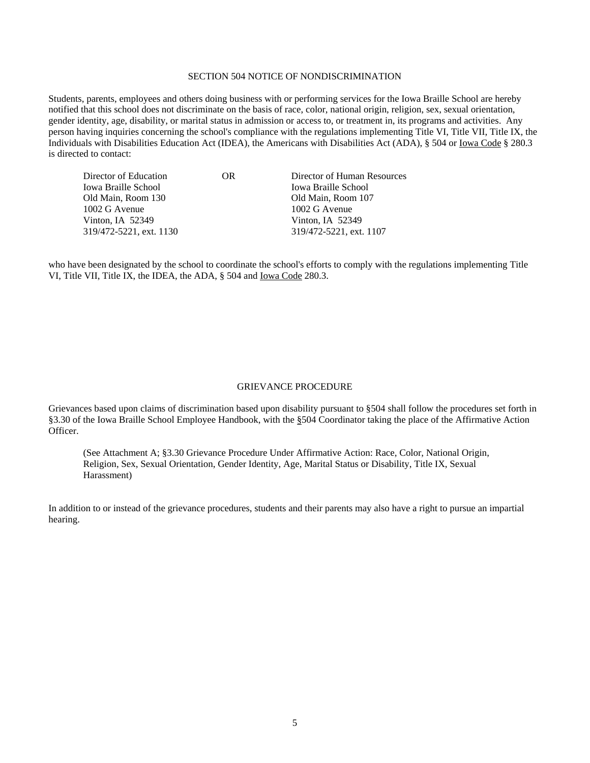## SECTION 504 NOTICE OF NONDISCRIMINATION

Students, parents, employees and others doing business with or performing services for the Iowa Braille School are hereby notified that this school does not discriminate on the basis of race, color, national origin, religion, sex, sexual orientation, gender identity, age, disability, or marital status in admission or access to, or treatment in, its programs and activities. Any person having inquiries concerning the school's compliance with the regulations implementing Title VI, Title VII, Title IX, the Individuals with Disabilities Education Act (IDEA), the Americans with Disabilities Act (ADA), § 504 or Iowa Code § 280.3 is directed to contact:

| Director of Education | OR | Director of Human Resources |
|---|---|---|
| Iowa Braille School | | Iowa Braille School |
| Old Main, Room 130 | | Old Main, Room 107 |
| 1002 G Avenue | | 1002 G Avenue |
| Vinton, IA 52349 | | Vinton, IA 52349 |
| 319/472-5221, ext. 1130 | | 319/472-5221, ext. 1107 |

who have been designated by the school to coordinate the school's efforts to comply with the regulations implementing Title VI, Title VII, Title IX, the IDEA, the ADA, § 504 and Iowa Code 280.3.

## GRIEVANCE PROCEDURE

Grievances based upon claims of discrimination based upon disability pursuant to §504 shall follow the procedures set forth in §3.30 of the Iowa Braille School Employee Handbook, with the §504 Coordinator taking the place of the Affirmative Action Officer.

(See Attachment A; §3.30 Grievance Procedure Under Affirmative Action: Race, Color, National Origin, Religion, Sex, Sexual Orientation, Gender Identity, Age, Marital Status or Disability, Title IX, Sexual Harassment)

In addition to or instead of the grievance procedures, students and their parents may also have a right to pursue an impartial hearing.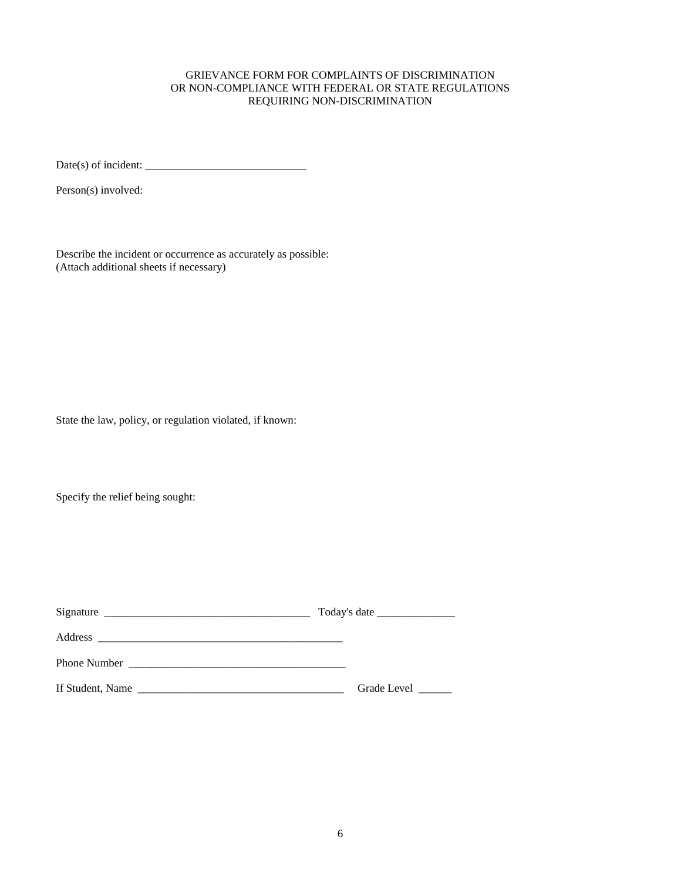# GRIEVANCE FORM FOR COMPLAINTS OF DISCRIMINATION OR NON-COMPLIANCE WITH FEDERAL OR STATE REGULATIONS REQUIRING NON-DISCRIMINATION

Date(s) of incident: _____________________________

Person(s) involved:

Describe the incident or occurrence as accurately as possible:
(Attach additional sheets if necessary)

State the law, policy, or regulation violated, if known:

Specify the relief being sought:

Signature _____________________________________ Today's date ______________

Address ______________________________________________

Phone Number _______________________________________

If Student, Name _____________________________________ Grade Level ______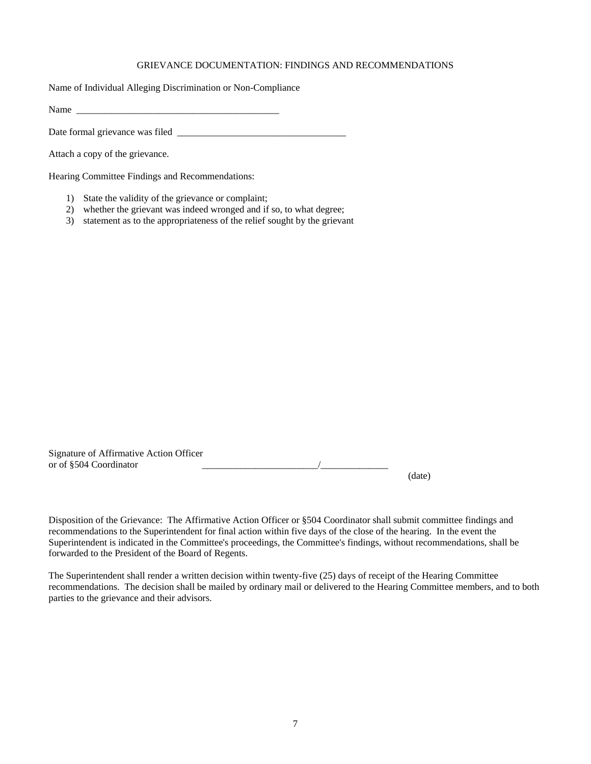## GRIEVANCE DOCUMENTATION: FINDINGS AND RECOMMENDATIONS

Name of Individual Alleging Discrimination or Non-Compliance

Name ___________________________________________

Date formal grievance was filed ___________________________________

Attach a copy of the grievance.

Hearing Committee Findings and Recommendations:

1) State the validity of the grievance or complaint;
2) whether the grievant was indeed wronged and if so, to what degree;
3) statement as to the appropriateness of the relief sought by the grievant

Signature of Affirmative Action Officer
or of §504 Coordinator ________________________/______________
(date)

Disposition of the Grievance: The Affirmative Action Officer or §504 Coordinator shall submit committee findings and recommendations to the Superintendent for final action within five days of the close of the hearing. In the event the Superintendent is indicated in the Committee's proceedings, the Committee's findings, without recommendations, shall be forwarded to the President of the Board of Regents.

The Superintendent shall render a written decision within twenty-five (25) days of receipt of the Hearing Committee recommendations. The decision shall be mailed by ordinary mail or delivered to the Hearing Committee members, and to both parties to the grievance and their advisors.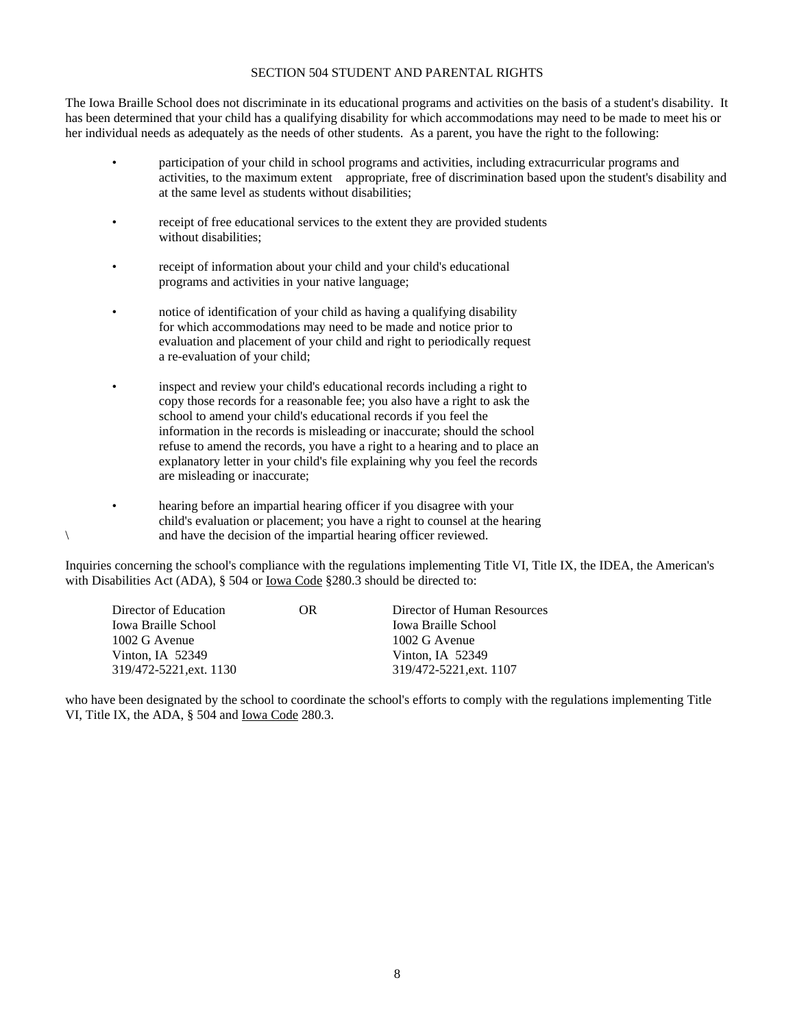## SECTION 504 STUDENT AND PARENTAL RIGHTS

The Iowa Braille School does not discriminate in its educational programs and activities on the basis of a student's disability. It has been determined that your child has a qualifying disability for which accommodations may need to be made to meet his or her individual needs as adequately as the needs of other students. As a parent, you have the right to the following:

- participation of your child in school programs and activities, including extracurricular programs and activities, to the maximum extent appropriate, free of discrimination based upon the student's disability and at the same level as students without disabilities;
- receipt of free educational services to the extent they are provided students without disabilities;
- receipt of information about your child and your child's educational programs and activities in your native language;
- notice of identification of your child as having a qualifying disability for which accommodations may need to be made and notice prior to evaluation and placement of your child and right to periodically request a re-evaluation of your child;
- inspect and review your child's educational records including a right to copy those records for a reasonable fee; you also have a right to ask the school to amend your child's educational records if you feel the information in the records is misleading or inaccurate; should the school refuse to amend the records, you have a right to a hearing and to place an explanatory letter in your child's file explaining why you feel the records are misleading or inaccurate;
- hearing before an impartial hearing officer if you disagree with your child's evaluation or placement; you have a right to counsel at the hearing and have the decision of the impartial hearing officer reviewed.

Inquiries concerning the school's compliance with the regulations implementing Title VI, Title IX, the IDEA, the American's with Disabilities Act (ADA), § 504 or Iowa Code §280.3 should be directed to:

Director of Education
Iowa Braille School
1002 G Avenue
Vinton, IA 52349
319/472-5221,ext. 1130

OR

Director of Human Resources
Iowa Braille School
1002 G Avenue
Vinton, IA 52349
319/472-5221,ext. 1107

who have been designated by the school to coordinate the school's efforts to comply with the regulations implementing Title VI, Title IX, the ADA, § 504 and Iowa Code 280.3.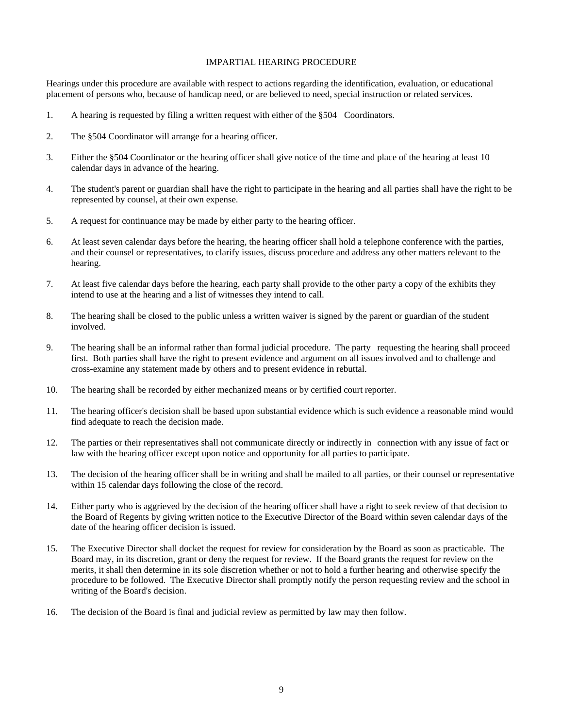# IMPARTIAL HEARING PROCEDURE

Hearings under this procedure are available with respect to actions regarding the identification, evaluation, or educational placement of persons who, because of handicap need, or are believed to need, special instruction or related services.

1. A hearing is requested by filing a written request with either of the §504 Coordinators.

2. The §504 Coordinator will arrange for a hearing officer.

3. Either the §504 Coordinator or the hearing officer shall give notice of the time and place of the hearing at least 10 calendar days in advance of the hearing.

4. The student's parent or guardian shall have the right to participate in the hearing and all parties shall have the right to be represented by counsel, at their own expense.

5. A request for continuance may be made by either party to the hearing officer.

6. At least seven calendar days before the hearing, the hearing officer shall hold a telephone conference with the parties, and their counsel or representatives, to clarify issues, discuss procedure and address any other matters relevant to the hearing.

7. At least five calendar days before the hearing, each party shall provide to the other party a copy of the exhibits they intend to use at the hearing and a list of witnesses they intend to call.

8. The hearing shall be closed to the public unless a written waiver is signed by the parent or guardian of the student involved.

9. The hearing shall be an informal rather than formal judicial procedure. The party requesting the hearing shall proceed first. Both parties shall have the right to present evidence and argument on all issues involved and to challenge and cross-examine any statement made by others and to present evidence in rebuttal.

10. The hearing shall be recorded by either mechanized means or by certified court reporter.

11. The hearing officer's decision shall be based upon substantial evidence which is such evidence a reasonable mind would find adequate to reach the decision made.

12. The parties or their representatives shall not communicate directly or indirectly in connection with any issue of fact or law with the hearing officer except upon notice and opportunity for all parties to participate.

13. The decision of the hearing officer shall be in writing and shall be mailed to all parties, or their counsel or representative within 15 calendar days following the close of the record.

14. Either party who is aggrieved by the decision of the hearing officer shall have a right to seek review of that decision to the Board of Regents by giving written notice to the Executive Director of the Board within seven calendar days of the date of the hearing officer decision is issued.

15. The Executive Director shall docket the request for review for consideration by the Board as soon as practicable. The Board may, in its discretion, grant or deny the request for review. If the Board grants the request for review on the merits, it shall then determine in its sole discretion whether or not to hold a further hearing and otherwise specify the procedure to be followed. The Executive Director shall promptly notify the person requesting review and the school in writing of the Board's decision.

16. The decision of the Board is final and judicial review as permitted by law may then follow.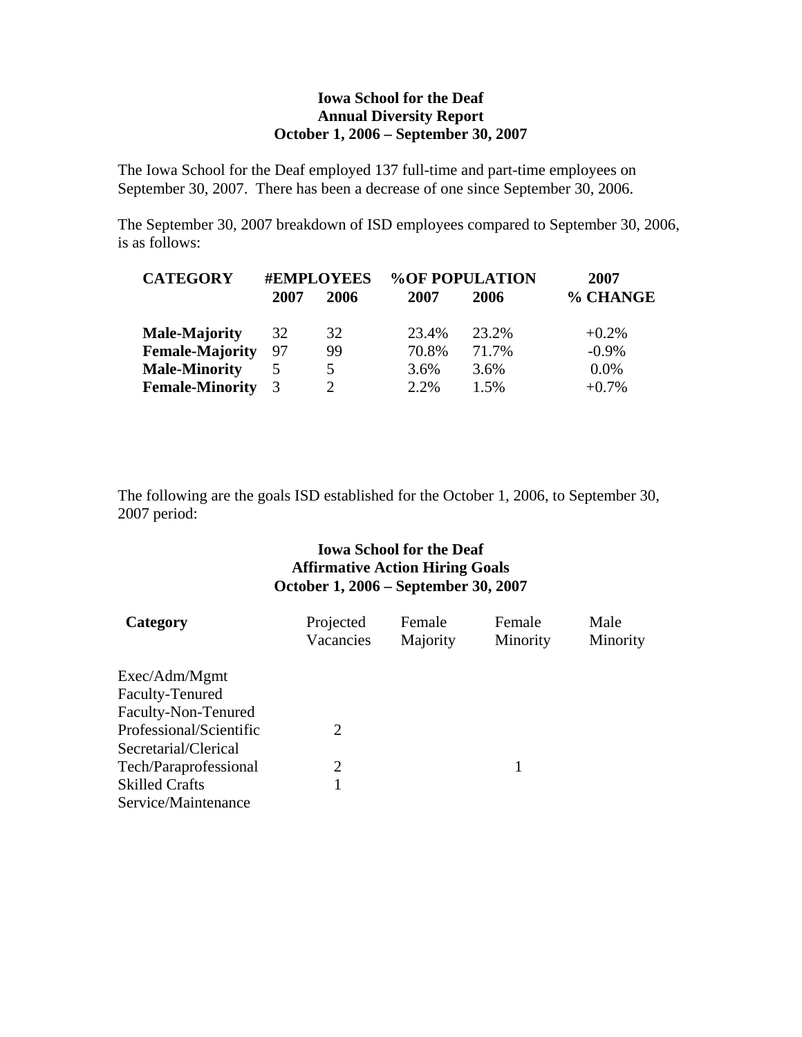**Iowa School for the Deaf**
**Annual Diversity Report**
**October 1, 2006 – September 30, 2007**

The Iowa School for the Deaf employed 137 full-time and part-time employees on September 30, 2007. There has been a decrease of one since September 30, 2006.

The September 30, 2007 breakdown of ISD employees compared to September 30, 2006, is as follows:

| CATEGORY | #EMPLOYEES | | %OF POPULATION | | 2007 |
|---|---|---|---|---|---|
| | 2007 | 2006 | 2007 | 2006 | % CHANGE |
| **Male-Majority** | 32 | 32 | 23.4% | 23.2% | +0.2% |
| **Female-Majority** | 97 | 99 | 70.8% | 71.7% | -0.9% |
| **Male-Minority** | 5 | 5 | 3.6% | 3.6% | 0.0% |
| **Female-Minority** | 3 | 2 | 2.2% | 1.5% | +0.7% |

The following are the goals ISD established for the October 1, 2006, to September 30, 2007 period:

**Iowa School for the Deaf**
**Affirmative Action Hiring Goals**
**October 1, 2006 – September 30, 2007**

| Category | Projected Vacancies | Female Majority | Female Minority | Male Minority |
|---|---|---|---|---|
| Exec/Adm/Mgmt | | | | |
| Faculty-Tenured | | | | |
| Faculty-Non-Tenured | | | | |
| Professional/Scientific | 2 | | | |
| Secretarial/Clerical | | | | |
| Tech/Paraprofessional | 2 | | 1 | |
| Skilled Crafts | 1 | | | |
| Service/Maintenance | | | | |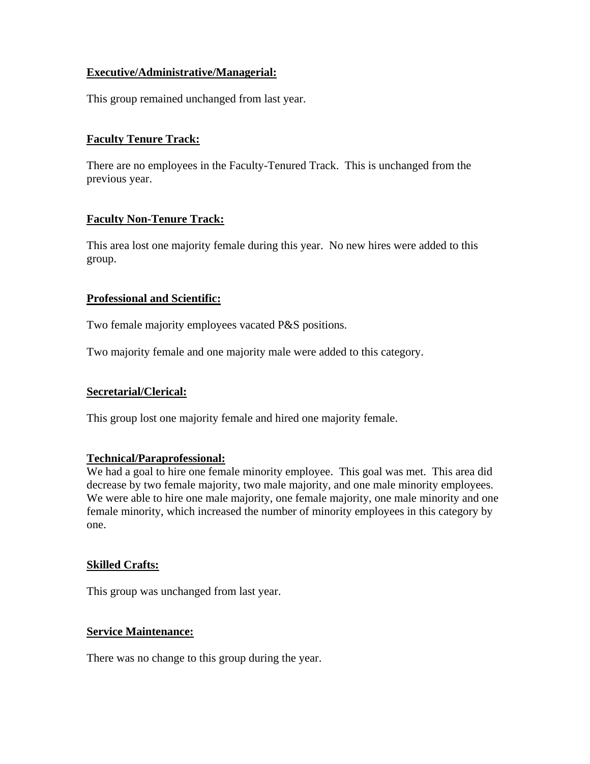**Executive/Administrative/Managerial:**

This group remained unchanged from last year.

**Faculty Tenure Track:**

There are no employees in the Faculty-Tenured Track. This is unchanged from the previous year.

**Faculty Non-Tenure Track:**

This area lost one majority female during this year. No new hires were added to this group.

**Professional and Scientific:**

Two female majority employees vacated P&S positions.

Two majority female and one majority male were added to this category.

**Secretarial/Clerical:**

This group lost one majority female and hired one majority female.

**Technical/Paraprofessional:**

We had a goal to hire one female minority employee. This goal was met. This area did decrease by two female majority, two male majority, and one male minority employees. We were able to hire one male majority, one female majority, one male minority and one female minority, which increased the number of minority employees in this category by one.

**Skilled Crafts:**

This group was unchanged from last year.

**Service Maintenance:**

There was no change to this group during the year.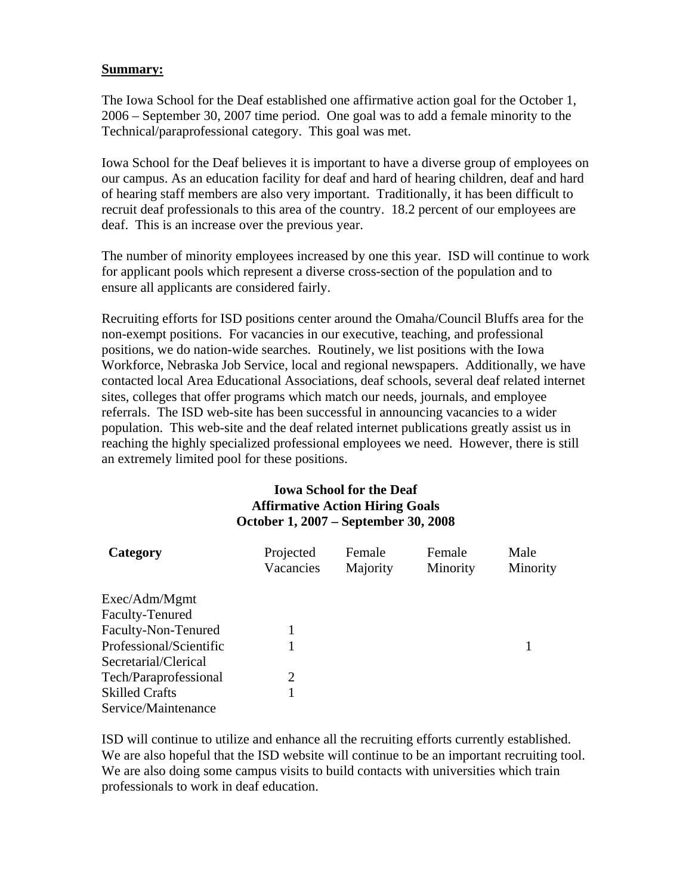**Summary:**

The Iowa School for the Deaf established one affirmative action goal for the October 1, 2006 – September 30, 2007 time period. One goal was to add a female minority to the Technical/paraprofessional category. This goal was met.

Iowa School for the Deaf believes it is important to have a diverse group of employees on our campus. As an education facility for deaf and hard of hearing children, deaf and hard of hearing staff members are also very important. Traditionally, it has been difficult to recruit deaf professionals to this area of the country. 18.2 percent of our employees are deaf. This is an increase over the previous year.

The number of minority employees increased by one this year. ISD will continue to work for applicant pools which represent a diverse cross-section of the population and to ensure all applicants are considered fairly.

Recruiting efforts for ISD positions center around the Omaha/Council Bluffs area for the non-exempt positions. For vacancies in our executive, teaching, and professional positions, we do nation-wide searches. Routinely, we list positions with the Iowa Workforce, Nebraska Job Service, local and regional newspapers. Additionally, we have contacted local Area Educational Associations, deaf schools, several deaf related internet sites, colleges that offer programs which match our needs, journals, and employee referrals. The ISD web-site has been successful in announcing vacancies to a wider population. This web-site and the deaf related internet publications greatly assist us in reaching the highly specialized professional employees we need. However, there is still an extremely limited pool for these positions.

**Iowa School for the Deaf**
**Affirmative Action Hiring Goals**
**October 1, 2007 – September 30, 2008**

| **Category** | Projected Vacancies | Female Majority | Female Minority | Male Minority |
|---|---|---|---|---|
| Exec/Adm/Mgmt | | | | |
| Faculty-Tenured | | | | |
| Faculty-Non-Tenured | 1 | | | |
| Professional/Scientific | 1 | | | 1 |
| Secretarial/Clerical | | | | |
| Tech/Paraprofessional | 2 | | | |
| Skilled Crafts | 1 | | | |
| Service/Maintenance | | | | |

ISD will continue to utilize and enhance all the recruiting efforts currently established. We are also hopeful that the ISD website will continue to be an important recruiting tool. We are also doing some campus visits to build contacts with universities which train professionals to work in deaf education.